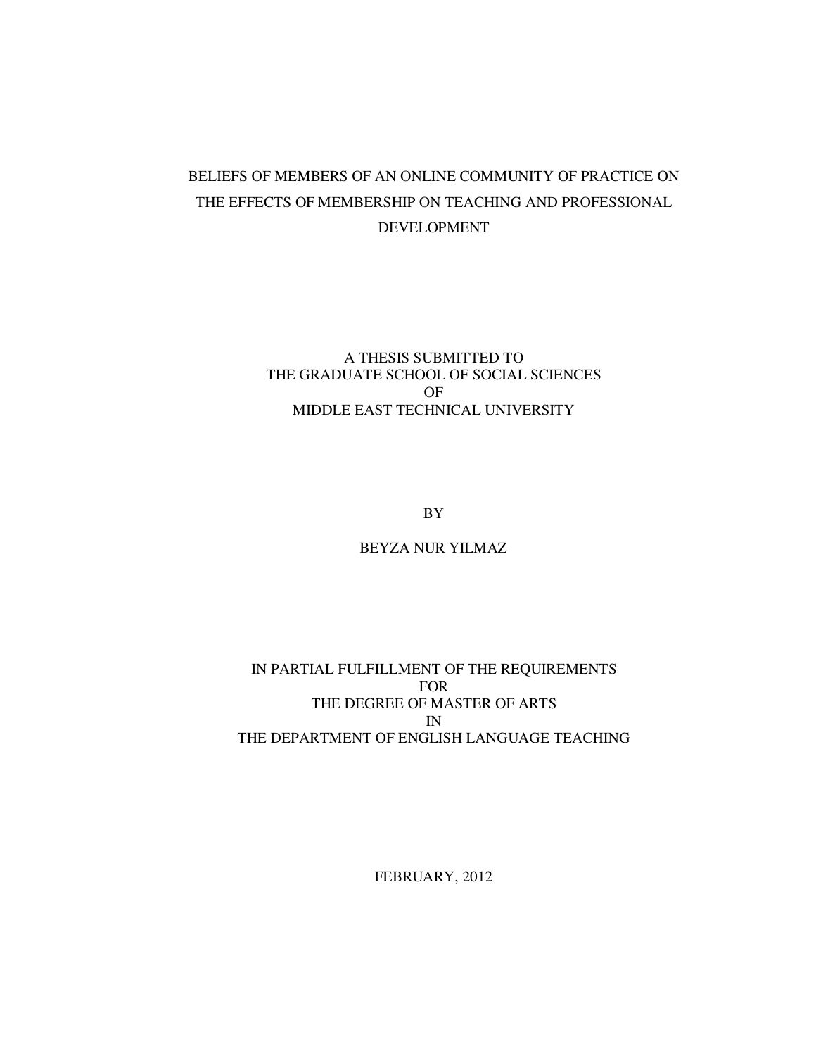# BELIEFS OF MEMBERS OF AN ONLINE COMMUNITY OF PRACTICE ON THE EFFECTS OF MEMBERSHIP ON TEACHING AND PROFESSIONAL DEVELOPMENT

A THESIS SUBMITTED TO
THE GRADUATE SCHOOL OF SOCIAL SCIENCES
OF
MIDDLE EAST TECHNICAL UNIVERSITY

BY

BEYZA NUR YILMAZ

IN PARTIAL FULFILLMENT OF THE REQUIREMENTS
FOR
THE DEGREE OF MASTER OF ARTS
IN
THE DEPARTMENT OF ENGLISH LANGUAGE TEACHING

FEBRUARY, 2012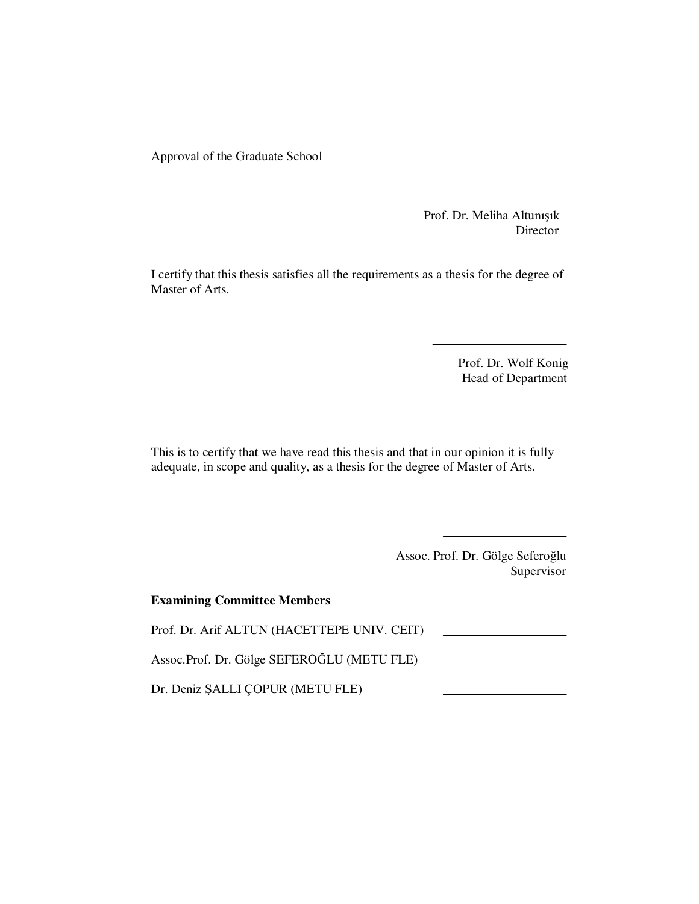Approval of the Graduate School

Prof. Dr. Meliha Altunışık
Director

I certify that this thesis satisfies all the requirements as a thesis for the degree of Master of Arts.

Prof. Dr. Wolf Konig
Head of Department

This is to certify that we have read this thesis and that in our opinion it is fully adequate, in scope and quality, as a thesis for the degree of Master of Arts.

Assoc. Prof. Dr. Gölge Seferoğlu
Supervisor

**Examining Committee Members**

Prof. Dr. Arif ALTUN (HACETTEPE UNIV. CEIT)

Assoc.Prof. Dr. Gölge SEFEROĞLU (METU FLE)

Dr. Deniz ŞALLI ÇOPUR (METU FLE)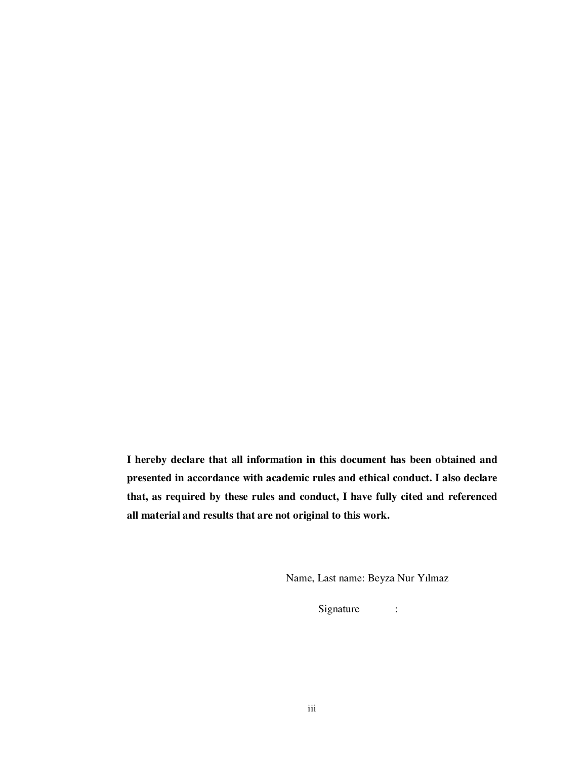**I hereby declare that all information in this document has been obtained and presented in accordance with academic rules and ethical conduct. I also declare that, as required by these rules and conduct, I have fully cited and referenced all material and results that are not original to this work.**

Name, Last name: Beyza Nur Yılmaz

Signature :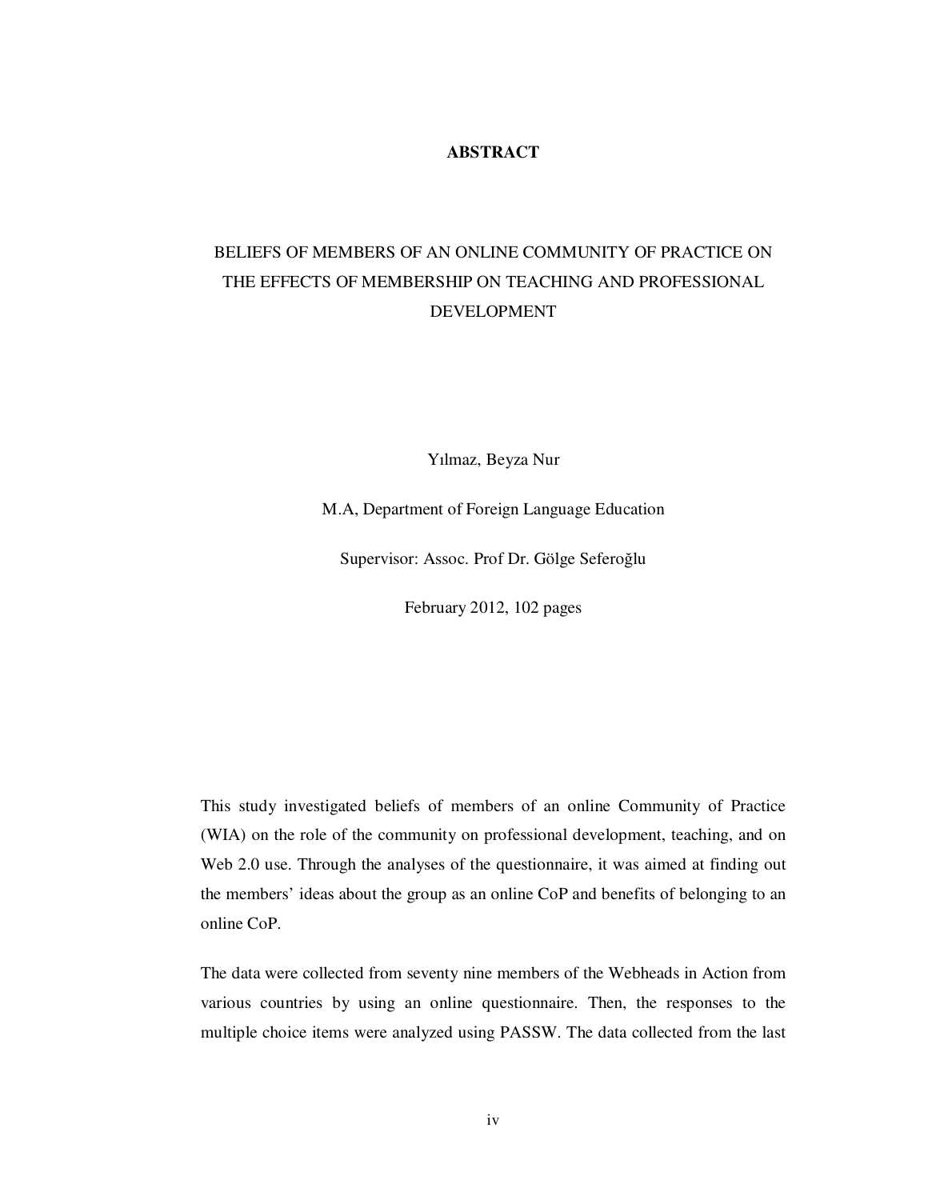# ABSTRACT

## BELIEFS OF MEMBERS OF AN ONLINE COMMUNITY OF PRACTICE ON THE EFFECTS OF MEMBERSHIP ON TEACHING AND PROFESSIONAL DEVELOPMENT

Yılmaz, Beyza Nur

M.A, Department of Foreign Language Education

Supervisor: Assoc. Prof Dr. Gölge Seferoğlu

February 2012, 102 pages

This study investigated beliefs of members of an online Community of Practice (WIA) on the role of the community on professional development, teaching, and on Web 2.0 use. Through the analyses of the questionnaire, it was aimed at finding out the members' ideas about the group as an online CoP and benefits of belonging to an online CoP.

The data were collected from seventy nine members of the Webheads in Action from various countries by using an online questionnaire. Then, the responses to the multiple choice items were analyzed using PASSW. The data collected from the last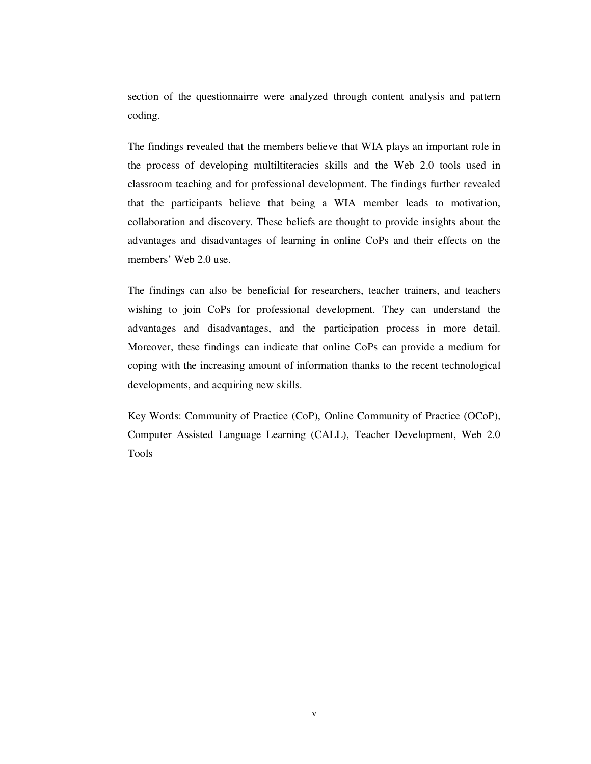section of the questionnairre were analyzed through content analysis and pattern coding.

The findings revealed that the members believe that WIA plays an important role in the process of developing multiltiteracies skills and the Web 2.0 tools used in classroom teaching and for professional development. The findings further revealed that the participants believe that being a WIA member leads to motivation, collaboration and discovery. These beliefs are thought to provide insights about the advantages and disadvantages of learning in online CoPs and their effects on the members' Web 2.0 use.

The findings can also be beneficial for researchers, teacher trainers, and teachers wishing to join CoPs for professional development. They can understand the advantages and disadvantages, and the participation process in more detail. Moreover, these findings can indicate that online CoPs can provide a medium for coping with the increasing amount of information thanks to the recent technological developments, and acquiring new skills.

Key Words: Community of Practice (CoP), Online Community of Practice (OCoP), Computer Assisted Language Learning (CALL), Teacher Development, Web 2.0 Tools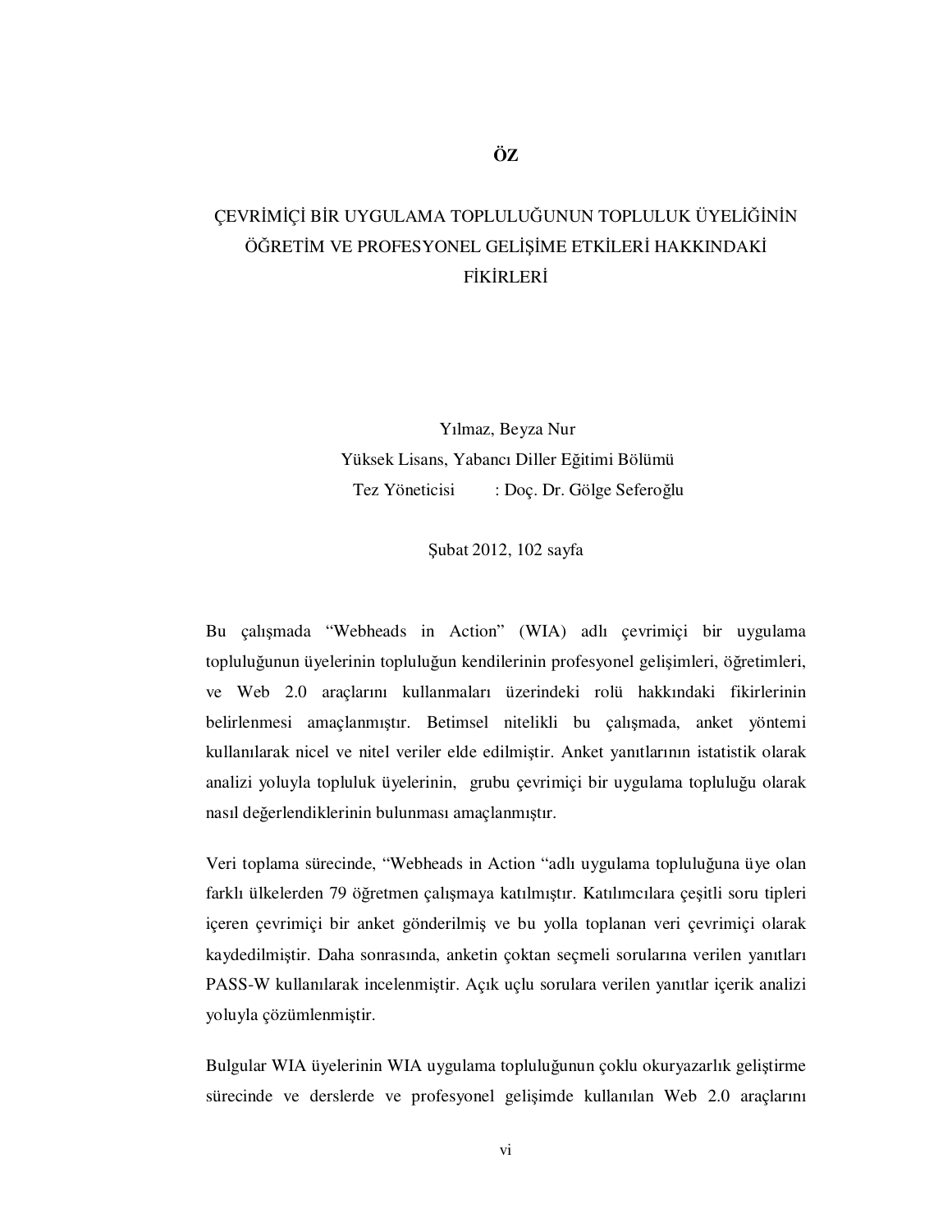# ÖZ

## ÇEVRİMİÇİ BİR UYGULAMA TOPLULUĞUNUN TOPLULUK ÜYELİĞİNİN ÖĞRETİM VE PROFESYONEL GELİŞİME ETKİLERİ HAKKINDAKİ FİKİRLERİ

Yılmaz, Beyza Nur
Yüksek Lisans, Yabancı Diller Eğitimi Bölümü
Tez Yöneticisi : Doç. Dr. Gölge Seferoğlu

Şubat 2012, 102 sayfa

Bu çalışmada "Webheads in Action" (WIA) adlı çevrimiçi bir uygulama topluluğunun üyelerinin topluluğun kendilerinin profesyonel gelişimleri, öğretimleri, ve Web 2.0 araçlarını kullanmaları üzerindeki rolü hakkındaki fikirlerinin belirlenmesi amaçlanmıştır. Betimsel nitelikli bu çalışmada, anket yöntemi kullanılarak nicel ve nitel veriler elde edilmiştir. Anket yanıtlarının istatistik olarak analizi yoluyla topluluk üyelerinin, grubu çevrimiçi bir uygulama topluluğu olarak nasıl değerlendiklerinin bulunması amaçlanmıştır.

Veri toplama sürecinde, "Webheads in Action "adlı uygulama topluluğuna üye olan farklı ülkelerden 79 öğretmen çalışmaya katılmıştır. Katılımcılara çeşitli soru tipleri içeren çevrimiçi bir anket gönderilmiş ve bu yolla toplanan veri çevrimiçi olarak kaydedilmiştir. Daha sonrasında, anketin çoktan seçmeli sorularına verilen yanıtları PASS-W kullanılarak incelenmiştir. Açık uçlu sorulara verilen yanıtlar içerik analizi yoluyla çözümlenmiştir.

Bulgular WIA üyelerinin WIA uygulama topluluğunun çoklu okuryazarlık geliştirme sürecinde ve derslerde ve profesyonel gelişimde kullanılan Web 2.0 araçlarını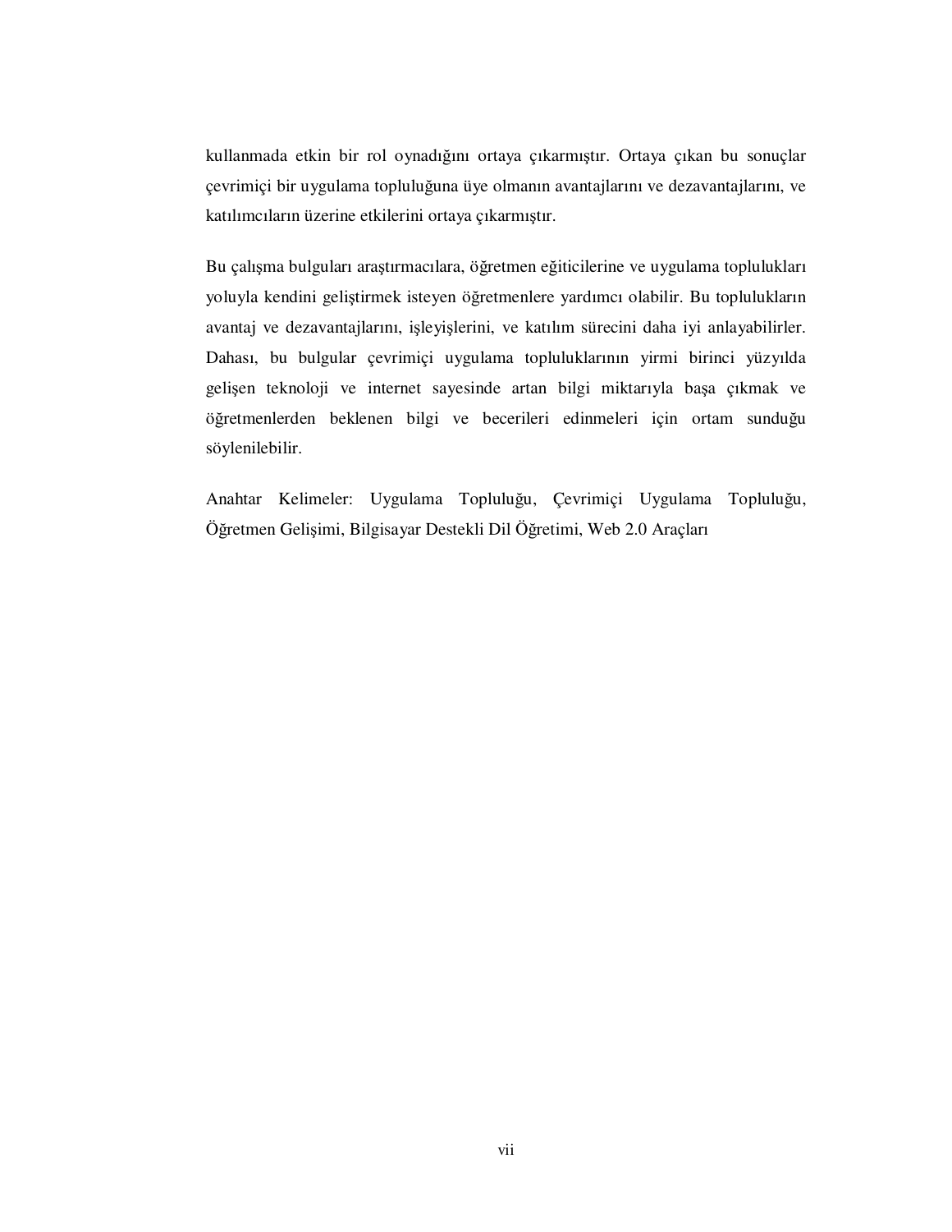kullanmada etkin bir rol oynadığını ortaya çıkarmıştır. Ortaya çıkan bu sonuçlar çevrimiçi bir uygulama topluluğuna üye olmanın avantajlarını ve dezavantajlarını, ve katılımcıların üzerine etkilerini ortaya çıkarmıştır.

Bu çalışma bulguları araştırmacılara, öğretmen eğiticilerine ve uygulama toplulukları yoluyla kendini geliştirmek isteyen öğretmenlere yardımcı olabilir. Bu toplulukların avantaj ve dezavantajlarını, işleyişlerini, ve katılım sürecini daha iyi anlayabilirler. Dahası, bu bulgular çevrimiçi uygulama topluluklarının yirmi birinci yüzyılda gelişen teknoloji ve internet sayesinde artan bilgi miktarıyla başa çıkmak ve öğretmenlerden beklenen bilgi ve becerileri edinmeleri için ortam sunduğu söylenilebilir.

Anahtar Kelimeler: Uygulama Topluluğu, Çevrimiçi Uygulama Topluluğu, Öğretmen Gelişimi, Bilgisayar Destekli Dil Öğretimi, Web 2.0 Araçları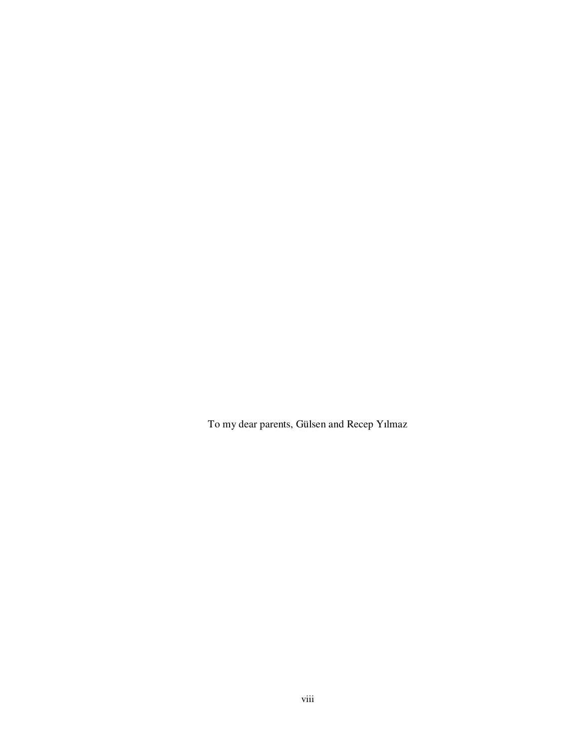To my dear parents, Gülsen and Recep Yılmaz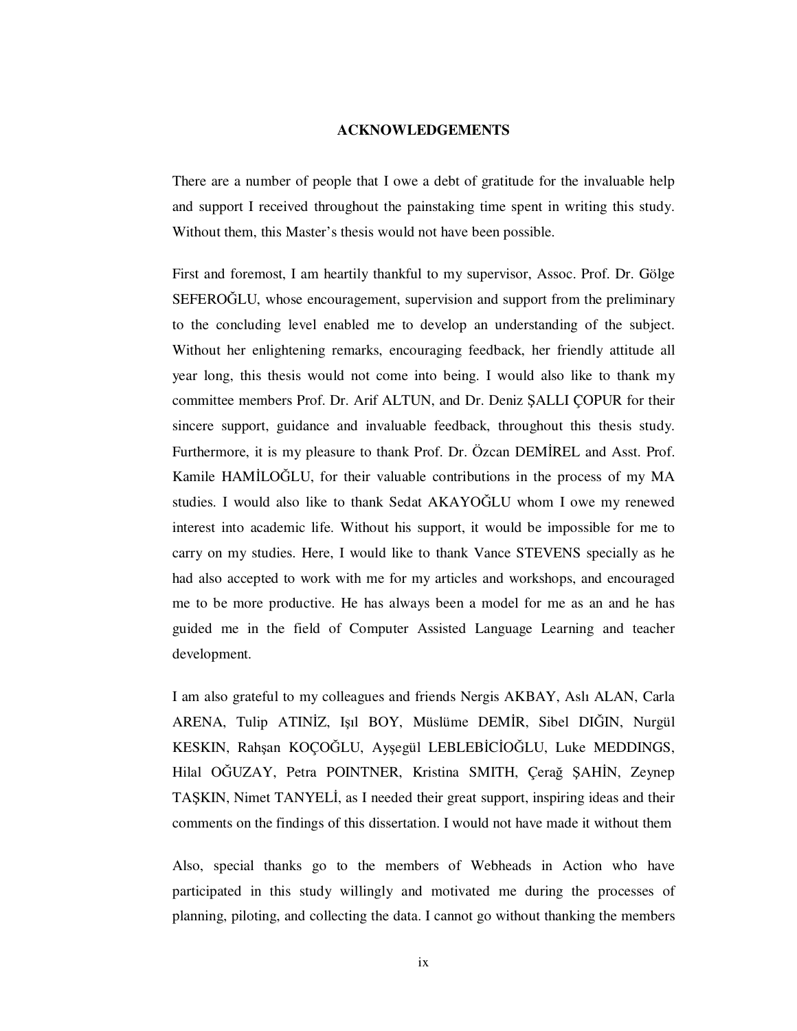# ACKNOWLEDGEMENTS

There are a number of people that I owe a debt of gratitude for the invaluable help and support I received throughout the painstaking time spent in writing this study. Without them, this Master's thesis would not have been possible.

First and foremost, I am heartily thankful to my supervisor, Assoc. Prof. Dr. Gölge SEFEROĞLU, whose encouragement, supervision and support from the preliminary to the concluding level enabled me to develop an understanding of the subject. Without her enlightening remarks, encouraging feedback, her friendly attitude all year long, this thesis would not come into being. I would also like to thank my committee members Prof. Dr. Arif ALTUN, and Dr. Deniz ŞALLI ÇOPUR for their sincere support, guidance and invaluable feedback, throughout this thesis study. Furthermore, it is my pleasure to thank Prof. Dr. Özcan DEMİREL and Asst. Prof. Kamile HAMİLOĞLU, for their valuable contributions in the process of my MA studies. I would also like to thank Sedat AKAYOĞLU whom I owe my renewed interest into academic life. Without his support, it would be impossible for me to carry on my studies. Here, I would like to thank Vance STEVENS specially as he had also accepted to work with me for my articles and workshops, and encouraged me to be more productive. He has always been a model for me as an and he has guided me in the field of Computer Assisted Language Learning and teacher development.

I am also grateful to my colleagues and friends Nergis AKBAY, Aslı ALAN, Carla ARENA, Tulip ATINİZ, Işıl BOY, Müslüme DEMİR, Sibel DIĞIN, Nurgül KESKIN, Rahşan KOÇOĞLU, Ayşegül LEBLEBİCİOĞLU, Luke MEDDINGS, Hilal OĞUZAY, Petra POINTNER, Kristina SMITH, Çerağ ŞAHİN, Zeynep TAŞKIN, Nimet TANYELİ, as I needed their great support, inspiring ideas and their comments on the findings of this dissertation. I would not have made it without them

Also, special thanks go to the members of Webheads in Action who have participated in this study willingly and motivated me during the processes of planning, piloting, and collecting the data. I cannot go without thanking the members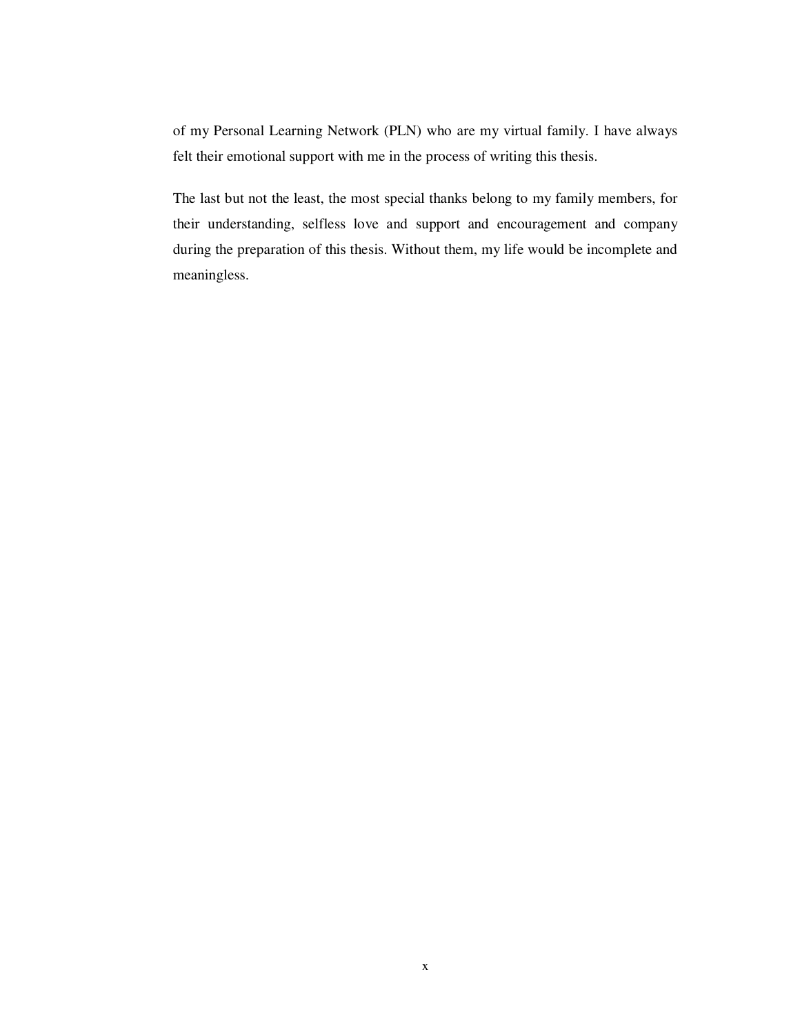of my Personal Learning Network (PLN) who are my virtual family. I have always felt their emotional support with me in the process of writing this thesis.

The last but not the least, the most special thanks belong to my family members, for their understanding, selfless love and support and encouragement and company during the preparation of this thesis. Without them, my life would be incomplete and meaningless.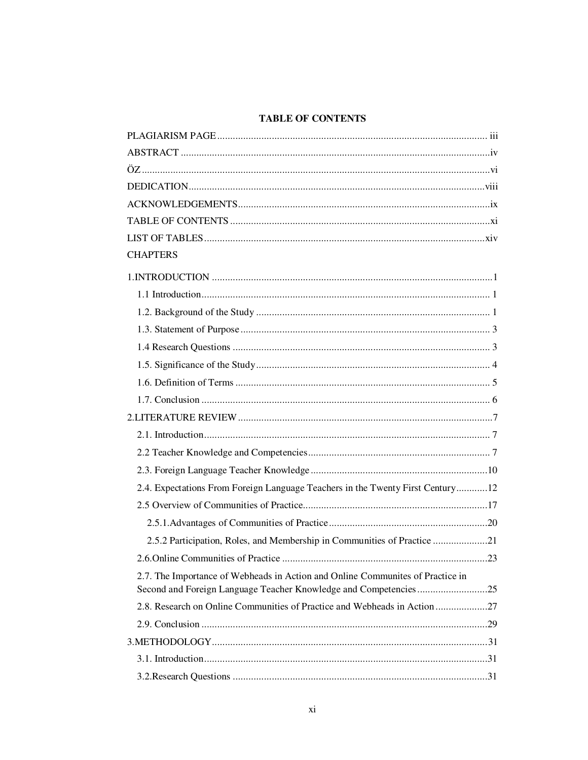# TABLE OF CONTENTS

PLAGIARISM PAGE ........................................................................................................ iii

ABSTRACT ......................................................................................................................iv

ÖZ .....................................................................................................................................vi

DEDICATION.................................................................................................................viii

ACKNOWLEDGEMENTS................................................................................................ix

TABLE OF CONTENTS ...................................................................................................xi

LIST OF TABLES ...........................................................................................................xiv

CHAPTERS

1.INTRODUCTION ...........................................................................................................1

- 1.1 Introduction.............................................................................................................. 1
- 1.2. Background of the Study ......................................................................................... 1
- 1.3. Statement of Purpose ............................................................................................... 3
- 1.4 Research Questions .................................................................................................. 3
- 1.5. Significance of the Study......................................................................................... 4
- 1.6. Definition of Terms ................................................................................................. 5
- 1.7. Conclusion .............................................................................................................. 6

2.LITERATURE REVIEW .................................................................................................7

- 2.1. Introduction............................................................................................................. 7
- 2.2 Teacher Knowledge and Competencies..................................................................... 7
- 2.3. Foreign Language Teacher Knowledge ...................................................................10
- 2.4. Expectations From Foreign Language Teachers in the Twenty First Century............12
- 2.5 Overview of Communities of Practice......................................................................17
  - 2.5.1.Advantages of Communities of Practice............................................................20
  - 2.5.2 Participation, Roles, and Membership in Communities of Practice .....................21
- 2.6.Online Communities of Practice ..............................................................................23
- 2.7. The Importance of Webheads in Action and Online Communites of Practice in Second and Foreign Language Teacher Knowledge and Competencies...........................25
- 2.8. Research on Online Communities of Practice and Webheads in Action ....................27
- 2.9. Conclusion .............................................................................................................29

3.METHODOLOGY.........................................................................................................31

- 3.1. Introduction............................................................................................................31
- 3.2.Research Questions .................................................................................................31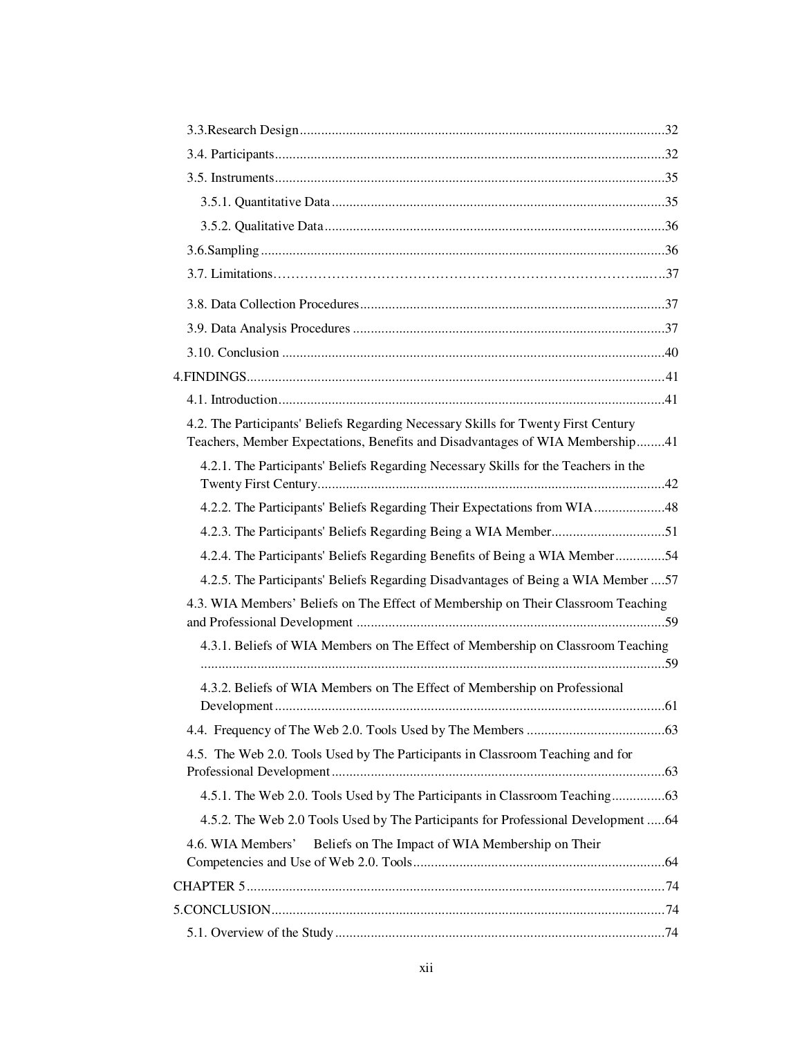3.3.Research Design .......................................................................................................32

3.4. Participants.............................................................................................................32

3.5. Instruments.............................................................................................................35

3.5.1. Quantitative Data .............................................................................................35

3.5.2. Qualitative Data ...............................................................................................36

3.6.Sampling .................................................................................................................36

3.7. Limitations…………………………………………………………………………...….37

3.8. Data Collection Procedures.....................................................................................37

3.9. Data Analysis Procedures .......................................................................................37

3.10. Conclusion ............................................................................................................40

4.FINDINGS.....................................................................................................................41

4.1. Introduction............................................................................................................41

4.2. The Participants' Beliefs Regarding Necessary Skills for Twenty First Century Teachers, Member Expectations, Benefits and Disadvantages of WIA Membership........41

4.2.1. The Participants' Beliefs Regarding Necessary Skills for the Teachers in the Twenty First Century..................................................................................................42

4.2.2. The Participants' Beliefs Regarding Their Expectations from WIA....................48

4.2.3. The Participants' Beliefs Regarding Being a WIA Member................................51

4.2.4. The Participants' Beliefs Regarding Benefits of Being a WIA Member..............54

4.2.5. The Participants' Beliefs Regarding Disadvantages of Being a WIA Member ....57

4.3. WIA Members' Beliefs on The Effect of Membership on Their Classroom Teaching and Professional Development .......................................................................................59

4.3.1. Beliefs of WIA Members on The Effect of Membership on Classroom Teaching ...................................................................................................................................59

4.3.2. Beliefs of WIA Members on The Effect of Membership on Professional Development.............................................................................................................61

4.4. Frequency of The Web 2.0. Tools Used by The Members .......................................63

4.5. The Web 2.0. Tools Used by The Participants in Classroom Teaching and for Professional Development..............................................................................................63

4.5.1. The Web 2.0. Tools Used by The Participants in Classroom Teaching...............63

4.5.2. The Web 2.0 Tools Used by The Participants for Professional Development .....64

4.6. WIA Members' Beliefs on The Impact of WIA Membership on Their Competencies and Use of Web 2.0. Tools.......................................................................64

CHAPTER 5......................................................................................................................74

5.CONCLUSION..............................................................................................................74

5.1. Overview of the Study .............................................................................................74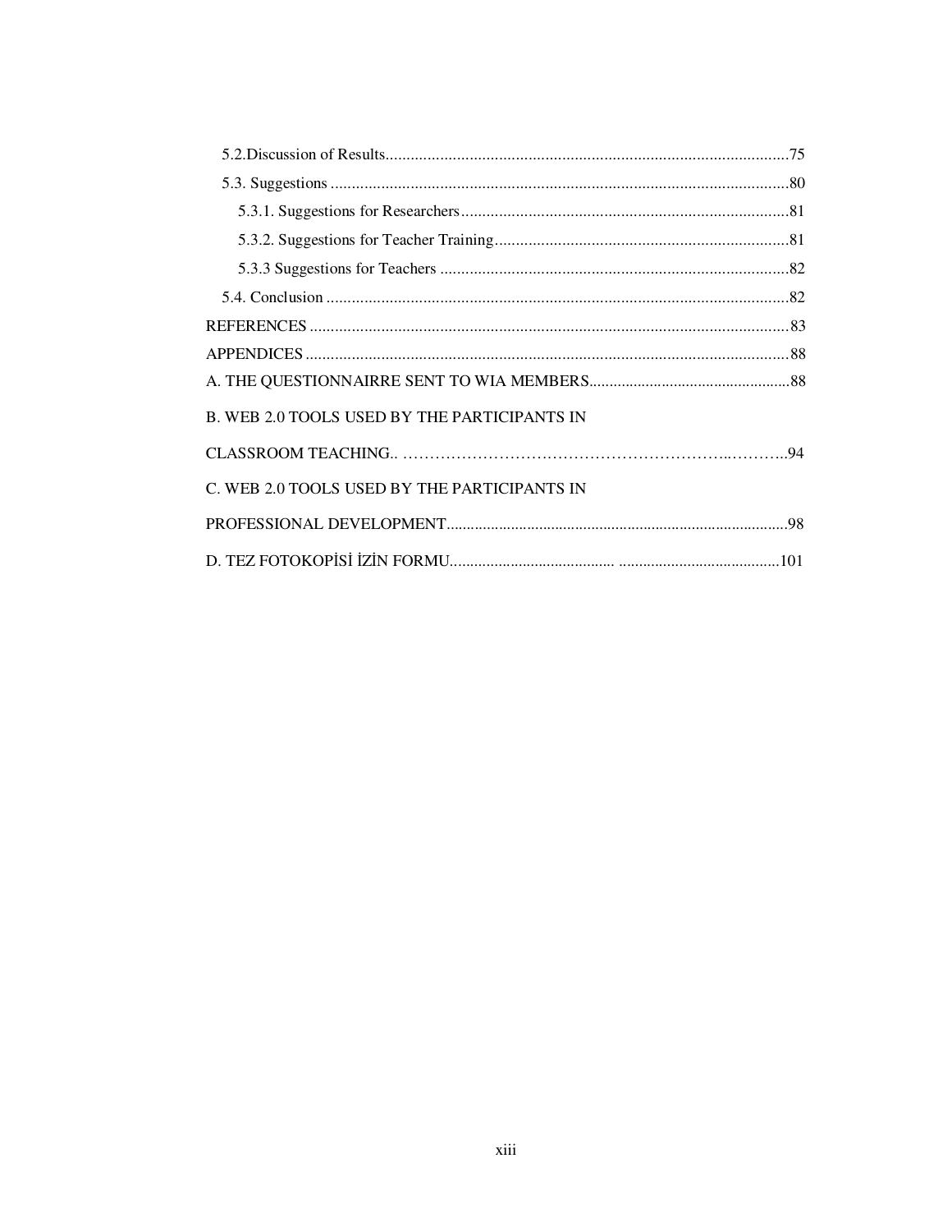5.2.Discussion of Results ........................................................................................ 75

5.3. Suggestions ........................................................................................................ 80

5.3.1. Suggestions for Researchers ........................................................................ 81

5.3.2. Suggestions for Teacher Training ................................................................. 81

5.3.3 Suggestions for Teachers .............................................................................. 82

5.4. Conclusion .......................................................................................................... 82

REFERENCES ............................................................................................................ 83

APPENDICES ............................................................................................................. 88

A. THE QUESTIONNAIRRE SENT TO WIA MEMBERS ............................................ 88

B. WEB 2.0 TOOLS USED BY THE PARTICIPANTS IN CLASSROOM TEACHING.. ……………………………………………………..……….. 94

C. WEB 2.0 TOOLS USED BY THE PARTICIPANTS IN PROFESSIONAL DEVELOPMENT ............................................................................ 98

D. TEZ FOTOKOPİSİ İZİN FORMU......................................... ........................................ 101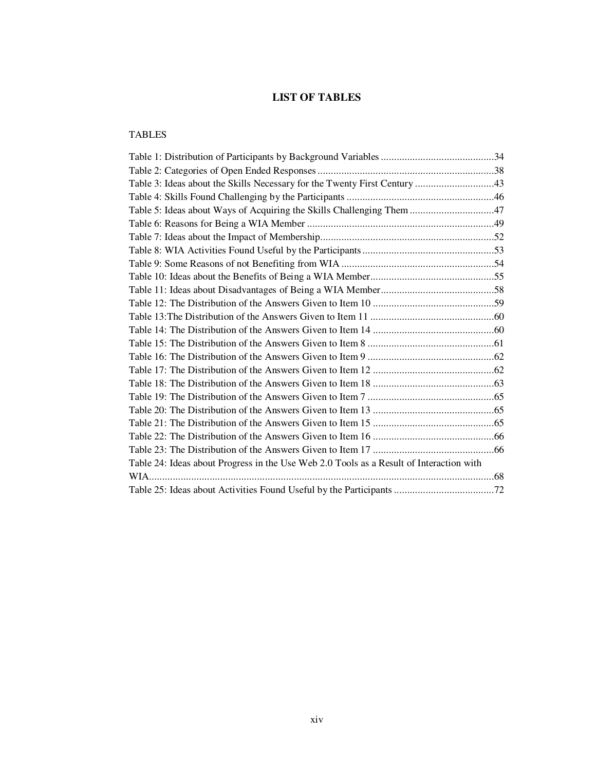# LIST OF TABLES

TABLES

Table 1: Distribution of Participants by Background Variables ............................................34
Table 2: Categories of Open Ended Responses ....................................................................38
Table 3: Ideas about the Skills Necessary for the Twenty First Century ..............................43
Table 4: Skills Found Challenging by the Participants ........................................................46
Table 5: Ideas about Ways of Acquiring the Skills Challenging Them ................................47
Table 6: Reasons for Being a WIA Member .......................................................................49
Table 7: Ideas about the Impact of Membership..................................................................52
Table 8: WIA Activities Found Useful by the Participants ..................................................53
Table 9: Some Reasons of not Benefiting from WIA ..........................................................54
Table 10: Ideas about the Benefits of Being a WIA Member...............................................55
Table 11: Ideas about Disadvantages of Being a WIA Member...........................................58
Table 12: The Distribution of the Answers Given to Item 10 ..............................................59
Table 13:The Distribution of the Answers Given to Item 11 ...............................................60
Table 14: The Distribution of the Answers Given to Item 14 ..............................................60
Table 15: The Distribution of the Answers Given to Item 8 ................................................61
Table 16: The Distribution of the Answers Given to Item 9 ................................................62
Table 17: The Distribution of the Answers Given to Item 12 ..............................................62
Table 18: The Distribution of the Answers Given to Item 18 ..............................................63
Table 19: The Distribution of the Answers Given to Item 7 ................................................65
Table 20: The Distribution of the Answers Given to Item 13 ..............................................65
Table 21: The Distribution of the Answers Given to Item 15 ..............................................65
Table 22: The Distribution of the Answers Given to Item 16 ..............................................66
Table 23: The Distribution of the Answers Given to Item 17 ..............................................66
Table 24: Ideas about Progress in the Use Web 2.0 Tools as a Result of Interaction with WIA....................................................................................................................................68
Table 25: Ideas about Activities Found Useful by the Participants ......................................72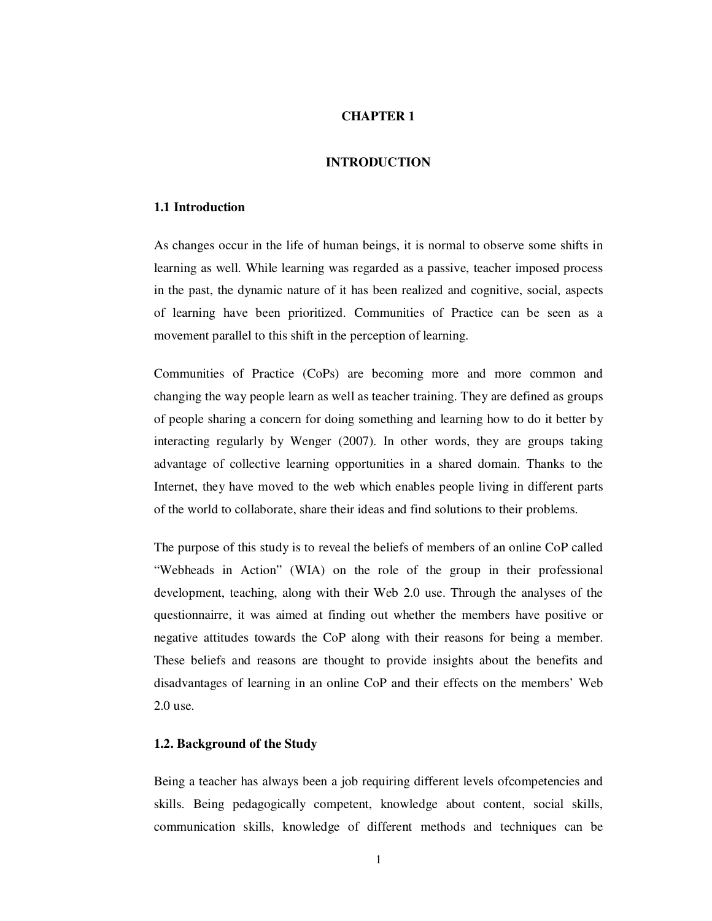# CHAPTER 1

# INTRODUCTION

## 1.1 Introduction

As changes occur in the life of human beings, it is normal to observe some shifts in learning as well. While learning was regarded as a passive, teacher imposed process in the past, the dynamic nature of it has been realized and cognitive, social, aspects of learning have been prioritized. Communities of Practice can be seen as a movement parallel to this shift in the perception of learning.

Communities of Practice (CoPs) are becoming more and more common and changing the way people learn as well as teacher training. They are defined as groups of people sharing a concern for doing something and learning how to do it better by interacting regularly by Wenger (2007). In other words, they are groups taking advantage of collective learning opportunities in a shared domain. Thanks to the Internet, they have moved to the web which enables people living in different parts of the world to collaborate, share their ideas and find solutions to their problems.

The purpose of this study is to reveal the beliefs of members of an online CoP called "Webheads in Action" (WIA) on the role of the group in their professional development, teaching, along with their Web 2.0 use. Through the analyses of the questionnaire, it was aimed at finding out whether the members have positive or negative attitudes towards the CoP along with their reasons for being a member. These beliefs and reasons are thought to provide insights about the benefits and disadvantages of learning in an online CoP and their effects on the members' Web 2.0 use.

## 1.2. Background of the Study

Being a teacher has always been a job requiring different levels ofcompetencies and skills. Being pedagogically competent, knowledge about content, social skills, communication skills, knowledge of different methods and techniques can be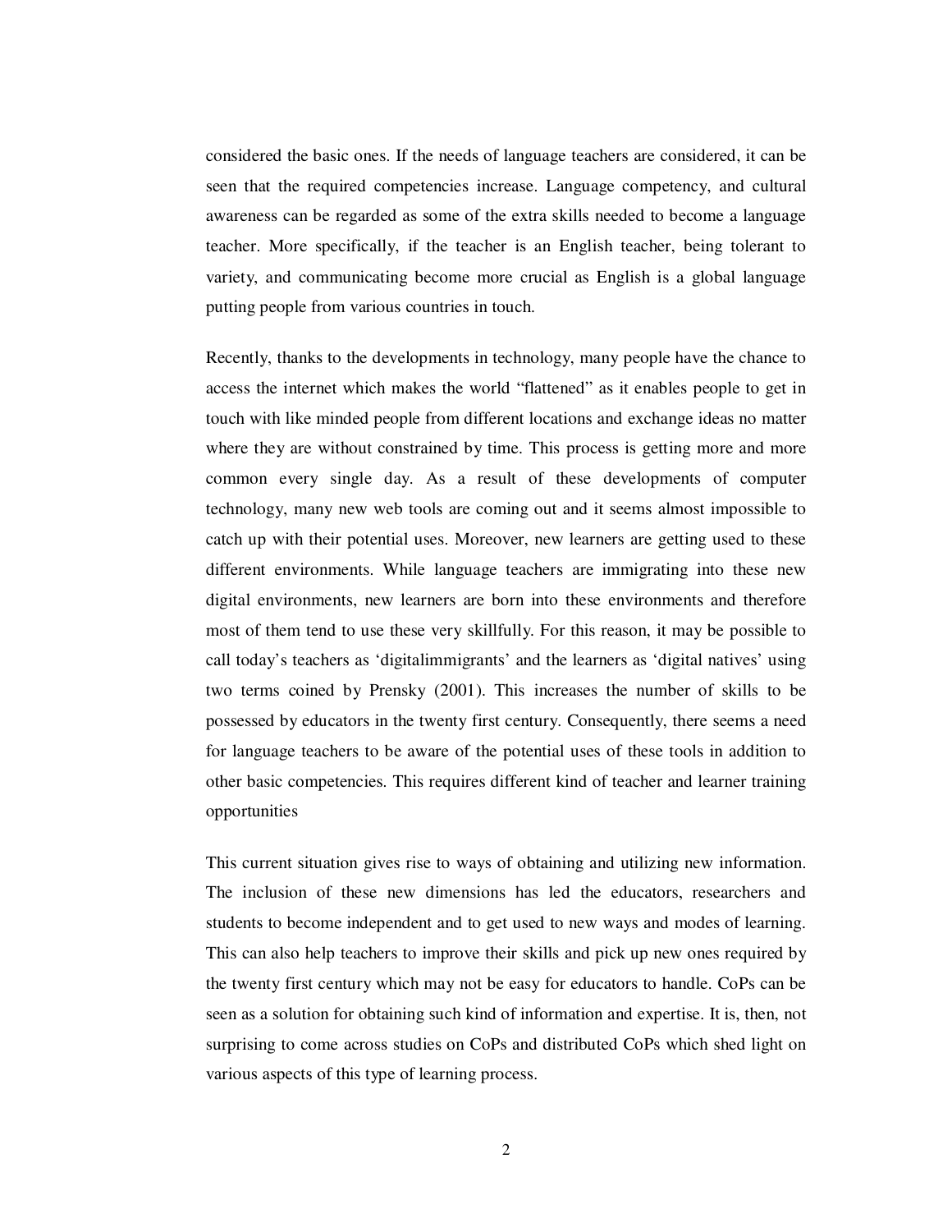considered the basic ones. If the needs of language teachers are considered, it can be seen that the required competencies increase. Language competency, and cultural awareness can be regarded as some of the extra skills needed to become a language teacher. More specifically, if the teacher is an English teacher, being tolerant to variety, and communicating become more crucial as English is a global language putting people from various countries in touch.

Recently, thanks to the developments in technology, many people have the chance to access the internet which makes the world "flattened" as it enables people to get in touch with like minded people from different locations and exchange ideas no matter where they are without constrained by time. This process is getting more and more common every single day. As a result of these developments of computer technology, many new web tools are coming out and it seems almost impossible to catch up with their potential uses. Moreover, new learners are getting used to these different environments. While language teachers are immigrating into these new digital environments, new learners are born into these environments and therefore most of them tend to use these very skillfully. For this reason, it may be possible to call today's teachers as 'digitalimmigrants' and the learners as 'digital natives' using two terms coined by Prensky (2001). This increases the number of skills to be possessed by educators in the twenty first century. Consequently, there seems a need for language teachers to be aware of the potential uses of these tools in addition to other basic competencies. This requires different kind of teacher and learner training opportunities

This current situation gives rise to ways of obtaining and utilizing new information. The inclusion of these new dimensions has led the educators, researchers and students to become independent and to get used to new ways and modes of learning. This can also help teachers to improve their skills and pick up new ones required by the twenty first century which may not be easy for educators to handle. CoPs can be seen as a solution for obtaining such kind of information and expertise. It is, then, not surprising to come across studies on CoPs and distributed CoPs which shed light on various aspects of this type of learning process.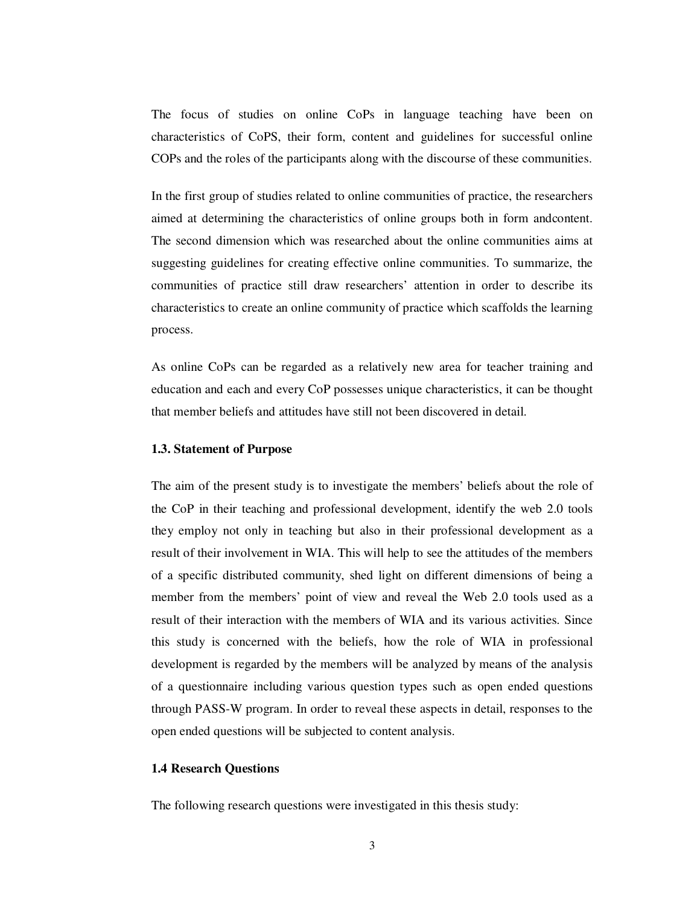The focus of studies on online CoPs in language teaching have been on characteristics of CoPS, their form, content and guidelines for successful online COPs and the roles of the participants along with the discourse of these communities.

In the first group of studies related to online communities of practice, the researchers aimed at determining the characteristics of online groups both in form andcontent. The second dimension which was researched about the online communities aims at suggesting guidelines for creating effective online communities. To summarize, the communities of practice still draw researchers' attention in order to describe its characteristics to create an online community of practice which scaffolds the learning process.

As online CoPs can be regarded as a relatively new area for teacher training and education and each and every CoP possesses unique characteristics, it can be thought that member beliefs and attitudes have still not been discovered in detail.

### 1.3. Statement of Purpose

The aim of the present study is to investigate the members' beliefs about the role of the CoP in their teaching and professional development, identify the web 2.0 tools they employ not only in teaching but also in their professional development as a result of their involvement in WIA. This will help to see the attitudes of the members of a specific distributed community, shed light on different dimensions of being a member from the members' point of view and reveal the Web 2.0 tools used as a result of their interaction with the members of WIA and its various activities. Since this study is concerned with the beliefs, how the role of WIA in professional development is regarded by the members will be analyzed by means of the analysis of a questionnaire including various question types such as open ended questions through PASS-W program. In order to reveal these aspects in detail, responses to the open ended questions will be subjected to content analysis.

### 1.4 Research Questions

The following research questions were investigated in this thesis study: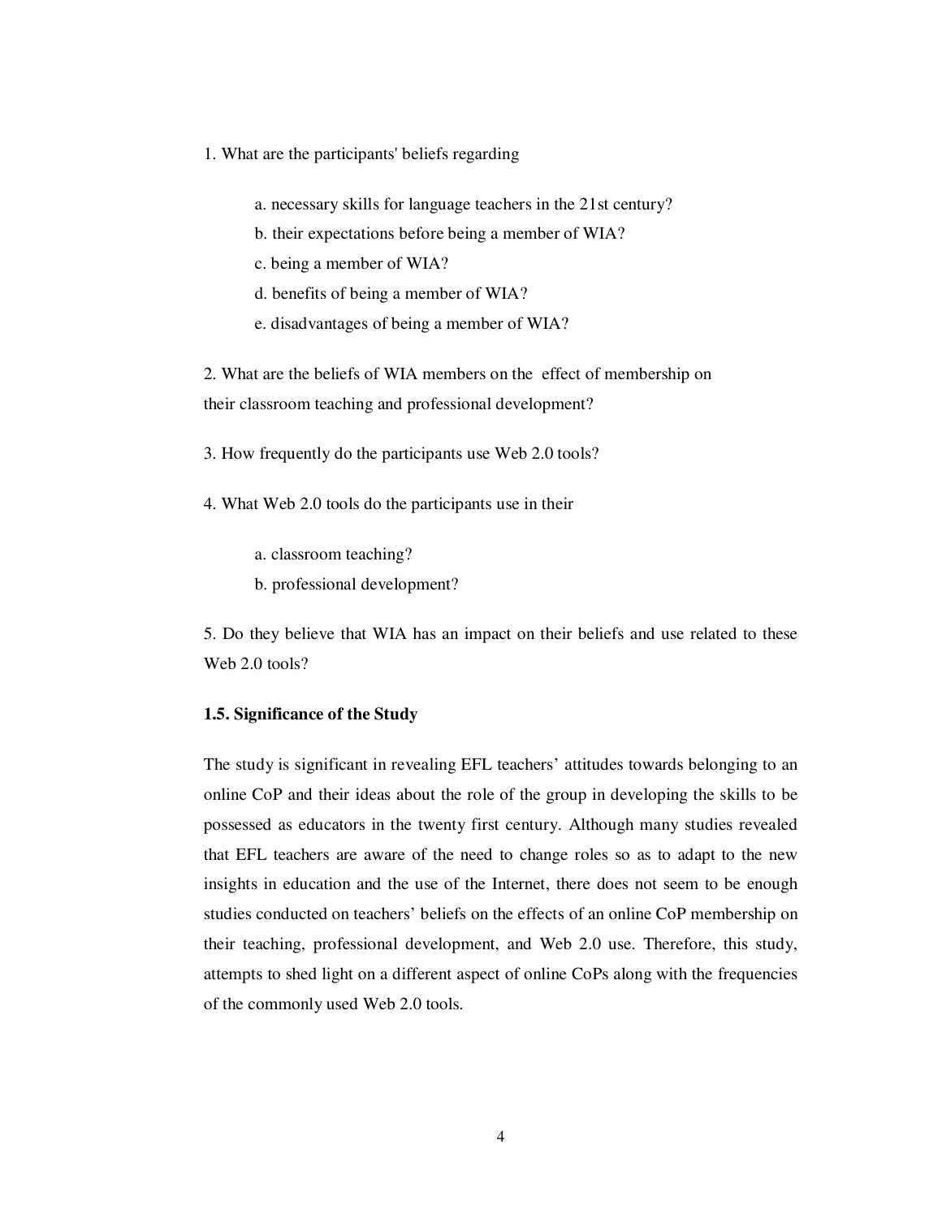1. What are the participants' beliefs regarding

   a. necessary skills for language teachers in the 21st century?
   b. their expectations before being a member of WIA?
   c. being a member of WIA?
   d. benefits of being a member of WIA?
   e. disadvantages of being a member of WIA?

2. What are the beliefs of WIA members on the effect of membership on their classroom teaching and professional development?

3. How frequently do the participants use Web 2.0 tools?

4. What Web 2.0 tools do the participants use in their

   a. classroom teaching?
   b. professional development?

5. Do they believe that WIA has an impact on their beliefs and use related to these Web 2.0 tools?

### 1.5. Significance of the Study

The study is significant in revealing EFL teachers' attitudes towards belonging to an online CoP and their ideas about the role of the group in developing the skills to be possessed as educators in the twenty first century. Although many studies revealed that EFL teachers are aware of the need to change roles so as to adapt to the new insights in education and the use of the Internet, there does not seem to be enough studies conducted on teachers' beliefs on the effects of an online CoP membership on their teaching, professional development, and Web 2.0 use. Therefore, this study, attempts to shed light on a different aspect of online CoPs along with the frequencies of the commonly used Web 2.0 tools.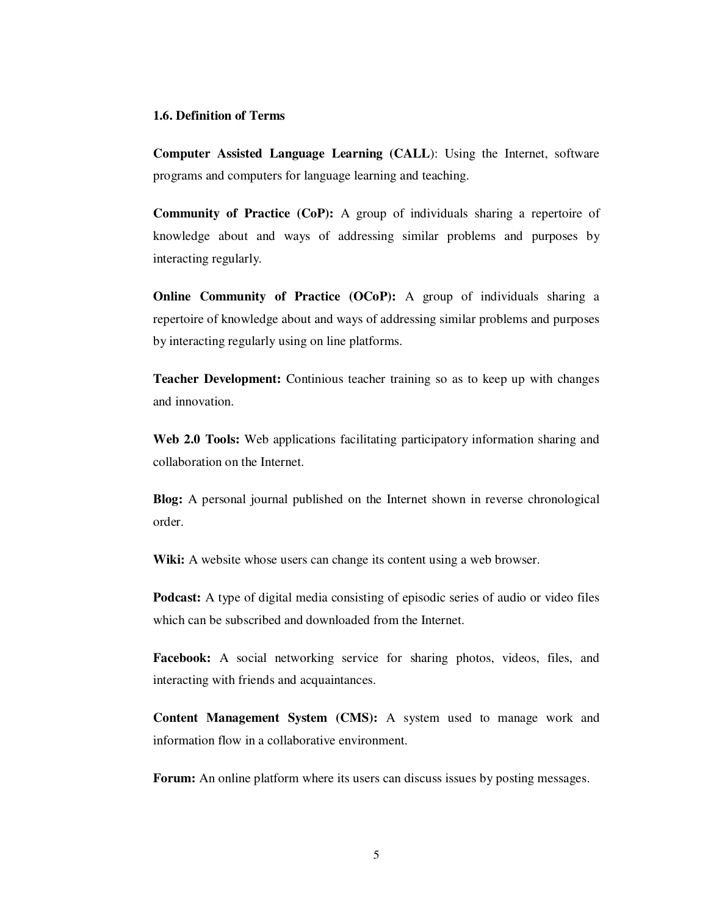### 1.6. Definition of Terms

**Computer Assisted Language Learning (CALL**): Using the Internet, software programs and computers for language learning and teaching.

**Community of Practice (CoP):** A group of individuals sharing a repertoire of knowledge about and ways of addressing similar problems and purposes by interacting regularly.

**Online Community of Practice (OCoP):** A group of individuals sharing a repertoire of knowledge about and ways of addressing similar problems and purposes by interacting regularly using on line platforms.

**Teacher Development:** Continious teacher training so as to keep up with changes and innovation.

**Web 2.0 Tools:** Web applications facilitating participatory information sharing and collaboration on the Internet.

**Blog:** A personal journal published on the Internet shown in reverse chronological order.

**Wiki:** A website whose users can change its content using a web browser.

**Podcast:** A type of digital media consisting of episodic series of audio or video files which can be subscribed and downloaded from the Internet.

**Facebook:** A social networking service for sharing photos, videos, files, and interacting with friends and acquaintances.

**Content Management System (CMS):** A system used to manage work and information flow in a collaborative environment.

**Forum:** An online platform where its users can discuss issues by posting messages.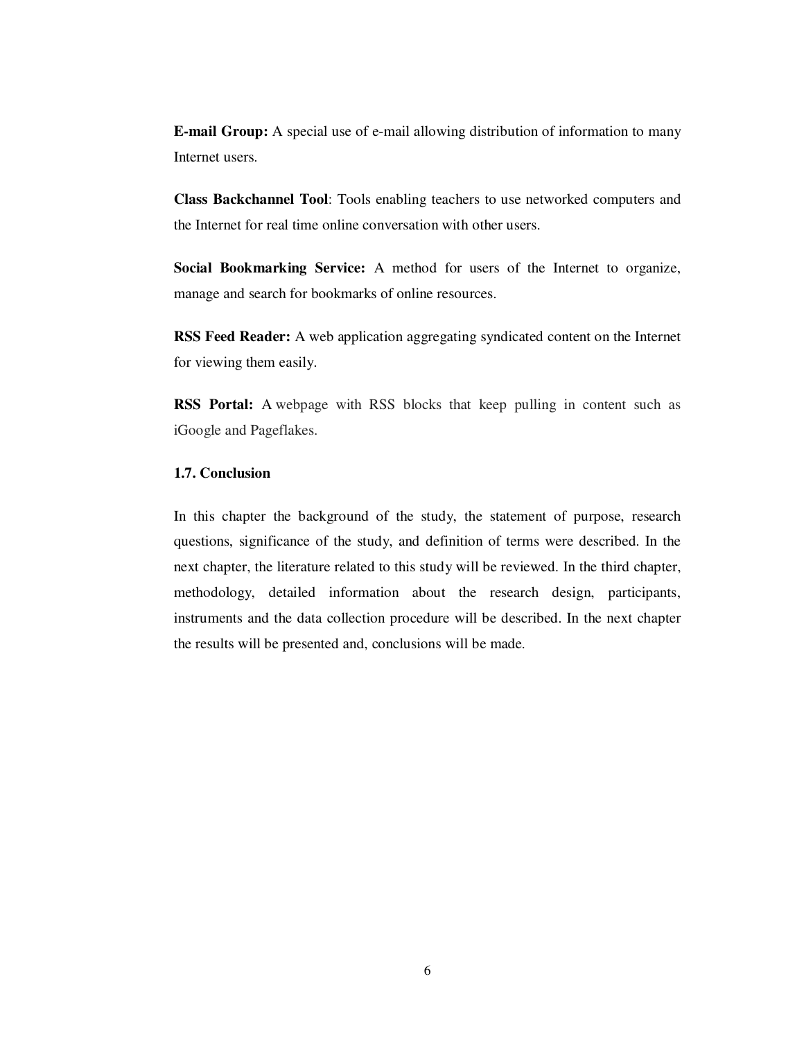**E-mail Group:** A special use of e-mail allowing distribution of information to many Internet users.

**Class Backchannel Tool**: Tools enabling teachers to use networked computers and the Internet for real time online conversation with other users.

**Social Bookmarking Service:** A method for users of the Internet to organize, manage and search for bookmarks of online resources.

**RSS Feed Reader:** A web application aggregating syndicated content on the Internet for viewing them easily.

**RSS Portal:** A webpage with RSS blocks that keep pulling in content such as iGoogle and Pageflakes.

### 1.7. Conclusion

In this chapter the background of the study, the statement of purpose, research questions, significance of the study, and definition of terms were described. In the next chapter, the literature related to this study will be reviewed. In the third chapter, methodology, detailed information about the research design, participants, instruments and the data collection procedure will be described. In the next chapter the results will be presented and, conclusions will be made.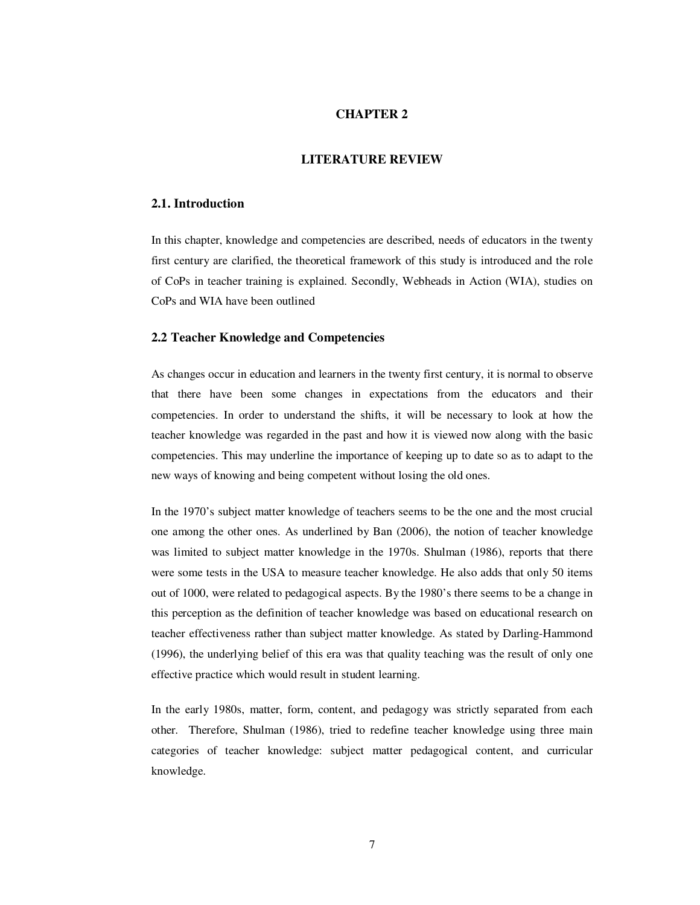# CHAPTER 2

# LITERATURE REVIEW

## 2.1. Introduction

In this chapter, knowledge and competencies are described, needs of educators in the twenty first century are clarified, the theoretical framework of this study is introduced and the role of CoPs in teacher training is explained. Secondly, Webheads in Action (WIA), studies on CoPs and WIA have been outlined

## 2.2 Teacher Knowledge and Competencies

As changes occur in education and learners in the twenty first century, it is normal to observe that there have been some changes in expectations from the educators and their competencies. In order to understand the shifts, it will be necessary to look at how the teacher knowledge was regarded in the past and how it is viewed now along with the basic competencies. This may underline the importance of keeping up to date so as to adapt to the new ways of knowing and being competent without losing the old ones.

In the 1970's subject matter knowledge of teachers seems to be the one and the most crucial one among the other ones. As underlined by Ban (2006), the notion of teacher knowledge was limited to subject matter knowledge in the 1970s. Shulman (1986), reports that there were some tests in the USA to measure teacher knowledge. He also adds that only 50 items out of 1000, were related to pedagogical aspects. By the 1980's there seems to be a change in this perception as the definition of teacher knowledge was based on educational research on teacher effectiveness rather than subject matter knowledge. As stated by Darling-Hammond (1996), the underlying belief of this era was that quality teaching was the result of only one effective practice which would result in student learning.

In the early 1980s, matter, form, content, and pedagogy was strictly separated from each other. Therefore, Shulman (1986), tried to redefine teacher knowledge using three main categories of teacher knowledge: subject matter pedagogical content, and curricular knowledge.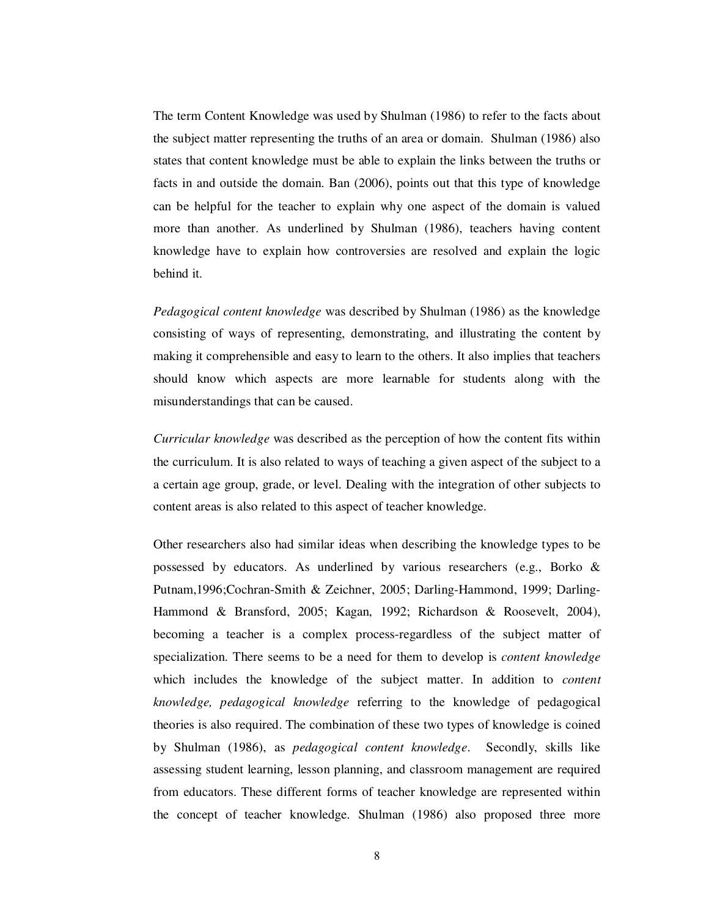The term Content Knowledge was used by Shulman (1986) to refer to the facts about the subject matter representing the truths of an area or domain. Shulman (1986) also states that content knowledge must be able to explain the links between the truths or facts in and outside the domain. Ban (2006), points out that this type of knowledge can be helpful for the teacher to explain why one aspect of the domain is valued more than another. As underlined by Shulman (1986), teachers having content knowledge have to explain how controversies are resolved and explain the logic behind it.

*Pedagogical content knowledge* was described by Shulman (1986) as the knowledge consisting of ways of representing, demonstrating, and illustrating the content by making it comprehensible and easy to learn to the others. It also implies that teachers should know which aspects are more learnable for students along with the misunderstandings that can be caused.

*Curricular knowledge* was described as the perception of how the content fits within the curriculum. It is also related to ways of teaching a given aspect of the subject to a a certain age group, grade, or level. Dealing with the integration of other subjects to content areas is also related to this aspect of teacher knowledge.

Other researchers also had similar ideas when describing the knowledge types to be possessed by educators. As underlined by various researchers (e.g., Borko & Putnam,1996;Cochran-Smith & Zeichner, 2005; Darling-Hammond, 1999; Darling-Hammond & Bransford, 2005; Kagan, 1992; Richardson & Roosevelt, 2004), becoming a teacher is a complex process-regardless of the subject matter of specialization. There seems to be a need for them to develop is *content knowledge* which includes the knowledge of the subject matter. In addition to *content knowledge, pedagogical knowledge* referring to the knowledge of pedagogical theories is also required. The combination of these two types of knowledge is coined by Shulman (1986), as *pedagogical content knowledge*. Secondly, skills like assessing student learning, lesson planning, and classroom management are required from educators. These different forms of teacher knowledge are represented within the concept of teacher knowledge. Shulman (1986) also proposed three more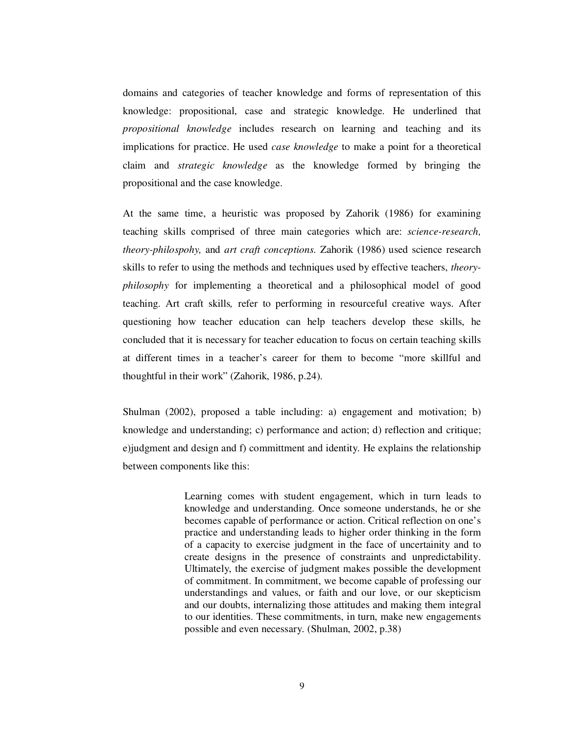domains and categories of teacher knowledge and forms of representation of this knowledge: propositional, case and strategic knowledge. He underlined that *propositional knowledge* includes research on learning and teaching and its implications for practice. He used *case knowledge* to make a point for a theoretical claim and *strategic knowledge* as the knowledge formed by bringing the propositional and the case knowledge.

At the same time, a heuristic was proposed by Zahorik (1986) for examining teaching skills comprised of three main categories which are: *science-research, theory-philospohy,* and *art craft conceptions.* Zahorik (1986) used science research skills to refer to using the methods and techniques used by effective teachers, *theory-philosophy* for implementing a theoretical and a philosophical model of good teaching. Art craft skills*,* refer to performing in resourceful creative ways. After questioning how teacher education can help teachers develop these skills, he concluded that it is necessary for teacher education to focus on certain teaching skills at different times in a teacher's career for them to become "more skillful and thoughtful in their work" (Zahorik, 1986, p.24).

Shulman (2002), proposed a table including: a) engagement and motivation; b) knowledge and understanding; c) performance and action; d) reflection and critique; e)judgment and design and f) committment and identity. He explains the relationship between components like this:

> Learning comes with student engagement, which in turn leads to knowledge and understanding. Once someone understands, he or she becomes capable of performance or action. Critical reflection on one's practice and understanding leads to higher order thinking in the form of a capacity to exercise judgment in the face of uncertainity and to create designs in the presence of constraints and unpredictability. Ultimately, the exercise of judgment makes possible the development of commitment. In commitment, we become capable of professing our understandings and values, or faith and our love, or our skepticism and our doubts, internalizing those attitudes and making them integral to our identities. These commitments, in turn, make new engagements possible and even necessary. (Shulman, 2002, p.38)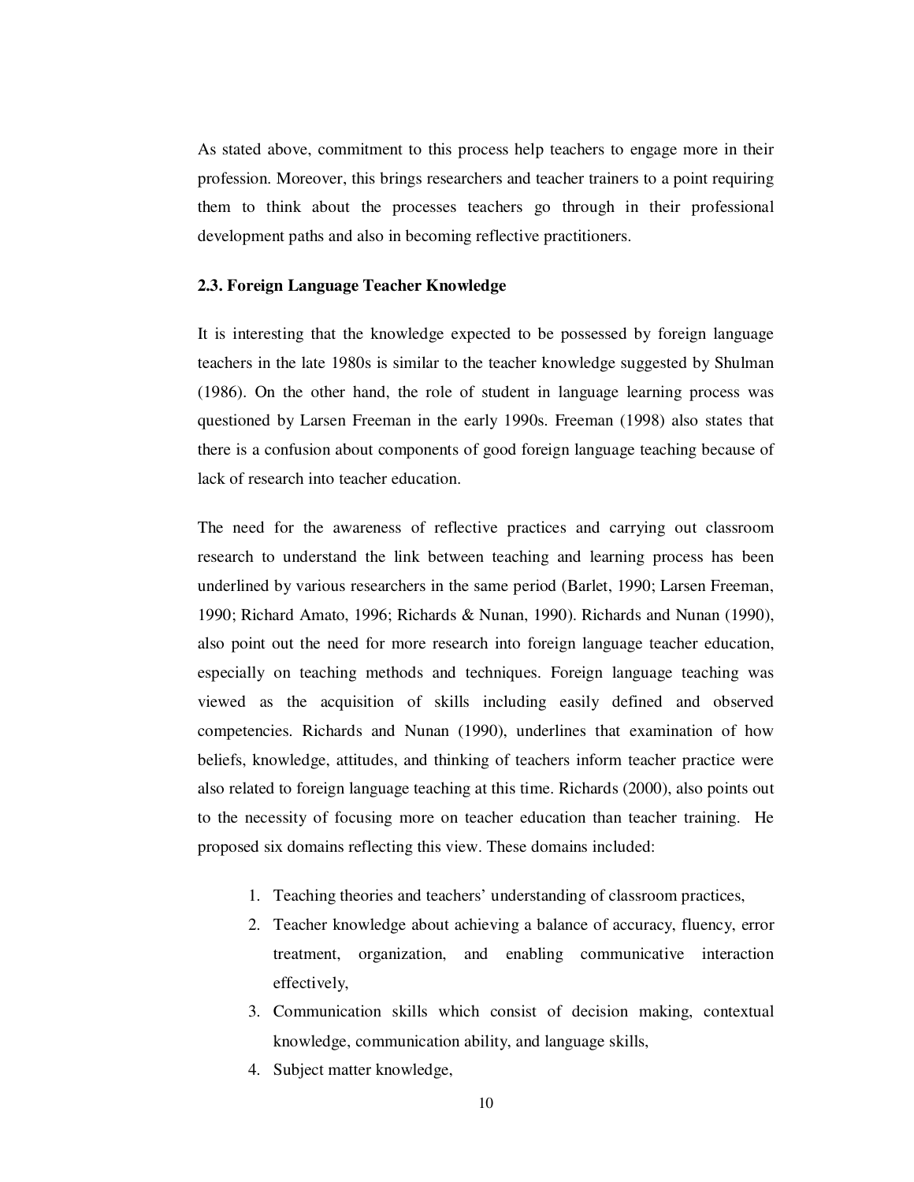As stated above, commitment to this process help teachers to engage more in their profession. Moreover, this brings researchers and teacher trainers to a point requiring them to think about the processes teachers go through in their professional development paths and also in becoming reflective practitioners.

### 2.3. Foreign Language Teacher Knowledge

It is interesting that the knowledge expected to be possessed by foreign language teachers in the late 1980s is similar to the teacher knowledge suggested by Shulman (1986). On the other hand, the role of student in language learning process was questioned by Larsen Freeman in the early 1990s. Freeman (1998) also states that there is a confusion about components of good foreign language teaching because of lack of research into teacher education.

The need for the awareness of reflective practices and carrying out classroom research to understand the link between teaching and learning process has been underlined by various researchers in the same period (Barlet, 1990; Larsen Freeman, 1990; Richard Amato, 1996; Richards & Nunan, 1990). Richards and Nunan (1990), also point out the need for more research into foreign language teacher education, especially on teaching methods and techniques. Foreign language teaching was viewed as the acquisition of skills including easily defined and observed competencies. Richards and Nunan (1990), underlines that examination of how beliefs, knowledge, attitudes, and thinking of teachers inform teacher practice were also related to foreign language teaching at this time. Richards (2000), also points out to the necessity of focusing more on teacher education than teacher training. He proposed six domains reflecting this view. These domains included:

1. Teaching theories and teachers' understanding of classroom practices,
2. Teacher knowledge about achieving a balance of accuracy, fluency, error treatment, organization, and enabling communicative interaction effectively,
3. Communication skills which consist of decision making, contextual knowledge, communication ability, and language skills,
4. Subject matter knowledge,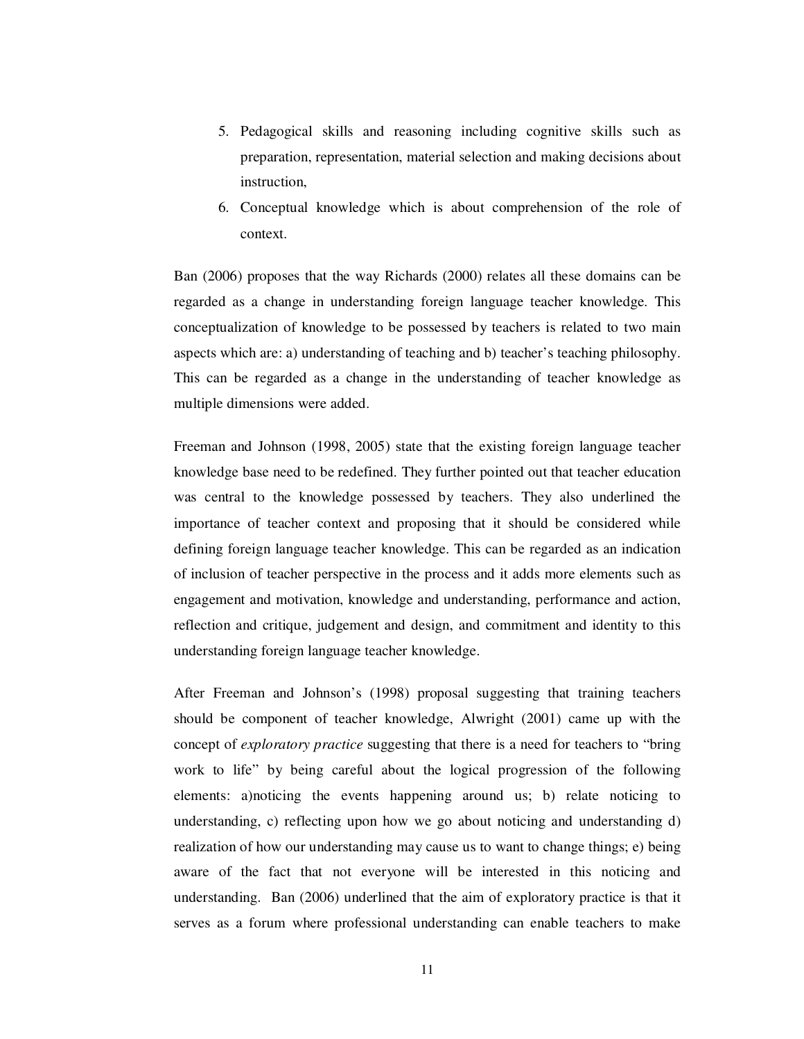5. Pedagogical skills and reasoning including cognitive skills such as preparation, representation, material selection and making decisions about instruction,
6. Conceptual knowledge which is about comprehension of the role of context.

Ban (2006) proposes that the way Richards (2000) relates all these domains can be regarded as a change in understanding foreign language teacher knowledge. This conceptualization of knowledge to be possessed by teachers is related to two main aspects which are: a) understanding of teaching and b) teacher's teaching philosophy. This can be regarded as a change in the understanding of teacher knowledge as multiple dimensions were added.

Freeman and Johnson (1998, 2005) state that the existing foreign language teacher knowledge base need to be redefined. They further pointed out that teacher education was central to the knowledge possessed by teachers. They also underlined the importance of teacher context and proposing that it should be considered while defining foreign language teacher knowledge. This can be regarded as an indication of inclusion of teacher perspective in the process and it adds more elements such as engagement and motivation, knowledge and understanding, performance and action, reflection and critique, judgement and design, and commitment and identity to this understanding foreign language teacher knowledge.

After Freeman and Johnson's (1998) proposal suggesting that training teachers should be component of teacher knowledge, Alwright (2001) came up with the concept of *exploratory practice* suggesting that there is a need for teachers to "bring work to life" by being careful about the logical progression of the following elements: a)noticing the events happening around us; b) relate noticing to understanding, c) reflecting upon how we go about noticing and understanding d) realization of how our understanding may cause us to want to change things; e) being aware of the fact that not everyone will be interested in this noticing and understanding. Ban (2006) underlined that the aim of exploratory practice is that it serves as a forum where professional understanding can enable teachers to make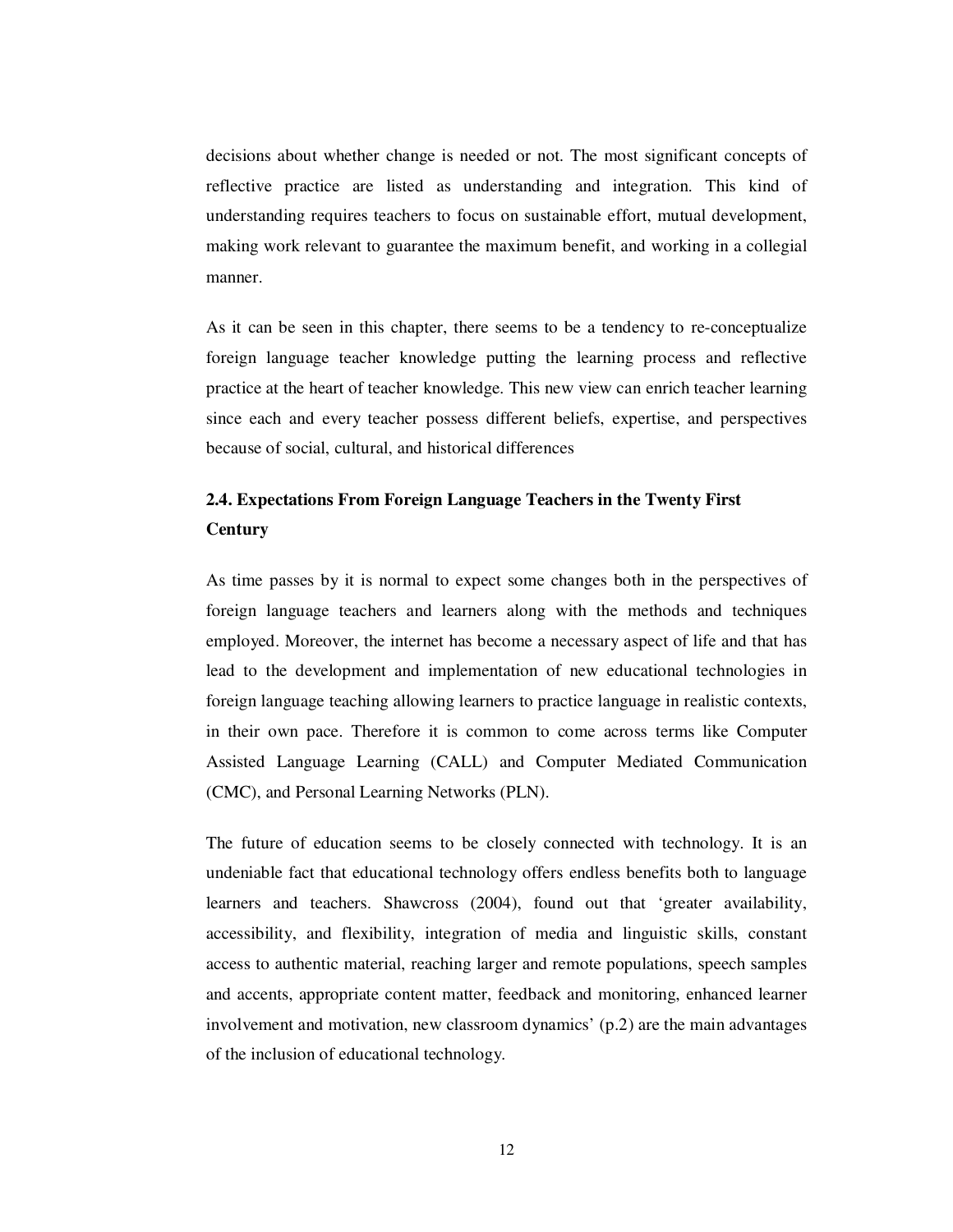decisions about whether change is needed or not. The most significant concepts of reflective practice are listed as understanding and integration. This kind of understanding requires teachers to focus on sustainable effort, mutual development, making work relevant to guarantee the maximum benefit, and working in a collegial manner.

As it can be seen in this chapter, there seems to be a tendency to re-conceptualize foreign language teacher knowledge putting the learning process and reflective practice at the heart of teacher knowledge. This new view can enrich teacher learning since each and every teacher possess different beliefs, expertise, and perspectives because of social, cultural, and historical differences

## 2.4. Expectations From Foreign Language Teachers in the Twenty First Century

As time passes by it is normal to expect some changes both in the perspectives of foreign language teachers and learners along with the methods and techniques employed. Moreover, the internet has become a necessary aspect of life and that has lead to the development and implementation of new educational technologies in foreign language teaching allowing learners to practice language in realistic contexts, in their own pace. Therefore it is common to come across terms like Computer Assisted Language Learning (CALL) and Computer Mediated Communication (CMC), and Personal Learning Networks (PLN).

The future of education seems to be closely connected with technology. It is an undeniable fact that educational technology offers endless benefits both to language learners and teachers. Shawcross (2004), found out that 'greater availability, accessibility, and flexibility, integration of media and linguistic skills, constant access to authentic material, reaching larger and remote populations, speech samples and accents, appropriate content matter, feedback and monitoring, enhanced learner involvement and motivation, new classroom dynamics' (p.2) are the main advantages of the inclusion of educational technology.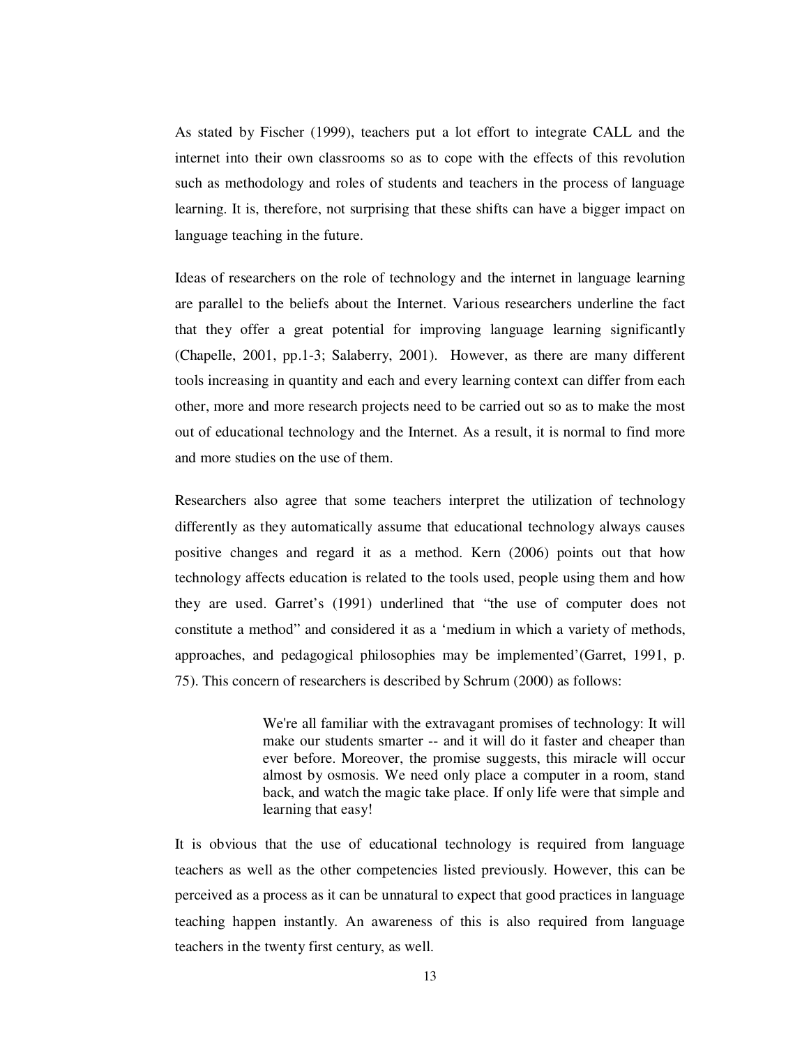As stated by Fischer (1999), teachers put a lot effort to integrate CALL and the internet into their own classrooms so as to cope with the effects of this revolution such as methodology and roles of students and teachers in the process of language learning. It is, therefore, not surprising that these shifts can have a bigger impact on language teaching in the future.

Ideas of researchers on the role of technology and the internet in language learning are parallel to the beliefs about the Internet. Various researchers underline the fact that they offer a great potential for improving language learning significantly (Chapelle, 2001, pp.1-3; Salaberry, 2001). However, as there are many different tools increasing in quantity and each and every learning context can differ from each other, more and more research projects need to be carried out so as to make the most out of educational technology and the Internet. As a result, it is normal to find more and more studies on the use of them.

Researchers also agree that some teachers interpret the utilization of technology differently as they automatically assume that educational technology always causes positive changes and regard it as a method. Kern (2006) points out that how technology affects education is related to the tools used, people using them and how they are used. Garret's (1991) underlined that "the use of computer does not constitute a method" and considered it as a 'medium in which a variety of methods, approaches, and pedagogical philosophies may be implemented'(Garret, 1991, p. 75). This concern of researchers is described by Schrum (2000) as follows:

> We're all familiar with the extravagant promises of technology: It will make our students smarter -- and it will do it faster and cheaper than ever before. Moreover, the promise suggests, this miracle will occur almost by osmosis. We need only place a computer in a room, stand back, and watch the magic take place. If only life were that simple and learning that easy!

It is obvious that the use of educational technology is required from language teachers as well as the other competencies listed previously. However, this can be perceived as a process as it can be unnatural to expect that good practices in language teaching happen instantly. An awareness of this is also required from language teachers in the twenty first century, as well.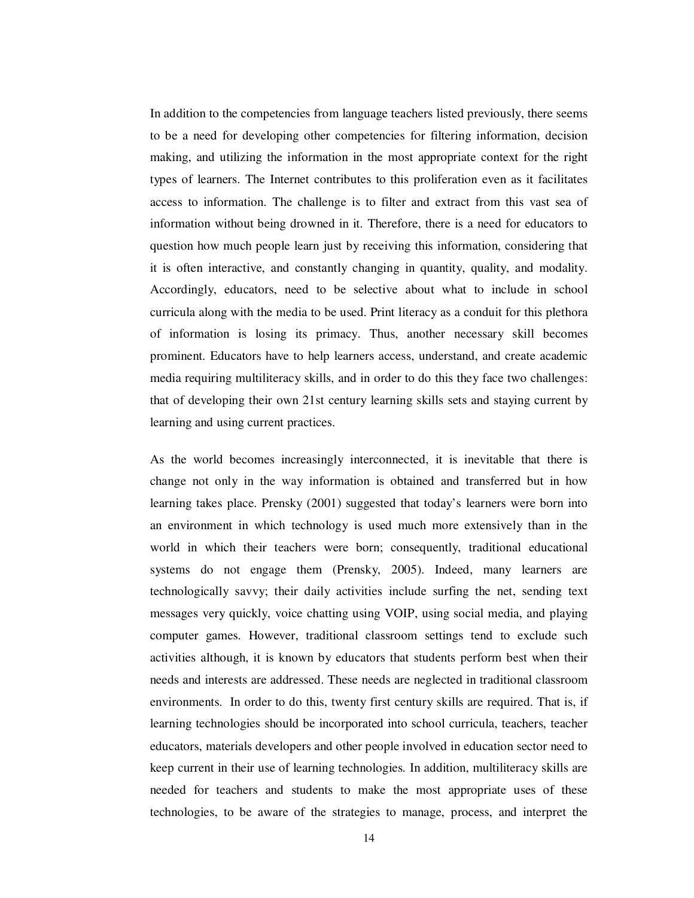In addition to the competencies from language teachers listed previously, there seems to be a need for developing other competencies for filtering information, decision making, and utilizing the information in the most appropriate context for the right types of learners. The Internet contributes to this proliferation even as it facilitates access to information. The challenge is to filter and extract from this vast sea of information without being drowned in it. Therefore, there is a need for educators to question how much people learn just by receiving this information, considering that it is often interactive, and constantly changing in quantity, quality, and modality. Accordingly, educators, need to be selective about what to include in school curricula along with the media to be used. Print literacy as a conduit for this plethora of information is losing its primacy. Thus, another necessary skill becomes prominent. Educators have to help learners access, understand, and create academic media requiring multiliteracy skills, and in order to do this they face two challenges: that of developing their own 21st century learning skills sets and staying current by learning and using current practices.

As the world becomes increasingly interconnected, it is inevitable that there is change not only in the way information is obtained and transferred but in how learning takes place. Prensky (2001) suggested that today's learners were born into an environment in which technology is used much more extensively than in the world in which their teachers were born; consequently, traditional educational systems do not engage them (Prensky, 2005). Indeed, many learners are technologically savvy; their daily activities include surfing the net, sending text messages very quickly, voice chatting using VOIP, using social media, and playing computer games. However, traditional classroom settings tend to exclude such activities although, it is known by educators that students perform best when their needs and interests are addressed. These needs are neglected in traditional classroom environments. In order to do this, twenty first century skills are required. That is, if learning technologies should be incorporated into school curricula, teachers, teacher educators, materials developers and other people involved in education sector need to keep current in their use of learning technologies. In addition, multiliteracy skills are needed for teachers and students to make the most appropriate uses of these technologies, to be aware of the strategies to manage, process, and interpret the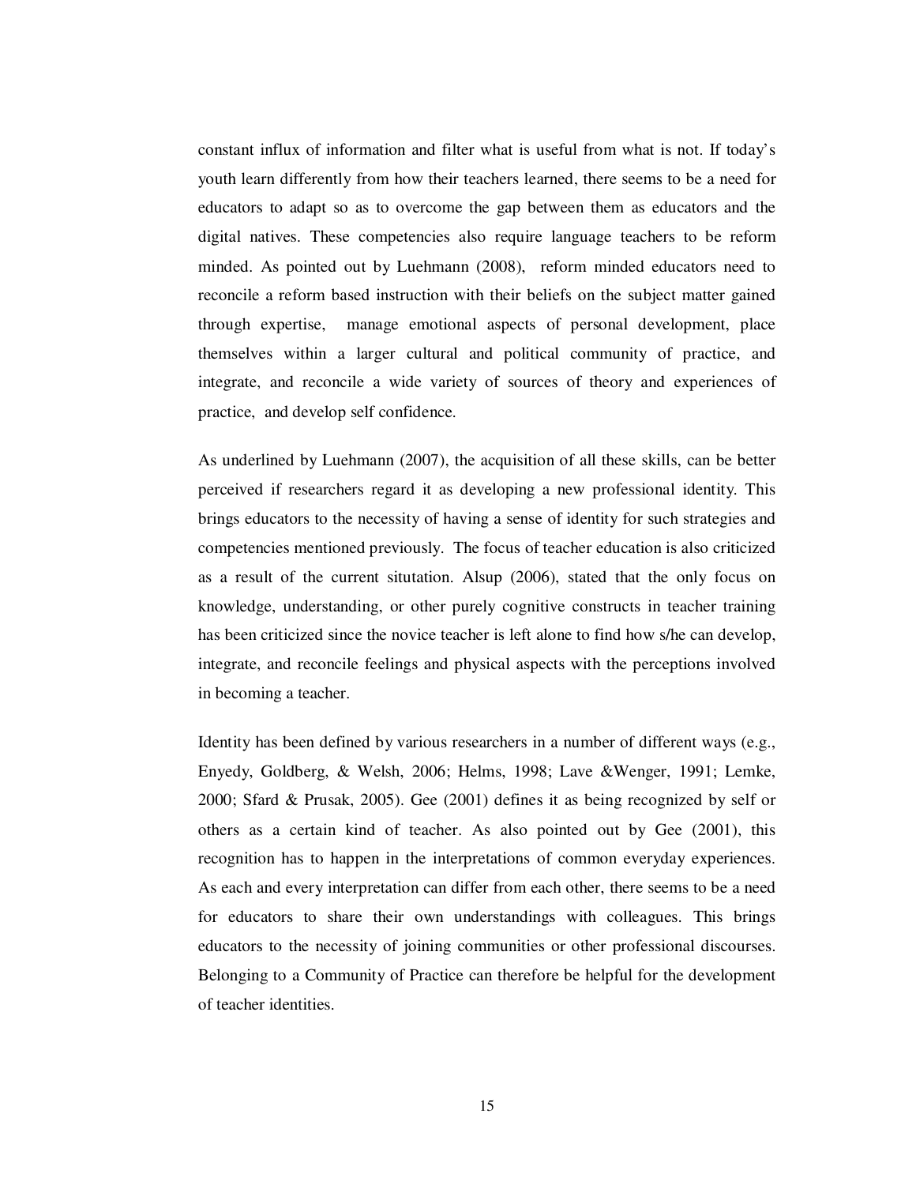constant influx of information and filter what is useful from what is not. If today's youth learn differently from how their teachers learned, there seems to be a need for educators to adapt so as to overcome the gap between them as educators and the digital natives. These competencies also require language teachers to be reform minded. As pointed out by Luehmann (2008), reform minded educators need to reconcile a reform based instruction with their beliefs on the subject matter gained through expertise, manage emotional aspects of personal development, place themselves within a larger cultural and political community of practice, and integrate, and reconcile a wide variety of sources of theory and experiences of practice, and develop self confidence.

As underlined by Luehmann (2007), the acquisition of all these skills, can be better perceived if researchers regard it as developing a new professional identity. This brings educators to the necessity of having a sense of identity for such strategies and competencies mentioned previously. The focus of teacher education is also criticized as a result of the current situtation. Alsup (2006), stated that the only focus on knowledge, understanding, or other purely cognitive constructs in teacher training has been criticized since the novice teacher is left alone to find how s/he can develop, integrate, and reconcile feelings and physical aspects with the perceptions involved in becoming a teacher.

Identity has been defined by various researchers in a number of different ways (e.g., Enyedy, Goldberg, & Welsh, 2006; Helms, 1998; Lave &Wenger, 1991; Lemke, 2000; Sfard & Prusak, 2005). Gee (2001) defines it as being recognized by self or others as a certain kind of teacher. As also pointed out by Gee (2001), this recognition has to happen in the interpretations of common everyday experiences. As each and every interpretation can differ from each other, there seems to be a need for educators to share their own understandings with colleagues. This brings educators to the necessity of joining communities or other professional discourses. Belonging to a Community of Practice can therefore be helpful for the development of teacher identities.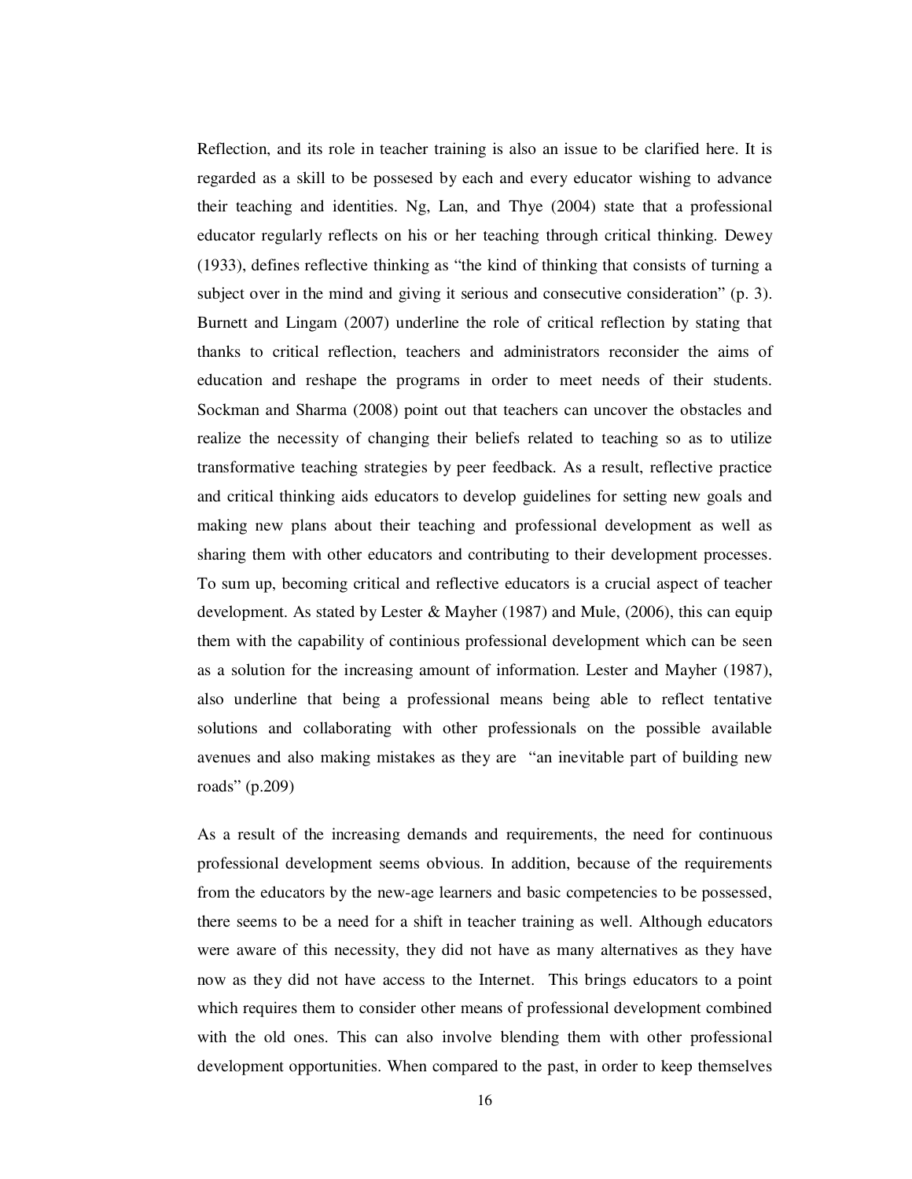Reflection, and its role in teacher training is also an issue to be clarified here. It is regarded as a skill to be possesed by each and every educator wishing to advance their teaching and identities. Ng, Lan, and Thye (2004) state that a professional educator regularly reflects on his or her teaching through critical thinking. Dewey (1933), defines reflective thinking as "the kind of thinking that consists of turning a subject over in the mind and giving it serious and consecutive consideration" (p. 3). Burnett and Lingam (2007) underline the role of critical reflection by stating that thanks to critical reflection, teachers and administrators reconsider the aims of education and reshape the programs in order to meet needs of their students. Sockman and Sharma (2008) point out that teachers can uncover the obstacles and realize the necessity of changing their beliefs related to teaching so as to utilize transformative teaching strategies by peer feedback. As a result, reflective practice and critical thinking aids educators to develop guidelines for setting new goals and making new plans about their teaching and professional development as well as sharing them with other educators and contributing to their development processes. To sum up, becoming critical and reflective educators is a crucial aspect of teacher development. As stated by Lester & Mayher (1987) and Mule, (2006), this can equip them with the capability of continious professional development which can be seen as a solution for the increasing amount of information. Lester and Mayher (1987), also underline that being a professional means being able to reflect tentative solutions and collaborating with other professionals on the possible available avenues and also making mistakes as they are "an inevitable part of building new roads" (p.209)

As a result of the increasing demands and requirements, the need for continuous professional development seems obvious. In addition, because of the requirements from the educators by the new-age learners and basic competencies to be possessed, there seems to be a need for a shift in teacher training as well. Although educators were aware of this necessity, they did not have as many alternatives as they have now as they did not have access to the Internet. This brings educators to a point which requires them to consider other means of professional development combined with the old ones. This can also involve blending them with other professional development opportunities. When compared to the past, in order to keep themselves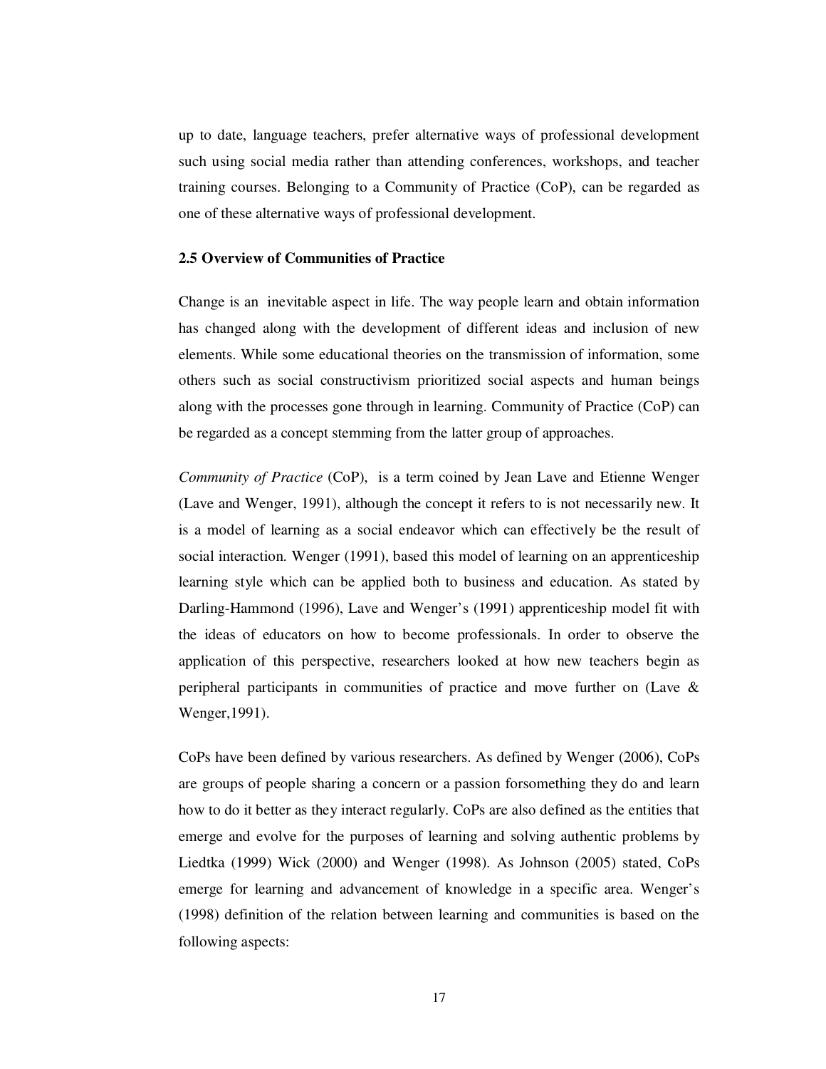up to date, language teachers, prefer alternative ways of professional development such using social media rather than attending conferences, workshops, and teacher training courses. Belonging to a Community of Practice (CoP), can be regarded as one of these alternative ways of professional development.

## 2.5 Overview of Communities of Practice

Change is an inevitable aspect in life. The way people learn and obtain information has changed along with the development of different ideas and inclusion of new elements. While some educational theories on the transmission of information, some others such as social constructivism prioritized social aspects and human beings along with the processes gone through in learning. Community of Practice (CoP) can be regarded as a concept stemming from the latter group of approaches.

*Community of Practice* (CoP), is a term coined by Jean Lave and Etienne Wenger (Lave and Wenger, 1991), although the concept it refers to is not necessarily new. It is a model of learning as a social endeavor which can effectively be the result of social interaction. Wenger (1991), based this model of learning on an apprenticeship learning style which can be applied both to business and education. As stated by Darling-Hammond (1996), Lave and Wenger's (1991) apprenticeship model fit with the ideas of educators on how to become professionals. In order to observe the application of this perspective, researchers looked at how new teachers begin as peripheral participants in communities of practice and move further on (Lave & Wenger,1991).

CoPs have been defined by various researchers. As defined by Wenger (2006), CoPs are groups of people sharing a concern or a passion forsomething they do and learn how to do it better as they interact regularly. CoPs are also defined as the entities that emerge and evolve for the purposes of learning and solving authentic problems by Liedtka (1999) Wick (2000) and Wenger (1998). As Johnson (2005) stated, CoPs emerge for learning and advancement of knowledge in a specific area. Wenger's (1998) definition of the relation between learning and communities is based on the following aspects: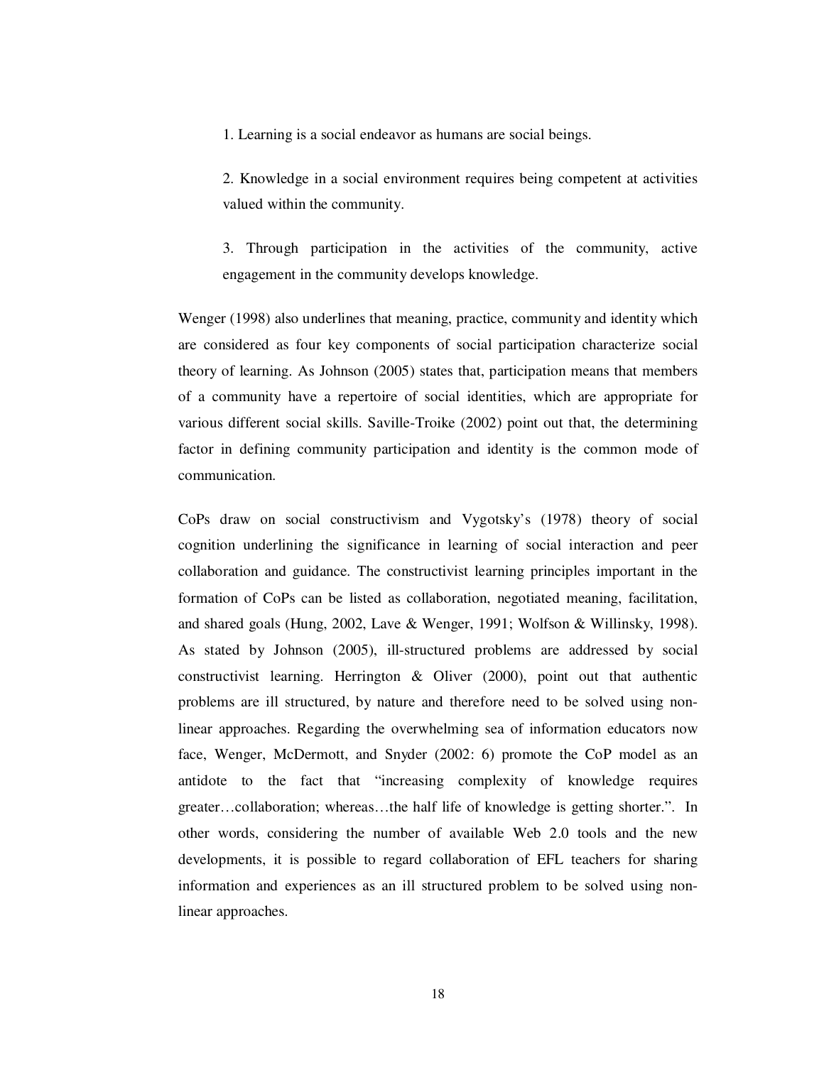1. Learning is a social endeavor as humans are social beings.

2. Knowledge in a social environment requires being competent at activities valued within the community.

3. Through participation in the activities of the community, active engagement in the community develops knowledge.

Wenger (1998) also underlines that meaning, practice, community and identity which are considered as four key components of social participation characterize social theory of learning. As Johnson (2005) states that, participation means that members of a community have a repertoire of social identities, which are appropriate for various different social skills. Saville-Troike (2002) point out that, the determining factor in defining community participation and identity is the common mode of communication.

CoPs draw on social constructivism and Vygotsky's (1978) theory of social cognition underlining the significance in learning of social interaction and peer collaboration and guidance. The constructivist learning principles important in the formation of CoPs can be listed as collaboration, negotiated meaning, facilitation, and shared goals (Hung, 2002, Lave & Wenger, 1991; Wolfson & Willinsky, 1998). As stated by Johnson (2005), ill-structured problems are addressed by social constructivist learning. Herrington & Oliver (2000), point out that authentic problems are ill structured, by nature and therefore need to be solved using non-linear approaches. Regarding the overwhelming sea of information educators now face, Wenger, McDermott, and Snyder (2002: 6) promote the CoP model as an antidote to the fact that "increasing complexity of knowledge requires greater…collaboration; whereas…the half life of knowledge is getting shorter.". In other words, considering the number of available Web 2.0 tools and the new developments, it is possible to regard collaboration of EFL teachers for sharing information and experiences as an ill structured problem to be solved using non-linear approaches.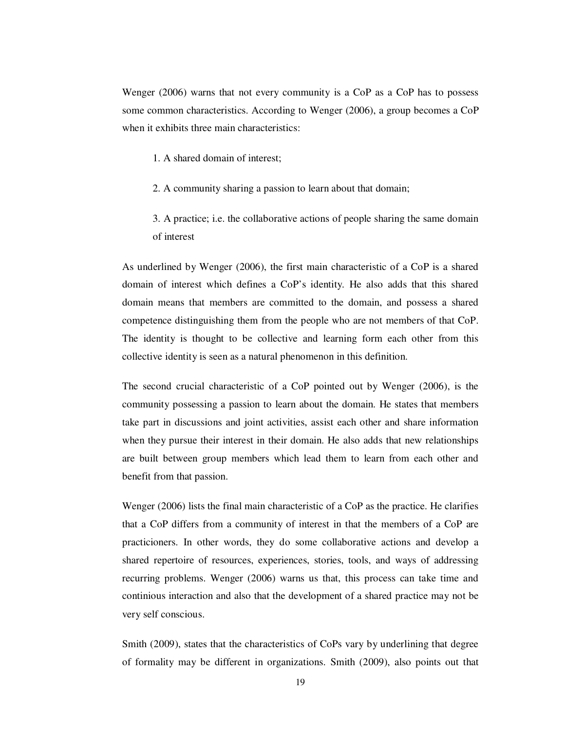Wenger (2006) warns that not every community is a CoP as a CoP has to possess some common characteristics. According to Wenger (2006), a group becomes a CoP when it exhibits three main characteristics:

1. A shared domain of interest;

2. A community sharing a passion to learn about that domain;

3. A practice; i.e. the collaborative actions of people sharing the same domain of interest

As underlined by Wenger (2006), the first main characteristic of a CoP is a shared domain of interest which defines a CoP's identity. He also adds that this shared domain means that members are committed to the domain, and possess a shared competence distinguishing them from the people who are not members of that CoP. The identity is thought to be collective and learning form each other from this collective identity is seen as a natural phenomenon in this definition.

The second crucial characteristic of a CoP pointed out by Wenger (2006), is the community possessing a passion to learn about the domain. He states that members take part in discussions and joint activities, assist each other and share information when they pursue their interest in their domain. He also adds that new relationships are built between group members which lead them to learn from each other and benefit from that passion.

Wenger (2006) lists the final main characteristic of a CoP as the practice. He clarifies that a CoP differs from a community of interest in that the members of a CoP are practicioners. In other words, they do some collaborative actions and develop a shared repertoire of resources, experiences, stories, tools, and ways of addressing recurring problems. Wenger (2006) warns us that, this process can take time and continious interaction and also that the development of a shared practice may not be very self conscious.

Smith (2009), states that the characteristics of CoPs vary by underlining that degree of formality may be different in organizations. Smith (2009), also points out that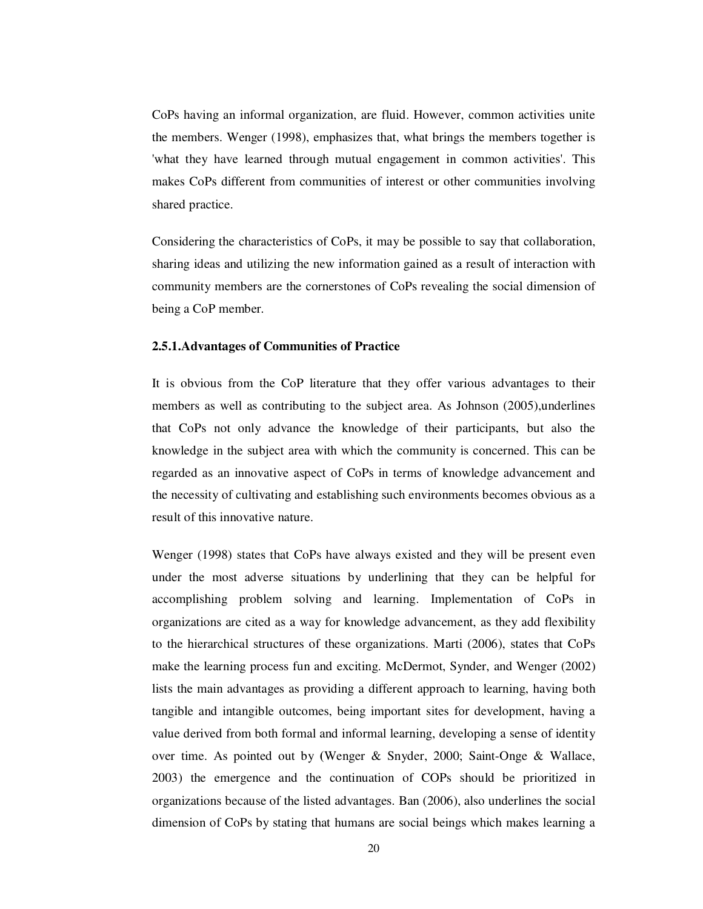CoPs having an informal organization, are fluid. However, common activities unite the members. Wenger (1998), emphasizes that, what brings the members together is 'what they have learned through mutual engagement in common activities'. This makes CoPs different from communities of interest or other communities involving shared practice.

Considering the characteristics of CoPs, it may be possible to say that collaboration, sharing ideas and utilizing the new information gained as a result of interaction with community members are the cornerstones of CoPs revealing the social dimension of being a CoP member.

### 2.5.1.Advantages of Communities of Practice

It is obvious from the CoP literature that they offer various advantages to their members as well as contributing to the subject area. As Johnson (2005),underlines that CoPs not only advance the knowledge of their participants, but also the knowledge in the subject area with which the community is concerned. This can be regarded as an innovative aspect of CoPs in terms of knowledge advancement and the necessity of cultivating and establishing such environments becomes obvious as a result of this innovative nature.

Wenger (1998) states that CoPs have always existed and they will be present even under the most adverse situations by underlining that they can be helpful for accomplishing problem solving and learning. Implementation of CoPs in organizations are cited as a way for knowledge advancement, as they add flexibility to the hierarchical structures of these organizations. Marti (2006), states that CoPs make the learning process fun and exciting. McDermot, Synder, and Wenger (2002) lists the main advantages as providing a different approach to learning, having both tangible and intangible outcomes, being important sites for development, having a value derived from both formal and informal learning, developing a sense of identity over time. As pointed out by (Wenger & Snyder, 2000; Saint-Onge & Wallace, 2003) the emergence and the continuation of COPs should be prioritized in organizations because of the listed advantages. Ban (2006), also underlines the social dimension of CoPs by stating that humans are social beings which makes learning a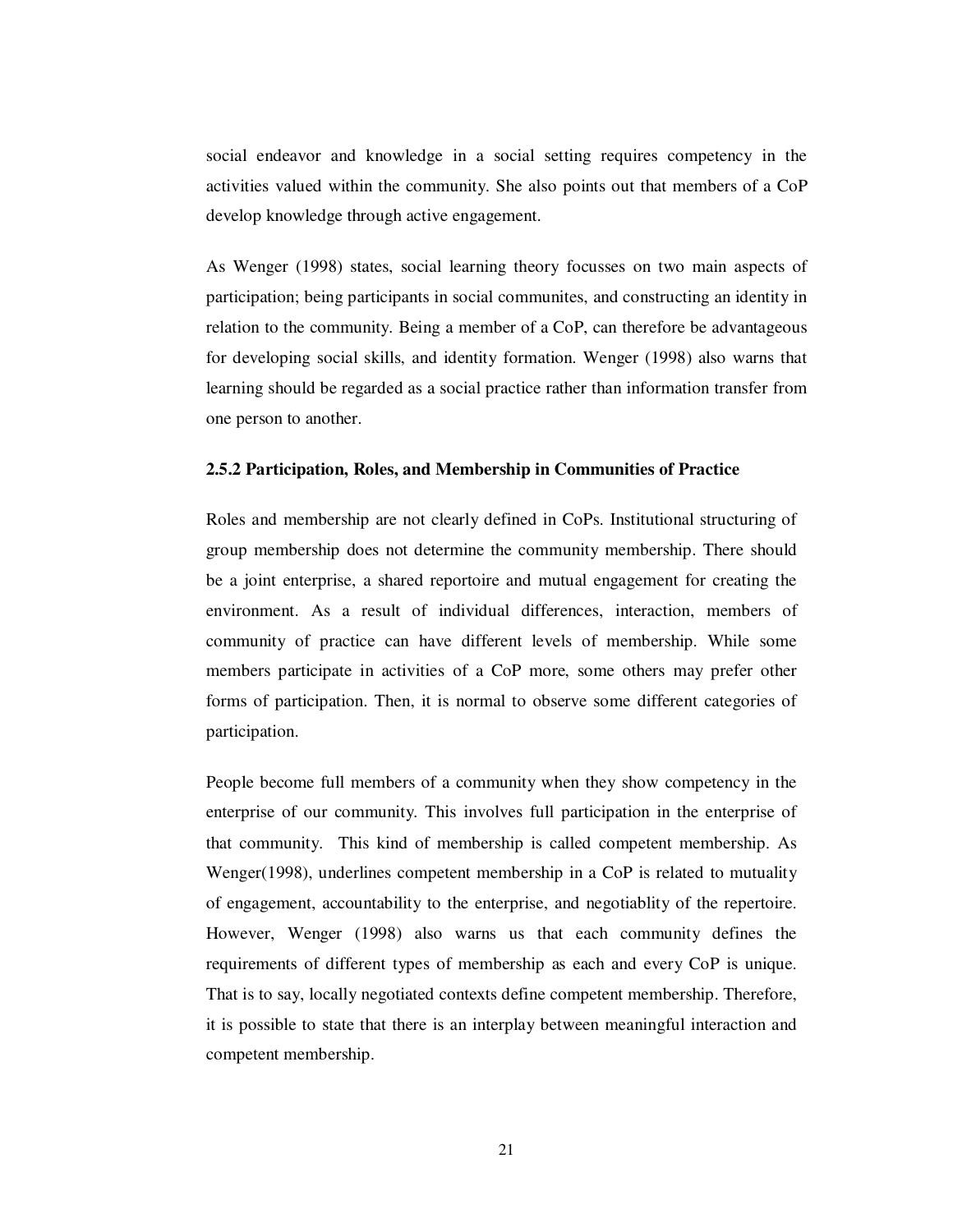social endeavor and knowledge in a social setting requires competency in the activities valued within the community. She also points out that members of a CoP develop knowledge through active engagement.

As Wenger (1998) states, social learning theory focusses on two main aspects of participation; being participants in social communites, and constructing an identity in relation to the community. Being a member of a CoP, can therefore be advantageous for developing social skills, and identity formation. Wenger (1998) also warns that learning should be regarded as a social practice rather than information transfer from one person to another.

### 2.5.2 Participation, Roles, and Membership in Communities of Practice

Roles and membership are not clearly defined in CoPs. Institutional structuring of group membership does not determine the community membership. There should be a joint enterprise, a shared reportoire and mutual engagement for creating the environment. As a result of individual differences, interaction, members of community of practice can have different levels of membership. While some members participate in activities of a CoP more, some others may prefer other forms of participation. Then, it is normal to observe some different categories of participation.

People become full members of a community when they show competency in the enterprise of our community. This involves full participation in the enterprise of that community. This kind of membership is called competent membership. As Wenger(1998), underlines competent membership in a CoP is related to mutuality of engagement, accountability to the enterprise, and negotiablity of the repertoire. However, Wenger (1998) also warns us that each community defines the requirements of different types of membership as each and every CoP is unique. That is to say, locally negotiated contexts define competent membership. Therefore, it is possible to state that there is an interplay between meaningful interaction and competent membership.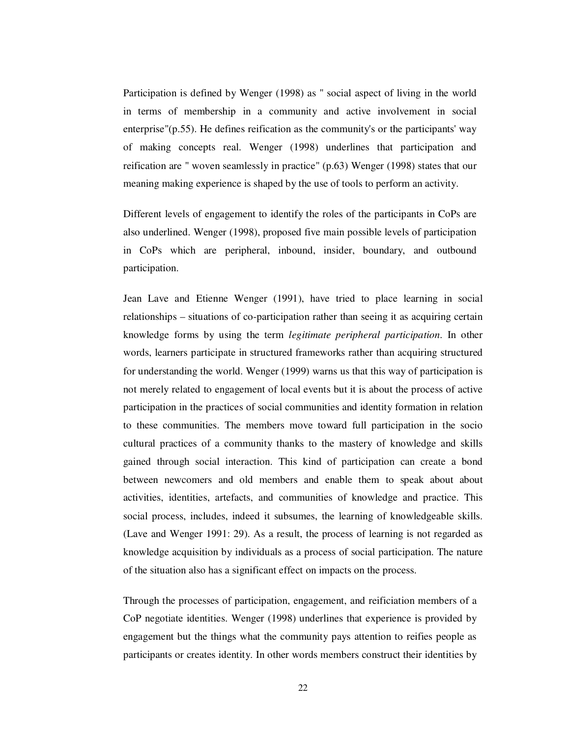Participation is defined by Wenger (1998) as " social aspect of living in the world in terms of membership in a community and active involvement in social enterprise"(p.55). He defines reification as the community's or the participants' way of making concepts real. Wenger (1998) underlines that participation and reification are " woven seamlessly in practice" (p.63) Wenger (1998) states that our meaning making experience is shaped by the use of tools to perform an activity.

Different levels of engagement to identify the roles of the participants in CoPs are also underlined. Wenger (1998), proposed five main possible levels of participation in CoPs which are peripheral, inbound, insider, boundary, and outbound participation.

Jean Lave and Etienne Wenger (1991), have tried to place learning in social relationships – situations of co-participation rather than seeing it as acquiring certain knowledge forms by using the term *legitimate peripheral participation*. In other words, learners participate in structured frameworks rather than acquiring structured for understanding the world. Wenger (1999) warns us that this way of participation is not merely related to engagement of local events but it is about the process of active participation in the practices of social communities and identity formation in relation to these communities. The members move toward full participation in the socio cultural practices of a community thanks to the mastery of knowledge and skills gained through social interaction. This kind of participation can create a bond between newcomers and old members and enable them to speak about about activities, identities, artefacts, and communities of knowledge and practice. This social process, includes, indeed it subsumes, the learning of knowledgeable skills. (Lave and Wenger 1991: 29). As a result, the process of learning is not regarded as knowledge acquisition by individuals as a process of social participation. The nature of the situation also has a significant effect on impacts on the process.

Through the processes of participation, engagement, and reificiation members of a CoP negotiate identities. Wenger (1998) underlines that experience is provided by engagement but the things what the community pays attention to reifies people as participants or creates identity. In other words members construct their identities by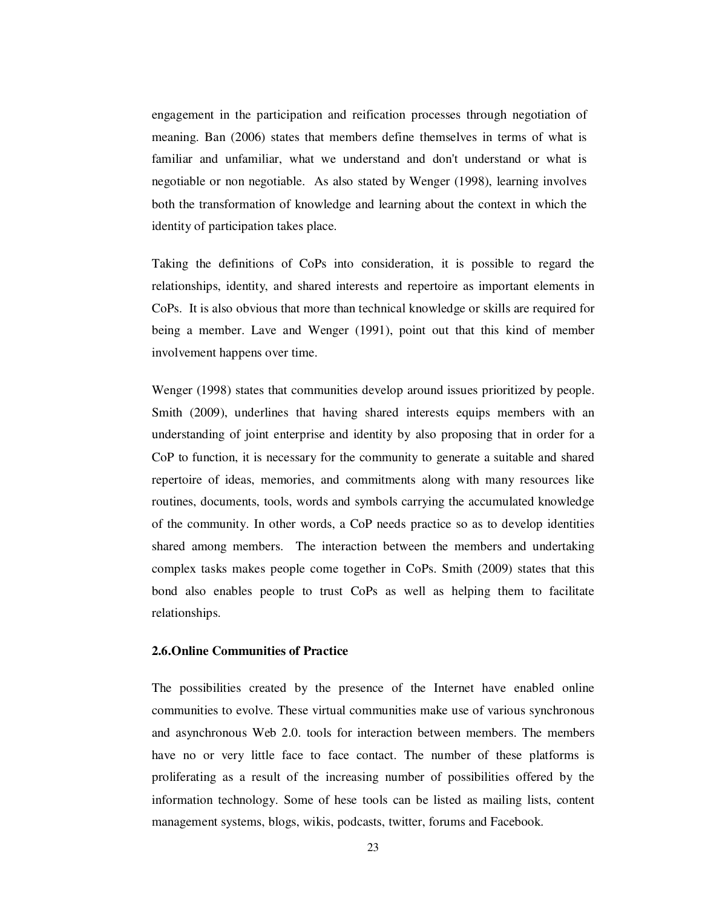engagement in the participation and reification processes through negotiation of meaning. Ban (2006) states that members define themselves in terms of what is familiar and unfamiliar, what we understand and don't understand or what is negotiable or non negotiable. As also stated by Wenger (1998), learning involves both the transformation of knowledge and learning about the context in which the identity of participation takes place.

Taking the definitions of CoPs into consideration, it is possible to regard the relationships, identity, and shared interests and repertoire as important elements in CoPs. It is also obvious that more than technical knowledge or skills are required for being a member. Lave and Wenger (1991), point out that this kind of member involvement happens over time.

Wenger (1998) states that communities develop around issues prioritized by people. Smith (2009), underlines that having shared interests equips members with an understanding of joint enterprise and identity by also proposing that in order for a CoP to function, it is necessary for the community to generate a suitable and shared repertoire of ideas, memories, and commitments along with many resources like routines, documents, tools, words and symbols carrying the accumulated knowledge of the community. In other words, a CoP needs practice so as to develop identities shared among members. The interaction between the members and undertaking complex tasks makes people come together in CoPs. Smith (2009) states that this bond also enables people to trust CoPs as well as helping them to facilitate relationships.

### 2.6.Online Communities of Practice

The possibilities created by the presence of the Internet have enabled online communities to evolve. These virtual communities make use of various synchronous and asynchronous Web 2.0. tools for interaction between members. The members have no or very little face to face contact. The number of these platforms is proliferating as a result of the increasing number of possibilities offered by the information technology. Some of hese tools can be listed as mailing lists, content management systems, blogs, wikis, podcasts, twitter, forums and Facebook.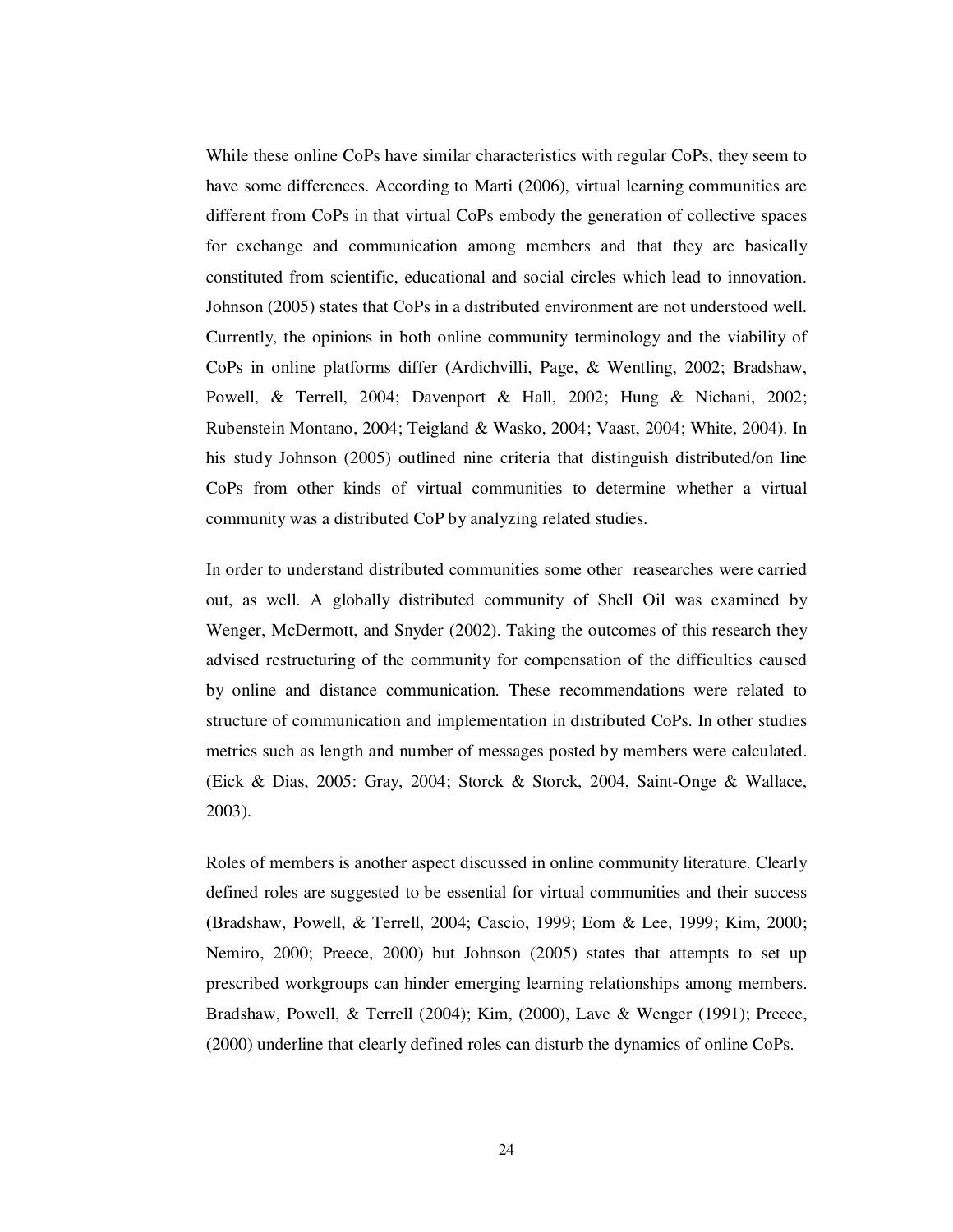While these online CoPs have similar characteristics with regular CoPs, they seem to have some differences. According to Marti (2006), virtual learning communities are different from CoPs in that virtual CoPs embody the generation of collective spaces for exchange and communication among members and that they are basically constituted from scientific, educational and social circles which lead to innovation. Johnson (2005) states that CoPs in a distributed environment are not understood well. Currently, the opinions in both online community terminology and the viability of CoPs in online platforms differ (Ardichvilli, Page, & Wentling, 2002; Bradshaw, Powell, & Terrell, 2004; Davenport & Hall, 2002; Hung & Nichani, 2002; Rubenstein Montano, 2004; Teigland & Wasko, 2004; Vaast, 2004; White, 2004). In his study Johnson (2005) outlined nine criteria that distinguish distributed/on line CoPs from other kinds of virtual communities to determine whether a virtual community was a distributed CoP by analyzing related studies.

In order to understand distributed communities some other reasearches were carried out, as well. A globally distributed community of Shell Oil was examined by Wenger, McDermott, and Snyder (2002). Taking the outcomes of this research they advised restructuring of the community for compensation of the difficulties caused by online and distance communication. These recommendations were related to structure of communication and implementation in distributed CoPs. In other studies metrics such as length and number of messages posted by members were calculated. (Eick & Dias, 2005: Gray, 2004; Storck & Storck, 2004, Saint-Onge & Wallace, 2003).

Roles of members is another aspect discussed in online community literature. Clearly defined roles are suggested to be essential for virtual communities and their success (Bradshaw, Powell, & Terrell, 2004; Cascio, 1999; Eom & Lee, 1999; Kim, 2000; Nemiro, 2000; Preece, 2000) but Johnson (2005) states that attempts to set up prescribed workgroups can hinder emerging learning relationships among members. Bradshaw, Powell, & Terrell (2004); Kim, (2000), Lave & Wenger (1991); Preece, (2000) underline that clearly defined roles can disturb the dynamics of online CoPs.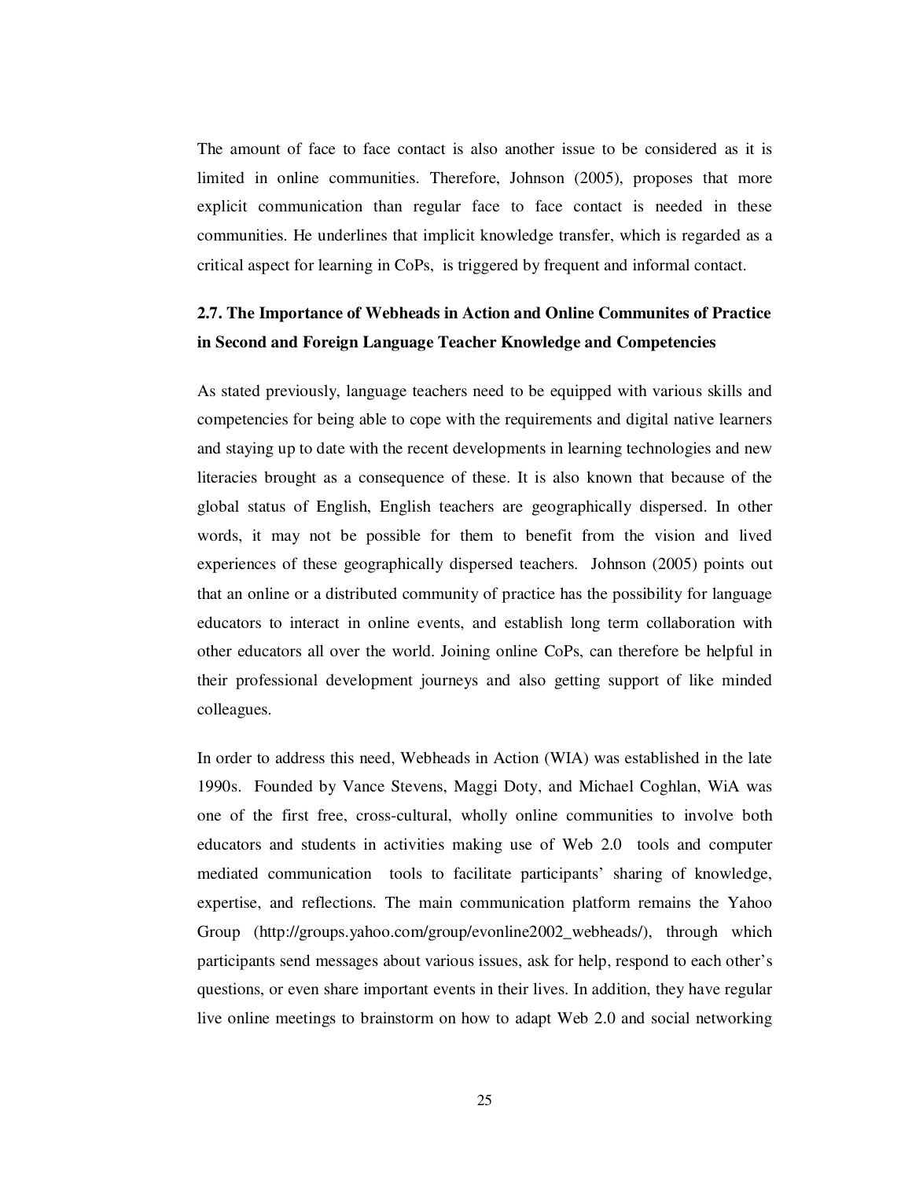The amount of face to face contact is also another issue to be considered as it is limited in online communities. Therefore, Johnson (2005), proposes that more explicit communication than regular face to face contact is needed in these communities. He underlines that implicit knowledge transfer, which is regarded as a critical aspect for learning in CoPs, is triggered by frequent and informal contact.

## 2.7. The Importance of Webheads in Action and Online Communites of Practice in Second and Foreign Language Teacher Knowledge and Competencies

As stated previously, language teachers need to be equipped with various skills and competencies for being able to cope with the requirements and digital native learners and staying up to date with the recent developments in learning technologies and new literacies brought as a consequence of these. It is also known that because of the global status of English, English teachers are geographically dispersed. In other words, it may not be possible for them to benefit from the vision and lived experiences of these geographically dispersed teachers. Johnson (2005) points out that an online or a distributed community of practice has the possibility for language educators to interact in online events, and establish long term collaboration with other educators all over the world. Joining online CoPs, can therefore be helpful in their professional development journeys and also getting support of like minded colleagues.

In order to address this need, Webheads in Action (WIA) was established in the late 1990s. Founded by Vance Stevens, Maggi Doty, and Michael Coghlan, WiA was one of the first free, cross-cultural, wholly online communities to involve both educators and students in activities making use of Web 2.0 tools and computer mediated communication tools to facilitate participants' sharing of knowledge, expertise, and reflections. The main communication platform remains the Yahoo Group (http://groups.yahoo.com/group/evonline2002_webheads/), through which participants send messages about various issues, ask for help, respond to each other's questions, or even share important events in their lives. In addition, they have regular live online meetings to brainstorm on how to adapt Web 2.0 and social networking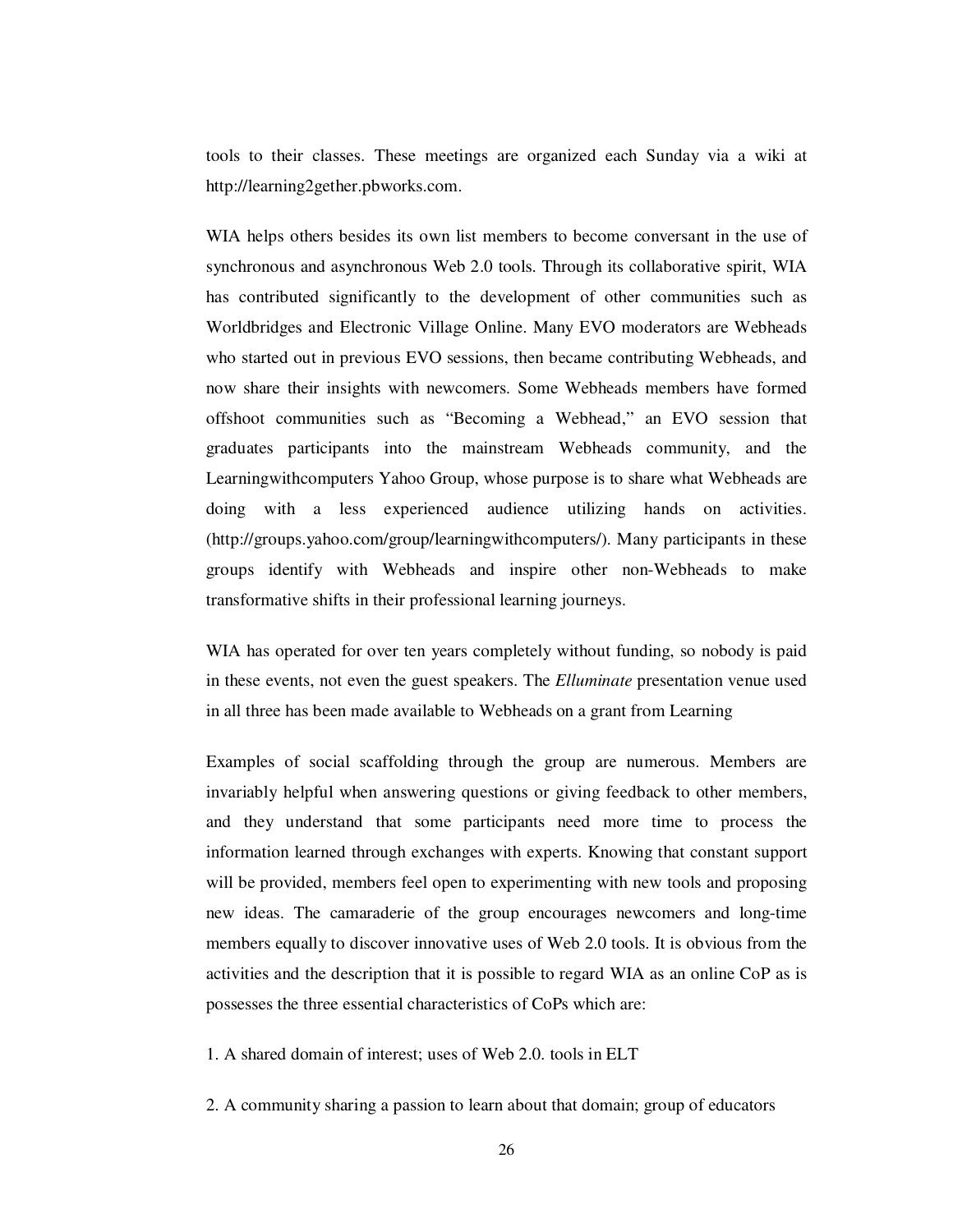tools to their classes. These meetings are organized each Sunday via a wiki at http://learning2gether.pbworks.com.

WIA helps others besides its own list members to become conversant in the use of synchronous and asynchronous Web 2.0 tools. Through its collaborative spirit, WIA has contributed significantly to the development of other communities such as Worldbridges and Electronic Village Online. Many EVO moderators are Webheads who started out in previous EVO sessions, then became contributing Webheads, and now share their insights with newcomers. Some Webheads members have formed offshoot communities such as "Becoming a Webhead," an EVO session that graduates participants into the mainstream Webheads community, and the Learningwithcomputers Yahoo Group, whose purpose is to share what Webheads are doing with a less experienced audience utilizing hands on activities. (http://groups.yahoo.com/group/learningwithcomputers/). Many participants in these groups identify with Webheads and inspire other non-Webheads to make transformative shifts in their professional learning journeys.

WIA has operated for over ten years completely without funding, so nobody is paid in these events, not even the guest speakers. The *Elluminate* presentation venue used in all three has been made available to Webheads on a grant from Learning

Examples of social scaffolding through the group are numerous. Members are invariably helpful when answering questions or giving feedback to other members, and they understand that some participants need more time to process the information learned through exchanges with experts. Knowing that constant support will be provided, members feel open to experimenting with new tools and proposing new ideas. The camaraderie of the group encourages newcomers and long-time members equally to discover innovative uses of Web 2.0 tools. It is obvious from the activities and the description that it is possible to regard WIA as an online CoP as is possesses the three essential characteristics of CoPs which are:

1. A shared domain of interest; uses of Web 2.0. tools in ELT

2. A community sharing a passion to learn about that domain; group of educators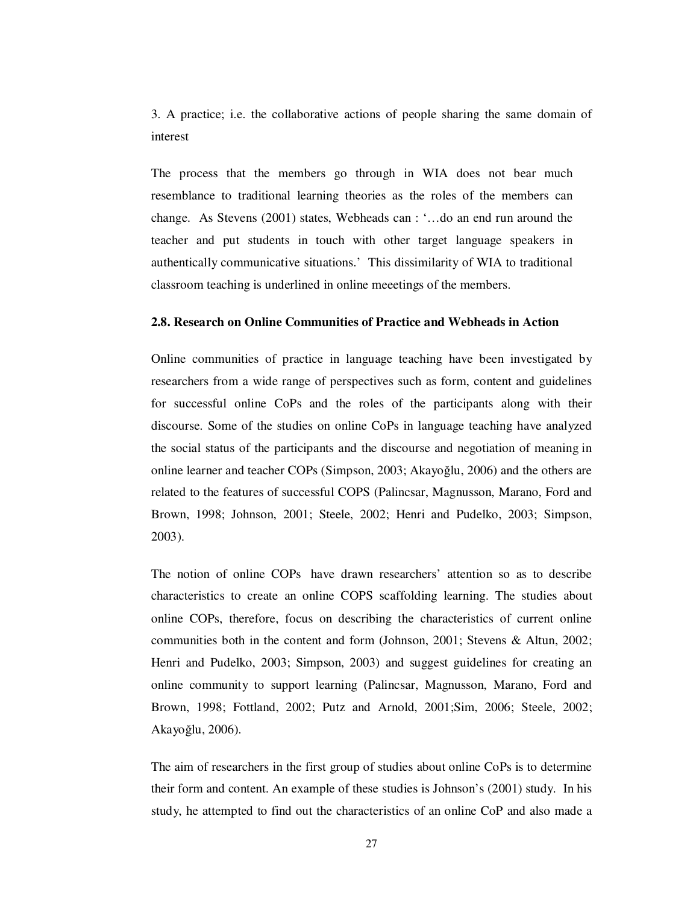3. A practice; i.e. the collaborative actions of people sharing the same domain of interest

The process that the members go through in WIA does not bear much resemblance to traditional learning theories as the roles of the members can change. As Stevens (2001) states, Webheads can : '…do an end run around the teacher and put students in touch with other target language speakers in authentically communicative situations.' This dissimilarity of WIA to traditional classroom teaching is underlined in online meeetings of the members.

**2.8. Research on Online Communities of Practice and Webheads in Action**

Online communities of practice in language teaching have been investigated by researchers from a wide range of perspectives such as form, content and guidelines for successful online CoPs and the roles of the participants along with their discourse. Some of the studies on online CoPs in language teaching have analyzed the social status of the participants and the discourse and negotiation of meaning in online learner and teacher COPs (Simpson, 2003; Akayoğlu, 2006) and the others are related to the features of successful COPS (Palincsar, Magnusson, Marano, Ford and Brown, 1998; Johnson, 2001; Steele, 2002; Henri and Pudelko, 2003; Simpson, 2003).

The notion of online COPs have drawn researchers' attention so as to describe characteristics to create an online COPS scaffolding learning. The studies about online COPs, therefore, focus on describing the characteristics of current online communities both in the content and form (Johnson, 2001; Stevens & Altun, 2002; Henri and Pudelko, 2003; Simpson, 2003) and suggest guidelines for creating an online community to support learning (Palincsar, Magnusson, Marano, Ford and Brown, 1998; Fottland, 2002; Putz and Arnold, 2001;Sim, 2006; Steele, 2002; Akayoğlu, 2006).

The aim of researchers in the first group of studies about online CoPs is to determine their form and content. An example of these studies is Johnson's (2001) study. In his study, he attempted to find out the characteristics of an online CoP and also made a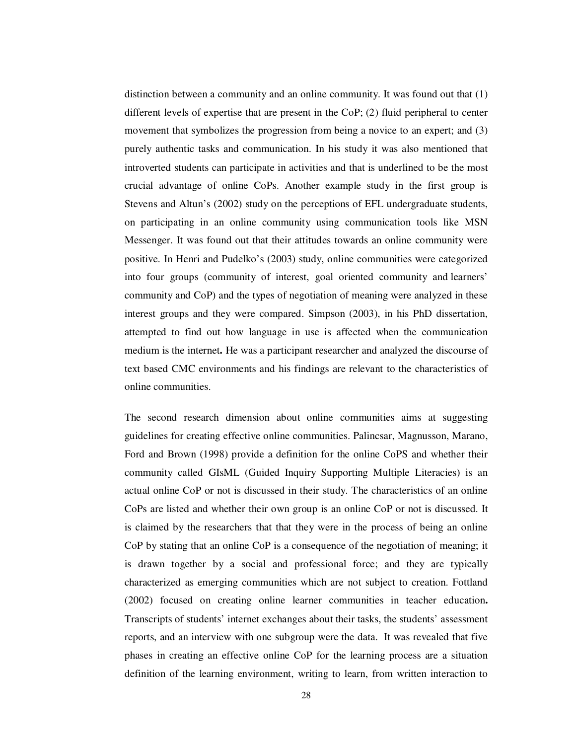distinction between a community and an online community. It was found out that (1) different levels of expertise that are present in the CoP; (2) fluid peripheral to center movement that symbolizes the progression from being a novice to an expert; and (3) purely authentic tasks and communication. In his study it was also mentioned that introverted students can participate in activities and that is underlined to be the most crucial advantage of online CoPs. Another example study in the first group is Stevens and Altun's (2002) study on the perceptions of EFL undergraduate students, on participating in an online community using communication tools like MSN Messenger. It was found out that their attitudes towards an online community were positive. In Henri and Pudelko's (2003) study, online communities were categorized into four groups (community of interest, goal oriented community and learners' community and CoP) and the types of negotiation of meaning were analyzed in these interest groups and they were compared. Simpson (2003), in his PhD dissertation, attempted to find out how language in use is affected when the communication medium is the internet**.** He was a participant researcher and analyzed the discourse of text based CMC environments and his findings are relevant to the characteristics of online communities.

The second research dimension about online communities aims at suggesting guidelines for creating effective online communities. Palincsar, Magnusson, Marano, Ford and Brown (1998) provide a definition for the online CoPS and whether their community called GIsML (Guided Inquiry Supporting Multiple Literacies) is an actual online CoP or not is discussed in their study. The characteristics of an online CoPs are listed and whether their own group is an online CoP or not is discussed. It is claimed by the researchers that that they were in the process of being an online CoP by stating that an online CoP is a consequence of the negotiation of meaning; it is drawn together by a social and professional force; and they are typically characterized as emerging communities which are not subject to creation. Fottland (2002) focused on creating online learner communities in teacher education**.** Transcripts of students' internet exchanges about their tasks, the students' assessment reports, and an interview with one subgroup were the data. It was revealed that five phases in creating an effective online CoP for the learning process are a situation definition of the learning environment, writing to learn, from written interaction to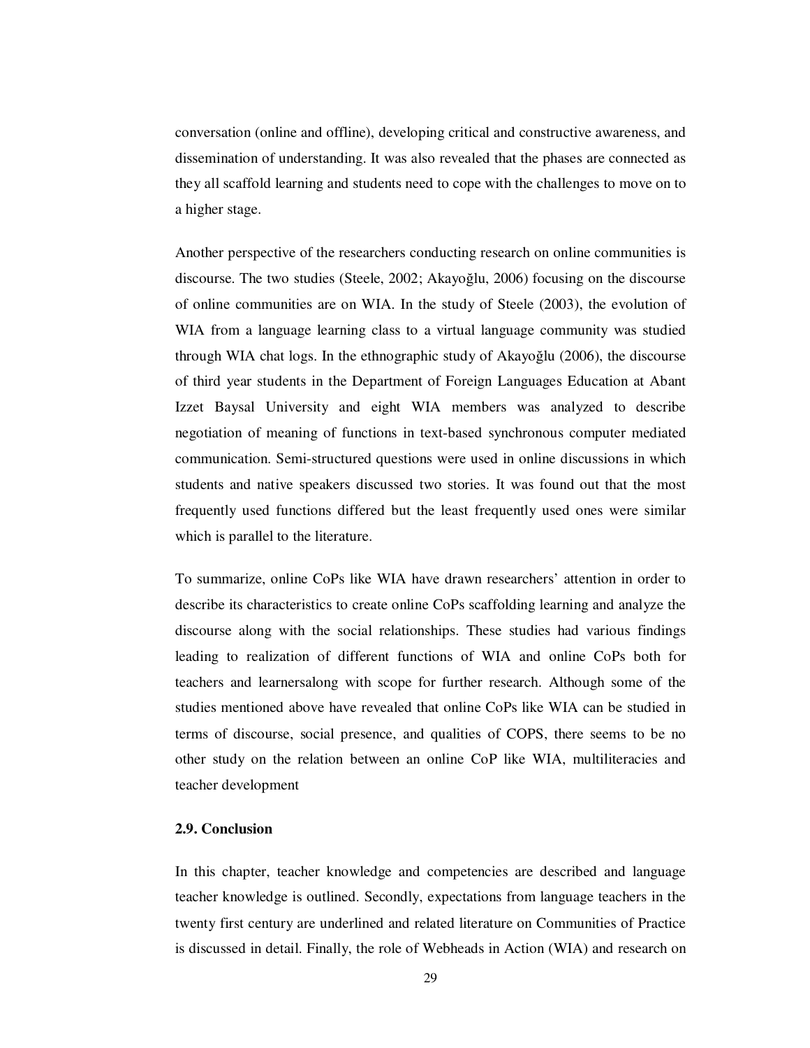conversation (online and offline), developing critical and constructive awareness, and dissemination of understanding. It was also revealed that the phases are connected as they all scaffold learning and students need to cope with the challenges to move on to a higher stage.

Another perspective of the researchers conducting research on online communities is discourse. The two studies (Steele, 2002; Akayoğlu, 2006) focusing on the discourse of online communities are on WIA. In the study of Steele (2003), the evolution of WIA from a language learning class to a virtual language community was studied through WIA chat logs. In the ethnographic study of Akayoğlu (2006), the discourse of third year students in the Department of Foreign Languages Education at Abant Izzet Baysal University and eight WIA members was analyzed to describe negotiation of meaning of functions in text-based synchronous computer mediated communication. Semi-structured questions were used in online discussions in which students and native speakers discussed two stories. It was found out that the most frequently used functions differed but the least frequently used ones were similar which is parallel to the literature.

To summarize, online CoPs like WIA have drawn researchers' attention in order to describe its characteristics to create online CoPs scaffolding learning and analyze the discourse along with the social relationships. These studies had various findings leading to realization of different functions of WIA and online CoPs both for teachers and learnersalong with scope for further research. Although some of the studies mentioned above have revealed that online CoPs like WIA can be studied in terms of discourse, social presence, and qualities of COPS, there seems to be no other study on the relation between an online CoP like WIA, multiliteracies and teacher development

### 2.9. Conclusion

In this chapter, teacher knowledge and competencies are described and language teacher knowledge is outlined. Secondly, expectations from language teachers in the twenty first century are underlined and related literature on Communities of Practice is discussed in detail. Finally, the role of Webheads in Action (WIA) and research on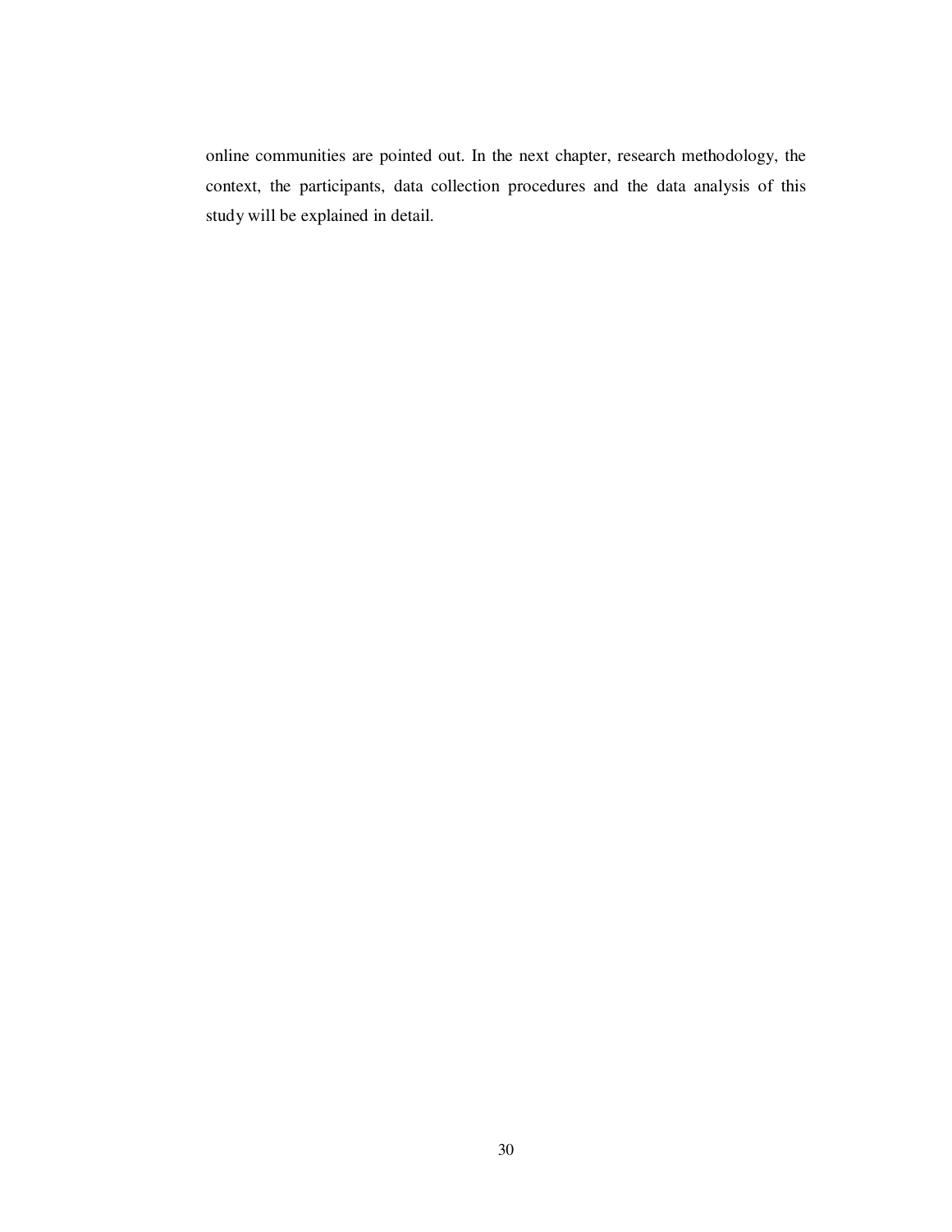online communities are pointed out. In the next chapter, research methodology, the context, the participants, data collection procedures and the data analysis of this study will be explained in detail.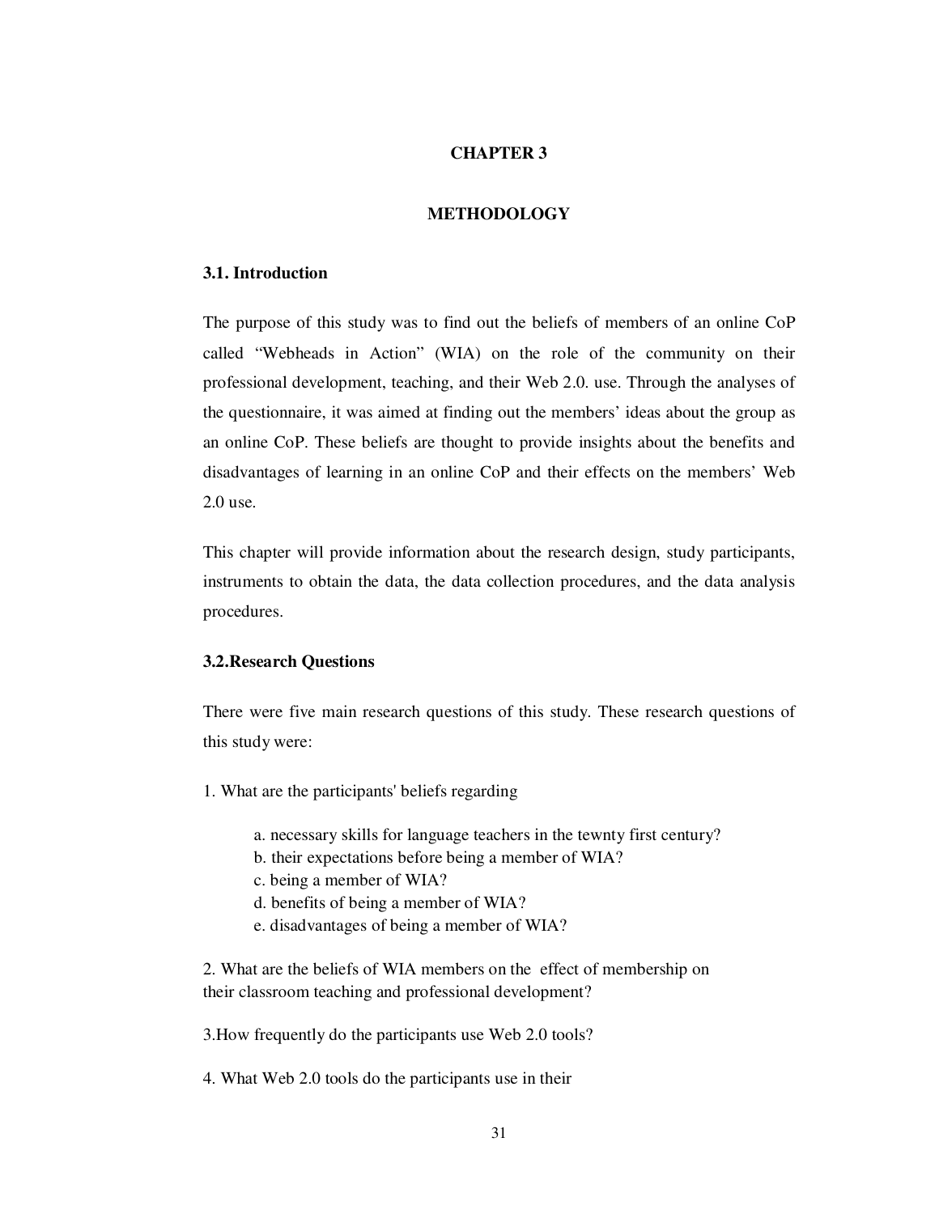# CHAPTER 3

# METHODOLOGY

## 3.1. Introduction

The purpose of this study was to find out the beliefs of members of an online CoP called "Webheads in Action" (WIA) on the role of the community on their professional development, teaching, and their Web 2.0. use. Through the analyses of the questionnaire, it was aimed at finding out the members' ideas about the group as an online CoP. These beliefs are thought to provide insights about the benefits and disadvantages of learning in an online CoP and their effects on the members' Web 2.0 use.

This chapter will provide information about the research design, study participants, instruments to obtain the data, the data collection procedures, and the data analysis procedures.

## 3.2.Research Questions

There were five main research questions of this study. These research questions of this study were:

1. What are the participants' beliefs regarding

    a. necessary skills for language teachers in the tewnty first century?
    b. their expectations before being a member of WIA?
    c. being a member of WIA?
    d. benefits of being a member of WIA?
    e. disadvantages of being a member of WIA?

2. What are the beliefs of WIA members on the effect of membership on their classroom teaching and professional development?

3.How frequently do the participants use Web 2.0 tools?

4. What Web 2.0 tools do the participants use in their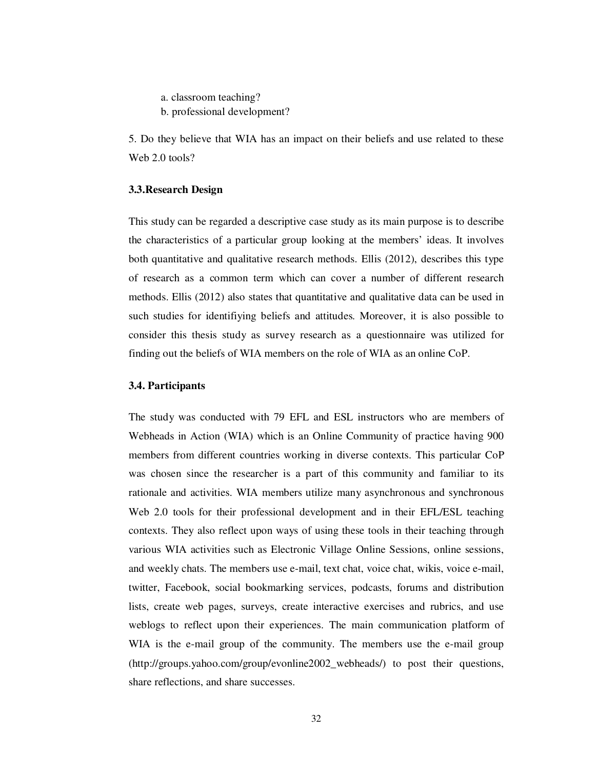a. classroom teaching?
   b. professional development?

5. Do they believe that WIA has an impact on their beliefs and use related to these Web 2.0 tools?

### 3.3.Research Design

This study can be regarded a descriptive case study as its main purpose is to describe the characteristics of a particular group looking at the members' ideas. It involves both quantitative and qualitative research methods. Ellis (2012), describes this type of research as a common term which can cover a number of different research methods. Ellis (2012) also states that quantitative and qualitative data can be used in such studies for identifiying beliefs and attitudes. Moreover, it is also possible to consider this thesis study as survey research as a questionnaire was utilized for finding out the beliefs of WIA members on the role of WIA as an online CoP.

### 3.4. Participants

The study was conducted with 79 EFL and ESL instructors who are members of Webheads in Action (WIA) which is an Online Community of practice having 900 members from different countries working in diverse contexts. This particular CoP was chosen since the researcher is a part of this community and familiar to its rationale and activities. WIA members utilize many asynchronous and synchronous Web 2.0 tools for their professional development and in their EFL/ESL teaching contexts. They also reflect upon ways of using these tools in their teaching through various WIA activities such as Electronic Village Online Sessions, online sessions, and weekly chats. The members use e-mail, text chat, voice chat, wikis, voice e-mail, twitter, Facebook, social bookmarking services, podcasts, forums and distribution lists, create web pages, surveys, create interactive exercises and rubrics, and use weblogs to reflect upon their experiences. The main communication platform of WIA is the e-mail group of the community. The members use the e-mail group (http://groups.yahoo.com/group/evonline2002_webheads/) to post their questions, share reflections, and share successes.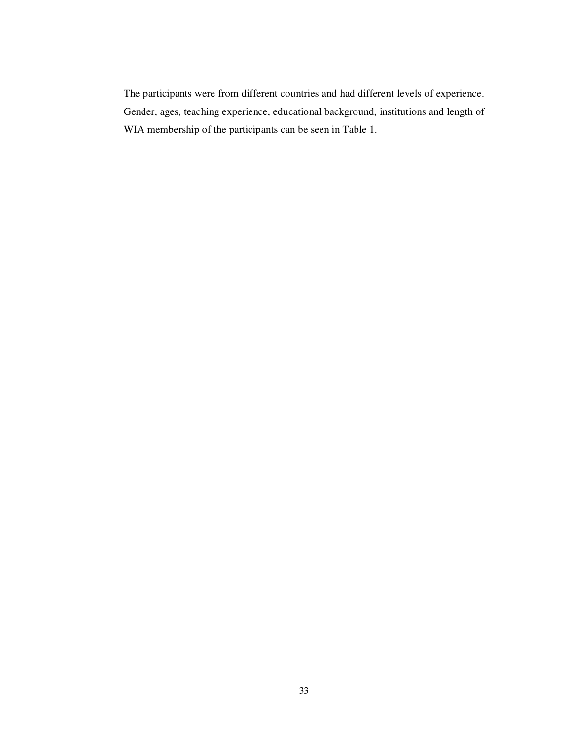The participants were from different countries and had different levels of experience. Gender, ages, teaching experience, educational background, institutions and length of WIA membership of the participants can be seen in Table 1.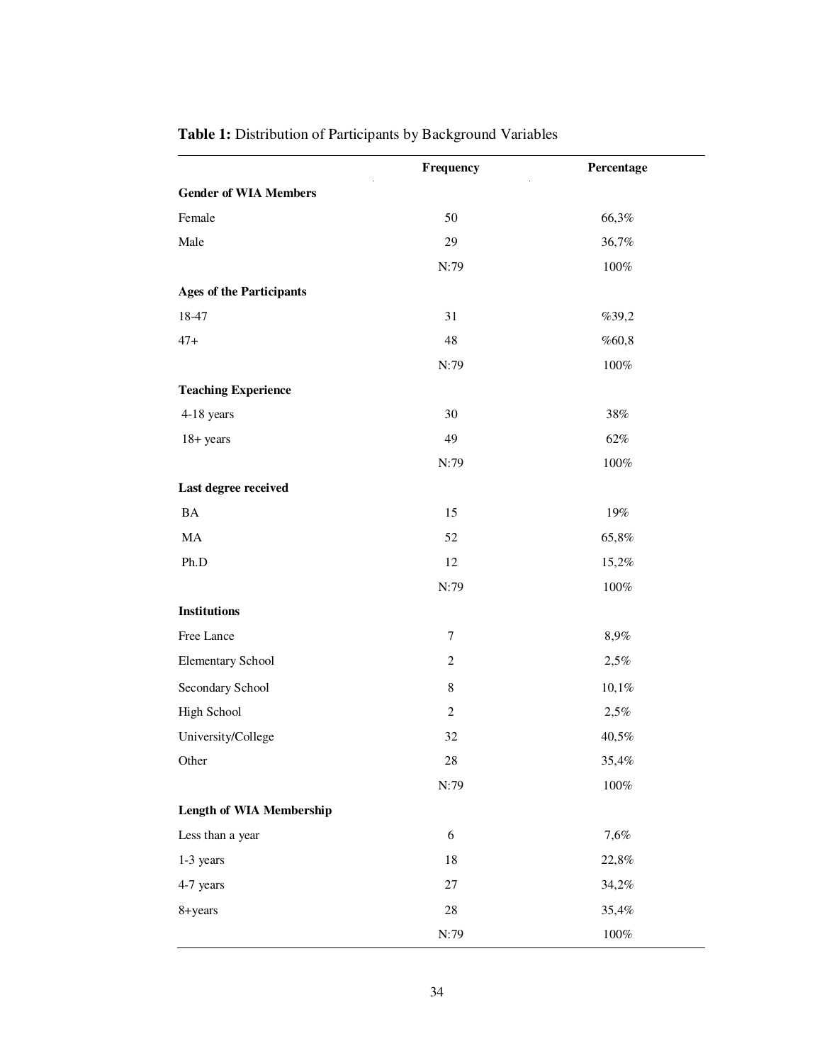**Table 1:** Distribution of Participants by Background Variables

| | Frequency | Percentage |
|---|---|---|
| **Gender of WIA Members** | | |
| Female | 50 | 66,3% |
| Male | 29 | 36,7% |
| | N:79 | 100% |
| **Ages of the Participants** | | |
| 18-47 | 31 | %39,2 |
| 47+ | 48 | %60,8 |
| | N:79 | 100% |
| **Teaching Experience** | | |
| 4-18 years | 30 | 38% |
| 18+ years | 49 | 62% |
| | N:79 | 100% |
| **Last degree received** | | |
| BA | 15 | 19% |
| MA | 52 | 65,8% |
| Ph.D | 12 | 15,2% |
| | N:79 | 100% |
| **Institutions** | | |
| Free Lance | 7 | 8,9% |
| Elementary School | 2 | 2,5% |
| Secondary School | 8 | 10,1% |
| High School | 2 | 2,5% |
| University/College | 32 | 40,5% |
| Other | 28 | 35,4% |
| | N:79 | 100% |
| **Length of WIA Membership** | | |
| Less than a year | 6 | 7,6% |
| 1-3 years | 18 | 22,8% |
| 4-7 years | 27 | 34,2% |
| 8+years | 28 | 35,4% |
| | N:79 | 100% |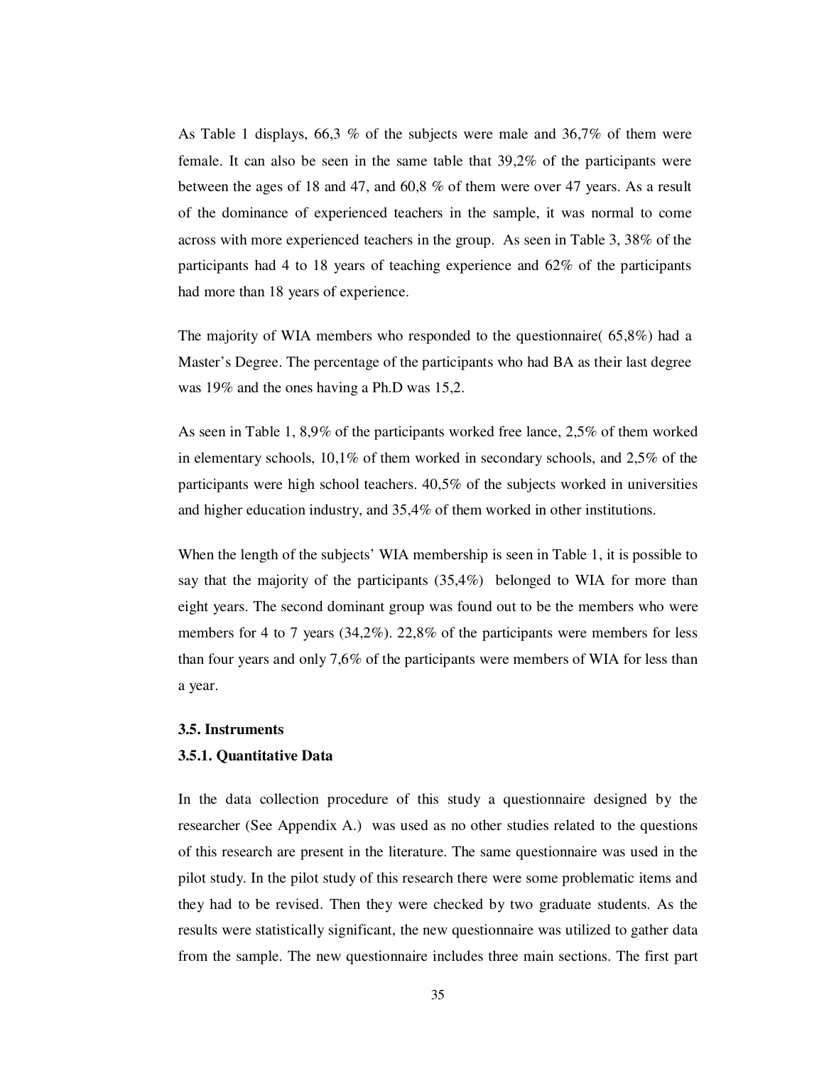As Table 1 displays, 66,3 % of the subjects were male and 36,7% of them were female. It can also be seen in the same table that 39,2% of the participants were between the ages of 18 and 47, and 60,8 % of them were over 47 years. As a result of the dominance of experienced teachers in the sample, it was normal to come across with more experienced teachers in the group. As seen in Table 3, 38% of the participants had 4 to 18 years of teaching experience and 62% of the participants had more than 18 years of experience.

The majority of WIA members who responded to the questionnaire( 65,8%) had a Master's Degree. The percentage of the participants who had BA as their last degree was 19% and the ones having a Ph.D was 15,2.

As seen in Table 1, 8,9% of the participants worked free lance, 2,5% of them worked in elementary schools, 10,1% of them worked in secondary schools, and 2,5% of the participants were high school teachers. 40,5% of the subjects worked in universities and higher education industry, and 35,4% of them worked in other institutions.

When the length of the subjects' WIA membership is seen in Table 1, it is possible to say that the majority of the participants (35,4%) belonged to WIA for more than eight years. The second dominant group was found out to be the members who were members for 4 to 7 years (34,2%). 22,8% of the participants were members for less than four years and only 7,6% of the participants were members of WIA for less than a year.

### 3.5. Instruments

#### 3.5.1. Quantitative Data

In the data collection procedure of this study a questionnaire designed by the researcher (See Appendix A.) was used as no other studies related to the questions of this research are present in the literature. The same questionnaire was used in the pilot study. In the pilot study of this research there were some problematic items and they had to be revised. Then they were checked by two graduate students. As the results were statistically significant, the new questionnaire was utilized to gather data from the sample. The new questionnaire includes three main sections. The first part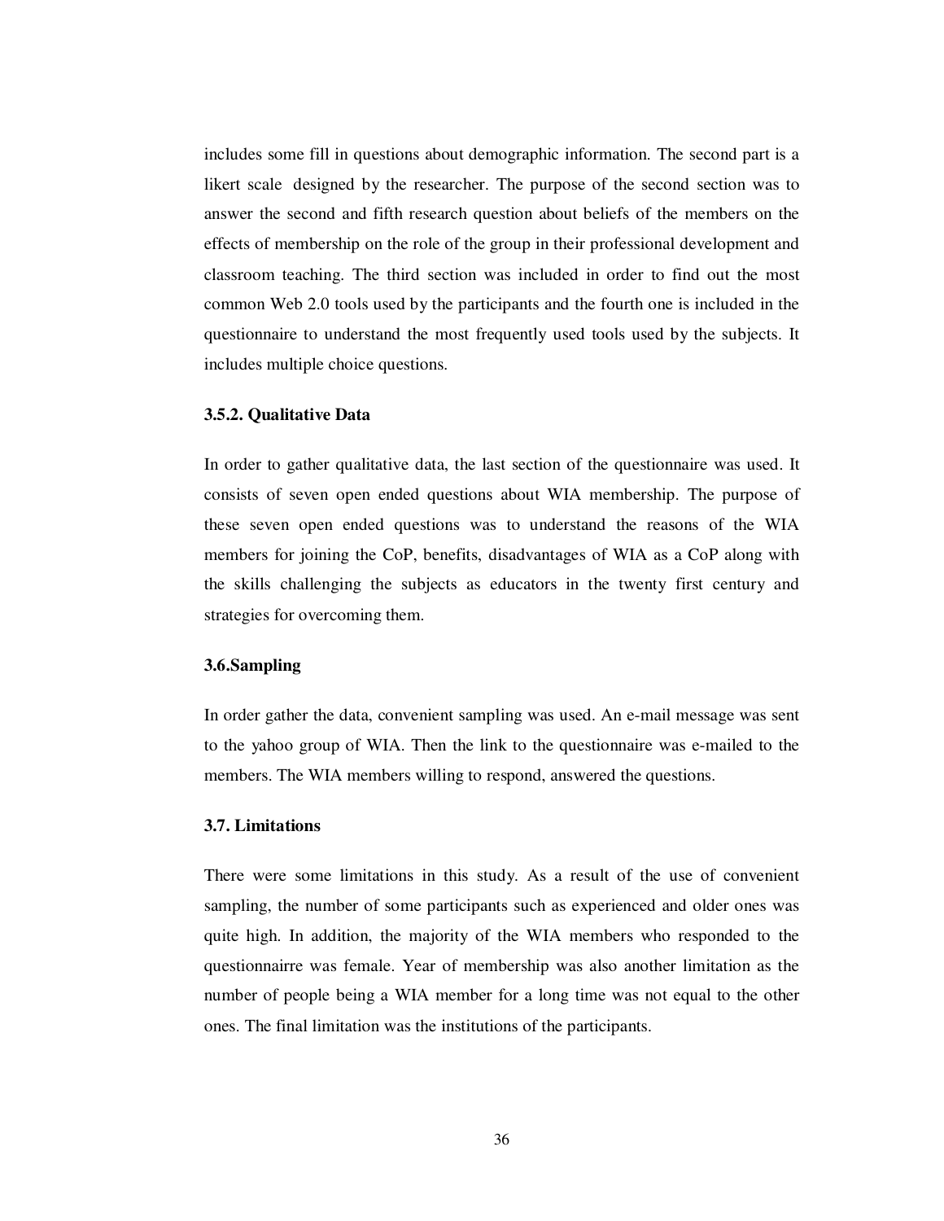includes some fill in questions about demographic information. The second part is a likert scale designed by the researcher. The purpose of the second section was to answer the second and fifth research question about beliefs of the members on the effects of membership on the role of the group in their professional development and classroom teaching. The third section was included in order to find out the most common Web 2.0 tools used by the participants and the fourth one is included in the questionnaire to understand the most frequently used tools used by the subjects. It includes multiple choice questions.

### 3.5.2. Qualitative Data

In order to gather qualitative data, the last section of the questionnaire was used. It consists of seven open ended questions about WIA membership. The purpose of these seven open ended questions was to understand the reasons of the WIA members for joining the CoP, benefits, disadvantages of WIA as a CoP along with the skills challenging the subjects as educators in the twenty first century and strategies for overcoming them.

### 3.6.Sampling

In order gather the data, convenient sampling was used. An e-mail message was sent to the yahoo group of WIA. Then the link to the questionnaire was e-mailed to the members. The WIA members willing to respond, answered the questions.

### 3.7. Limitations

There were some limitations in this study. As a result of the use of convenient sampling, the number of some participants such as experienced and older ones was quite high. In addition, the majority of the WIA members who responded to the questionnairre was female. Year of membership was also another limitation as the number of people being a WIA member for a long time was not equal to the other ones. The final limitation was the institutions of the participants.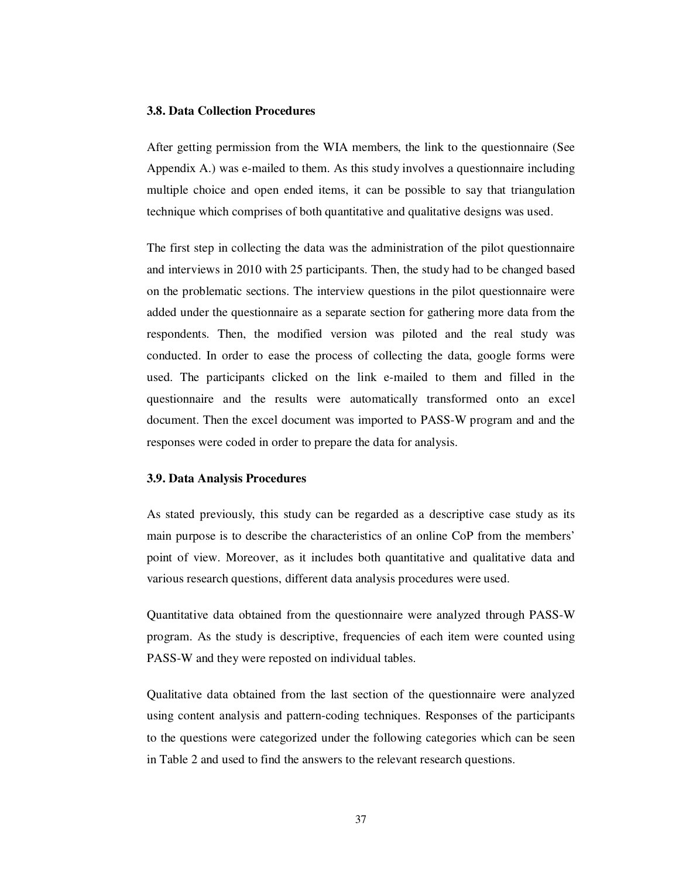### 3.8. Data Collection Procedures

After getting permission from the WIA members, the link to the questionnaire (See Appendix A.) was e-mailed to them. As this study involves a questionnaire including multiple choice and open ended items, it can be possible to say that triangulation technique which comprises of both quantitative and qualitative designs was used.

The first step in collecting the data was the administration of the pilot questionnaire and interviews in 2010 with 25 participants. Then, the study had to be changed based on the problematic sections. The interview questions in the pilot questionnaire were added under the questionnaire as a separate section for gathering more data from the respondents. Then, the modified version was piloted and the real study was conducted. In order to ease the process of collecting the data, google forms were used. The participants clicked on the link e-mailed to them and filled in the questionnaire and the results were automatically transformed onto an excel document. Then the excel document was imported to PASS-W program and and the responses were coded in order to prepare the data for analysis.

### 3.9. Data Analysis Procedures

As stated previously, this study can be regarded as a descriptive case study as its main purpose is to describe the characteristics of an online CoP from the members' point of view. Moreover, as it includes both quantitative and qualitative data and various research questions, different data analysis procedures were used.

Quantitative data obtained from the questionnaire were analyzed through PASS-W program. As the study is descriptive, frequencies of each item were counted using PASS-W and they were reposted on individual tables.

Qualitative data obtained from the last section of the questionnaire were analyzed using content analysis and pattern-coding techniques. Responses of the participants to the questions were categorized under the following categories which can be seen in Table 2 and used to find the answers to the relevant research questions.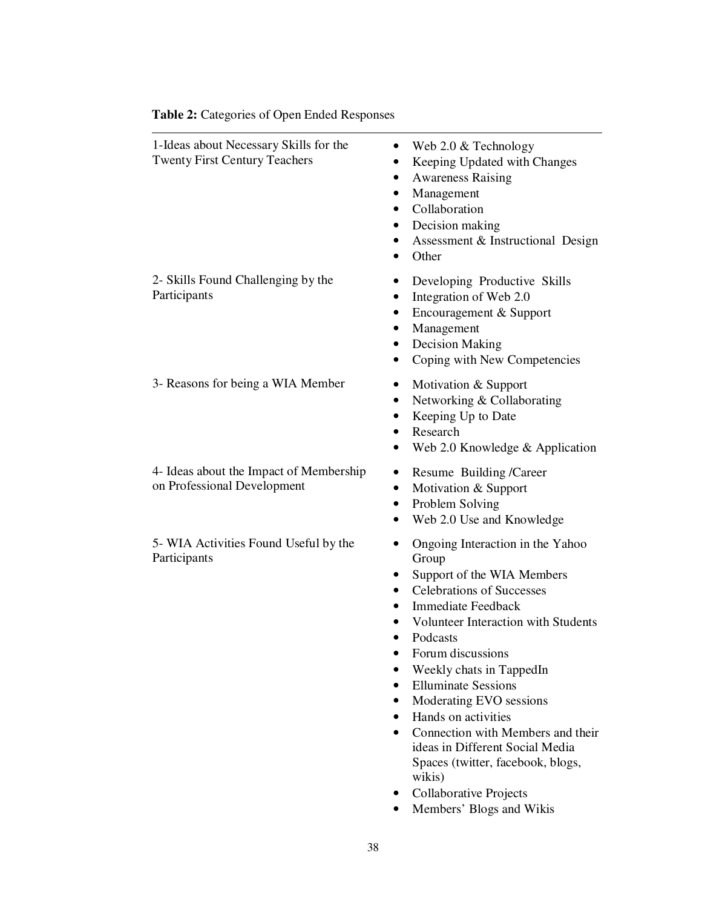**Table 2:** Categories of Open Ended Responses

| | |
|---|---|
| 1-Ideas about Necessary Skills for the Twenty First Century Teachers | • Web 2.0 & Technology<br>• Keeping Updated with Changes<br>• Awareness Raising<br>• Management<br>• Collaboration<br>• Decision making<br>• Assessment & Instructional Design<br>• Other |
| 2- Skills Found Challenging by the Participants | • Developing Productive Skills<br>• Integration of Web 2.0<br>• Encouragement & Support<br>• Management<br>• Decision Making<br>• Coping with New Competencies |
| 3- Reasons for being a WIA Member | • Motivation & Support<br>• Networking & Collaborating<br>• Keeping Up to Date<br>• Research<br>• Web 2.0 Knowledge & Application |
| 4- Ideas about the Impact of Membership on Professional Development | • Resume Building /Career<br>• Motivation & Support<br>• Problem Solving<br>• Web 2.0 Use and Knowledge |
| 5- WIA Activities Found Useful by the Participants | • Ongoing Interaction in the Yahoo Group<br>• Support of the WIA Members<br>• Celebrations of Successes<br>• Immediate Feedback<br>• Volunteer Interaction with Students<br>• Podcasts<br>• Forum discussions<br>• Weekly chats in TappedIn<br>• Elluminate Sessions<br>• Moderating EVO sessions<br>• Hands on activities<br>• Connection with Members and their ideas in Different Social Media Spaces (twitter, facebook, blogs, wikis)<br>• Collaborative Projects<br>• Members' Blogs and Wikis |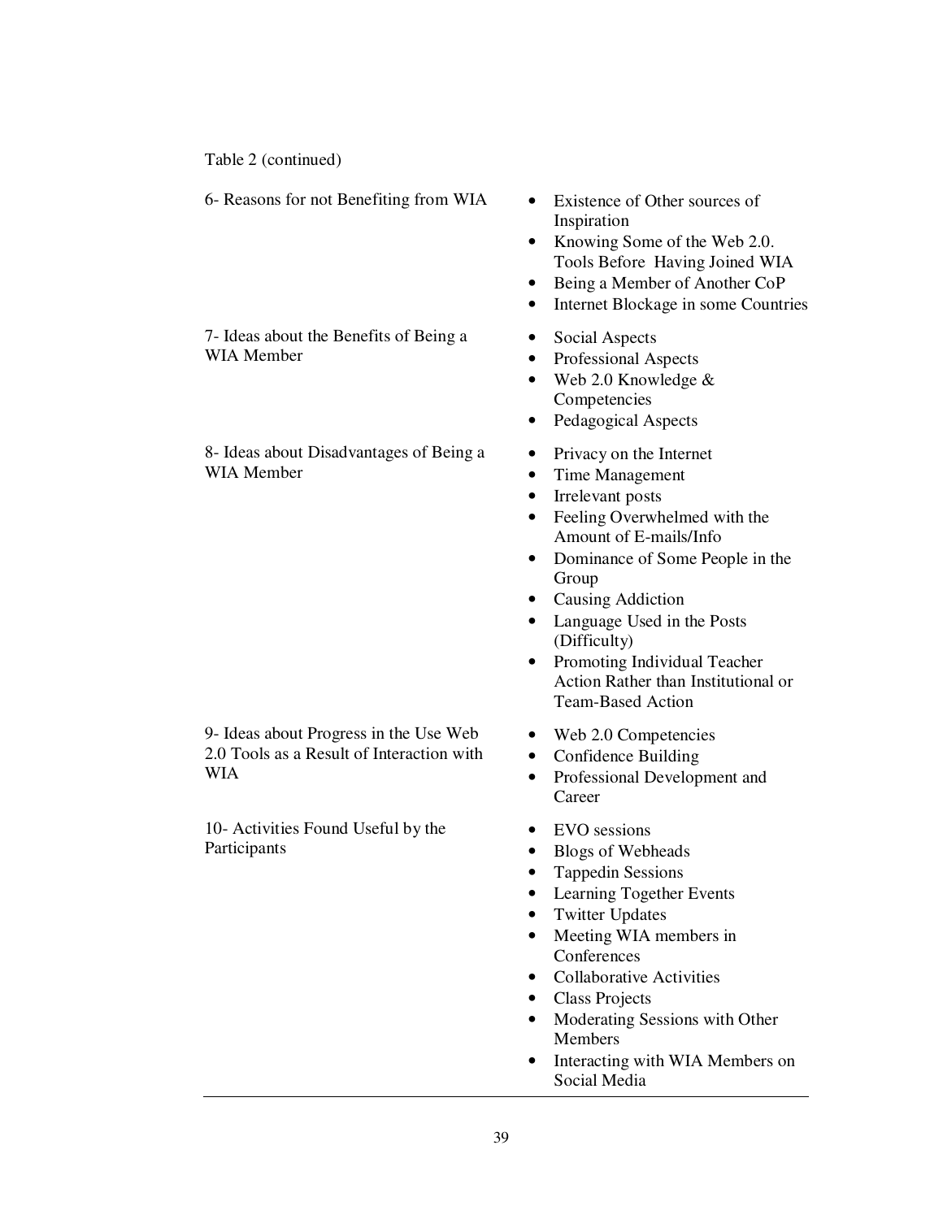Table 2 (continued)

| | |
|---|---|
| 6- Reasons for not Benefiting from WIA | • Existence of Other sources of Inspiration<br>• Knowing Some of the Web 2.0. Tools Before Having Joined WIA<br>• Being a Member of Another CoP<br>• Internet Blockage in some Countries |
| 7- Ideas about the Benefits of Being a WIA Member | • Social Aspects<br>• Professional Aspects<br>• Web 2.0 Knowledge & Competencies<br>• Pedagogical Aspects |
| 8- Ideas about Disadvantages of Being a WIA Member | • Privacy on the Internet<br>• Time Management<br>• Irrelevant posts<br>• Feeling Overwhelmed with the Amount of E-mails/Info<br>• Dominance of Some People in the Group<br>• Causing Addiction<br>• Language Used in the Posts (Difficulty)<br>• Promoting Individual Teacher Action Rather than Institutional or Team-Based Action |
| 9- Ideas about Progress in the Use Web 2.0 Tools as a Result of Interaction with WIA | • Web 2.0 Competencies<br>• Confidence Building<br>• Professional Development and Career |
| 10- Activities Found Useful by the Participants | • EVO sessions<br>• Blogs of Webheads<br>• Tappedin Sessions<br>• Learning Together Events<br>• Twitter Updates<br>• Meeting WIA members in Conferences<br>• Collaborative Activities<br>• Class Projects<br>• Moderating Sessions with Other Members<br>• Interacting with WIA Members on Social Media |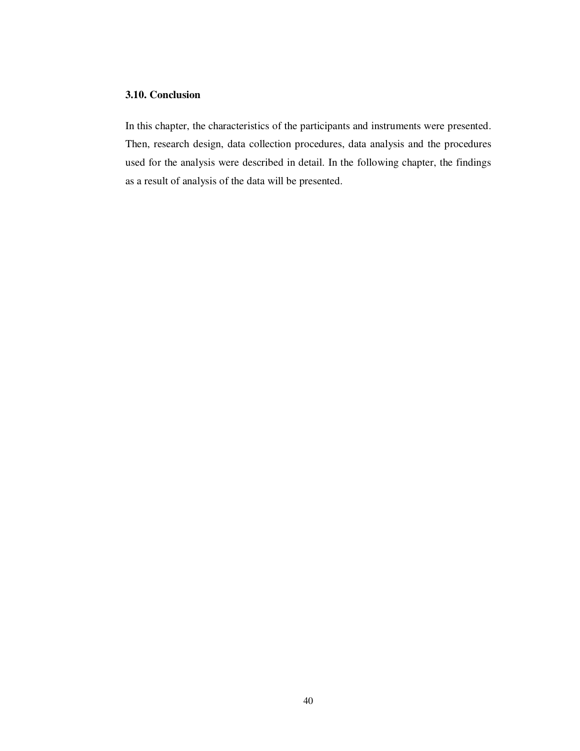### 3.10. Conclusion

In this chapter, the characteristics of the participants and instruments were presented. Then, research design, data collection procedures, data analysis and the procedures used for the analysis were described in detail. In the following chapter, the findings as a result of analysis of the data will be presented.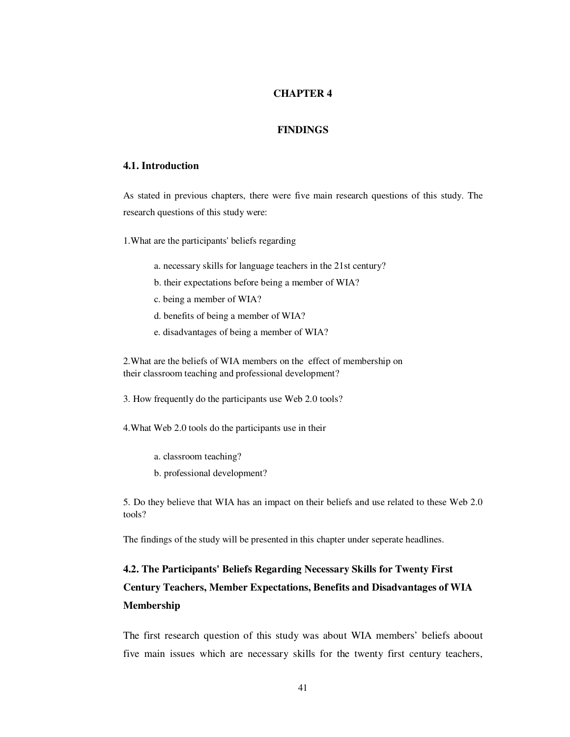# CHAPTER 4

# FINDINGS

## 4.1. Introduction

As stated in previous chapters, there were five main research questions of this study. The research questions of this study were:

1.What are the participants' beliefs regarding

  a. necessary skills for language teachers in the 21st century?

  b. their expectations before being a member of WIA?

  c. being a member of WIA?

  d. benefits of being a member of WIA?

  e. disadvantages of being a member of WIA?

2.What are the beliefs of WIA members on the effect of membership on their classroom teaching and professional development?

3. How frequently do the participants use Web 2.0 tools?

4.What Web 2.0 tools do the participants use in their

  a. classroom teaching?

  b. professional development?

5. Do they believe that WIA has an impact on their beliefs and use related to these Web 2.0 tools?

The findings of the study will be presented in this chapter under seperate headlines.

## 4.2. The Participants' Beliefs Regarding Necessary Skills for Twenty First Century Teachers, Member Expectations, Benefits and Disadvantages of WIA Membership

The first research question of this study was about WIA members' beliefs aboout five main issues which are necessary skills for the twenty first century teachers,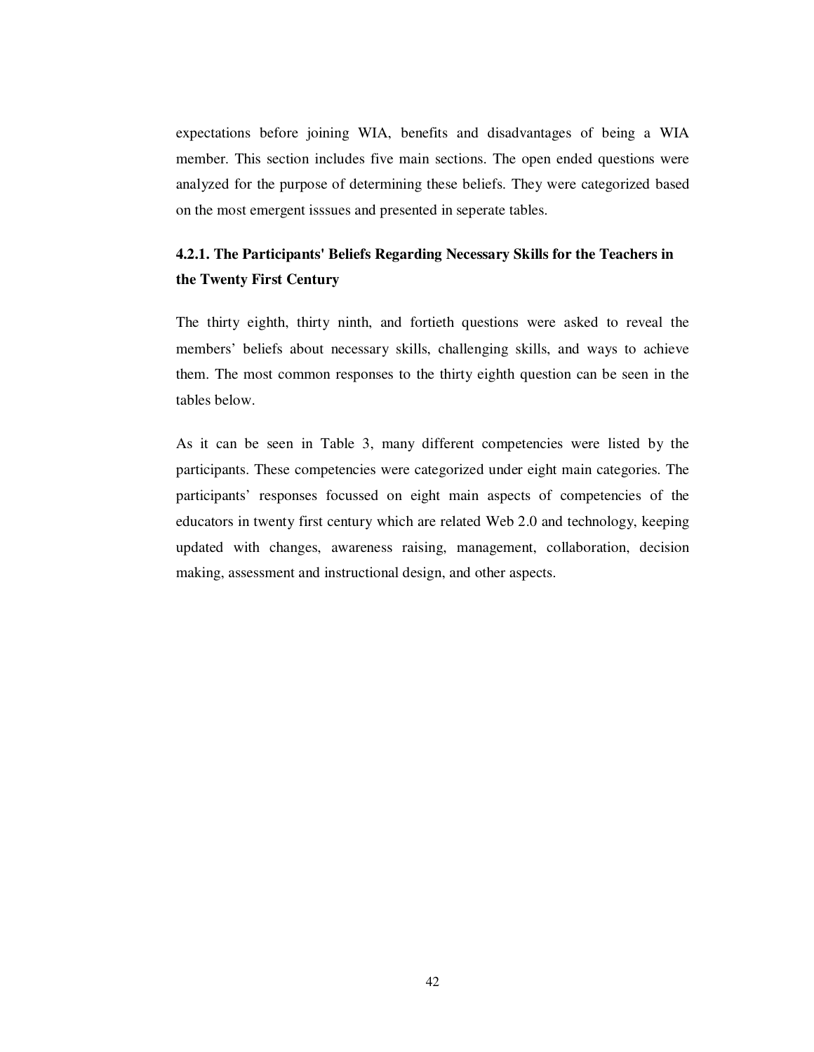expectations before joining WIA, benefits and disadvantages of being a WIA member. This section includes five main sections. The open ended questions were analyzed for the purpose of determining these beliefs. They were categorized based on the most emergent isssues and presented in seperate tables.

### 4.2.1. The Participants' Beliefs Regarding Necessary Skills for the Teachers in the Twenty First Century

The thirty eighth, thirty ninth, and fortieth questions were asked to reveal the members' beliefs about necessary skills, challenging skills, and ways to achieve them. The most common responses to the thirty eighth question can be seen in the tables below.

As it can be seen in Table 3, many different competencies were listed by the participants. These competencies were categorized under eight main categories. The participants' responses focussed on eight main aspects of competencies of the educators in twenty first century which are related Web 2.0 and technology, keeping updated with changes, awareness raising, management, collaboration, decision making, assessment and instructional design, and other aspects.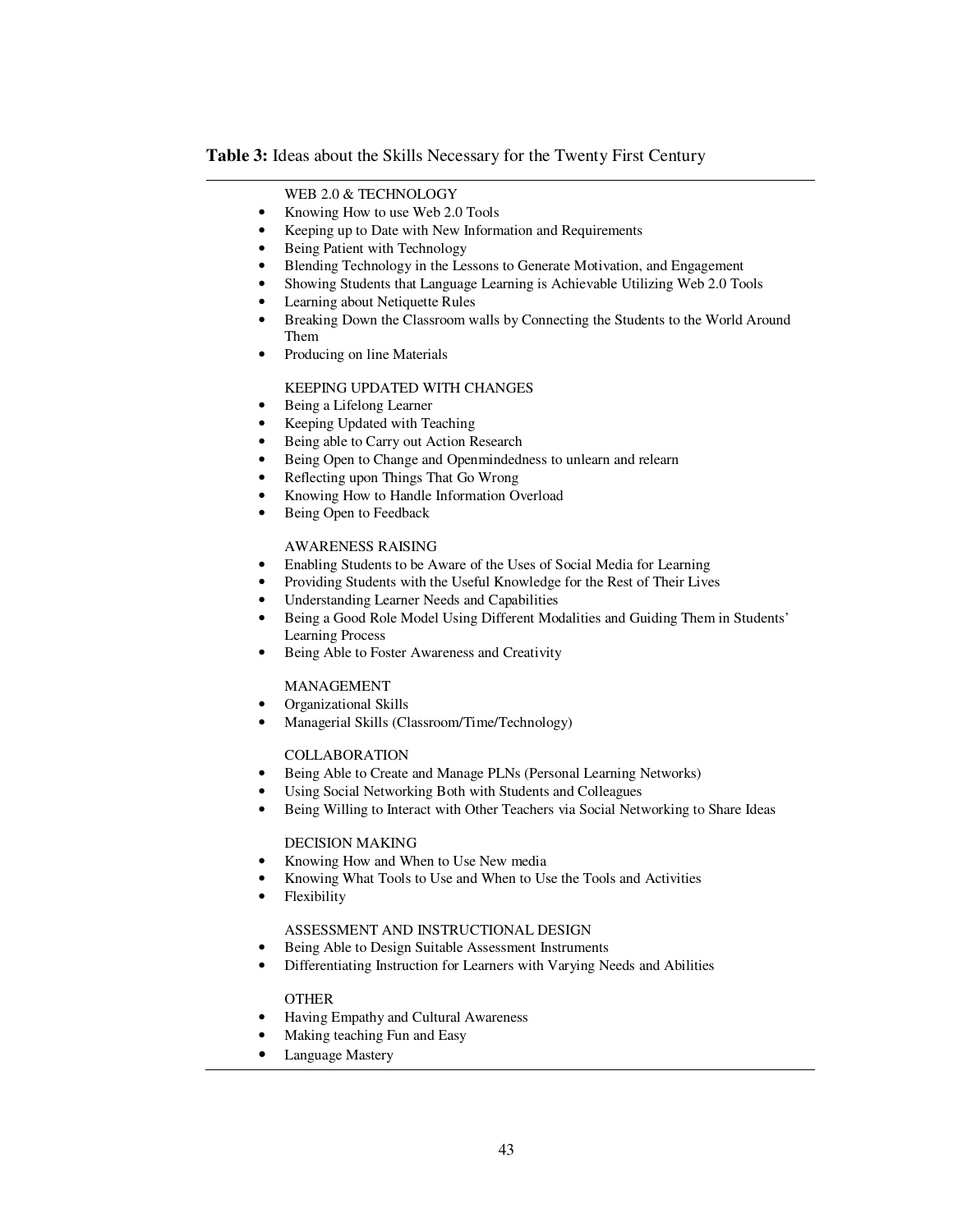**Table 3:** Ideas about the Skills Necessary for the Twenty First Century

WEB 2.0 & TECHNOLOGY

- Knowing How to use Web 2.0 Tools
- Keeping up to Date with New Information and Requirements
- Being Patient with Technology
- Blending Technology in the Lessons to Generate Motivation, and Engagement
- Showing Students that Language Learning is Achievable Utilizing Web 2.0 Tools
- Learning about Netiquette Rules
- Breaking Down the Classroom walls by Connecting the Students to the World Around Them
- Producing on line Materials

KEEPING UPDATED WITH CHANGES

- Being a Lifelong Learner
- Keeping Updated with Teaching
- Being able to Carry out Action Research
- Being Open to Change and Openmindedness to unlearn and relearn
- Reflecting upon Things That Go Wrong
- Knowing How to Handle Information Overload
- Being Open to Feedback

AWARENESS RAISING

- Enabling Students to be Aware of the Uses of Social Media for Learning
- Providing Students with the Useful Knowledge for the Rest of Their Lives
- Understanding Learner Needs and Capabilities
- Being a Good Role Model Using Different Modalities and Guiding Them in Students' Learning Process
- Being Able to Foster Awareness and Creativity

MANAGEMENT

- Organizational Skills
- Managerial Skills (Classroom/Time/Technology)

COLLABORATION

- Being Able to Create and Manage PLNs (Personal Learning Networks)
- Using Social Networking Both with Students and Colleagues
- Being Willing to Interact with Other Teachers via Social Networking to Share Ideas

DECISION MAKING

- Knowing How and When to Use New media
- Knowing What Tools to Use and When to Use the Tools and Activities
- Flexibility

ASSESSMENT AND INSTRUCTIONAL DESIGN

- Being Able to Design Suitable Assessment Instruments
- Differentiating Instruction for Learners with Varying Needs and Abilities

OTHER

- Having Empathy and Cultural Awareness
- Making teaching Fun and Easy
- Language Mastery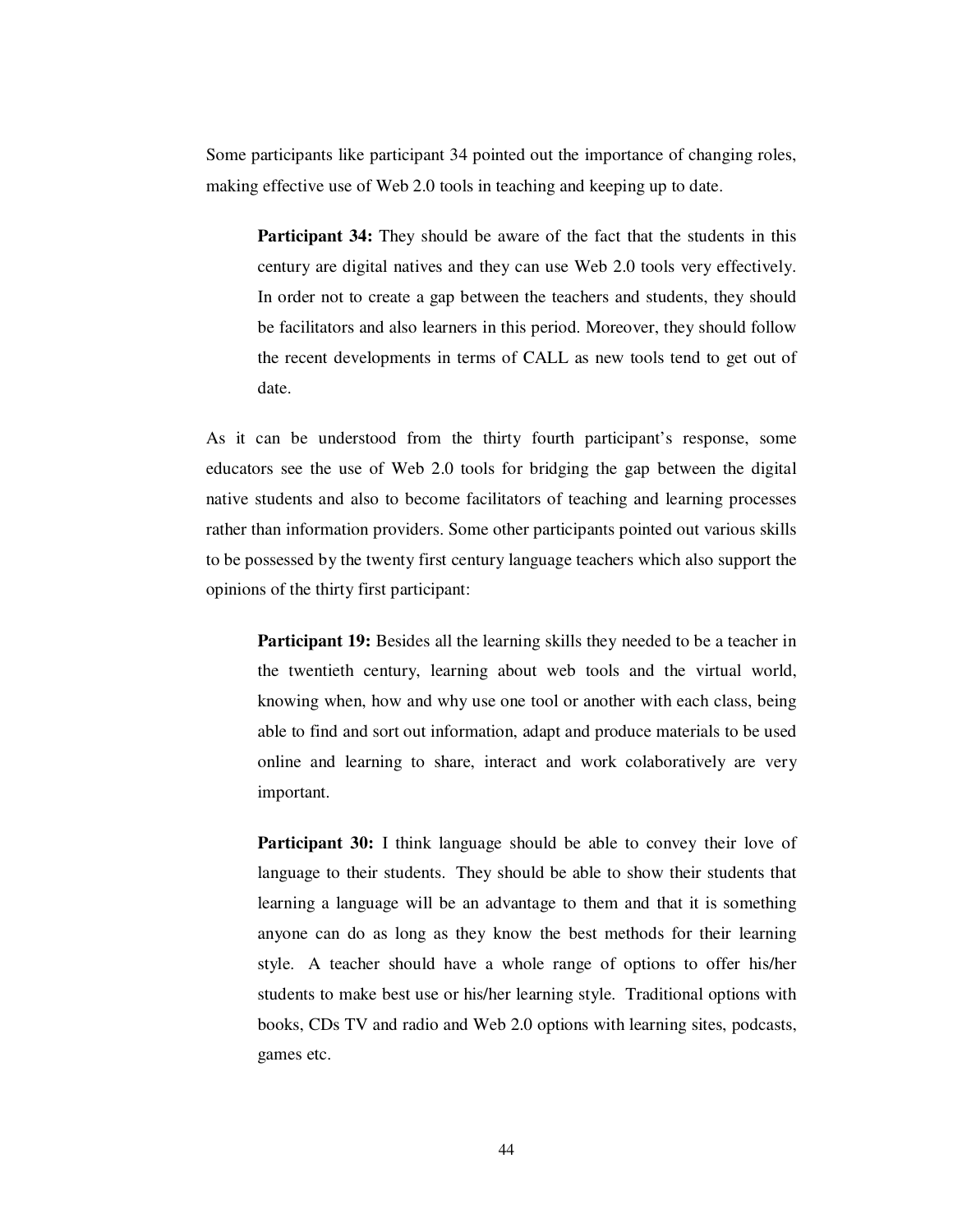Some participants like participant 34 pointed out the importance of changing roles, making effective use of Web 2.0 tools in teaching and keeping up to date.

> **Participant 34:** They should be aware of the fact that the students in this century are digital natives and they can use Web 2.0 tools very effectively. In order not to create a gap between the teachers and students, they should be facilitators and also learners in this period. Moreover, they should follow the recent developments in terms of CALL as new tools tend to get out of date.

As it can be understood from the thirty fourth participant's response, some educators see the use of Web 2.0 tools for bridging the gap between the digital native students and also to become facilitators of teaching and learning processes rather than information providers. Some other participants pointed out various skills to be possessed by the twenty first century language teachers which also support the opinions of the thirty first participant:

> **Participant 19:** Besides all the learning skills they needed to be a teacher in the twentieth century, learning about web tools and the virtual world, knowing when, how and why use one tool or another with each class, being able to find and sort out information, adapt and produce materials to be used online and learning to share, interact and work colaboratively are very important.

> **Participant 30:** I think language should be able to convey their love of language to their students. They should be able to show their students that learning a language will be an advantage to them and that it is something anyone can do as long as they know the best methods for their learning style. A teacher should have a whole range of options to offer his/her students to make best use or his/her learning style. Traditional options with books, CDs TV and radio and Web 2.0 options with learning sites, podcasts, games etc.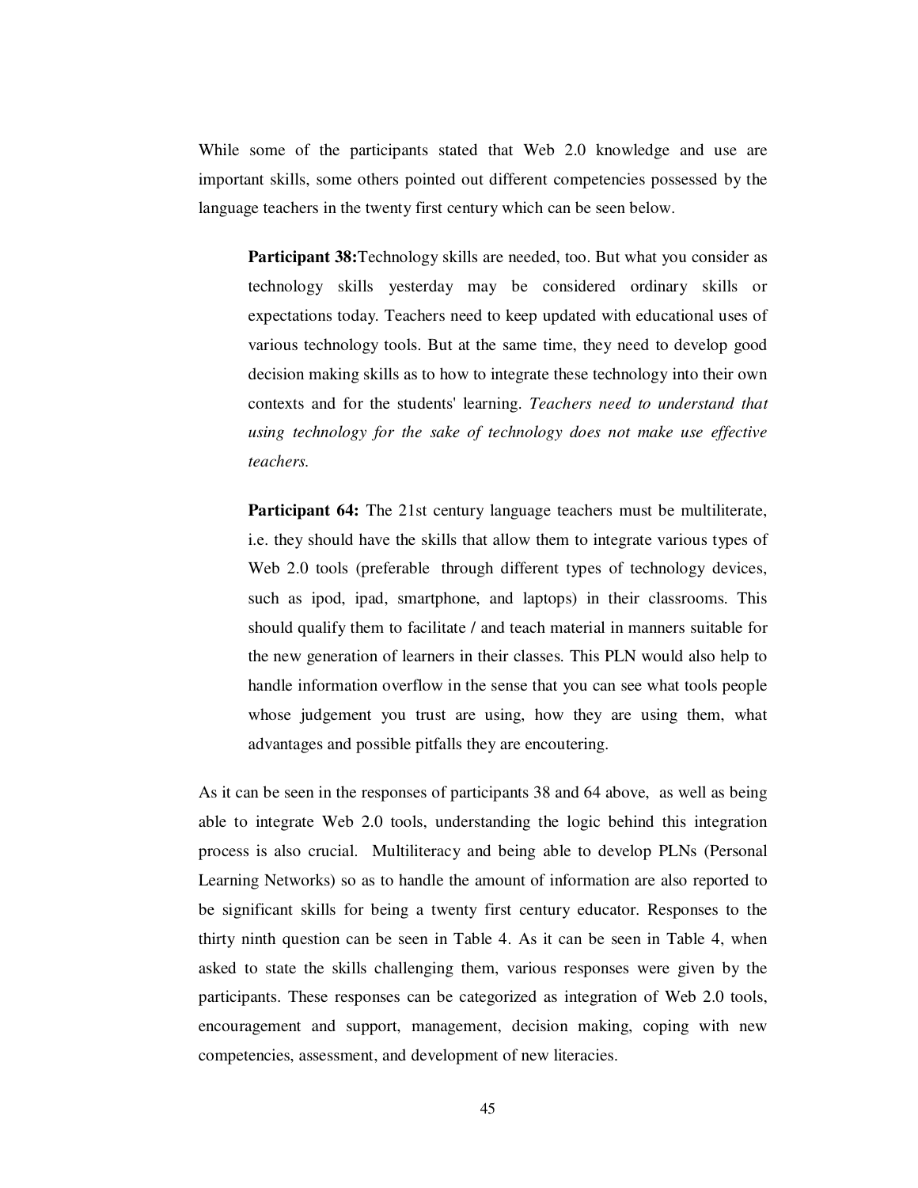While some of the participants stated that Web 2.0 knowledge and use are important skills, some others pointed out different competencies possessed by the language teachers in the twenty first century which can be seen below.

> **Participant 38:**Technology skills are needed, too. But what you consider as technology skills yesterday may be considered ordinary skills or expectations today. Teachers need to keep updated with educational uses of various technology tools. But at the same time, they need to develop good decision making skills as to how to integrate these technology into their own contexts and for the students' learning. *Teachers need to understand that using technology for the sake of technology does not make use effective teachers.*

> **Participant 64:** The 21st century language teachers must be multiliterate, i.e. they should have the skills that allow them to integrate various types of Web 2.0 tools (preferable through different types of technology devices, such as ipod, ipad, smartphone, and laptops) in their classrooms. This should qualify them to facilitate / and teach material in manners suitable for the new generation of learners in their classes. This PLN would also help to handle information overflow in the sense that you can see what tools people whose judgement you trust are using, how they are using them, what advantages and possible pitfalls they are encoutering.

As it can be seen in the responses of participants 38 and 64 above, as well as being able to integrate Web 2.0 tools, understanding the logic behind this integration process is also crucial. Multiliteracy and being able to develop PLNs (Personal Learning Networks) so as to handle the amount of information are also reported to be significant skills for being a twenty first century educator. Responses to the thirty ninth question can be seen in Table 4. As it can be seen in Table 4, when asked to state the skills challenging them, various responses were given by the participants. These responses can be categorized as integration of Web 2.0 tools, encouragement and support, management, decision making, coping with new competencies, assessment, and development of new literacies.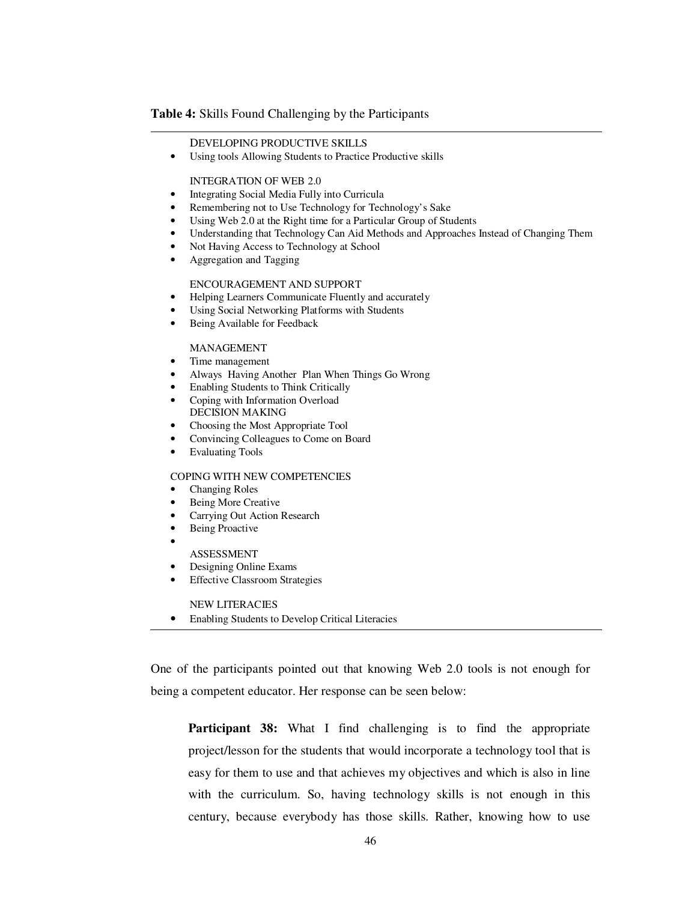**Table 4:** Skills Found Challenging by the Participants

DEVELOPING PRODUCTIVE SKILLS
- Using tools Allowing Students to Practice Productive skills

INTEGRATION OF WEB 2.0
- Integrating Social Media Fully into Curricula
- Remembering not to Use Technology for Technology's Sake
- Using Web 2.0 at the Right time for a Particular Group of Students
- Understanding that Technology Can Aid Methods and Approaches Instead of Changing Them
- Not Having Access to Technology at School
- Aggregation and Tagging

ENCOURAGEMENT AND SUPPORT
- Helping Learners Communicate Fluently and accurately
- Using Social Networking Platforms with Students
- Being Available for Feedback

MANAGEMENT
- Time management
- Always Having Another Plan When Things Go Wrong
- Enabling Students to Think Critically
- Coping with Information Overload

DECISION MAKING
- Choosing the Most Appropriate Tool
- Convincing Colleagues to Come on Board
- Evaluating Tools

COPING WITH NEW COMPETENCIES
- Changing Roles
- Being More Creative
- Carrying Out Action Research
- Being Proactive
- 

ASSESSMENT
- Designing Online Exams
- Effective Classroom Strategies

NEW LITERACIES
- Enabling Students to Develop Critical Literacies

One of the participants pointed out that knowing Web 2.0 tools is not enough for being a competent educator. Her response can be seen below:

> **Participant 38:** What I find challenging is to find the appropriate project/lesson for the students that would incorporate a technology tool that is easy for them to use and that achieves my objectives and which is also in line with the curriculum. So, having technology skills is not enough in this century, because everybody has those skills. Rather, knowing how to use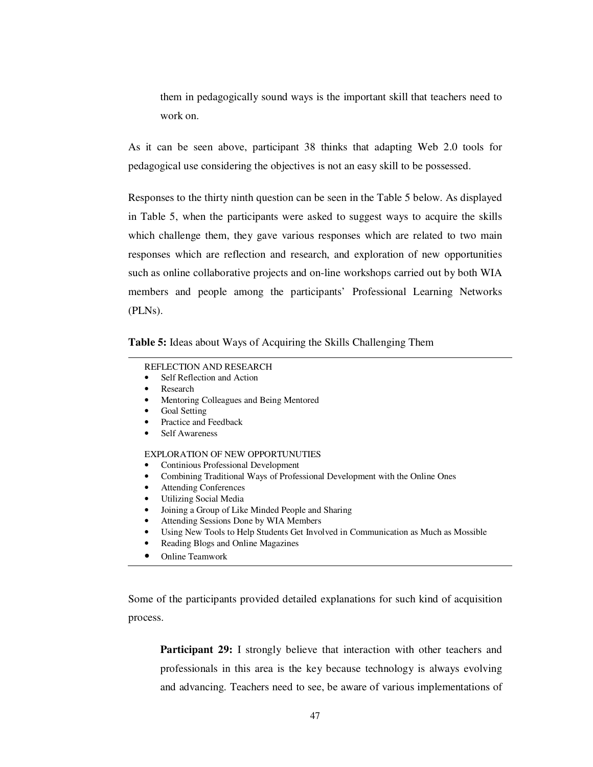> them in pedagogically sound ways is the important skill that teachers need to work on.

As it can be seen above, participant 38 thinks that adapting Web 2.0 tools for pedagogical use considering the objectives is not an easy skill to be possessed.

Responses to the thirty ninth question can be seen in the Table 5 below. As displayed in Table 5, when the participants were asked to suggest ways to acquire the skills which challenge them, they gave various responses which are related to two main responses which are reflection and research, and exploration of new opportunities such as online collaborative projects and on-line workshops carried out by both WIA members and people among the participants' Professional Learning Networks (PLNs).

**Table 5:** Ideas about Ways of Acquiring the Skills Challenging Them

REFLECTION AND RESEARCH

- Self Reflection and Action
- Research
- Mentoring Colleagues and Being Mentored
- Goal Setting
- Practice and Feedback
- Self Awareness

EXPLORATION OF NEW OPPORTUNUTIES

- Continious Professional Development
- Combining Traditional Ways of Professional Development with the Online Ones
- Attending Conferences
- Utilizing Social Media
- Joining a Group of Like Minded People and Sharing
- Attending Sessions Done by WIA Members
- Using New Tools to Help Students Get Involved in Communication as Much as Mossible
- Reading Blogs and Online Magazines
- Online Teamwork

Some of the participants provided detailed explanations for such kind of acquisition process.

> **Participant 29:** I strongly believe that interaction with other teachers and professionals in this area is the key because technology is always evolving and advancing. Teachers need to see, be aware of various implementations of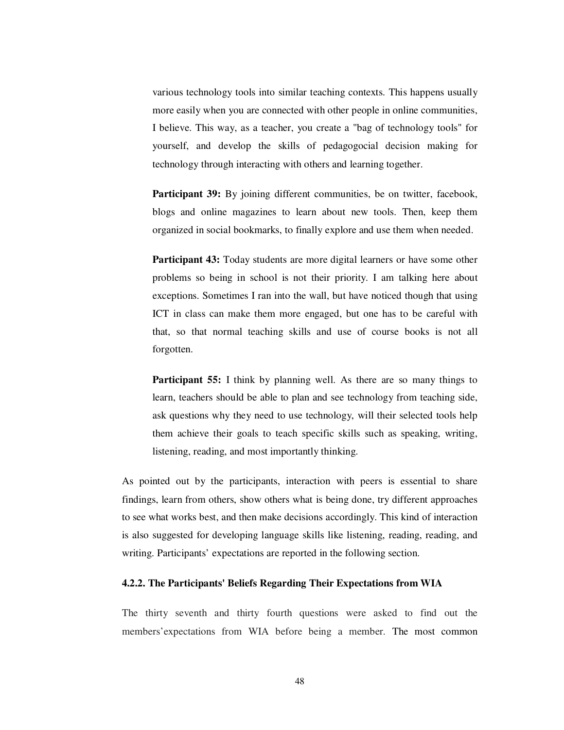various technology tools into similar teaching contexts. This happens usually more easily when you are connected with other people in online communities, I believe. This way, as a teacher, you create a "bag of technology tools" for yourself, and develop the skills of pedagogocial decision making for technology through interacting with others and learning together.

**Participant 39:** By joining different communities, be on twitter, facebook, blogs and online magazines to learn about new tools. Then, keep them organized in social bookmarks, to finally explore and use them when needed.

**Participant 43:** Today students are more digital learners or have some other problems so being in school is not their priority. I am talking here about exceptions. Sometimes I ran into the wall, but have noticed though that using ICT in class can make them more engaged, but one has to be careful with that, so that normal teaching skills and use of course books is not all forgotten.

**Participant 55:** I think by planning well. As there are so many things to learn, teachers should be able to plan and see technology from teaching side, ask questions why they need to use technology, will their selected tools help them achieve their goals to teach specific skills such as speaking, writing, listening, reading, and most importantly thinking.

As pointed out by the participants, interaction with peers is essential to share findings, learn from others, show others what is being done, try different approaches to see what works best, and then make decisions accordingly. This kind of interaction is also suggested for developing language skills like listening, reading, reading, and writing. Participants' expectations are reported in the following section.

### 4.2.2. The Participants' Beliefs Regarding Their Expectations from WIA

The thirty seventh and thirty fourth questions were asked to find out the members'expectations from WIA before being a member. The most common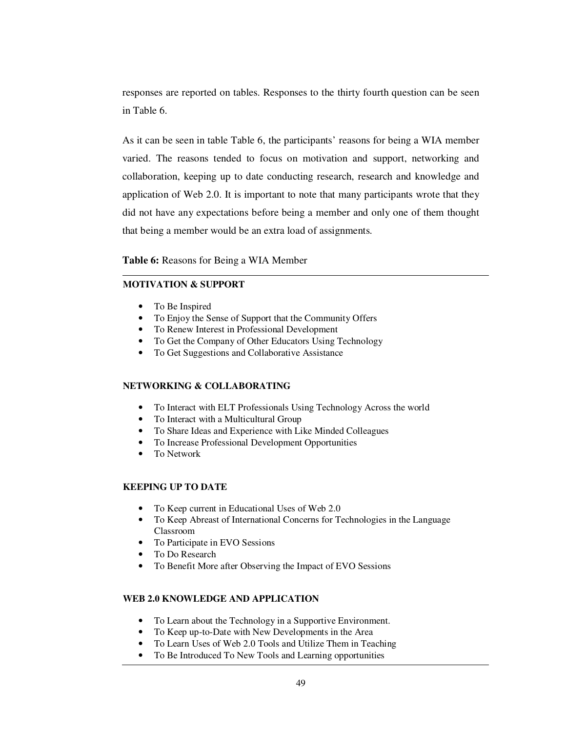responses are reported on tables. Responses to the thirty fourth question can be seen in Table 6.

As it can be seen in table Table 6, the participants' reasons for being a WIA member varied. The reasons tended to focus on motivation and support, networking and collaboration, keeping up to date conducting research, research and knowledge and application of Web 2.0. It is important to note that many participants wrote that they did not have any expectations before being a member and only one of them thought that being a member would be an extra load of assignments.

**Table 6:** Reasons for Being a WIA Member

**MOTIVATION & SUPPORT**

- To Be Inspired
- To Enjoy the Sense of Support that the Community Offers
- To Renew Interest in Professional Development
- To Get the Company of Other Educators Using Technology
- To Get Suggestions and Collaborative Assistance

**NETWORKING & COLLABORATING**

- To Interact with ELT Professionals Using Technology Across the world
- To Interact with a Multicultural Group
- To Share Ideas and Experience with Like Minded Colleagues
- To Increase Professional Development Opportunities
- To Network

**KEEPING UP TO DATE**

- To Keep current in Educational Uses of Web 2.0
- To Keep Abreast of International Concerns for Technologies in the Language Classroom
- To Participate in EVO Sessions
- To Do Research
- To Benefit More after Observing the Impact of EVO Sessions

**WEB 2.0 KNOWLEDGE AND APPLICATION**

- To Learn about the Technology in a Supportive Environment.
- To Keep up-to-Date with New Developments in the Area
- To Learn Uses of Web 2.0 Tools and Utilize Them in Teaching
- To Be Introduced To New Tools and Learning opportunities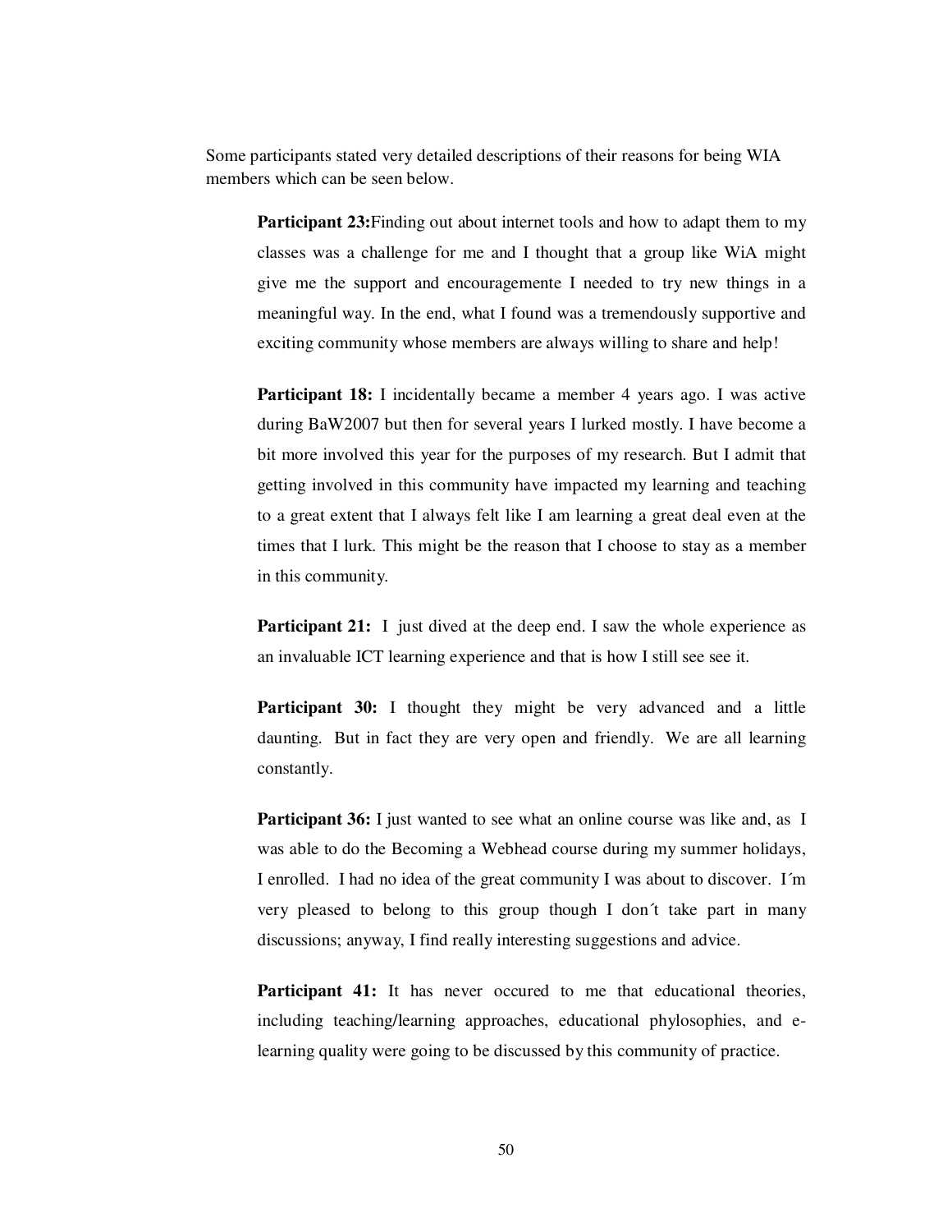Some participants stated very detailed descriptions of their reasons for being WIA members which can be seen below.

> **Participant 23:**Finding out about internet tools and how to adapt them to my classes was a challenge for me and I thought that a group like WiA might give me the support and encouragemente I needed to try new things in a meaningful way. In the end, what I found was a tremendously supportive and exciting community whose members are always willing to share and help!

> **Participant 18:** I incidentally became a member 4 years ago. I was active during BaW2007 but then for several years I lurked mostly. I have become a bit more involved this year for the purposes of my research. But I admit that getting involved in this community have impacted my learning and teaching to a great extent that I always felt like I am learning a great deal even at the times that I lurk. This might be the reason that I choose to stay as a member in this community.

> **Participant 21:** I just dived at the deep end. I saw the whole experience as an invaluable ICT learning experience and that is how I still see see it.

> **Participant 30:** I thought they might be very advanced and a little daunting. But in fact they are very open and friendly. We are all learning constantly.

> **Participant 36:** I just wanted to see what an online course was like and, as I was able to do the Becoming a Webhead course during my summer holidays, I enrolled. I had no idea of the great community I was about to discover. I´m very pleased to belong to this group though I don´t take part in many discussions; anyway, I find really interesting suggestions and advice.

> **Participant 41:** It has never occured to me that educational theories, including teaching/learning approaches, educational phylosophies, and e-learning quality were going to be discussed by this community of practice.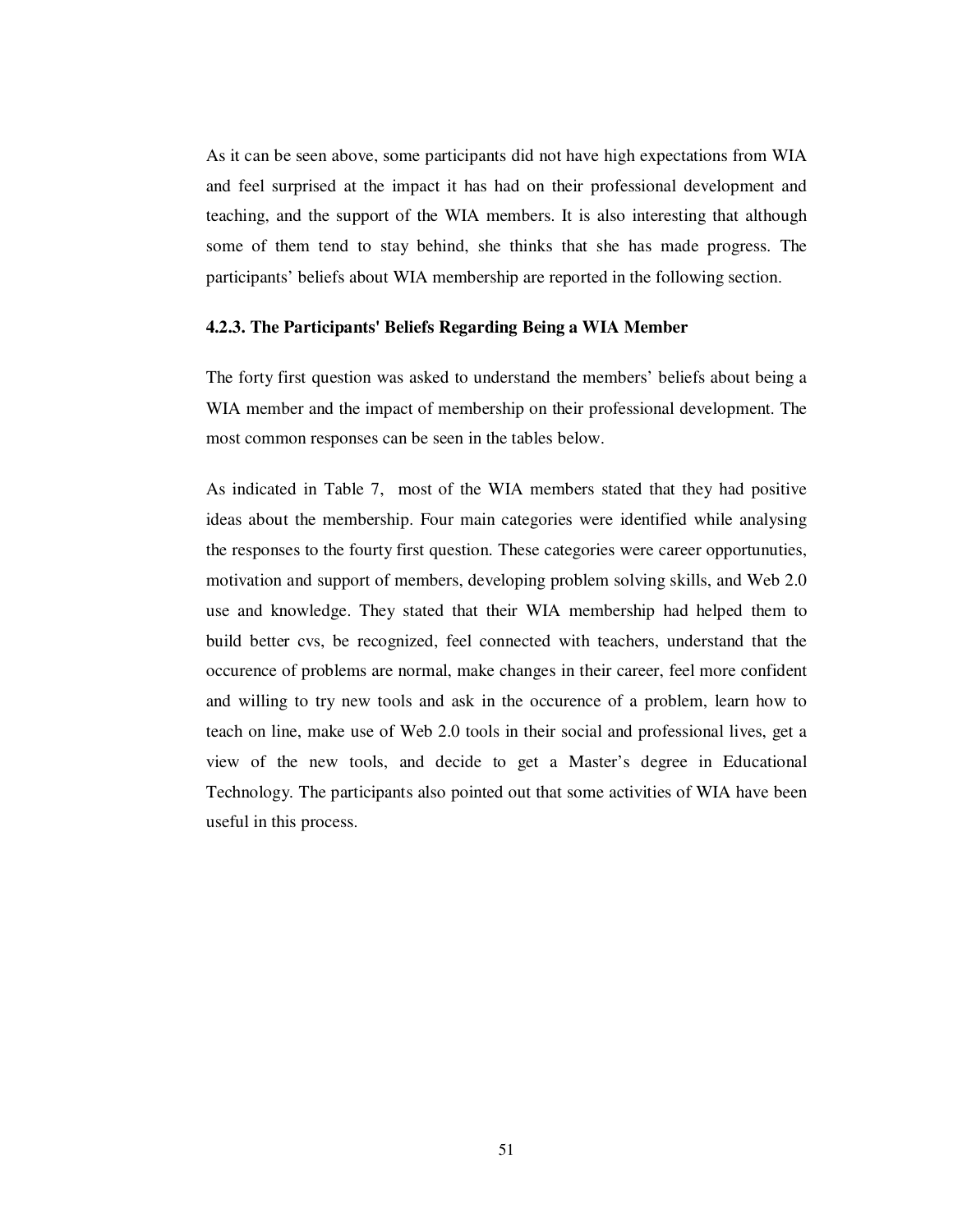As it can be seen above, some participants did not have high expectations from WIA and feel surprised at the impact it has had on their professional development and teaching, and the support of the WIA members. It is also interesting that although some of them tend to stay behind, she thinks that she has made progress. The participants' beliefs about WIA membership are reported in the following section.

### 4.2.3. The Participants' Beliefs Regarding Being a WIA Member

The forty first question was asked to understand the members' beliefs about being a WIA member and the impact of membership on their professional development. The most common responses can be seen in the tables below.

As indicated in Table 7, most of the WIA members stated that they had positive ideas about the membership. Four main categories were identified while analysing the responses to the fourty first question. These categories were career opportunuties, motivation and support of members, developing problem solving skills, and Web 2.0 use and knowledge. They stated that their WIA membership had helped them to build better cvs, be recognized, feel connected with teachers, understand that the occurence of problems are normal, make changes in their career, feel more confident and willing to try new tools and ask in the occurence of a problem, learn how to teach on line, make use of Web 2.0 tools in their social and professional lives, get a view of the new tools, and decide to get a Master's degree in Educational Technology. The participants also pointed out that some activities of WIA have been useful in this process.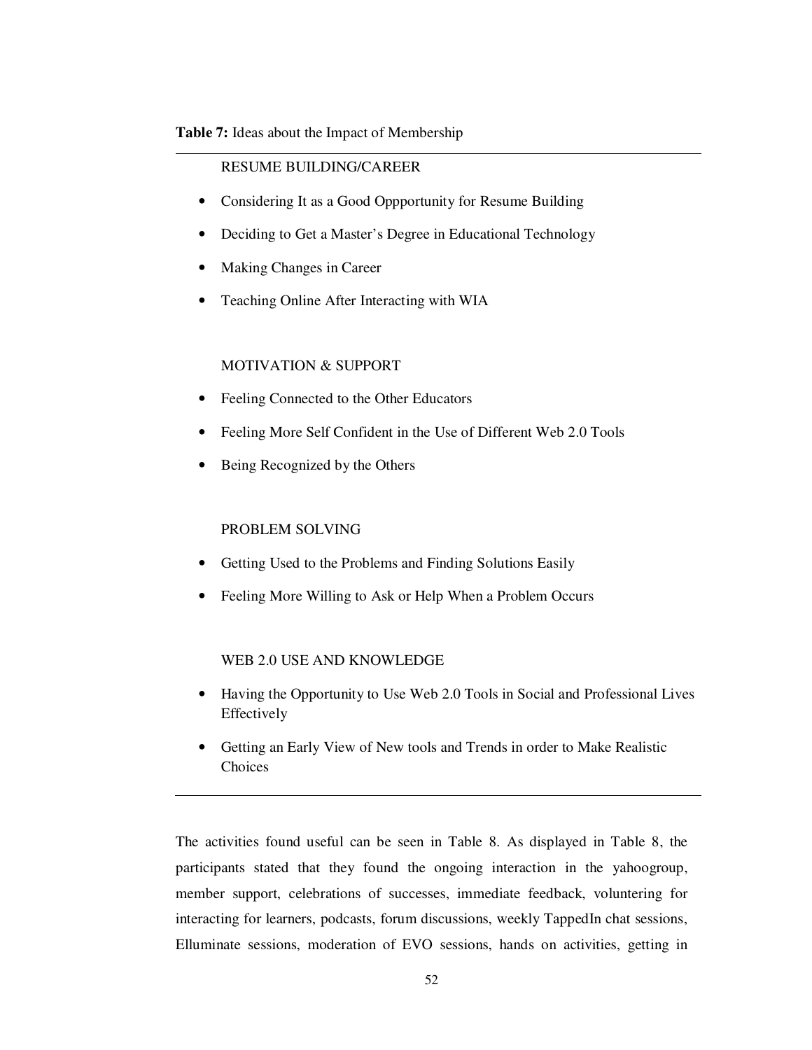**Table 7:** Ideas about the Impact of Membership

RESUME BUILDING/CAREER

- Considering It as a Good Oppportunity for Resume Building
- Deciding to Get a Master's Degree in Educational Technology
- Making Changes in Career
- Teaching Online After Interacting with WIA

MOTIVATION & SUPPORT

- Feeling Connected to the Other Educators
- Feeling More Self Confident in the Use of Different Web 2.0 Tools
- Being Recognized by the Others

PROBLEM SOLVING

- Getting Used to the Problems and Finding Solutions Easily
- Feeling More Willing to Ask or Help When a Problem Occurs

WEB 2.0 USE AND KNOWLEDGE

- Having the Opportunity to Use Web 2.0 Tools in Social and Professional Lives Effectively
- Getting an Early View of New tools and Trends in order to Make Realistic Choices

---

The activities found useful can be seen in Table 8. As displayed in Table 8, the participants stated that they found the ongoing interaction in the yahoogroup, member support, celebrations of successes, immediate feedback, voluntering for interacting for learners, podcasts, forum discussions, weekly TappedIn chat sessions, Elluminate sessions, moderation of EVO sessions, hands on activities, getting in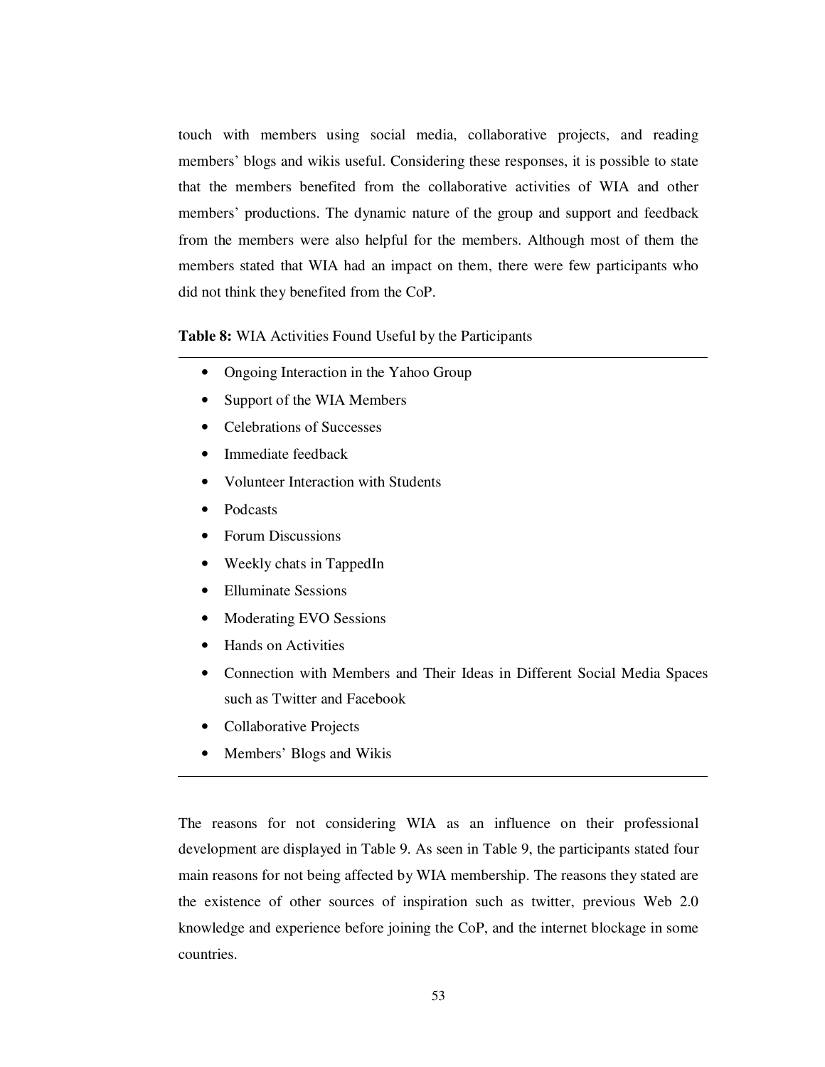touch with members using social media, collaborative projects, and reading members' blogs and wikis useful. Considering these responses, it is possible to state that the members benefited from the collaborative activities of WIA and other members' productions. The dynamic nature of the group and support and feedback from the members were also helpful for the members. Although most of them the members stated that WIA had an impact on them, there were few participants who did not think they benefited from the CoP.

**Table 8:** WIA Activities Found Useful by the Participants

- Ongoing Interaction in the Yahoo Group
- Support of the WIA Members
- Celebrations of Successes
- Immediate feedback
- Volunteer Interaction with Students
- Podcasts
- Forum Discussions
- Weekly chats in TappedIn
- Elluminate Sessions
- Moderating EVO Sessions
- Hands on Activities
- Connection with Members and Their Ideas in Different Social Media Spaces such as Twitter and Facebook
- Collaborative Projects
- Members' Blogs and Wikis

The reasons for not considering WIA as an influence on their professional development are displayed in Table 9. As seen in Table 9, the participants stated four main reasons for not being affected by WIA membership. The reasons they stated are the existence of other sources of inspiration such as twitter, previous Web 2.0 knowledge and experience before joining the CoP, and the internet blockage in some countries.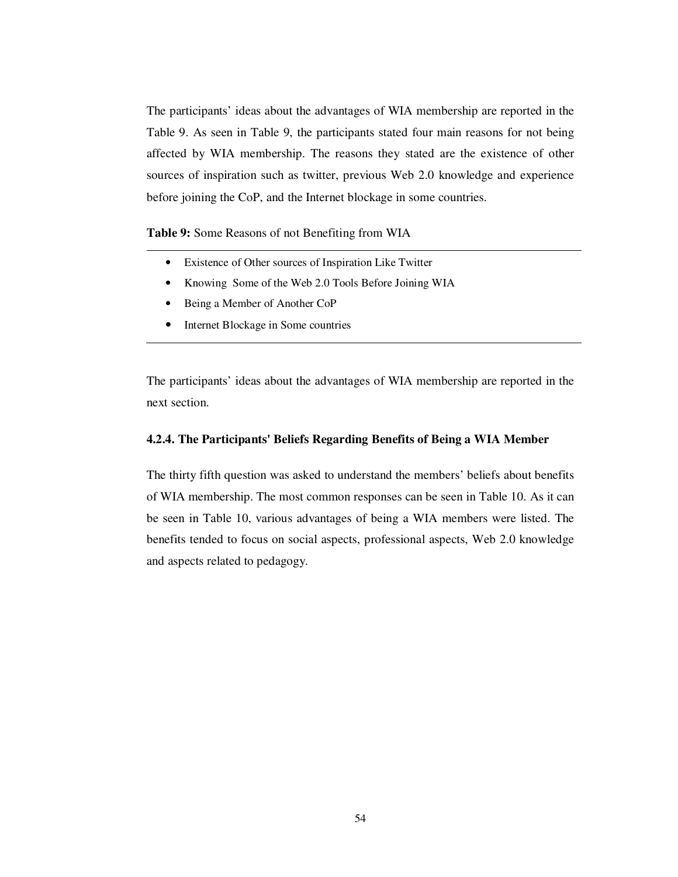The participants' ideas about the advantages of WIA membership are reported in the Table 9. As seen in Table 9, the participants stated four main reasons for not being affected by WIA membership. The reasons they stated are the existence of other sources of inspiration such as twitter, previous Web 2.0 knowledge and experience before joining the CoP, and the Internet blockage in some countries.

**Table 9:** Some Reasons of not Benefiting from WIA

- Existence of Other sources of Inspiration Like Twitter
- Knowing Some of the Web 2.0 Tools Before Joining WIA
- Being a Member of Another CoP
- Internet Blockage in Some countries

The participants' ideas about the advantages of WIA membership are reported in the next section.

### 4.2.4. The Participants' Beliefs Regarding Benefits of Being a WIA Member

The thirty fifth question was asked to understand the members' beliefs about benefits of WIA membership. The most common responses can be seen in Table 10. As it can be seen in Table 10, various advantages of being a WIA members were listed. The benefits tended to focus on social aspects, professional aspects, Web 2.0 knowledge and aspects related to pedagogy.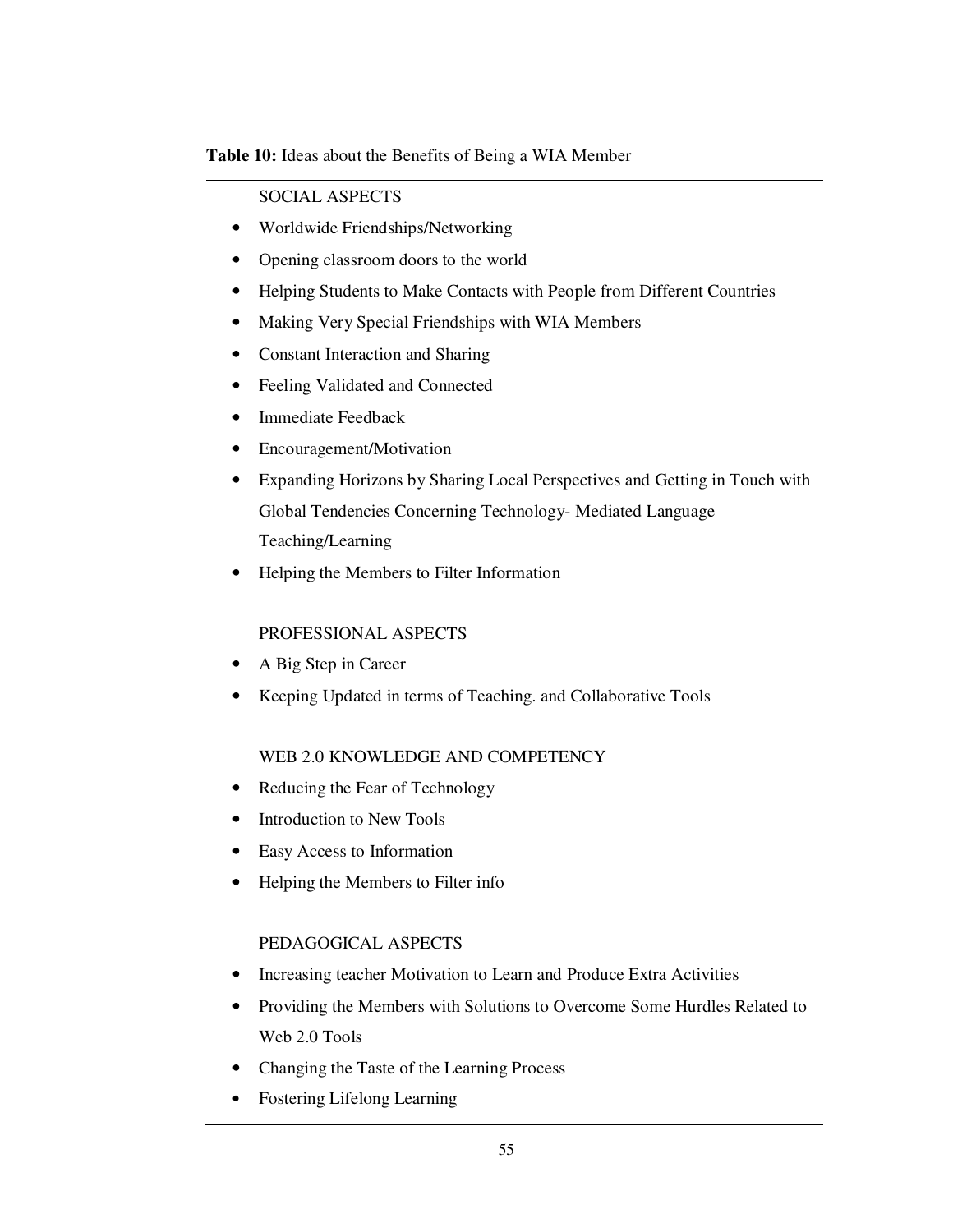**Table 10:** Ideas about the Benefits of Being a WIA Member

SOCIAL ASPECTS

- Worldwide Friendships/Networking
- Opening classroom doors to the world
- Helping Students to Make Contacts with People from Different Countries
- Making Very Special Friendships with WIA Members
- Constant Interaction and Sharing
- Feeling Validated and Connected
- Immediate Feedback
- Encouragement/Motivation
- Expanding Horizons by Sharing Local Perspectives and Getting in Touch with Global Tendencies Concerning Technology- Mediated Language Teaching/Learning
- Helping the Members to Filter Information

PROFESSIONAL ASPECTS

- A Big Step in Career
- Keeping Updated in terms of Teaching. and Collaborative Tools

WEB 2.0 KNOWLEDGE AND COMPETENCY

- Reducing the Fear of Technology
- Introduction to New Tools
- Easy Access to Information
- Helping the Members to Filter info

PEDAGOGICAL ASPECTS

- Increasing teacher Motivation to Learn and Produce Extra Activities
- Providing the Members with Solutions to Overcome Some Hurdles Related to Web 2.0 Tools
- Changing the Taste of the Learning Process
- Fostering Lifelong Learning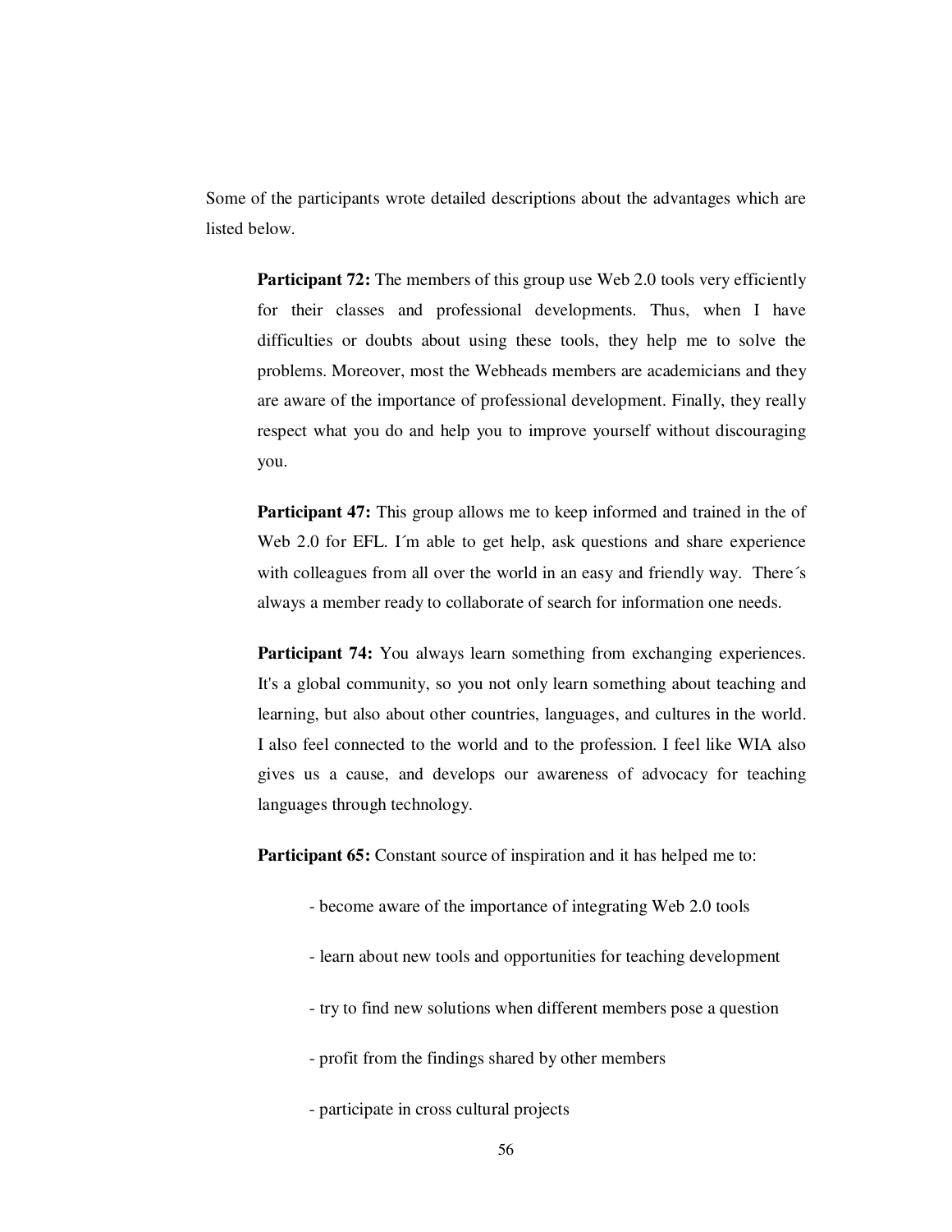Some of the participants wrote detailed descriptions about the advantages which are listed below.

> **Participant 72:** The members of this group use Web 2.0 tools very efficiently for their classes and professional developments. Thus, when I have difficulties or doubts about using these tools, they help me to solve the problems. Moreover, most the Webheads members are academicians and they are aware of the importance of professional development. Finally, they really respect what you do and help you to improve yourself without discouraging you.

> **Participant 47:** This group allows me to keep informed and trained in the of Web 2.0 for EFL. I´m able to get help, ask questions and share experience with colleagues from all over the world in an easy and friendly way. There´s always a member ready to collaborate of search for information one needs.

> **Participant 74:** You always learn something from exchanging experiences. It's a global community, so you not only learn something about teaching and learning, but also about other countries, languages, and cultures in the world. I also feel connected to the world and to the profession. I feel like WIA also gives us a cause, and develops our awareness of advocacy for teaching languages through technology.

> **Participant 65:** Constant source of inspiration and it has helped me to:
>
> - become aware of the importance of integrating Web 2.0 tools
> - learn about new tools and opportunities for teaching development
> - try to find new solutions when different members pose a question
> - profit from the findings shared by other members
> - participate in cross cultural projects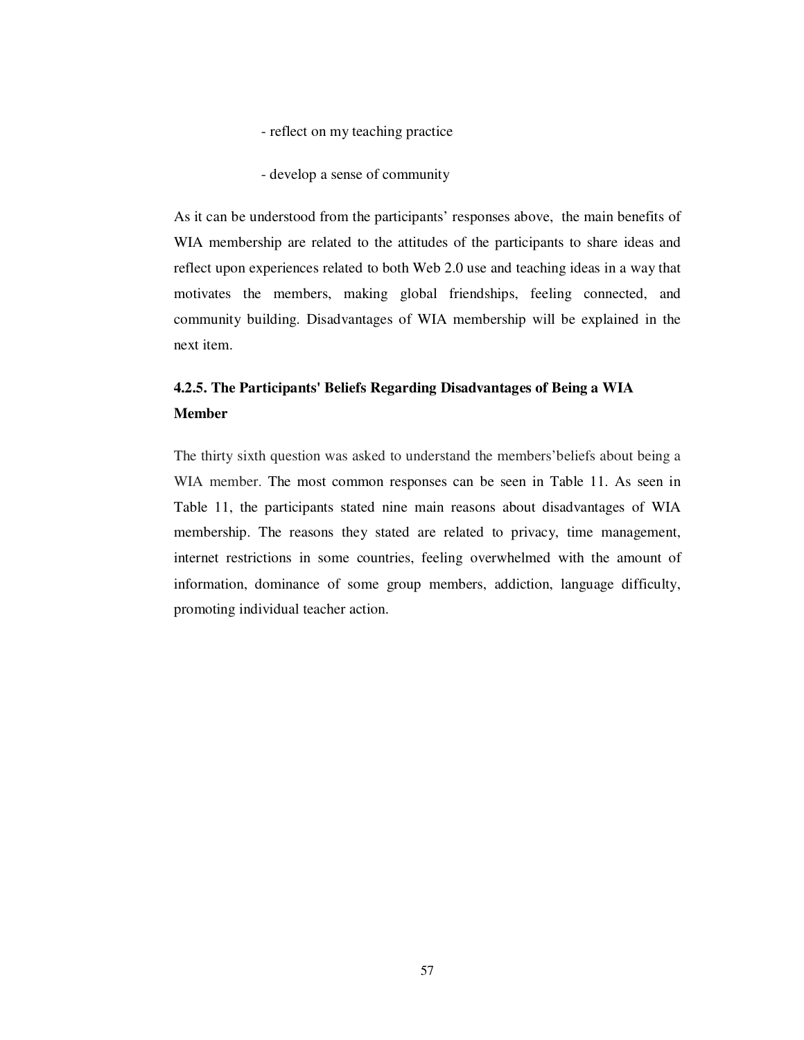- reflect on my teaching practice

- develop a sense of community

As it can be understood from the participants' responses above, the main benefits of WIA membership are related to the attitudes of the participants to share ideas and reflect upon experiences related to both Web 2.0 use and teaching ideas in a way that motivates the members, making global friendships, feeling connected, and community building. Disadvantages of WIA membership will be explained in the next item.

### 4.2.5. The Participants' Beliefs Regarding Disadvantages of Being a WIA Member

The thirty sixth question was asked to understand the members'beliefs about being a WIA member. The most common responses can be seen in Table 11. As seen in Table 11, the participants stated nine main reasons about disadvantages of WIA membership. The reasons they stated are related to privacy, time management, internet restrictions in some countries, feeling overwhelmed with the amount of information, dominance of some group members, addiction, language difficulty, promoting individual teacher action.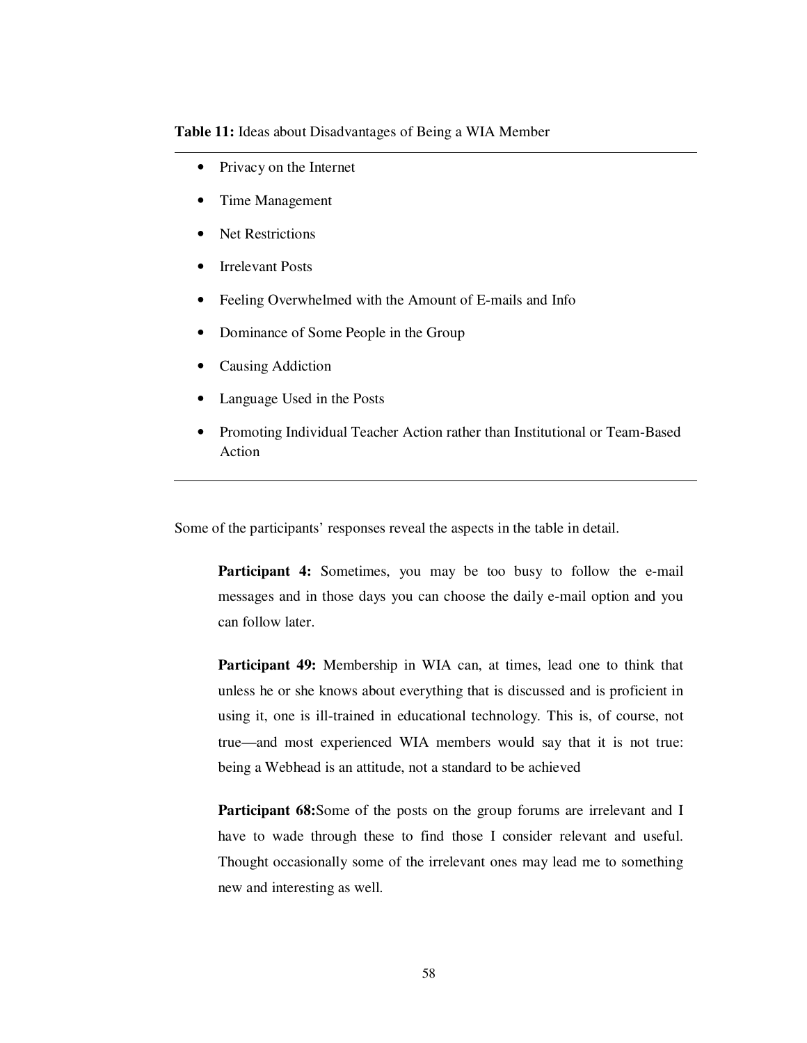**Table 11:** Ideas about Disadvantages of Being a WIA Member

- Privacy on the Internet
- Time Management
- Net Restrictions
- Irrelevant Posts
- Feeling Overwhelmed with the Amount of E-mails and Info
- Dominance of Some People in the Group
- Causing Addiction
- Language Used in the Posts
- Promoting Individual Teacher Action rather than Institutional or Team-Based Action

Some of the participants' responses reveal the aspects in the table in detail.

> **Participant 4:** Sometimes, you may be too busy to follow the e-mail messages and in those days you can choose the daily e-mail option and you can follow later.
>
> **Participant 49:** Membership in WIA can, at times, lead one to think that unless he or she knows about everything that is discussed and is proficient in using it, one is ill-trained in educational technology. This is, of course, not true—and most experienced WIA members would say that it is not true: being a Webhead is an attitude, not a standard to be achieved
>
> **Participant 68:**Some of the posts on the group forums are irrelevant and I have to wade through these to find those I consider relevant and useful. Thought occasionally some of the irrelevant ones may lead me to something new and interesting as well.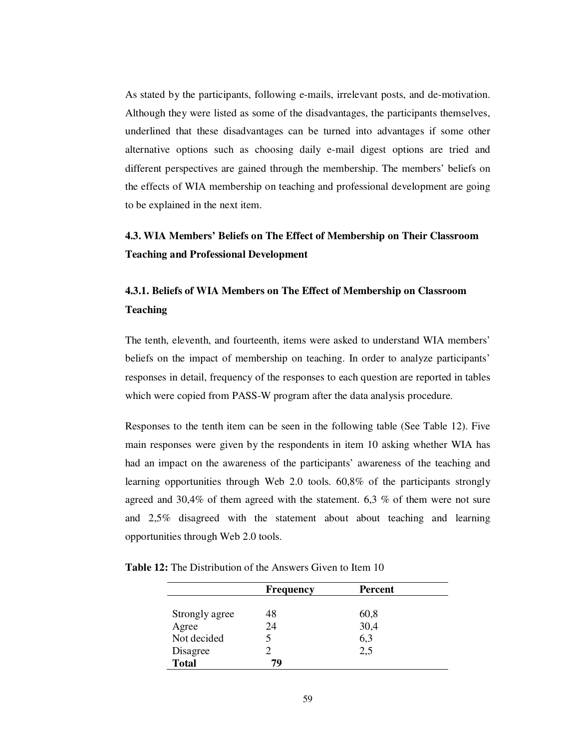As stated by the participants, following e-mails, irrelevant posts, and de-motivation. Although they were listed as some of the disadvantages, the participants themselves, underlined that these disadvantages can be turned into advantages if some other alternative options such as choosing daily e-mail digest options are tried and different perspectives are gained through the membership. The members' beliefs on the effects of WIA membership on teaching and professional development are going to be explained in the next item.

## 4.3. WIA Members' Beliefs on The Effect of Membership on Their Classroom Teaching and Professional Development

### 4.3.1. Beliefs of WIA Members on The Effect of Membership on Classroom Teaching

The tenth, eleventh, and fourteenth, items were asked to understand WIA members' beliefs on the impact of membership on teaching. In order to analyze participants' responses in detail, frequency of the responses to each question are reported in tables which were copied from PASS-W program after the data analysis procedure.

Responses to the tenth item can be seen in the following table (See Table 12). Five main responses were given by the respondents in item 10 asking whether WIA has had an impact on the awareness of the participants' awareness of the teaching and learning opportunities through Web 2.0 tools. 60,8% of the participants strongly agreed and 30,4% of them agreed with the statement. 6,3 % of them were not sure and 2,5% disagreed with the statement about about teaching and learning opportunities through Web 2.0 tools.

**Table 12:** The Distribution of the Answers Given to Item 10

| | Frequency | Percent |
|---|---|---|
| Strongly agree | 48 | 60,8 |
| Agree | 24 | 30,4 |
| Not decided | 5 | 6,3 |
| Disagree | 2 | 2,5 |
| **Total** | **79** | |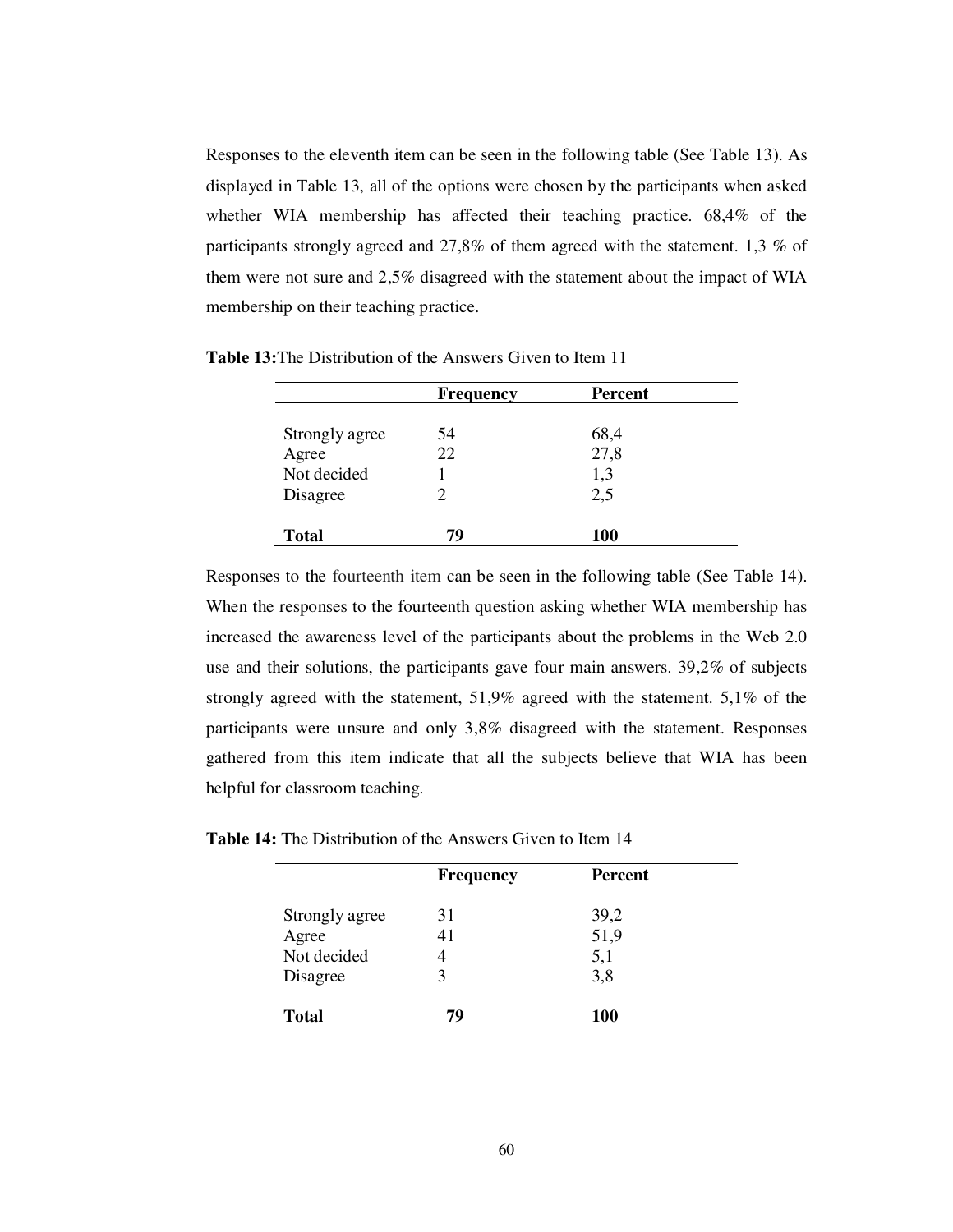Responses to the eleventh item can be seen in the following table (See Table 13). As displayed in Table 13, all of the options were chosen by the participants when asked whether WIA membership has affected their teaching practice. 68,4% of the participants strongly agreed and 27,8% of them agreed with the statement. 1,3 % of them were not sure and 2,5% disagreed with the statement about the impact of WIA membership on their teaching practice.

**Table 13:**The Distribution of the Answers Given to Item 11

| | Frequency | Percent |
|---|---|---|
| Strongly agree | 54 | 68,4 |
| Agree | 22 | 27,8 |
| Not decided | 1 | 1,3 |
| Disagree | 2 | 2,5 |
| **Total** | **79** | **100** |

Responses to the fourteenth item can be seen in the following table (See Table 14). When the responses to the fourteenth question asking whether WIA membership has increased the awareness level of the participants about the problems in the Web 2.0 use and their solutions, the participants gave four main answers. 39,2% of subjects strongly agreed with the statement, 51,9% agreed with the statement. 5,1% of the participants were unsure and only 3,8% disagreed with the statement. Responses gathered from this item indicate that all the subjects believe that WIA has been helpful for classroom teaching.

**Table 14:** The Distribution of the Answers Given to Item 14

| | Frequency | Percent |
|---|---|---|
| Strongly agree | 31 | 39,2 |
| Agree | 41 | 51,9 |
| Not decided | 4 | 5,1 |
| Disagree | 3 | 3,8 |
| **Total** | **79** | **100** |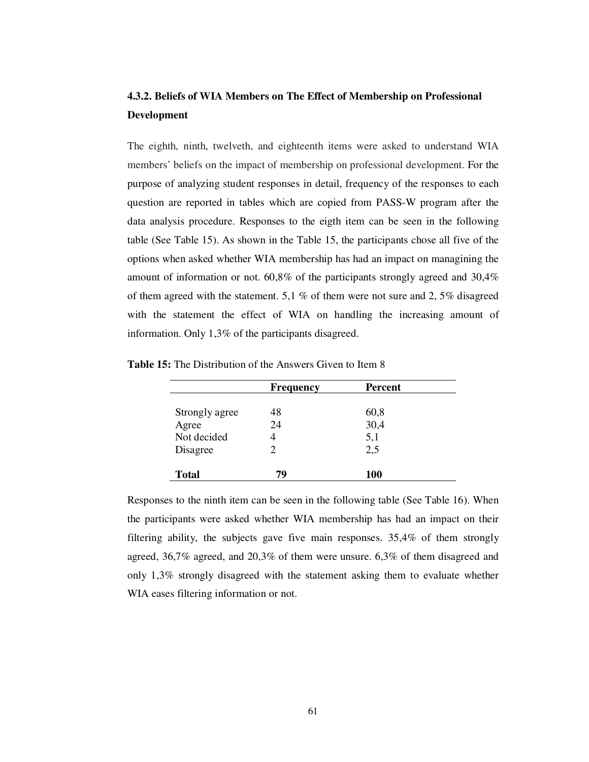### 4.3.2. Beliefs of WIA Members on The Effect of Membership on Professional Development

The eighth, ninth, twelveth, and eighteenth items were asked to understand WIA members' beliefs on the impact of membership on professional development. For the purpose of analyzing student responses in detail, frequency of the responses to each question are reported in tables which are copied from PASS-W program after the data analysis procedure. Responses to the eigth item can be seen in the following table (See Table 15). As shown in the Table 15, the participants chose all five of the options when asked whether WIA membership has had an impact on managining the amount of information or not. 60,8% of the participants strongly agreed and 30,4% of them agreed with the statement. 5,1 % of them were not sure and 2, 5% disagreed with the statement the effect of WIA on handling the increasing amount of information. Only 1,3% of the participants disagreed.

**Table 15:** The Distribution of the Answers Given to Item 8

| | Frequency | Percent |
|---|---|---|
| Strongly agree | 48 | 60,8 |
| Agree | 24 | 30,4 |
| Not decided | 4 | 5,1 |
| Disagree | 2 | 2,5 |
| **Total** | **79** | **100** |

Responses to the ninth item can be seen in the following table (See Table 16). When the participants were asked whether WIA membership has had an impact on their filtering ability, the subjects gave five main responses. 35,4% of them strongly agreed, 36,7% agreed, and 20,3% of them were unsure. 6,3% of them disagreed and only 1,3% strongly disagreed with the statement asking them to evaluate whether WIA eases filtering information or not.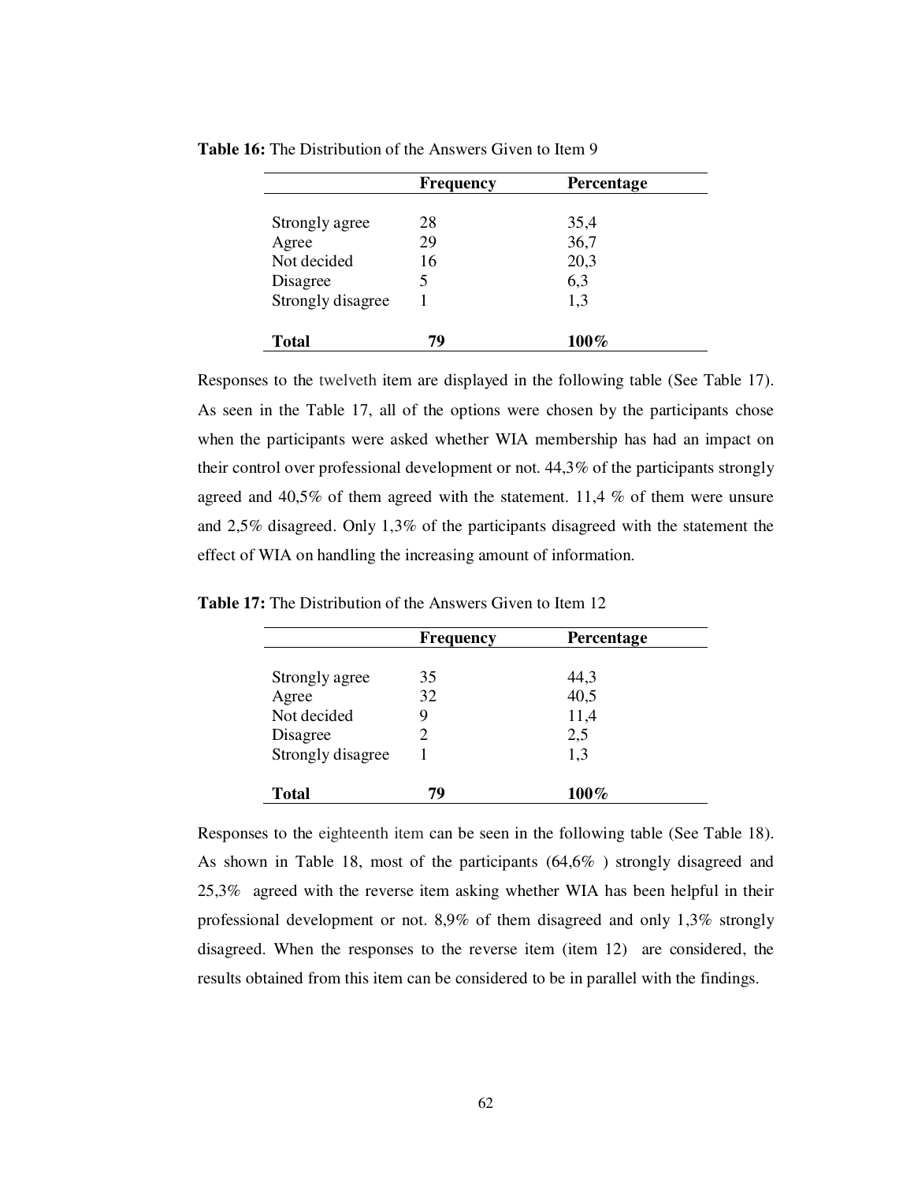**Table 16:** The Distribution of the Answers Given to Item 9

| | Frequency | Percentage |
|---|---|---|
| Strongly agree | 28 | 35,4 |
| Agree | 29 | 36,7 |
| Not decided | 16 | 20,3 |
| Disagree | 5 | 6,3 |
| Strongly disagree | 1 | 1,3 |
| **Total** | **79** | **100%** |

Responses to the twelveth item are displayed in the following table (See Table 17). As seen in the Table 17, all of the options were chosen by the participants chose when the participants were asked whether WIA membership has had an impact on their control over professional development or not. 44,3% of the participants strongly agreed and 40,5% of them agreed with the statement. 11,4 % of them were unsure and 2,5% disagreed. Only 1,3% of the participants disagreed with the statement the effect of WIA on handling the increasing amount of information.

**Table 17:** The Distribution of the Answers Given to Item 12

| | Frequency | Percentage |
|---|---|---|
| Strongly agree | 35 | 44,3 |
| Agree | 32 | 40,5 |
| Not decided | 9 | 11,4 |
| Disagree | 2 | 2,5 |
| Strongly disagree | 1 | 1,3 |
| **Total** | **79** | **100%** |

Responses to the eighteenth item can be seen in the following table (See Table 18). As shown in Table 18, most of the participants (64,6% ) strongly disagreed and 25,3% agreed with the reverse item asking whether WIA has been helpful in their professional development or not. 8,9% of them disagreed and only 1,3% strongly disagreed. When the responses to the reverse item (item 12) are considered, the results obtained from this item can be considered to be in parallel with the findings.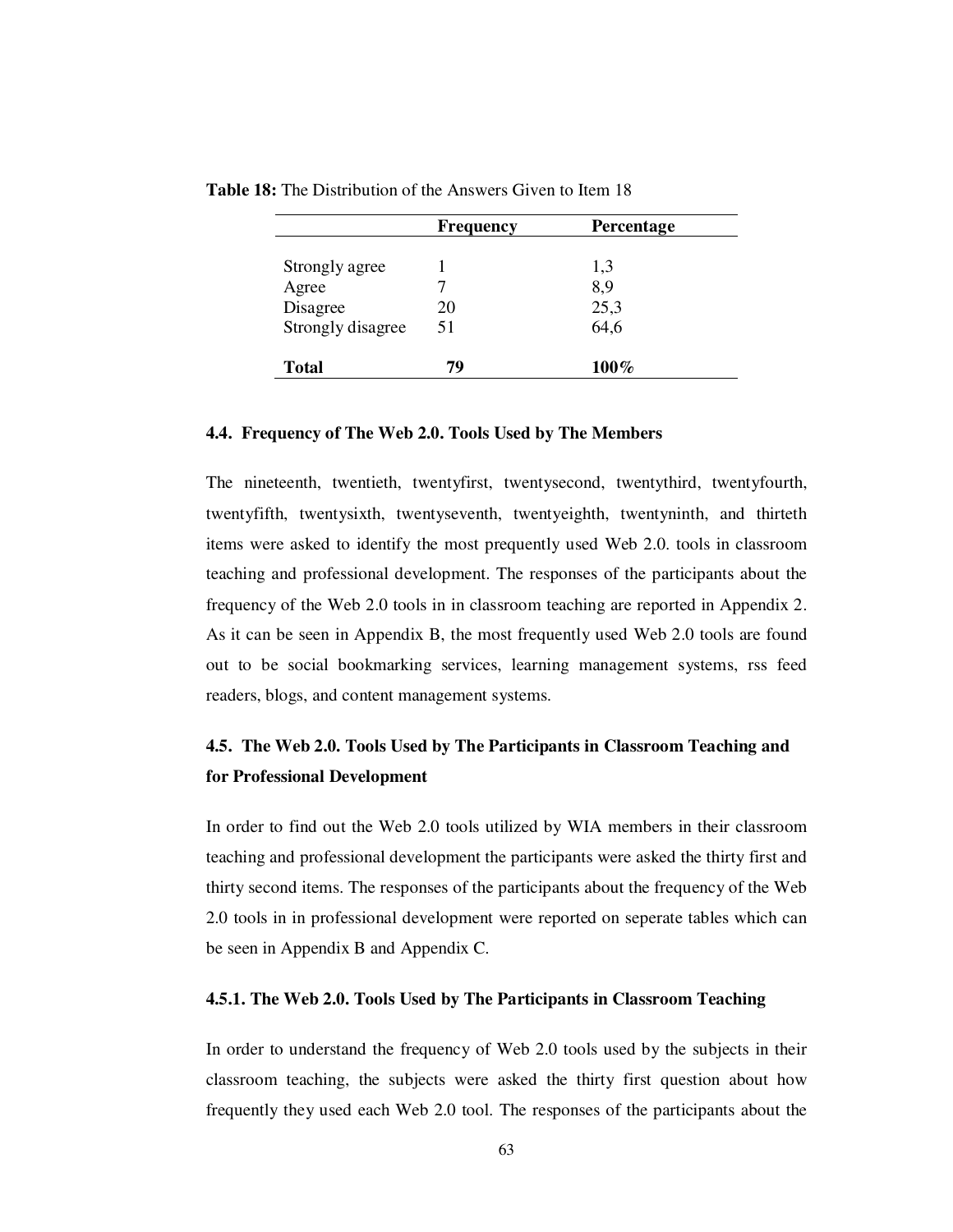**Table 18:** The Distribution of the Answers Given to Item 18

| | Frequency | Percentage |
|---|---|---|
| Strongly agree | 1 | 1,3 |
| Agree | 7 | 8,9 |
| Disagree | 20 | 25,3 |
| Strongly disagree | 51 | 64,6 |
| **Total** | **79** | **100%** |

### 4.4. Frequency of The Web 2.0. Tools Used by The Members

The nineteenth, twentieth, twentyfirst, twentysecond, twentythird, twentyfourth, twentyfifth, twentysixth, twentyseventh, twentyeighth, twentyninth, and thirteth items were asked to identify the most prequently used Web 2.0. tools in classroom teaching and professional development. The responses of the participants about the frequency of the Web 2.0 tools in in classroom teaching are reported in Appendix 2. As it can be seen in Appendix B, the most frequently used Web 2.0 tools are found out to be social bookmarking services, learning management systems, rss feed readers, blogs, and content management systems.

### 4.5. The Web 2.0. Tools Used by The Participants in Classroom Teaching and for Professional Development

In order to find out the Web 2.0 tools utilized by WIA members in their classroom teaching and professional development the participants were asked the thirty first and thirty second items. The responses of the participants about the frequency of the Web 2.0 tools in in professional development were reported on seperate tables which can be seen in Appendix B and Appendix C.

#### 4.5.1. The Web 2.0. Tools Used by The Participants in Classroom Teaching

In order to understand the frequency of Web 2.0 tools used by the subjects in their classroom teaching, the subjects were asked the thirty first question about how frequently they used each Web 2.0 tool. The responses of the participants about the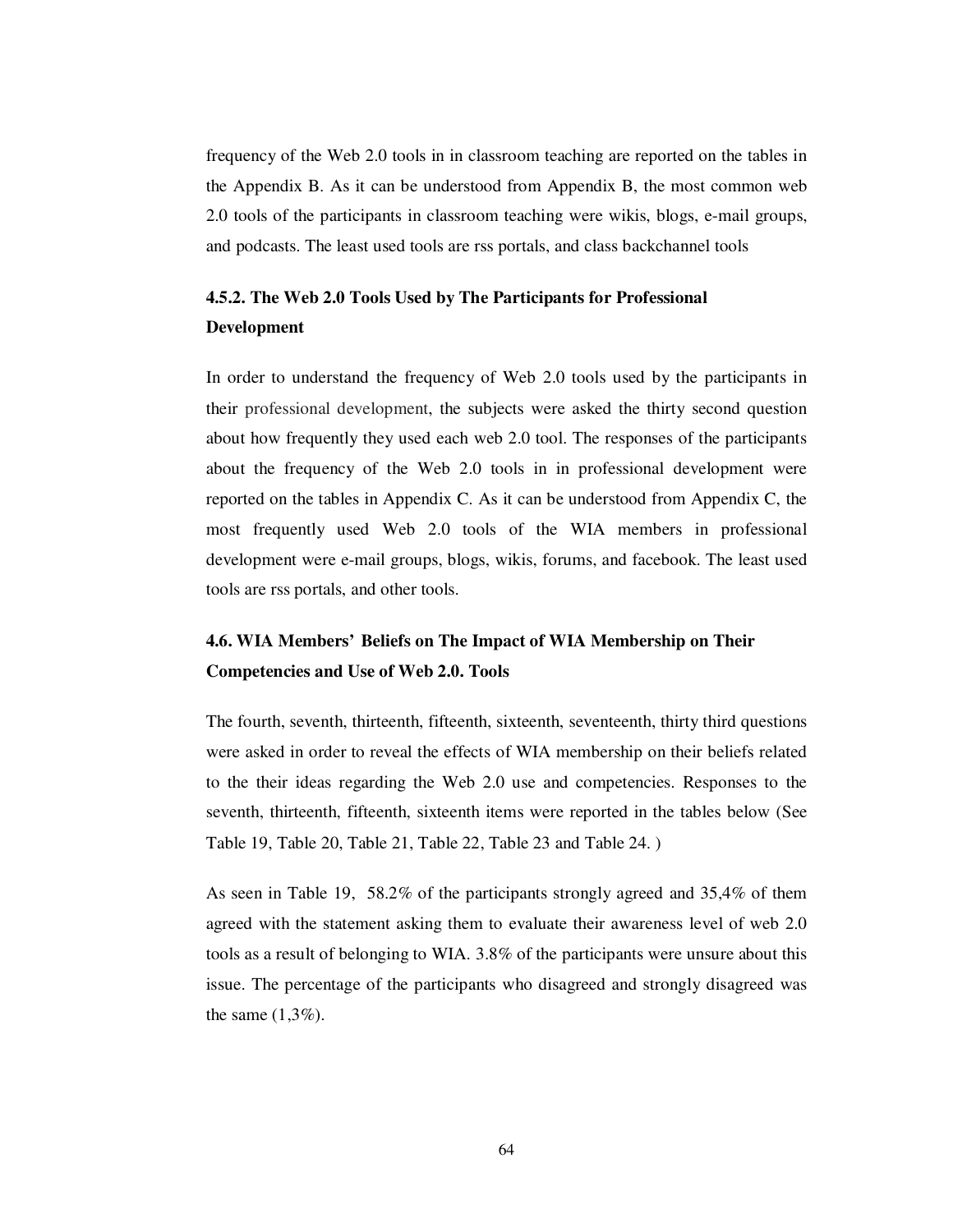frequency of the Web 2.0 tools in in classroom teaching are reported on the tables in the Appendix B. As it can be understood from Appendix B, the most common web 2.0 tools of the participants in classroom teaching were wikis, blogs, e-mail groups, and podcasts. The least used tools are rss portals, and class backchannel tools

### 4.5.2. The Web 2.0 Tools Used by The Participants for Professional Development

In order to understand the frequency of Web 2.0 tools used by the participants in their professional development, the subjects were asked the thirty second question about how frequently they used each web 2.0 tool. The responses of the participants about the frequency of the Web 2.0 tools in in professional development were reported on the tables in Appendix C. As it can be understood from Appendix C, the most frequently used Web 2.0 tools of the WIA members in professional development were e-mail groups, blogs, wikis, forums, and facebook. The least used tools are rss portals, and other tools.

## 4.6. WIA Members' Beliefs on The Impact of WIA Membership on Their Competencies and Use of Web 2.0. Tools

The fourth, seventh, thirteenth, fifteenth, sixteenth, seventeenth, thirty third questions were asked in order to reveal the effects of WIA membership on their beliefs related to the their ideas regarding the Web 2.0 use and competencies. Responses to the seventh, thirteenth, fifteenth, sixteenth items were reported in the tables below (See Table 19, Table 20, Table 21, Table 22, Table 23 and Table 24. )

As seen in Table 19, 58.2% of the participants strongly agreed and 35,4% of them agreed with the statement asking them to evaluate their awareness level of web 2.0 tools as a result of belonging to WIA. 3.8% of the participants were unsure about this issue. The percentage of the participants who disagreed and strongly disagreed was the same (1,3%).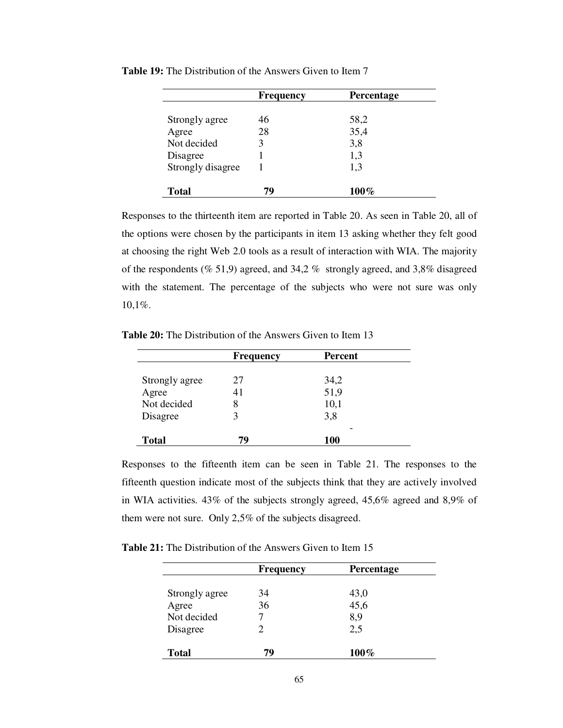**Table 19:** The Distribution of the Answers Given to Item 7

| | Frequency | Percentage |
|---|---|---|
| Strongly agree | 46 | 58,2 |
| Agree | 28 | 35,4 |
| Not decided | 3 | 3,8 |
| Disagree | 1 | 1,3 |
| Strongly disagree | 1 | 1,3 |
| **Total** | **79** | **100%** |

Responses to the thirteenth item are reported in Table 20. As seen in Table 20, all of the options were chosen by the participants in item 13 asking whether they felt good at choosing the right Web 2.0 tools as a result of interaction with WIA. The majority of the respondents (% 51,9) agreed, and 34,2 % strongly agreed, and 3,8% disagreed with the statement. The percentage of the subjects who were not sure was only 10,1%.

**Table 20:** The Distribution of the Answers Given to Item 13

| | Frequency | Percent |
|---|---|---|
| Strongly agree | 27 | 34,2 |
| Agree | 41 | 51,9 |
| Not decided | 8 | 10,1 |
| Disagree | 3 | 3,8 |
| | | - |
| **Total** | **79** | **100** |

Responses to the fifteenth item can be seen in Table 21. The responses to the fifteenth question indicate most of the subjects think that they are actively involved in WIA activities. 43% of the subjects strongly agreed, 45,6% agreed and 8,9% of them were not sure. Only 2,5% of the subjects disagreed.

**Table 21:** The Distribution of the Answers Given to Item 15

| | Frequency | Percentage |
|---|---|---|
| Strongly agree | 34 | 43,0 |
| Agree | 36 | 45,6 |
| Not decided | 7 | 8,9 |
| Disagree | 2 | 2,5 |
| **Total** | **79** | **100%** |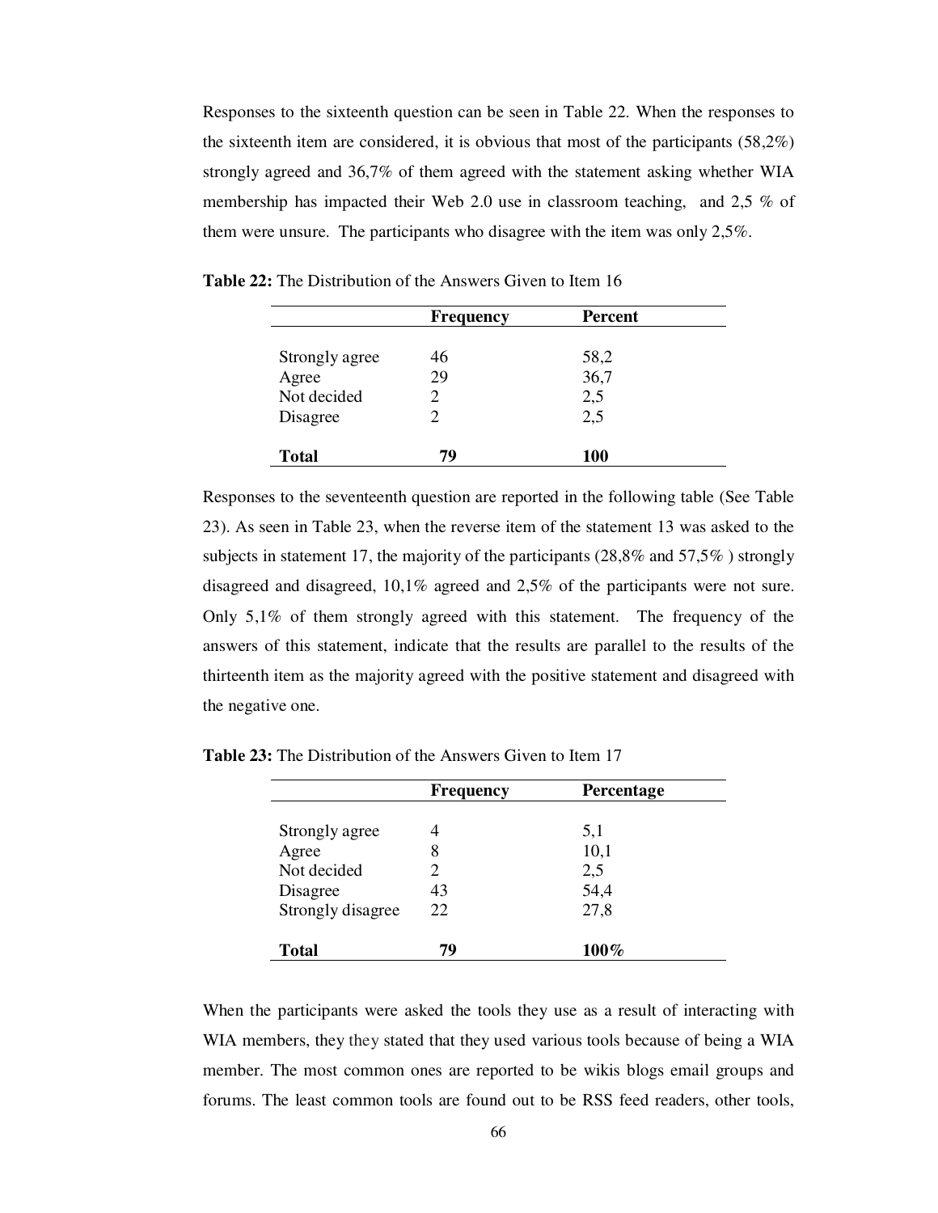Responses to the sixteenth question can be seen in Table 22. When the responses to the sixteenth item are considered, it is obvious that most of the participants (58,2%) strongly agreed and 36,7% of them agreed with the statement asking whether WIA membership has impacted their Web 2.0 use in classroom teaching, and 2,5 % of them were unsure. The participants who disagree with the item was only 2,5%.

**Table 22:** The Distribution of the Answers Given to Item 16

| | Frequency | Percent |
|---|---|---|
| Strongly agree | 46 | 58,2 |
| Agree | 29 | 36,7 |
| Not decided | 2 | 2,5 |
| Disagree | 2 | 2,5 |
| **Total** | **79** | **100** |

Responses to the seventeenth question are reported in the following table (See Table 23). As seen in Table 23, when the reverse item of the statement 13 was asked to the subjects in statement 17, the majority of the participants (28,8% and 57,5% ) strongly disagreed and disagreed, 10,1% agreed and 2,5% of the participants were not sure. Only 5,1% of them strongly agreed with this statement. The frequency of the answers of this statement, indicate that the results are parallel to the results of the thirteenth item as the majority agreed with the positive statement and disagreed with the negative one.

**Table 23:** The Distribution of the Answers Given to Item 17

| | Frequency | Percentage |
|---|---|---|
| Strongly agree | 4 | 5,1 |
| Agree | 8 | 10,1 |
| Not decided | 2 | 2,5 |
| Disagree | 43 | 54,4 |
| Strongly disagree | 22 | 27,8 |
| **Total** | **79** | **100%** |

When the participants were asked the tools they use as a result of interacting with WIA members, they they stated that they used various tools because of being a WIA member. The most common ones are reported to be wikis blogs email groups and forums. The least common tools are found out to be RSS feed readers, other tools,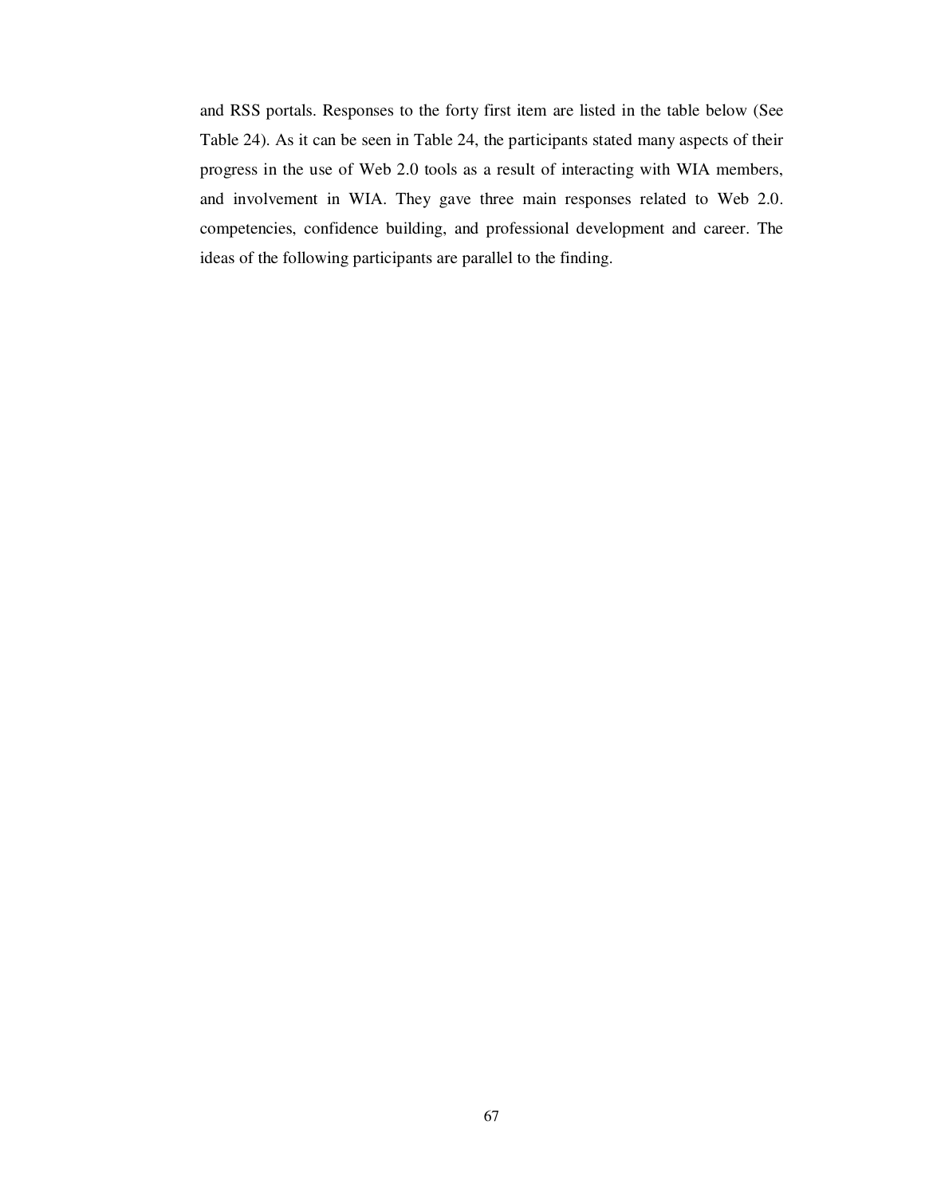and RSS portals. Responses to the forty first item are listed in the table below (See Table 24). As it can be seen in Table 24, the participants stated many aspects of their progress in the use of Web 2.0 tools as a result of interacting with WIA members, and involvement in WIA. They gave three main responses related to Web 2.0. competencies, confidence building, and professional development and career. The ideas of the following participants are parallel to the finding.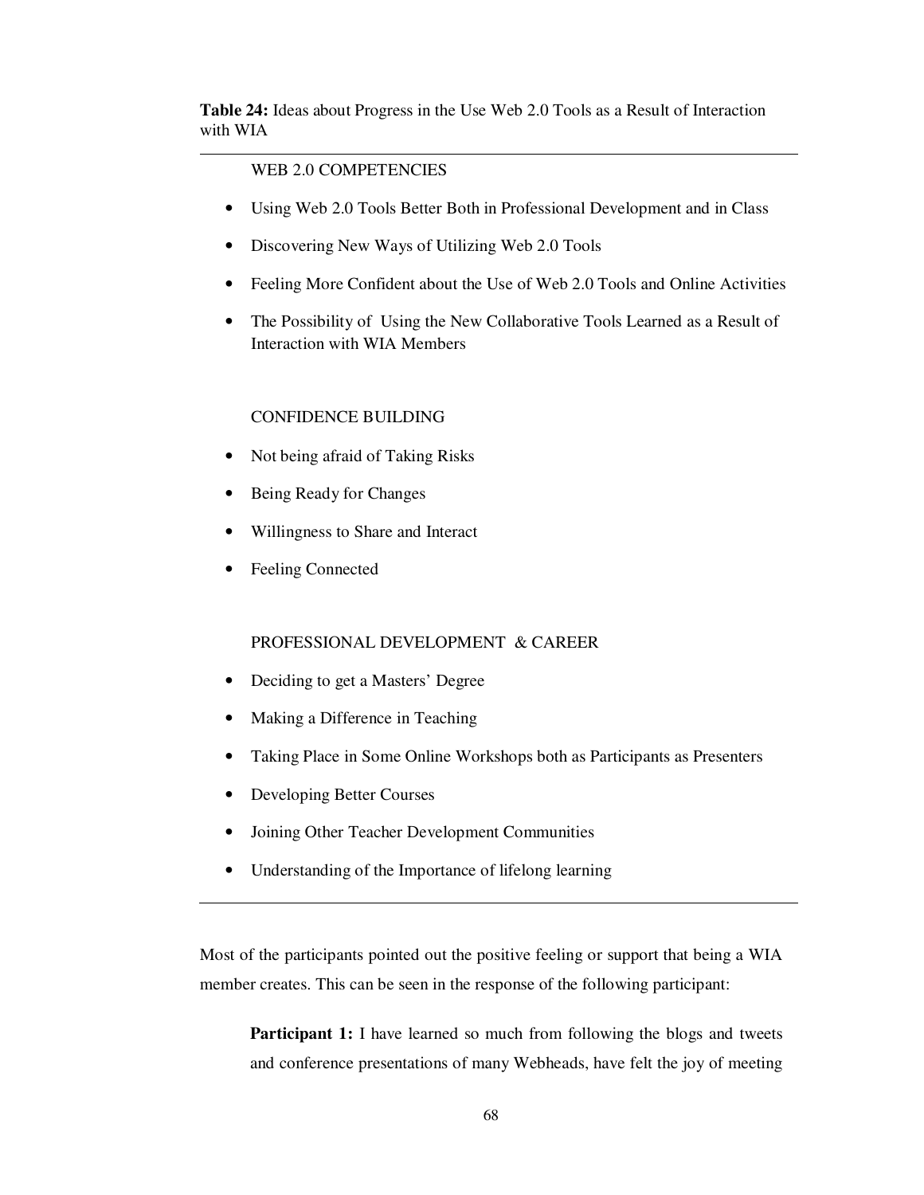**Table 24:** Ideas about Progress in the Use Web 2.0 Tools as a Result of Interaction with WIA

WEB 2.0 COMPETENCIES

- Using Web 2.0 Tools Better Both in Professional Development and in Class
- Discovering New Ways of Utilizing Web 2.0 Tools
- Feeling More Confident about the Use of Web 2.0 Tools and Online Activities
- The Possibility of Using the New Collaborative Tools Learned as a Result of Interaction with WIA Members

CONFIDENCE BUILDING

- Not being afraid of Taking Risks
- Being Ready for Changes
- Willingness to Share and Interact
- Feeling Connected

PROFESSIONAL DEVELOPMENT & CAREER

- Deciding to get a Masters' Degree
- Making a Difference in Teaching
- Taking Place in Some Online Workshops both as Participants as Presenters
- Developing Better Courses
- Joining Other Teacher Development Communities
- Understanding of the Importance of lifelong learning

---

Most of the participants pointed out the positive feeling or support that being a WIA member creates. This can be seen in the response of the following participant:

> **Participant 1:** I have learned so much from following the blogs and tweets and conference presentations of many Webheads, have felt the joy of meeting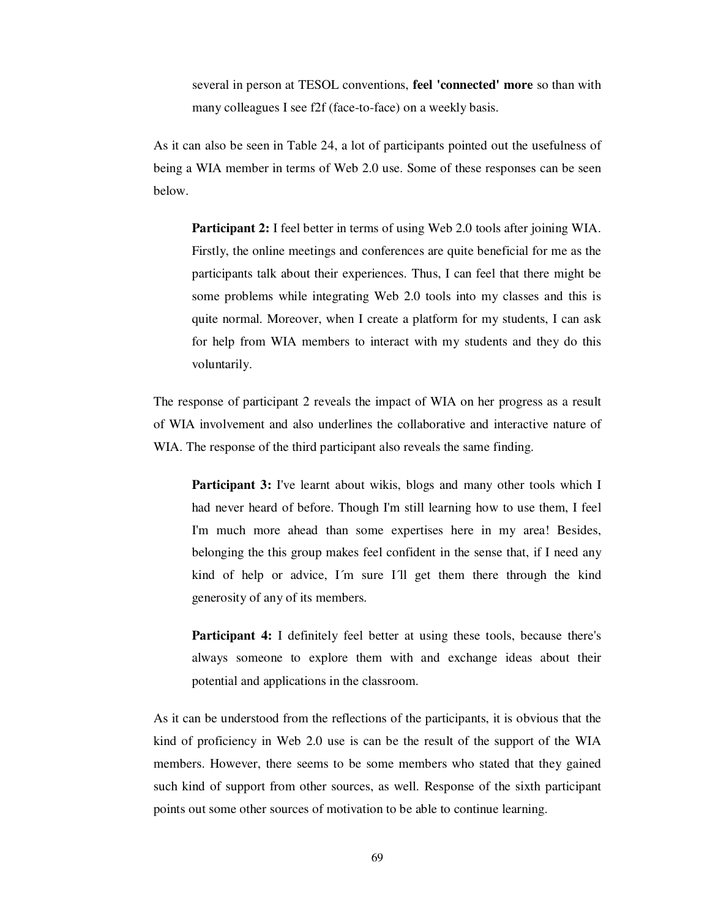> several in person at TESOL conventions, **feel 'connected' more** so than with many colleagues I see f2f (face-to-face) on a weekly basis.

As it can also be seen in Table 24, a lot of participants pointed out the usefulness of being a WIA member in terms of Web 2.0 use. Some of these responses can be seen below.

> **Participant 2:** I feel better in terms of using Web 2.0 tools after joining WIA. Firstly, the online meetings and conferences are quite beneficial for me as the participants talk about their experiences. Thus, I can feel that there might be some problems while integrating Web 2.0 tools into my classes and this is quite normal. Moreover, when I create a platform for my students, I can ask for help from WIA members to interact with my students and they do this voluntarily.

The response of participant 2 reveals the impact of WIA on her progress as a result of WIA involvement and also underlines the collaborative and interactive nature of WIA. The response of the third participant also reveals the same finding.

> **Participant 3:** I've learnt about wikis, blogs and many other tools which I had never heard of before. Though I'm still learning how to use them, I feel I'm much more ahead than some expertises here in my area! Besides, belonging the this group makes feel confident in the sense that, if I need any kind of help or advice, I´m sure I´ll get them there through the kind generosity of any of its members.

> **Participant 4:** I definitely feel better at using these tools, because there's always someone to explore them with and exchange ideas about their potential and applications in the classroom.

As it can be understood from the reflections of the participants, it is obvious that the kind of proficiency in Web 2.0 use is can be the result of the support of the WIA members. However, there seems to be some members who stated that they gained such kind of support from other sources, as well. Response of the sixth participant points out some other sources of motivation to be able to continue learning.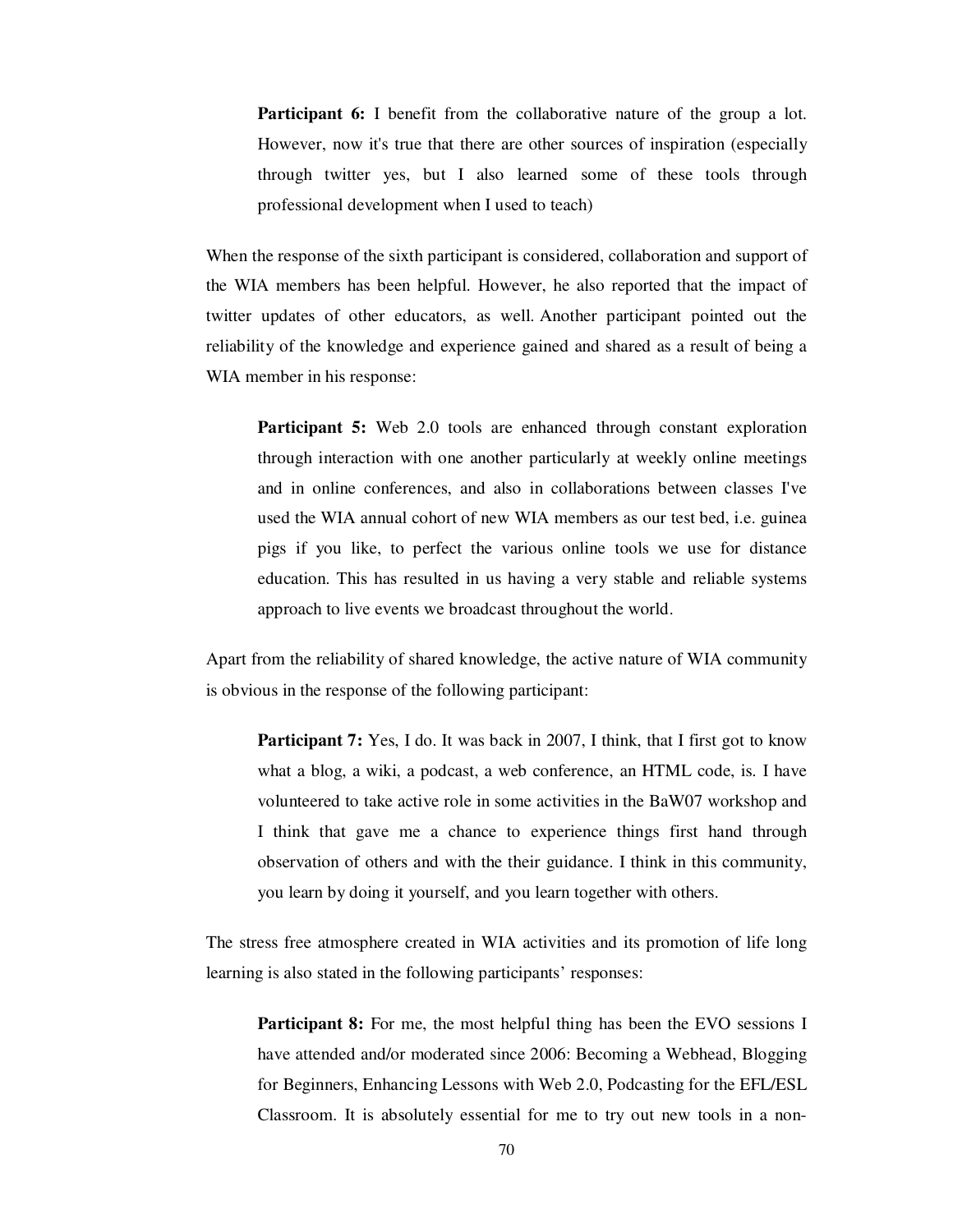> **Participant 6:** I benefit from the collaborative nature of the group a lot. However, now it's true that there are other sources of inspiration (especially through twitter yes, but I also learned some of these tools through professional development when I used to teach)

When the response of the sixth participant is considered, collaboration and support of the WIA members has been helpful. However, he also reported that the impact of twitter updates of other educators, as well. Another participant pointed out the reliability of the knowledge and experience gained and shared as a result of being a WIA member in his response:

> **Participant 5:** Web 2.0 tools are enhanced through constant exploration through interaction with one another particularly at weekly online meetings and in online conferences, and also in collaborations between classes I've used the WIA annual cohort of new WIA members as our test bed, i.e. guinea pigs if you like, to perfect the various online tools we use for distance education. This has resulted in us having a very stable and reliable systems approach to live events we broadcast throughout the world.

Apart from the reliability of shared knowledge, the active nature of WIA community is obvious in the response of the following participant:

> **Participant 7:** Yes, I do. It was back in 2007, I think, that I first got to know what a blog, a wiki, a podcast, a web conference, an HTML code, is. I have volunteered to take active role in some activities in the BaW07 workshop and I think that gave me a chance to experience things first hand through observation of others and with the their guidance. I think in this community, you learn by doing it yourself, and you learn together with others.

The stress free atmosphere created in WIA activities and its promotion of life long learning is also stated in the following participants' responses:

> **Participant 8:** For me, the most helpful thing has been the EVO sessions I have attended and/or moderated since 2006: Becoming a Webhead, Blogging for Beginners, Enhancing Lessons with Web 2.0, Podcasting for the EFL/ESL Classroom. It is absolutely essential for me to try out new tools in a non-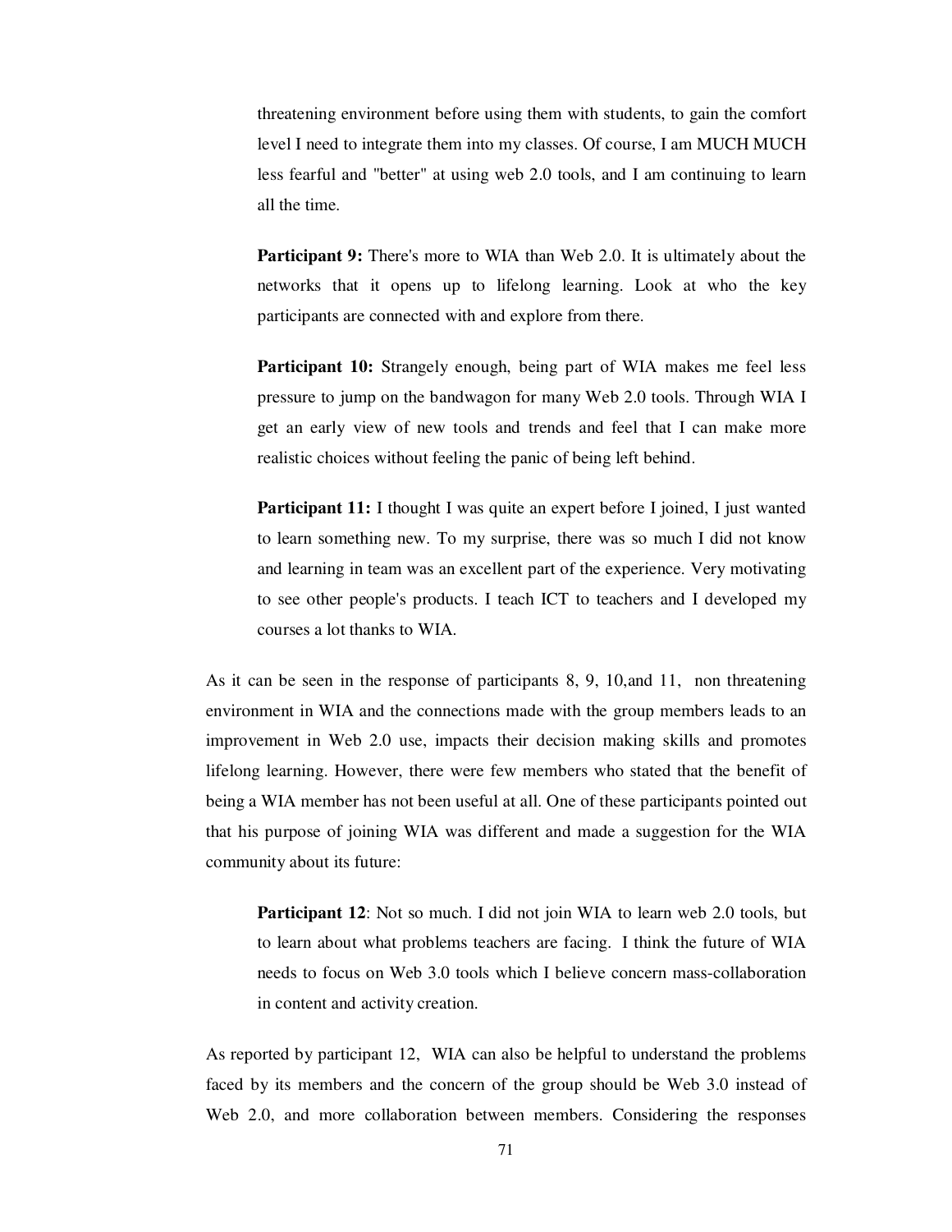> threatening environment before using them with students, to gain the comfort level I need to integrate them into my classes. Of course, I am MUCH MUCH less fearful and "better" at using web 2.0 tools, and I am continuing to learn all the time.

> **Participant 9:** There's more to WIA than Web 2.0. It is ultimately about the networks that it opens up to lifelong learning. Look at who the key participants are connected with and explore from there.

> **Participant 10:** Strangely enough, being part of WIA makes me feel less pressure to jump on the bandwagon for many Web 2.0 tools. Through WIA I get an early view of new tools and trends and feel that I can make more realistic choices without feeling the panic of being left behind.

> **Participant 11:** I thought I was quite an expert before I joined, I just wanted to learn something new. To my surprise, there was so much I did not know and learning in team was an excellent part of the experience. Very motivating to see other people's products. I teach ICT to teachers and I developed my courses a lot thanks to WIA.

As it can be seen in the response of participants 8, 9, 10,and 11, non threatening environment in WIA and the connections made with the group members leads to an improvement in Web 2.0 use, impacts their decision making skills and promotes lifelong learning. However, there were few members who stated that the benefit of being a WIA member has not been useful at all. One of these participants pointed out that his purpose of joining WIA was different and made a suggestion for the WIA community about its future:

> **Participant 12**: Not so much. I did not join WIA to learn web 2.0 tools, but to learn about what problems teachers are facing. I think the future of WIA needs to focus on Web 3.0 tools which I believe concern mass-collaboration in content and activity creation.

As reported by participant 12, WIA can also be helpful to understand the problems faced by its members and the concern of the group should be Web 3.0 instead of Web 2.0, and more collaboration between members. Considering the responses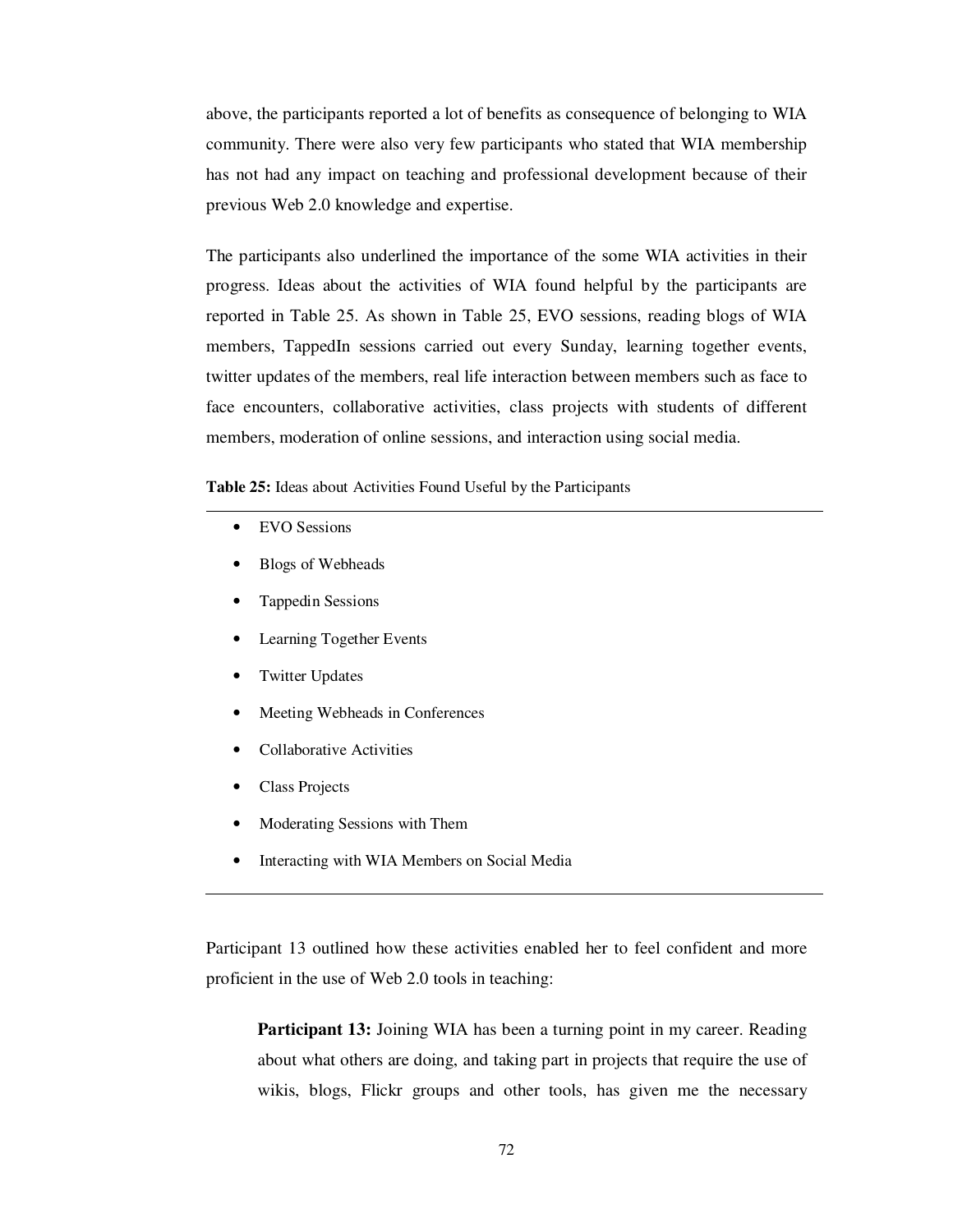above, the participants reported a lot of benefits as consequence of belonging to WIA community. There were also very few participants who stated that WIA membership has not had any impact on teaching and professional development because of their previous Web 2.0 knowledge and expertise.

The participants also underlined the importance of the some WIA activities in their progress. Ideas about the activities of WIA found helpful by the participants are reported in Table 25. As shown in Table 25, EVO sessions, reading blogs of WIA members, TappedIn sessions carried out every Sunday, learning together events, twitter updates of the members, real life interaction between members such as face to face encounters, collaborative activities, class projects with students of different members, moderation of online sessions, and interaction using social media.

**Table 25:** Ideas about Activities Found Useful by the Participants

- EVO Sessions
- Blogs of Webheads
- Tappedin Sessions
- Learning Together Events
- Twitter Updates
- Meeting Webheads in Conferences
- Collaborative Activities
- Class Projects
- Moderating Sessions with Them
- Interacting with WIA Members on Social Media

Participant 13 outlined how these activities enabled her to feel confident and more proficient in the use of Web 2.0 tools in teaching:

> **Participant 13:** Joining WIA has been a turning point in my career. Reading about what others are doing, and taking part in projects that require the use of wikis, blogs, Flickr groups and other tools, has given me the necessary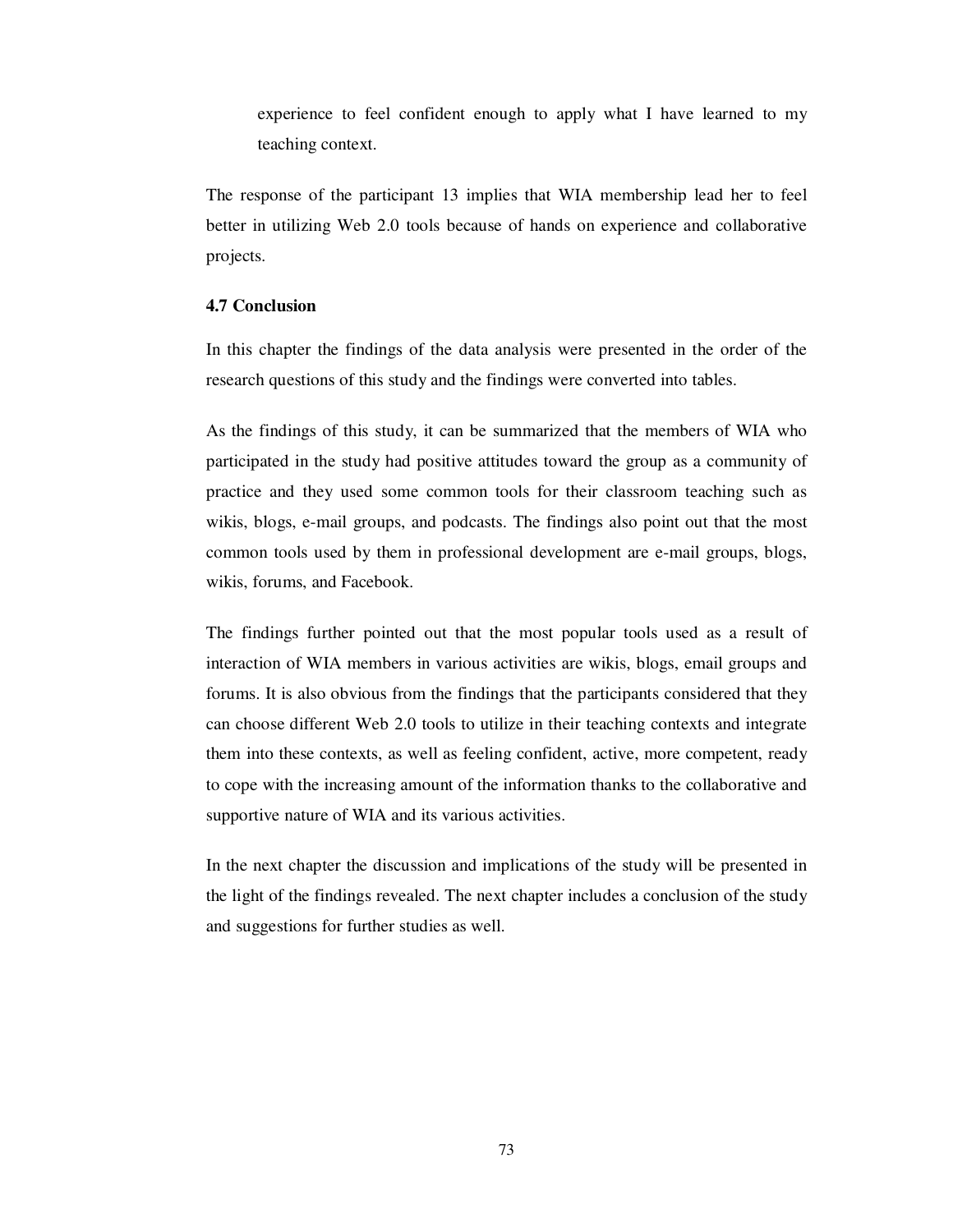> experience to feel confident enough to apply what I have learned to my teaching context.

The response of the participant 13 implies that WIA membership lead her to feel better in utilizing Web 2.0 tools because of hands on experience and collaborative projects.

### 4.7 Conclusion

In this chapter the findings of the data analysis were presented in the order of the research questions of this study and the findings were converted into tables.

As the findings of this study, it can be summarized that the members of WIA who participated in the study had positive attitudes toward the group as a community of practice and they used some common tools for their classroom teaching such as wikis, blogs, e-mail groups, and podcasts. The findings also point out that the most common tools used by them in professional development are e-mail groups, blogs, wikis, forums, and Facebook.

The findings further pointed out that the most popular tools used as a result of interaction of WIA members in various activities are wikis, blogs, email groups and forums. It is also obvious from the findings that the participants considered that they can choose different Web 2.0 tools to utilize in their teaching contexts and integrate them into these contexts, as well as feeling confident, active, more competent, ready to cope with the increasing amount of the information thanks to the collaborative and supportive nature of WIA and its various activities.

In the next chapter the discussion and implications of the study will be presented in the light of the findings revealed. The next chapter includes a conclusion of the study and suggestions for further studies as well.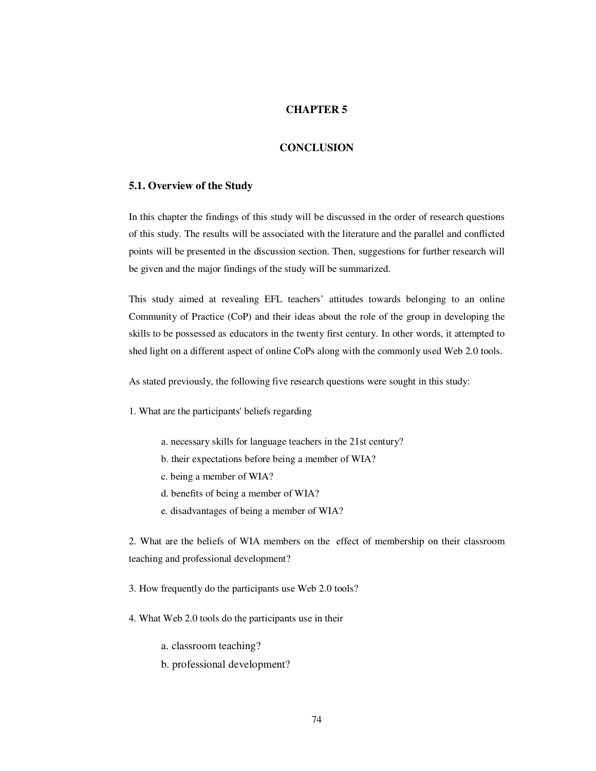# CHAPTER 5

# CONCLUSION

## 5.1. Overview of the Study

In this chapter the findings of this study will be discussed in the order of research questions of this study. The results will be associated with the literature and the parallel and conflicted points will be presented in the discussion section. Then, suggestions for further research will be given and the major findings of the study will be summarized.

This study aimed at revealing EFL teachers' attitudes towards belonging to an online Community of Practice (CoP) and their ideas about the role of the group in developing the skills to be possessed as educators in the twenty first century. In other words, it attempted to shed light on a different aspect of online CoPs along with the commonly used Web 2.0 tools.

As stated previously, the following five research questions were sought in this study:

1. What are the participants' beliefs regarding

   a. necessary skills for language teachers in the 21st century?
   b. their expectations before being a member of WIA?
   c. being a member of WIA?
   d. benefits of being a member of WIA?
   e. disadvantages of being a member of WIA?

2. What are the beliefs of WIA members on the effect of membership on their classroom teaching and professional development?

3. How frequently do the participants use Web 2.0 tools?

4. What Web 2.0 tools do the participants use in their

   a. classroom teaching?
   b. professional development?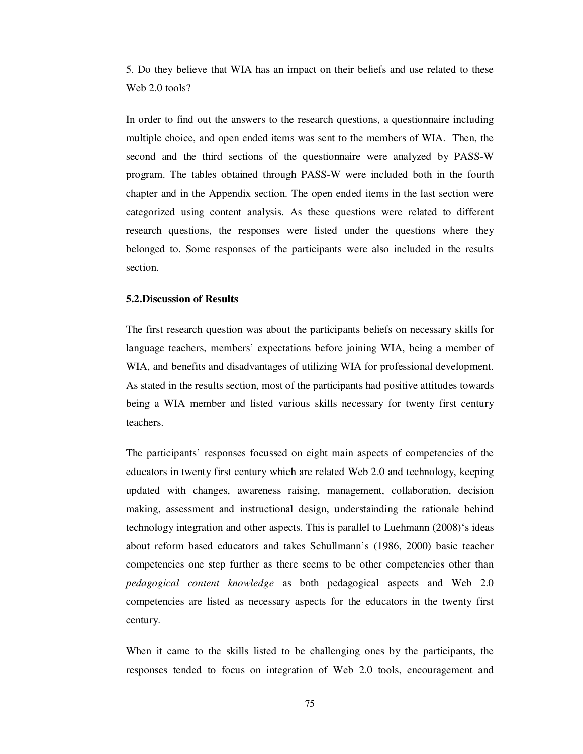5. Do they believe that WIA has an impact on their beliefs and use related to these Web 2.0 tools?

In order to find out the answers to the research questions, a questionnaire including multiple choice, and open ended items was sent to the members of WIA. Then, the second and the third sections of the questionnaire were analyzed by PASS-W program. The tables obtained through PASS-W were included both in the fourth chapter and in the Appendix section. The open ended items in the last section were categorized using content analysis. As these questions were related to different research questions, the responses were listed under the questions where they belonged to. Some responses of the participants were also included in the results section.

## 5.2.Discussion of Results

The first research question was about the participants beliefs on necessary skills for language teachers, members' expectations before joining WIA, being a member of WIA, and benefits and disadvantages of utilizing WIA for professional development. As stated in the results section, most of the participants had positive attitudes towards being a WIA member and listed various skills necessary for twenty first century teachers.

The participants' responses focussed on eight main aspects of competencies of the educators in twenty first century which are related Web 2.0 and technology, keeping updated with changes, awareness raising, management, collaboration, decision making, assessment and instructional design, understainding the rationale behind technology integration and other aspects. This is parallel to Luehmann (2008)'s ideas about reform based educators and takes Schullmann's (1986, 2000) basic teacher competencies one step further as there seems to be other competencies other than *pedagogical content knowledge* as both pedagogical aspects and Web 2.0 competencies are listed as necessary aspects for the educators in the twenty first century.

When it came to the skills listed to be challenging ones by the participants, the responses tended to focus on integration of Web 2.0 tools, encouragement and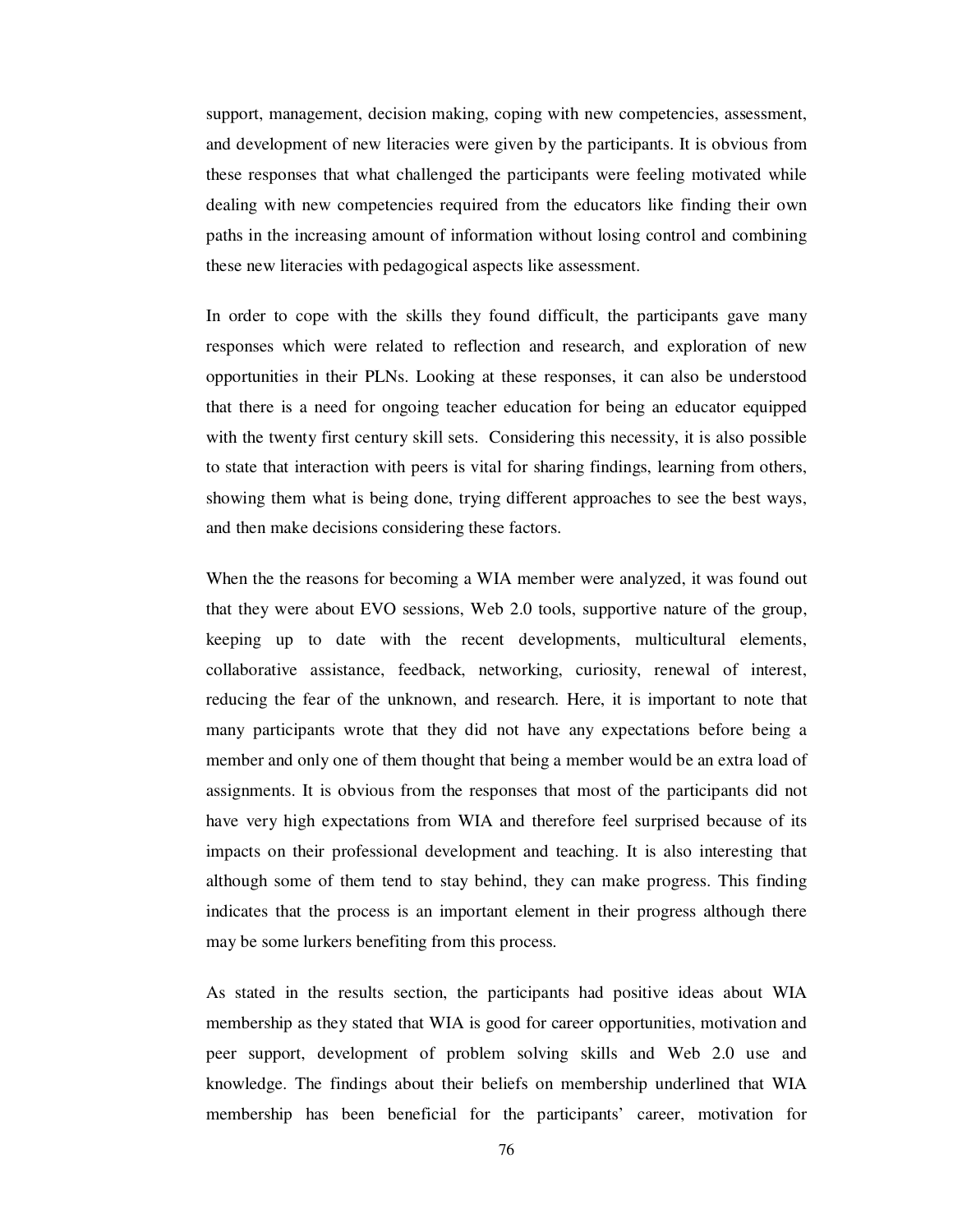support, management, decision making, coping with new competencies, assessment, and development of new literacies were given by the participants. It is obvious from these responses that what challenged the participants were feeling motivated while dealing with new competencies required from the educators like finding their own paths in the increasing amount of information without losing control and combining these new literacies with pedagogical aspects like assessment.

In order to cope with the skills they found difficult, the participants gave many responses which were related to reflection and research, and exploration of new opportunities in their PLNs. Looking at these responses, it can also be understood that there is a need for ongoing teacher education for being an educator equipped with the twenty first century skill sets. Considering this necessity, it is also possible to state that interaction with peers is vital for sharing findings, learning from others, showing them what is being done, trying different approaches to see the best ways, and then make decisions considering these factors.

When the the reasons for becoming a WIA member were analyzed, it was found out that they were about EVO sessions, Web 2.0 tools, supportive nature of the group, keeping up to date with the recent developments, multicultural elements, collaborative assistance, feedback, networking, curiosity, renewal of interest, reducing the fear of the unknown, and research. Here, it is important to note that many participants wrote that they did not have any expectations before being a member and only one of them thought that being a member would be an extra load of assignments. It is obvious from the responses that most of the participants did not have very high expectations from WIA and therefore feel surprised because of its impacts on their professional development and teaching. It is also interesting that although some of them tend to stay behind, they can make progress. This finding indicates that the process is an important element in their progress although there may be some lurkers benefiting from this process.

As stated in the results section, the participants had positive ideas about WIA membership as they stated that WIA is good for career opportunities, motivation and peer support, development of problem solving skills and Web 2.0 use and knowledge. The findings about their beliefs on membership underlined that WIA membership has been beneficial for the participants' career, motivation for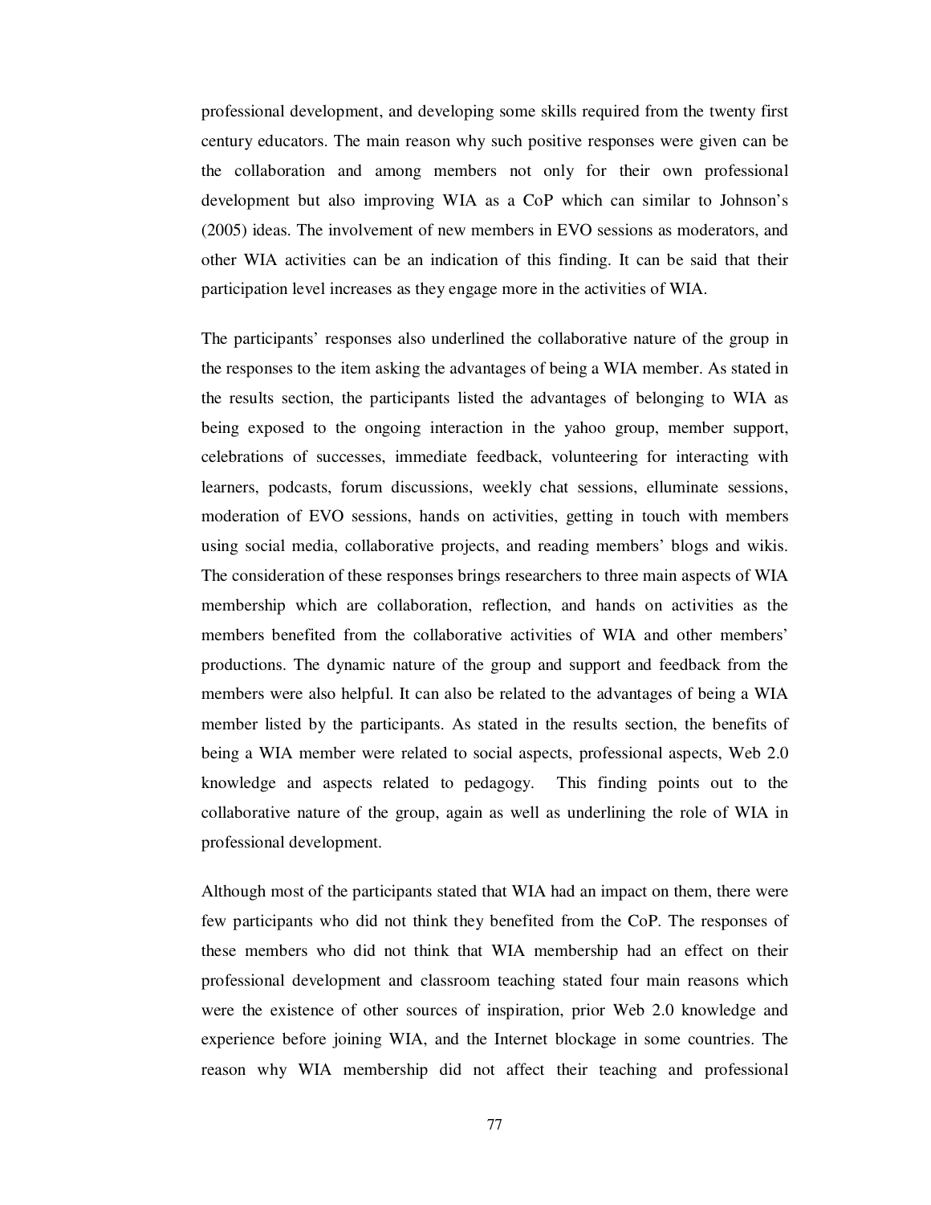professional development, and developing some skills required from the twenty first century educators. The main reason why such positive responses were given can be the collaboration and among members not only for their own professional development but also improving WIA as a CoP which can similar to Johnson's (2005) ideas. The involvement of new members in EVO sessions as moderators, and other WIA activities can be an indication of this finding. It can be said that their participation level increases as they engage more in the activities of WIA.

The participants' responses also underlined the collaborative nature of the group in the responses to the item asking the advantages of being a WIA member. As stated in the results section, the participants listed the advantages of belonging to WIA as being exposed to the ongoing interaction in the yahoo group, member support, celebrations of successes, immediate feedback, volunteering for interacting with learners, podcasts, forum discussions, weekly chat sessions, elluminate sessions, moderation of EVO sessions, hands on activities, getting in touch with members using social media, collaborative projects, and reading members' blogs and wikis. The consideration of these responses brings researchers to three main aspects of WIA membership which are collaboration, reflection, and hands on activities as the members benefited from the collaborative activities of WIA and other members' productions. The dynamic nature of the group and support and feedback from the members were also helpful. It can also be related to the advantages of being a WIA member listed by the participants. As stated in the results section, the benefits of being a WIA member were related to social aspects, professional aspects, Web 2.0 knowledge and aspects related to pedagogy. This finding points out to the collaborative nature of the group, again as well as underlining the role of WIA in professional development.

Although most of the participants stated that WIA had an impact on them, there were few participants who did not think they benefited from the CoP. The responses of these members who did not think that WIA membership had an effect on their professional development and classroom teaching stated four main reasons which were the existence of other sources of inspiration, prior Web 2.0 knowledge and experience before joining WIA, and the Internet blockage in some countries. The reason why WIA membership did not affect their teaching and professional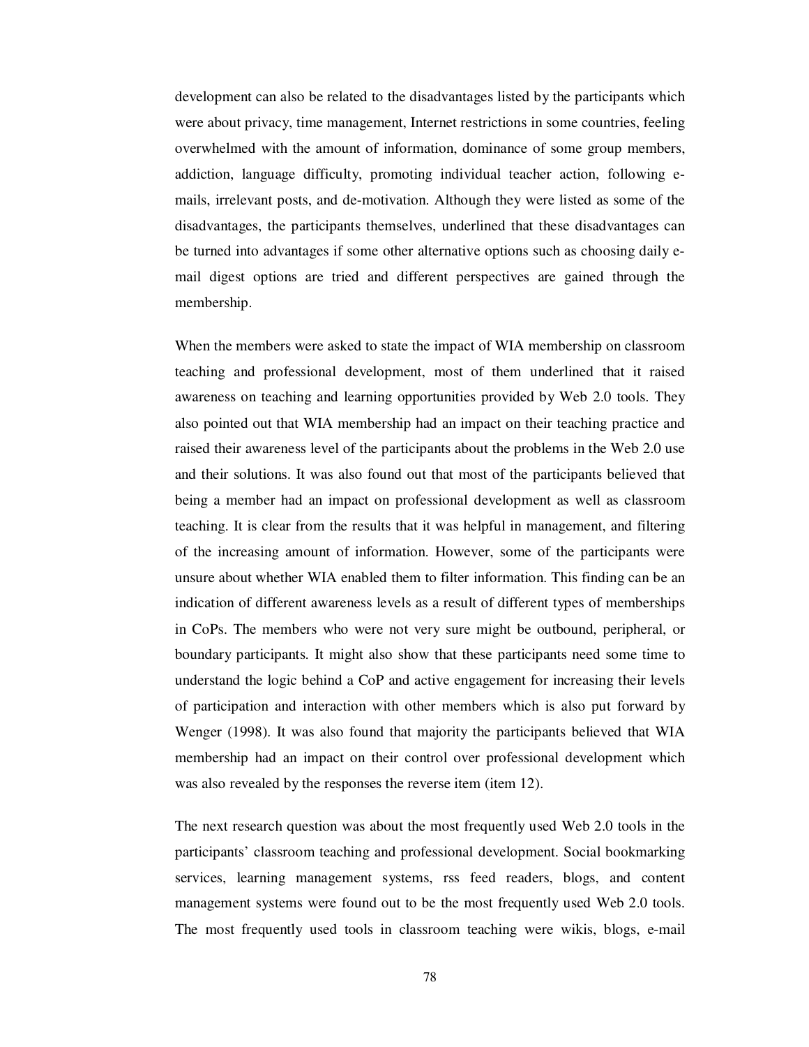development can also be related to the disadvantages listed by the participants which were about privacy, time management, Internet restrictions in some countries, feeling overwhelmed with the amount of information, dominance of some group members, addiction, language difficulty, promoting individual teacher action, following e-mails, irrelevant posts, and de-motivation. Although they were listed as some of the disadvantages, the participants themselves, underlined that these disadvantages can be turned into advantages if some other alternative options such as choosing daily e-mail digest options are tried and different perspectives are gained through the membership.

When the members were asked to state the impact of WIA membership on classroom teaching and professional development, most of them underlined that it raised awareness on teaching and learning opportunities provided by Web 2.0 tools. They also pointed out that WIA membership had an impact on their teaching practice and raised their awareness level of the participants about the problems in the Web 2.0 use and their solutions. It was also found out that most of the participants believed that being a member had an impact on professional development as well as classroom teaching. It is clear from the results that it was helpful in management, and filtering of the increasing amount of information. However, some of the participants were unsure about whether WIA enabled them to filter information. This finding can be an indication of different awareness levels as a result of different types of memberships in CoPs. The members who were not very sure might be outbound, peripheral, or boundary participants. It might also show that these participants need some time to understand the logic behind a CoP and active engagement for increasing their levels of participation and interaction with other members which is also put forward by Wenger (1998). It was also found that majority the participants believed that WIA membership had an impact on their control over professional development which was also revealed by the responses the reverse item (item 12).

The next research question was about the most frequently used Web 2.0 tools in the participants' classroom teaching and professional development. Social bookmarking services, learning management systems, rss feed readers, blogs, and content management systems were found out to be the most frequently used Web 2.0 tools. The most frequently used tools in classroom teaching were wikis, blogs, e-mail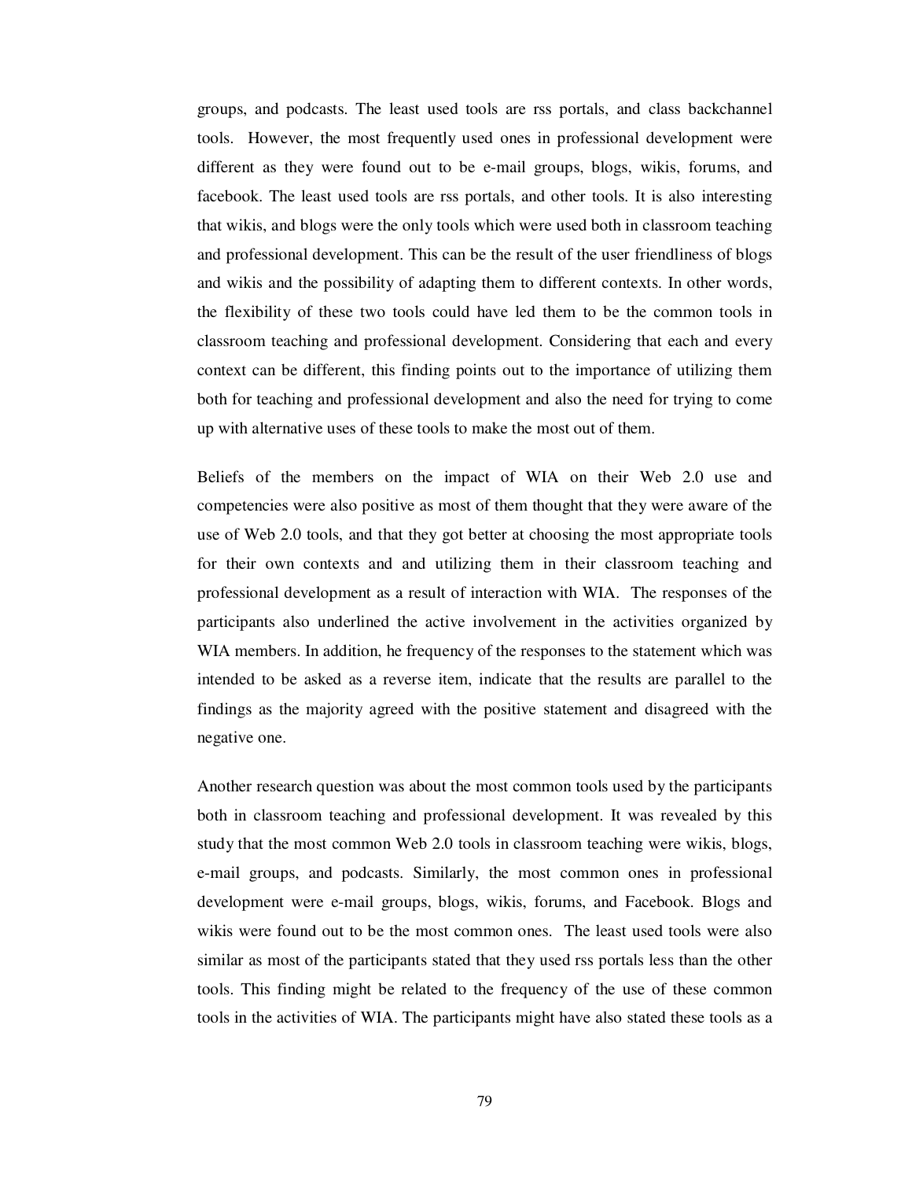groups, and podcasts. The least used tools are rss portals, and class backchannel tools. However, the most frequently used ones in professional development were different as they were found out to be e-mail groups, blogs, wikis, forums, and facebook. The least used tools are rss portals, and other tools. It is also interesting that wikis, and blogs were the only tools which were used both in classroom teaching and professional development. This can be the result of the user friendliness of blogs and wikis and the possibility of adapting them to different contexts. In other words, the flexibility of these two tools could have led them to be the common tools in classroom teaching and professional development. Considering that each and every context can be different, this finding points out to the importance of utilizing them both for teaching and professional development and also the need for trying to come up with alternative uses of these tools to make the most out of them.

Beliefs of the members on the impact of WIA on their Web 2.0 use and competencies were also positive as most of them thought that they were aware of the use of Web 2.0 tools, and that they got better at choosing the most appropriate tools for their own contexts and and utilizing them in their classroom teaching and professional development as a result of interaction with WIA. The responses of the participants also underlined the active involvement in the activities organized by WIA members. In addition, he frequency of the responses to the statement which was intended to be asked as a reverse item, indicate that the results are parallel to the findings as the majority agreed with the positive statement and disagreed with the negative one.

Another research question was about the most common tools used by the participants both in classroom teaching and professional development. It was revealed by this study that the most common Web 2.0 tools in classroom teaching were wikis, blogs, e-mail groups, and podcasts. Similarly, the most common ones in professional development were e-mail groups, blogs, wikis, forums, and Facebook. Blogs and wikis were found out to be the most common ones. The least used tools were also similar as most of the participants stated that they used rss portals less than the other tools. This finding might be related to the frequency of the use of these common tools in the activities of WIA. The participants might have also stated these tools as a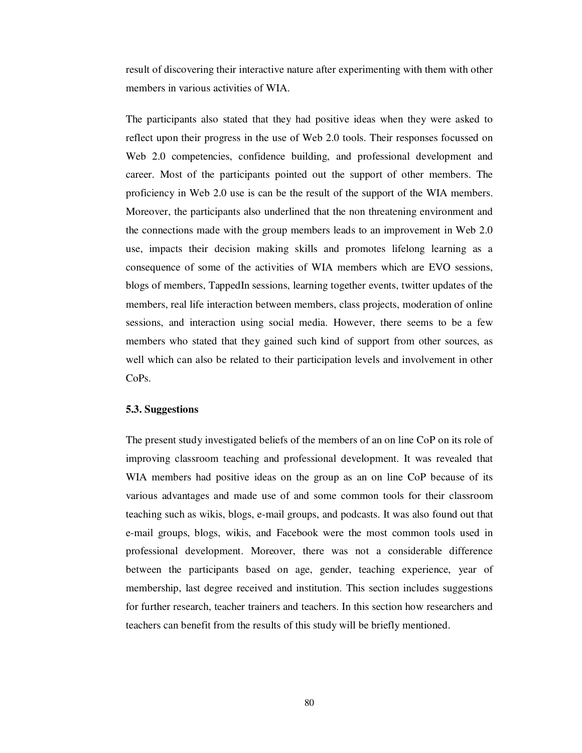result of discovering their interactive nature after experimenting with them with other members in various activities of WIA.

The participants also stated that they had positive ideas when they were asked to reflect upon their progress in the use of Web 2.0 tools. Their responses focussed on Web 2.0 competencies, confidence building, and professional development and career. Most of the participants pointed out the support of other members. The proficiency in Web 2.0 use is can be the result of the support of the WIA members. Moreover, the participants also underlined that the non threatening environment and the connections made with the group members leads to an improvement in Web 2.0 use, impacts their decision making skills and promotes lifelong learning as a consequence of some of the activities of WIA members which are EVO sessions, blogs of members, TappedIn sessions, learning together events, twitter updates of the members, real life interaction between members, class projects, moderation of online sessions, and interaction using social media. However, there seems to be a few members who stated that they gained such kind of support from other sources, as well which can also be related to their participation levels and involvement in other CoPs.

### 5.3. Suggestions

The present study investigated beliefs of the members of an on line CoP on its role of improving classroom teaching and professional development. It was revealed that WIA members had positive ideas on the group as an on line CoP because of its various advantages and made use of and some common tools for their classroom teaching such as wikis, blogs, e-mail groups, and podcasts. It was also found out that e-mail groups, blogs, wikis, and Facebook were the most common tools used in professional development. Moreover, there was not a considerable difference between the participants based on age, gender, teaching experience, year of membership, last degree received and institution. This section includes suggestions for further research, teacher trainers and teachers. In this section how researchers and teachers can benefit from the results of this study will be briefly mentioned.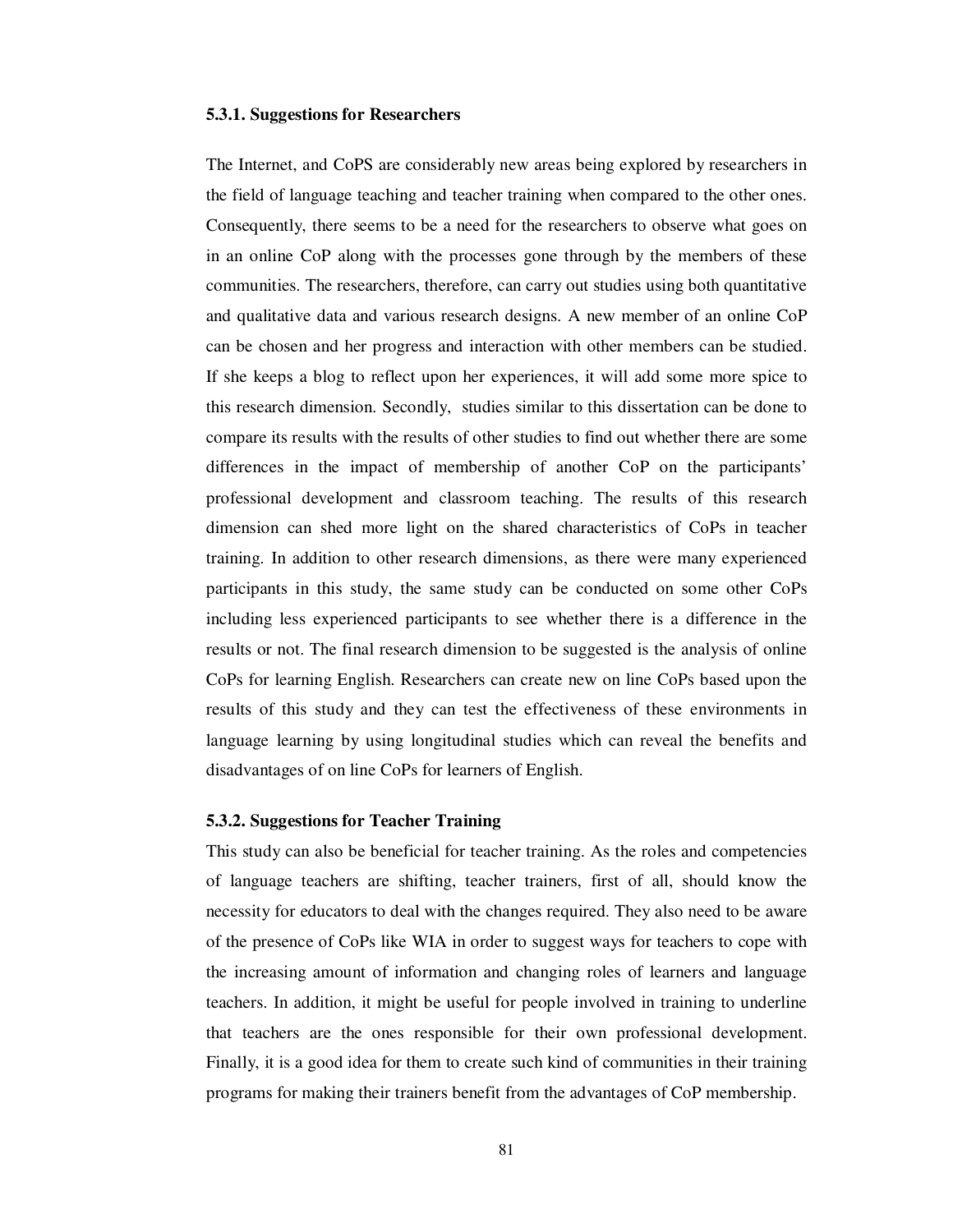### 5.3.1. Suggestions for Researchers

The Internet, and CoPS are considerably new areas being explored by researchers in the field of language teaching and teacher training when compared to the other ones. Consequently, there seems to be a need for the researchers to observe what goes on in an online CoP along with the processes gone through by the members of these communities. The researchers, therefore, can carry out studies using both quantitative and qualitative data and various research designs. A new member of an online CoP can be chosen and her progress and interaction with other members can be studied. If she keeps a blog to reflect upon her experiences, it will add some more spice to this research dimension. Secondly, studies similar to this dissertation can be done to compare its results with the results of other studies to find out whether there are some differences in the impact of membership of another CoP on the participants' professional development and classroom teaching. The results of this research dimension can shed more light on the shared characteristics of CoPs in teacher training. In addition to other research dimensions, as there were many experienced participants in this study, the same study can be conducted on some other CoPs including less experienced participants to see whether there is a difference in the results or not. The final research dimension to be suggested is the analysis of online CoPs for learning English. Researchers can create new on line CoPs based upon the results of this study and they can test the effectiveness of these environments in language learning by using longitudinal studies which can reveal the benefits and disadvantages of on line CoPs for learners of English.

### 5.3.2. Suggestions for Teacher Training

This study can also be beneficial for teacher training. As the roles and competencies of language teachers are shifting, teacher trainers, first of all, should know the necessity for educators to deal with the changes required. They also need to be aware of the presence of CoPs like WIA in order to suggest ways for teachers to cope with the increasing amount of information and changing roles of learners and language teachers. In addition, it might be useful for people involved in training to underline that teachers are the ones responsible for their own professional development. Finally, it is a good idea for them to create such kind of communities in their training programs for making their trainers benefit from the advantages of CoP membership.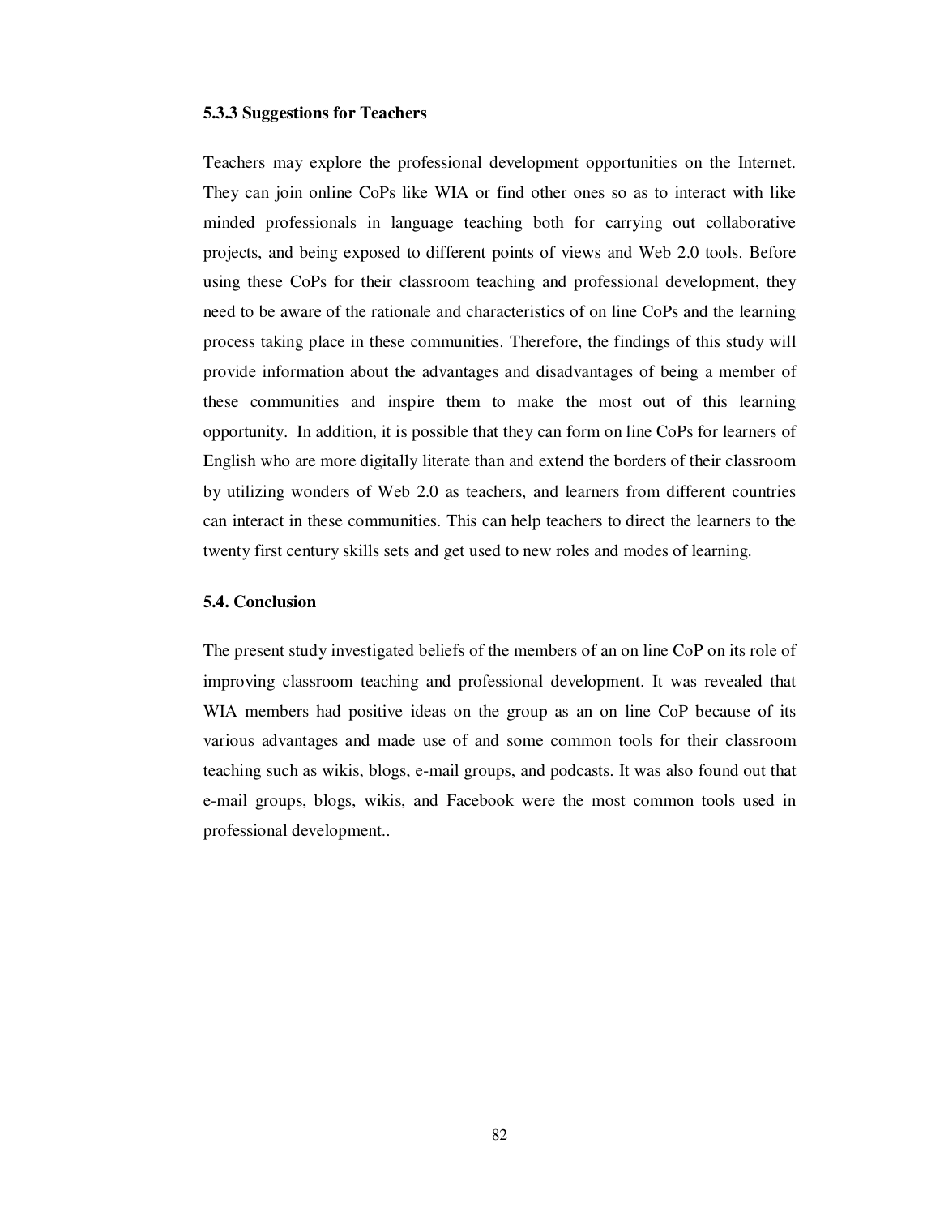### 5.3.3 Suggestions for Teachers

Teachers may explore the professional development opportunities on the Internet. They can join online CoPs like WIA or find other ones so as to interact with like minded professionals in language teaching both for carrying out collaborative projects, and being exposed to different points of views and Web 2.0 tools. Before using these CoPs for their classroom teaching and professional development, they need to be aware of the rationale and characteristics of on line CoPs and the learning process taking place in these communities. Therefore, the findings of this study will provide information about the advantages and disadvantages of being a member of these communities and inspire them to make the most out of this learning opportunity. In addition, it is possible that they can form on line CoPs for learners of English who are more digitally literate than and extend the borders of their classroom by utilizing wonders of Web 2.0 as teachers, and learners from different countries can interact in these communities. This can help teachers to direct the learners to the twenty first century skills sets and get used to new roles and modes of learning.

## 5.4. Conclusion

The present study investigated beliefs of the members of an on line CoP on its role of improving classroom teaching and professional development. It was revealed that WIA members had positive ideas on the group as an on line CoP because of its various advantages and made use of and some common tools for their classroom teaching such as wikis, blogs, e-mail groups, and podcasts. It was also found out that e-mail groups, blogs, wikis, and Facebook were the most common tools used in professional development..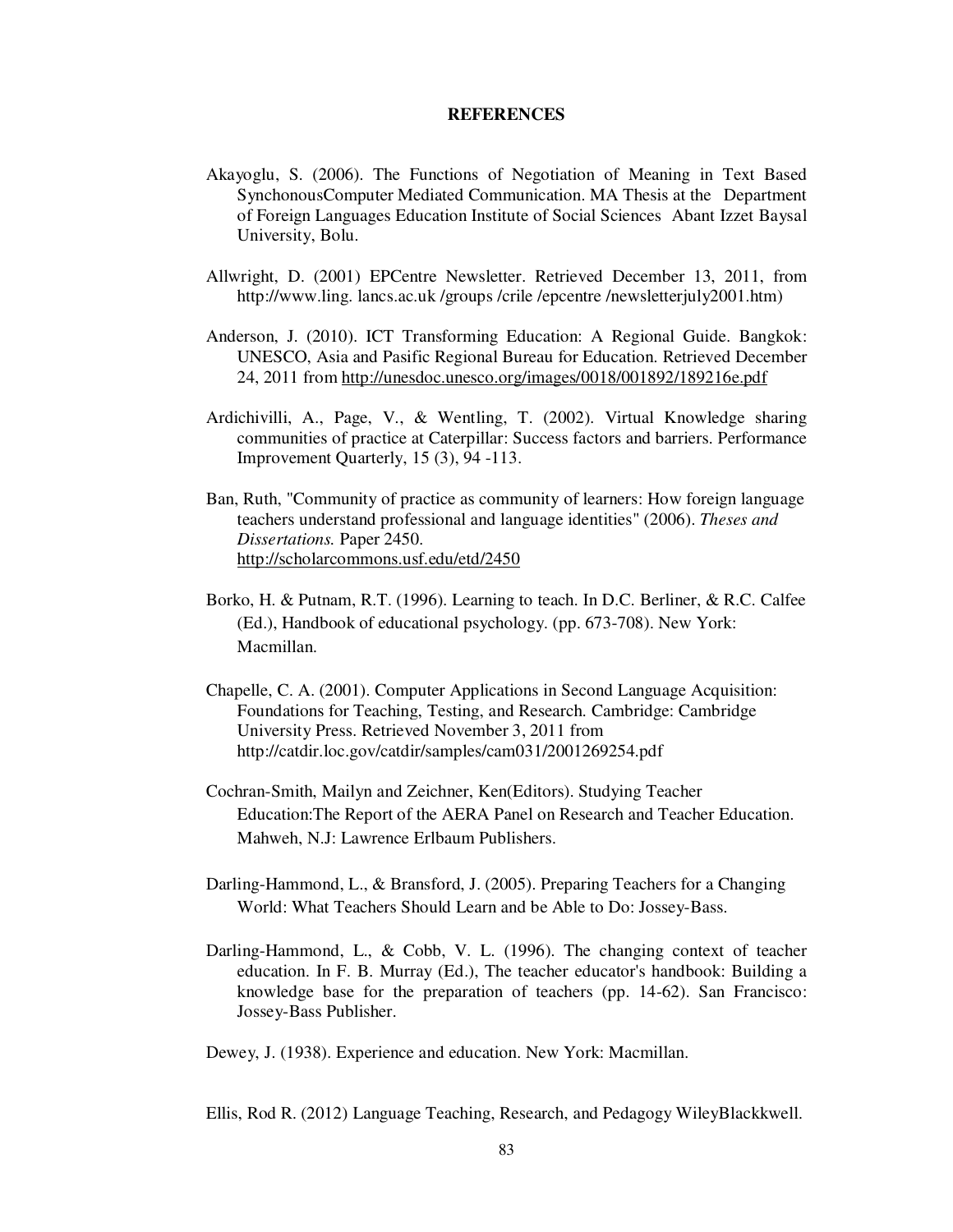# REFERENCES

Akayoglu, S. (2006). The Functions of Negotiation of Meaning in Text Based SynchonousComputer Mediated Communication. MA Thesis at the Department of Foreign Languages Education Institute of Social Sciences Abant Izzet Baysal University, Bolu.

Allwright, D. (2001) EPCentre Newsletter. Retrieved December 13, 2011, from http://www.ling. lancs.ac.uk /groups /crile /epcentre /newsletterjuly2001.htm)

Anderson, J. (2010). ICT Transforming Education: A Regional Guide. Bangkok: UNESCO, Asia and Pasific Regional Bureau for Education. Retrieved December 24, 2011 from http://unesdoc.unesco.org/images/0018/001892/189216e.pdf

Ardichivilli, A., Page, V., & Wentling, T. (2002). Virtual Knowledge sharing communities of practice at Caterpillar: Success factors and barriers. Performance Improvement Quarterly, 15 (3), 94 -113.

Ban, Ruth, "Community of practice as community of learners: How foreign language teachers understand professional and language identities" (2006). *Theses and Dissertations.* Paper 2450. http://scholarcommons.usf.edu/etd/2450

Borko, H. & Putnam, R.T. (1996). Learning to teach. In D.C. Berliner, & R.C. Calfee (Ed.), Handbook of educational psychology. (pp. 673-708). New York: Macmillan.

Chapelle, C. A. (2001). Computer Applications in Second Language Acquisition: Foundations for Teaching, Testing, and Research. Cambridge: Cambridge University Press. Retrieved November 3, 2011 from http://catdir.loc.gov/catdir/samples/cam031/2001269254.pdf

Cochran-Smith, Mailyn and Zeichner, Ken(Editors). Studying Teacher Education:The Report of the AERA Panel on Research and Teacher Education. Mahweh, N.J: Lawrence Erlbaum Publishers.

Darling-Hammond, L., & Bransford, J. (2005). Preparing Teachers for a Changing World: What Teachers Should Learn and be Able to Do: Jossey-Bass.

Darling-Hammond, L., & Cobb, V. L. (1996). The changing context of teacher education. In F. B. Murray (Ed.), The teacher educator's handbook: Building a knowledge base for the preparation of teachers (pp. 14-62). San Francisco: Jossey-Bass Publisher.

Dewey, J. (1938). Experience and education. New York: Macmillan.

Ellis, Rod R. (2012) Language Teaching, Research, and Pedagogy WileyBlackkwell.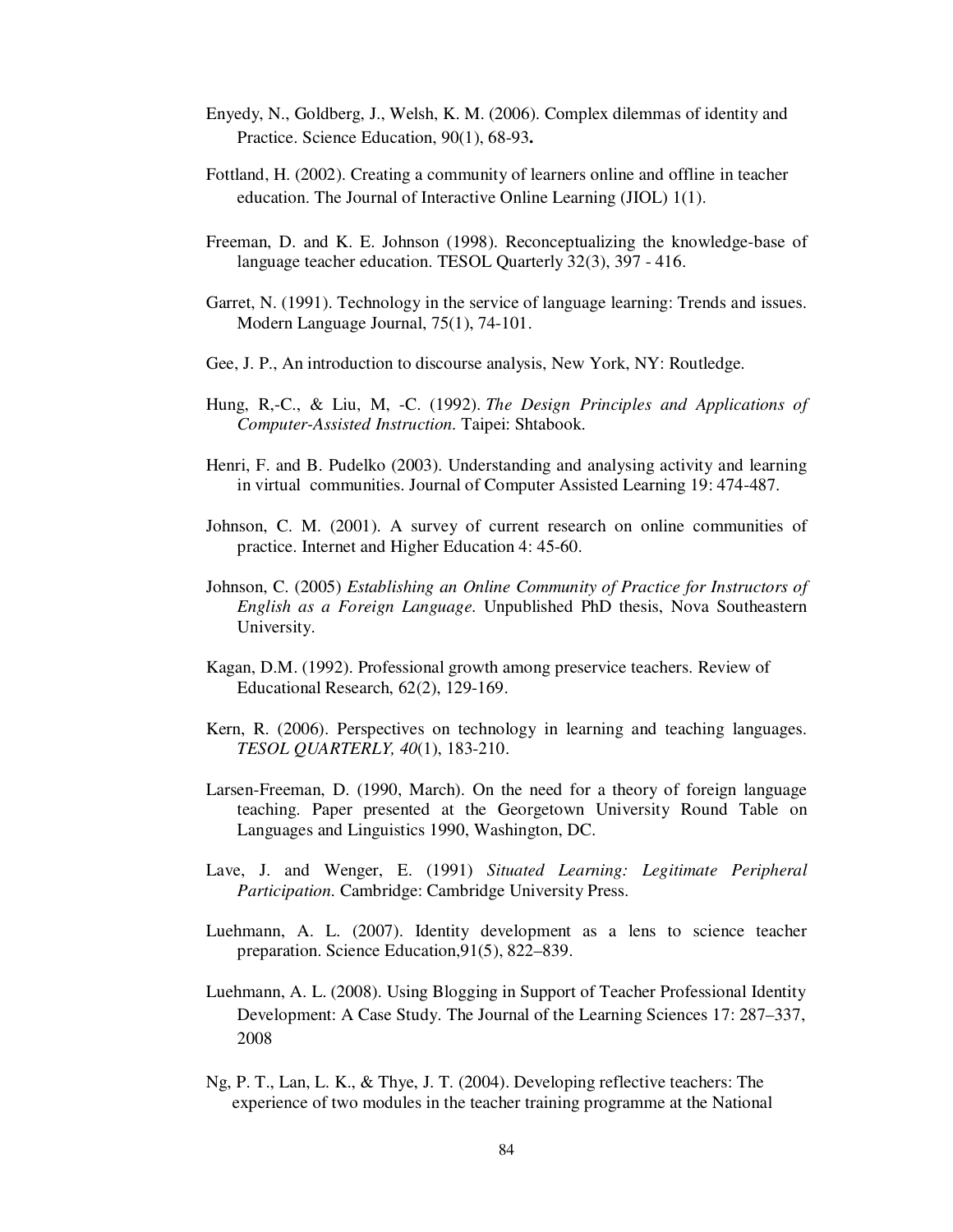Enyedy, N., Goldberg, J., Welsh, K. M. (2006). Complex dilemmas of identity and Practice. Science Education, 90(1), 68-93**.**

Fottland, H. (2002). Creating a community of learners online and offline in teacher education. The Journal of Interactive Online Learning (JIOL) 1(1).

Freeman, D. and K. E. Johnson (1998). Reconceptualizing the knowledge-base of language teacher education. TESOL Quarterly 32(3), 397 - 416.

Garret, N. (1991). Technology in the service of language learning: Trends and issues. Modern Language Journal, 75(1), 74-101.

Gee, J. P., An introduction to discourse analysis, New York, NY: Routledge.

Hung, R,-C., & Liu, M, -C. (1992). *The Design Principles and Applications of Computer-Assisted Instruction*. Taipei: Shtabook.

Henri, F. and B. Pudelko (2003). Understanding and analysing activity and learning in virtual communities. Journal of Computer Assisted Learning 19: 474-487.

Johnson, C. M. (2001). A survey of current research on online communities of practice. Internet and Higher Education 4: 45-60.

Johnson, C. (2005) *Establishing an Online Community of Practice for Instructors of English as a Foreign Language*. Unpublished PhD thesis, Nova Southeastern University.

Kagan, D.M. (1992). Professional growth among preservice teachers. Review of Educational Research, 62(2), 129-169.

Kern, R. (2006). Perspectives on technology in learning and teaching languages. *TESOL QUARTERLY, 40*(1), 183-210.

Larsen-Freeman, D. (1990, March). On the need for a theory of foreign language teaching. Paper presented at the Georgetown University Round Table on Languages and Linguistics 1990, Washington, DC.

Lave, J. and Wenger, E. (1991) *Situated Learning: Legitimate Peripheral Participation*. Cambridge: Cambridge University Press.

Luehmann, A. L. (2007). Identity development as a lens to science teacher preparation. Science Education,91(5), 822–839.

Luehmann, A. L. (2008). Using Blogging in Support of Teacher Professional Identity Development: A Case Study. The Journal of the Learning Sciences 17: 287–337, 2008

Ng, P. T., Lan, L. K., & Thye, J. T. (2004). Developing reflective teachers: The experience of two modules in the teacher training programme at the National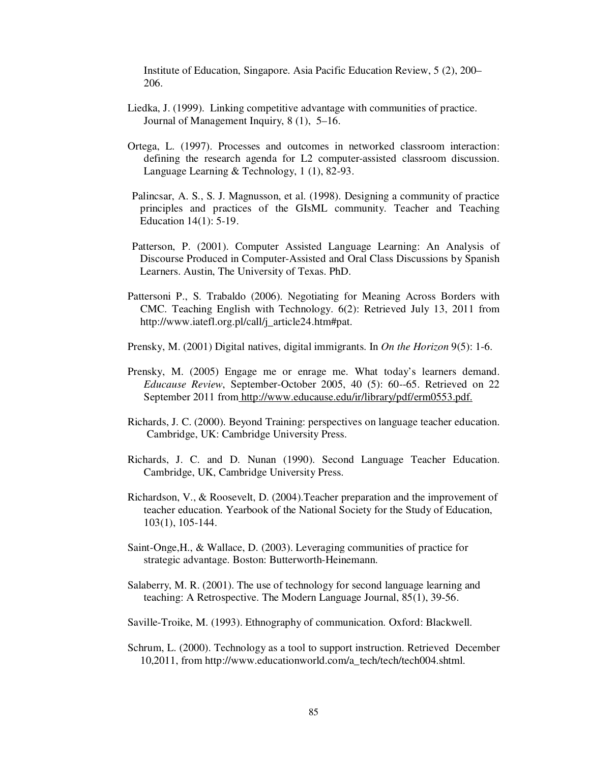Institute of Education, Singapore. Asia Pacific Education Review, 5 (2), 200–206.

Liedka, J. (1999). Linking competitive advantage with communities of practice. Journal of Management Inquiry, 8 (1), 5–16.

Ortega, L. (1997). Processes and outcomes in networked classroom interaction: defining the research agenda for L2 computer-assisted classroom discussion. Language Learning & Technology, 1 (1), 82-93.

Palincsar, A. S., S. J. Magnusson, et al. (1998). Designing a community of practice principles and practices of the GIsML community. Teacher and Teaching Education 14(1): 5-19.

Patterson, P. (2001). Computer Assisted Language Learning: An Analysis of Discourse Produced in Computer-Assisted and Oral Class Discussions by Spanish Learners. Austin, The University of Texas. PhD.

Pattersoni P., S. Trabaldo (2006). Negotiating for Meaning Across Borders with CMC. Teaching English with Technology. 6(2): Retrieved July 13, 2011 from http://www.iatefl.org.pl/call/j_article24.htm#pat.

Prensky, M. (2001) Digital natives, digital immigrants. In *On the Horizon* 9(5): 1-6.

Prensky, M. (2005) Engage me or enrage me. What today's learners demand. *Educause Review*, September-October 2005, 40 (5): 60--65. Retrieved on 22 September 2011 from http://www.educause.edu/ir/library/pdf/erm0553.pdf.

Richards, J. C. (2000). Beyond Training: perspectives on language teacher education. Cambridge, UK: Cambridge University Press.

Richards, J. C. and D. Nunan (1990). Second Language Teacher Education. Cambridge, UK, Cambridge University Press.

Richardson, V., & Roosevelt, D. (2004).Teacher preparation and the improvement of teacher education. Yearbook of the National Society for the Study of Education, 103(1), 105-144.

Saint-Onge,H., & Wallace, D. (2003). Leveraging communities of practice for strategic advantage. Boston: Butterworth-Heinemann.

Salaberry, M. R. (2001). The use of technology for second language learning and teaching: A Retrospective. The Modern Language Journal, 85(1), 39-56.

Saville-Troike, M. (1993). Ethnography of communication. Oxford: Blackwell.

Schrum, L. (2000). Technology as a tool to support instruction. Retrieved December 10,2011, from http://www.educationworld.com/a_tech/tech/tech004.shtml.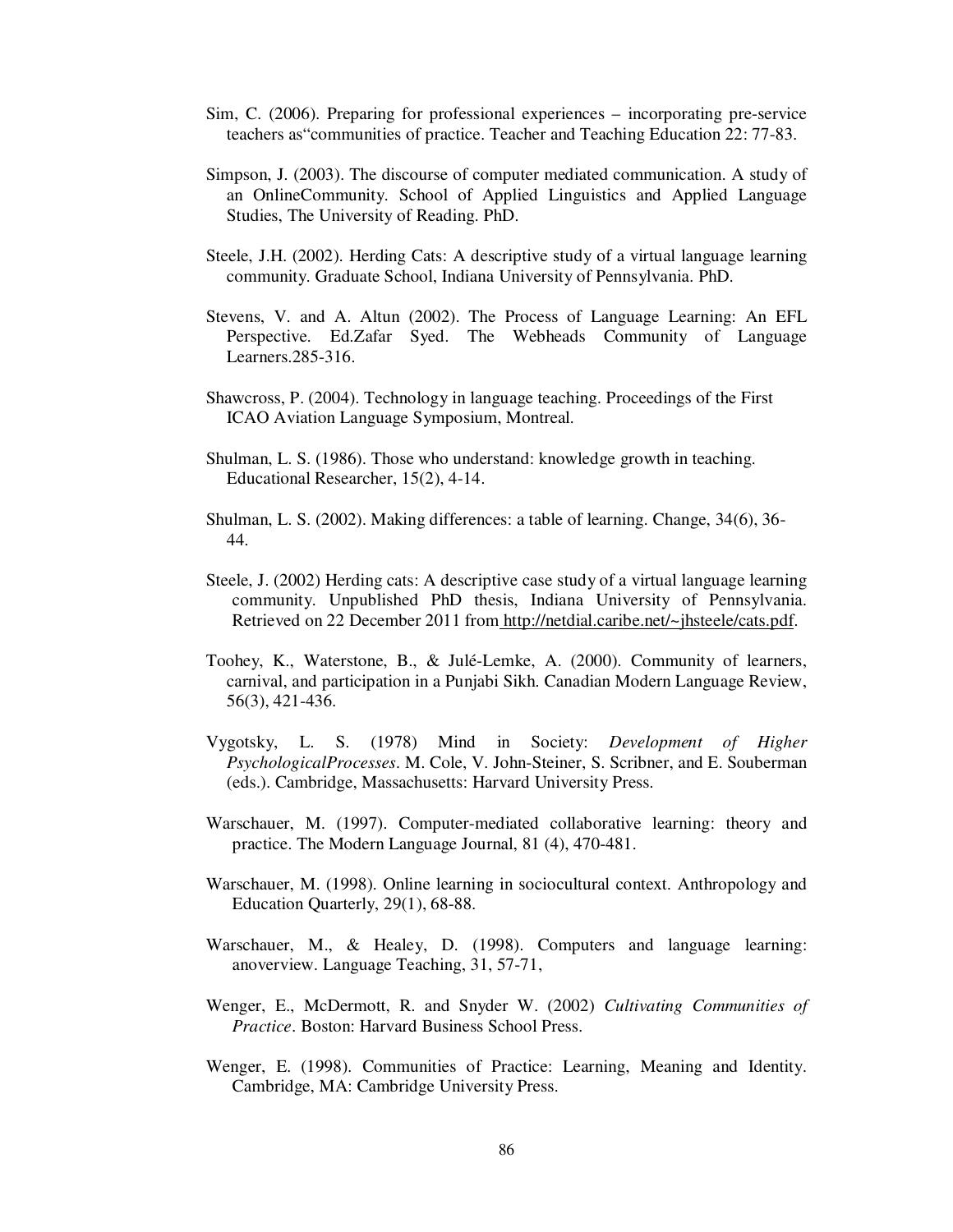Sim, C. (2006). Preparing for professional experiences – incorporating pre-service teachers as"communities of practice. Teacher and Teaching Education 22: 77-83.

Simpson, J. (2003). The discourse of computer mediated communication. A study of an OnlineCommunity. School of Applied Linguistics and Applied Language Studies, The University of Reading. PhD.

Steele, J.H. (2002). Herding Cats: A descriptive study of a virtual language learning community. Graduate School, Indiana University of Pennsylvania. PhD.

Stevens, V. and A. Altun (2002). The Process of Language Learning: An EFL Perspective. Ed.Zafar Syed. The Webheads Community of Language Learners.285-316.

Shawcross, P. (2004). Technology in language teaching. Proceedings of the First ICAO Aviation Language Symposium, Montreal.

Shulman, L. S. (1986). Those who understand: knowledge growth in teaching. Educational Researcher, 15(2), 4-14.

Shulman, L. S. (2002). Making differences: a table of learning. Change, 34(6), 36-44.

Steele, J. (2002) Herding cats: A descriptive case study of a virtual language learning community. Unpublished PhD thesis, Indiana University of Pennsylvania. Retrieved on 22 December 2011 from http://netdial.caribe.net/~jhsteele/cats.pdf.

Toohey, K., Waterstone, B., & Julé-Lemke, A. (2000). Community of learners, carnival, and participation in a Punjabi Sikh. Canadian Modern Language Review, 56(3), 421-436.

Vygotsky, L. S. (1978) Mind in Society: *Development of Higher PsychologicalProcesses*. M. Cole, V. John-Steiner, S. Scribner, and E. Souberman (eds.). Cambridge, Massachusetts: Harvard University Press.

Warschauer, M. (1997). Computer-mediated collaborative learning: theory and practice. The Modern Language Journal, 81 (4), 470-481.

Warschauer, M. (1998). Online learning in sociocultural context. Anthropology and Education Quarterly, 29(1), 68-88.

Warschauer, M., & Healey, D. (1998). Computers and language learning: anoverview. Language Teaching, 31, 57-71,

Wenger, E., McDermott, R. and Snyder W. (2002) *Cultivating Communities of Practice*. Boston: Harvard Business School Press.

Wenger, E. (1998). Communities of Practice: Learning, Meaning and Identity. Cambridge, MA: Cambridge University Press.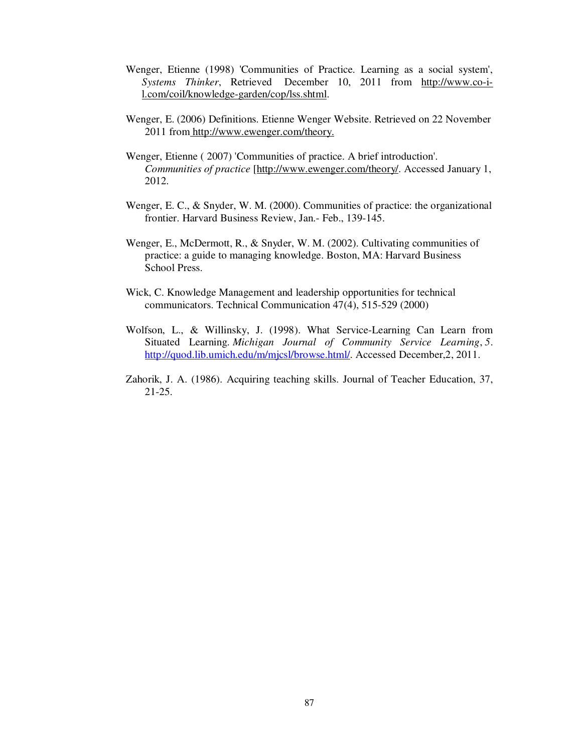Wenger, Etienne (1998) 'Communities of Practice. Learning as a social system', *Systems Thinker*, Retrieved December 10, 2011 from http://www.co-i-l.com/coil/knowledge-garden/cop/lss.shtml.

Wenger, E. (2006) Definitions. Etienne Wenger Website. Retrieved on 22 November 2011 from http://www.ewenger.com/theory.

Wenger, Etienne ( 2007) 'Communities of practice. A brief introduction'. *Communities of practice* [http://www.ewenger.com/theory/. Accessed January 1, 2012.

Wenger, E. C., & Snyder, W. M. (2000). Communities of practice: the organizational frontier. Harvard Business Review, Jan.- Feb., 139-145.

Wenger, E., McDermott, R., & Snyder, W. M. (2002). Cultivating communities of practice: a guide to managing knowledge. Boston, MA: Harvard Business School Press.

Wick, C. Knowledge Management and leadership opportunities for technical communicators. Technical Communication 47(4), 515-529 (2000)

Wolfson, L., & Willinsky, J. (1998). What Service-Learning Can Learn from Situated Learning. *Michigan Journal of Community Service Learning*, *5*. http://quod.lib.umich.edu/m/mjcsl/browse.html/. Accessed December,2, 2011.

Zahorik, J. A. (1986). Acquiring teaching skills. Journal of Teacher Education, 37, 21-25.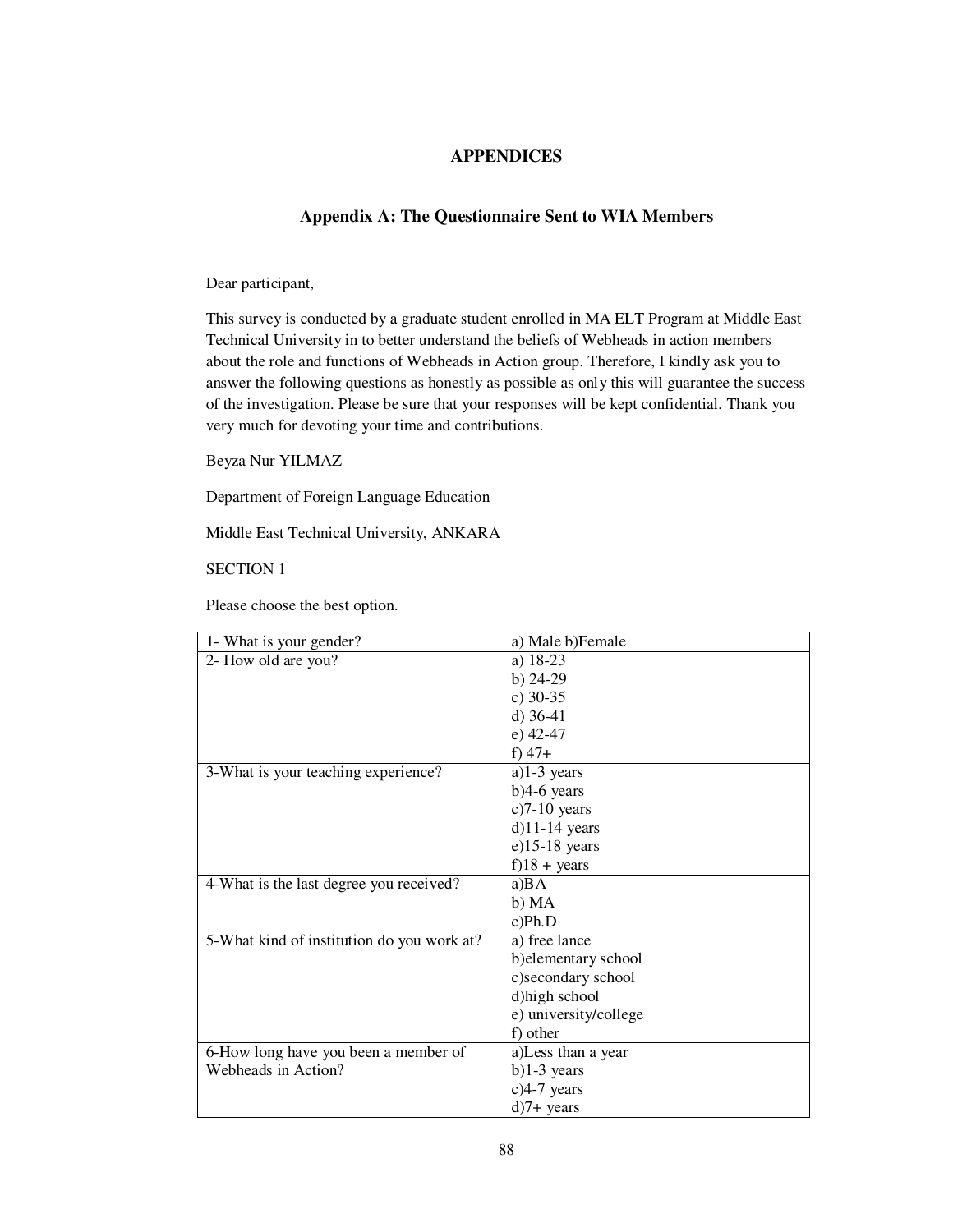# APPENDICES

## Appendix A: The Questionnaire Sent to WIA Members

Dear participant,

This survey is conducted by a graduate student enrolled in MA ELT Program at Middle East Technical University in to better understand the beliefs of Webheads in action members about the role and functions of Webheads in Action group. Therefore, I kindly ask you to answer the following questions as honestly as possible as only this will guarantee the success of the investigation. Please be sure that your responses will be kept confidential. Thank you very much for devoting your time and contributions.

Beyza Nur YILMAZ

Department of Foreign Language Education

Middle East Technical University, ANKARA

SECTION 1

Please choose the best option.

| | |
|---|---|
| 1- What is your gender? | a) Male b)Female |
| 2- How old are you? | a) 18-23<br>b) 24-29<br>c) 30-35<br>d) 36-41<br>e) 42-47<br>f) 47+ |
| 3-What is your teaching experience? | a)1-3 years<br>b)4-6 years<br>c)7-10 years<br>d)11-14 years<br>e)15-18 years<br>f)18 + years |
| 4-What is the last degree you received? | a)BA<br>b) MA<br>c)Ph.D |
| 5-What kind of institution do you work at? | a) free lance<br>b)elementary school<br>c)secondary school<br>d)high school<br>e) university/college<br>f) other |
| 6-How long have you been a member of Webheads in Action? | a)Less than a year<br>b)1-3 years<br>c)4-7 years<br>d)7+ years |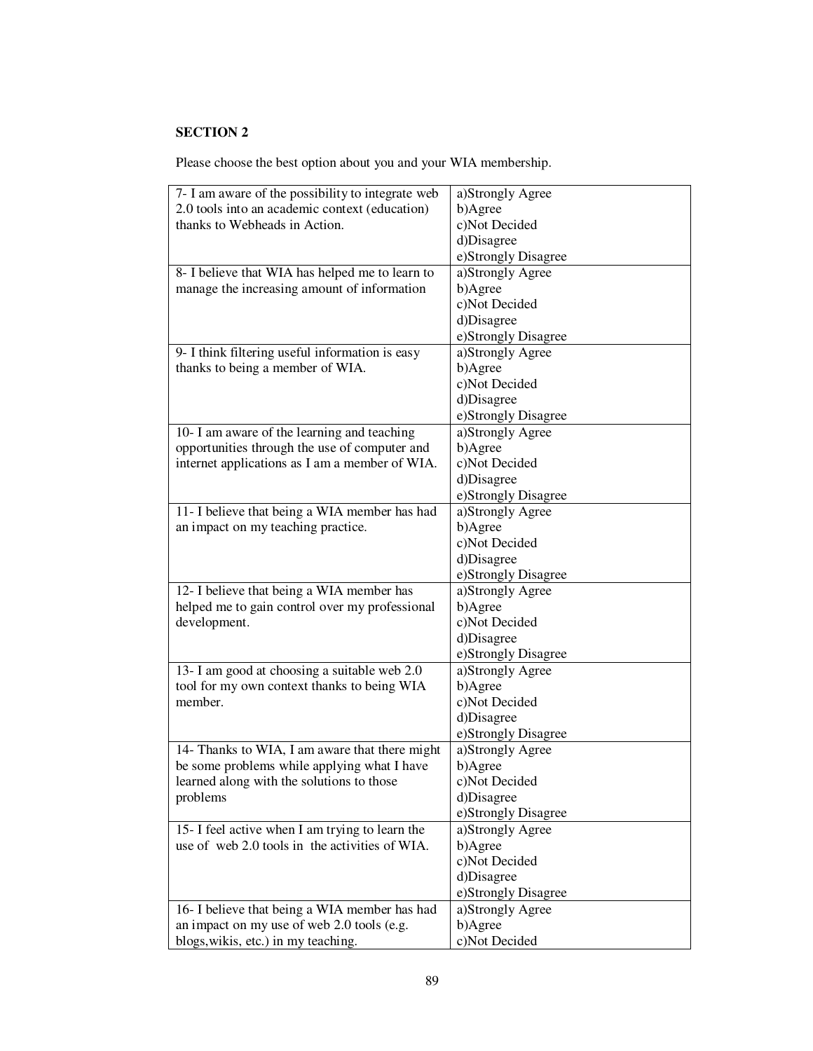**SECTION 2**

Please choose the best option about you and your WIA membership.

| | |
|---|---|
| 7- I am aware of the possibility to integrate web 2.0 tools into an academic context (education) thanks to Webheads in Action. | a)Strongly Agree<br>b)Agree<br>c)Not Decided<br>d)Disagree<br>e)Strongly Disagree |
| 8- I believe that WIA has helped me to learn to manage the increasing amount of information | a)Strongly Agree<br>b)Agree<br>c)Not Decided<br>d)Disagree<br>e)Strongly Disagree |
| 9- I think filtering useful information is easy thanks to being a member of WIA. | a)Strongly Agree<br>b)Agree<br>c)Not Decided<br>d)Disagree<br>e)Strongly Disagree |
| 10- I am aware of the learning and teaching opportunities through the use of computer and internet applications as I am a member of WIA. | a)Strongly Agree<br>b)Agree<br>c)Not Decided<br>d)Disagree<br>e)Strongly Disagree |
| 11- I believe that being a WIA member has had an impact on my teaching practice. | a)Strongly Agree<br>b)Agree<br>c)Not Decided<br>d)Disagree<br>e)Strongly Disagree |
| 12- I believe that being a WIA member has helped me to gain control over my professional development. | a)Strongly Agree<br>b)Agree<br>c)Not Decided<br>d)Disagree<br>e)Strongly Disagree |
| 13- I am good at choosing a suitable web 2.0 tool for my own context thanks to being WIA member. | a)Strongly Agree<br>b)Agree<br>c)Not Decided<br>d)Disagree<br>e)Strongly Disagree |
| 14- Thanks to WIA, I am aware that there might be some problems while applying what I have learned along with the solutions to those problems | a)Strongly Agree<br>b)Agree<br>c)Not Decided<br>d)Disagree<br>e)Strongly Disagree |
| 15- I feel active when I am trying to learn the use of web 2.0 tools in the activities of WIA. | a)Strongly Agree<br>b)Agree<br>c)Not Decided<br>d)Disagree<br>e)Strongly Disagree |
| 16- I believe that being a WIA member has had an impact on my use of web 2.0 tools (e.g. blogs,wikis, etc.) in my teaching. | a)Strongly Agree<br>b)Agree<br>c)Not Decided |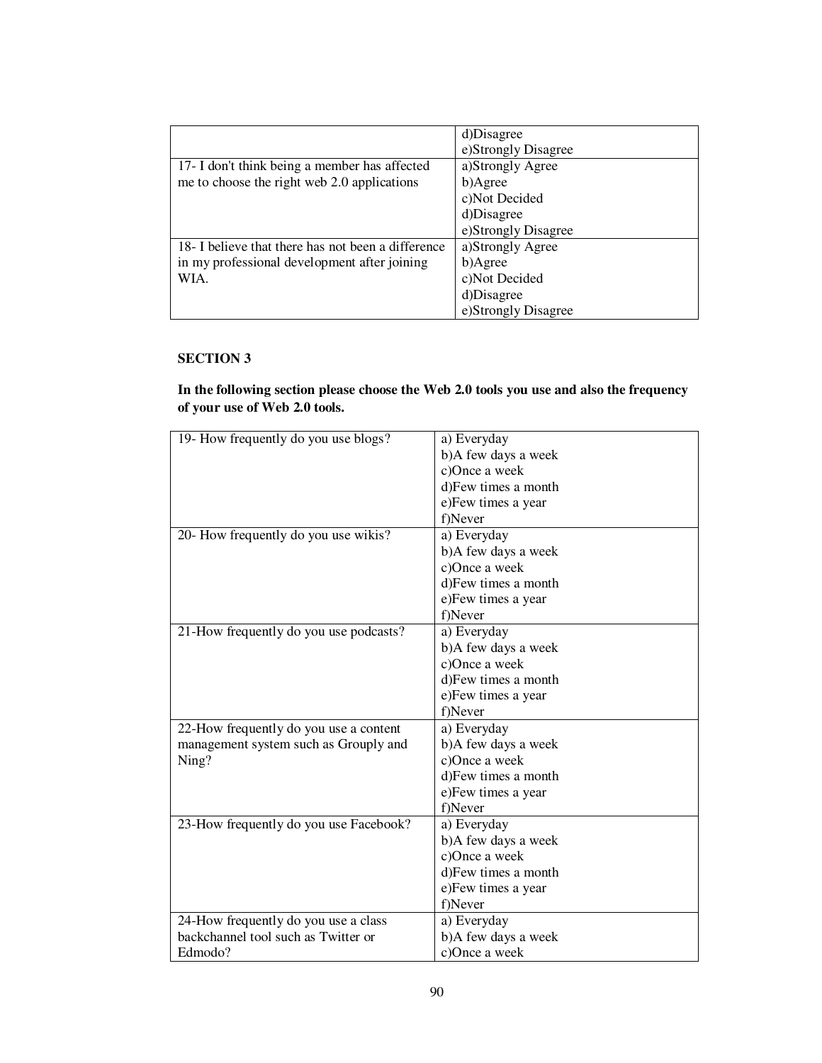| | |
|---|---|
| | d)Disagree<br>e)Strongly Disagree |
| 17- I don't think being a member has affected me to choose the right web 2.0 applications | a)Strongly Agree<br>b)Agree<br>c)Not Decided<br>d)Disagree<br>e)Strongly Disagree |
| 18- I believe that there has not been a difference in my professional development after joining WIA. | a)Strongly Agree<br>b)Agree<br>c)Not Decided<br>d)Disagree<br>e)Strongly Disagree |

**SECTION 3**

**In the following section please choose the Web 2.0 tools you use and also the frequency of your use of Web 2.0 tools.**

| | |
|---|---|
| 19- How frequently do you use blogs? | a) Everyday<br>b)A few days a week<br>c)Once a week<br>d)Few times a month<br>e)Few times a year<br>f)Never |
| 20- How frequently do you use wikis? | a) Everyday<br>b)A few days a week<br>c)Once a week<br>d)Few times a month<br>e)Few times a year<br>f)Never |
| 21-How frequently do you use podcasts? | a) Everyday<br>b)A few days a week<br>c)Once a week<br>d)Few times a month<br>e)Few times a year<br>f)Never |
| 22-How frequently do you use a content management system such as Grouply and Ning? | a) Everyday<br>b)A few days a week<br>c)Once a week<br>d)Few times a month<br>e)Few times a year<br>f)Never |
| 23-How frequently do you use Facebook? | a) Everyday<br>b)A few days a week<br>c)Once a week<br>d)Few times a month<br>e)Few times a year<br>f)Never |
| 24-How frequently do you use a class backchannel tool such as Twitter or Edmodo? | a) Everyday<br>b)A few days a week<br>c)Once a week |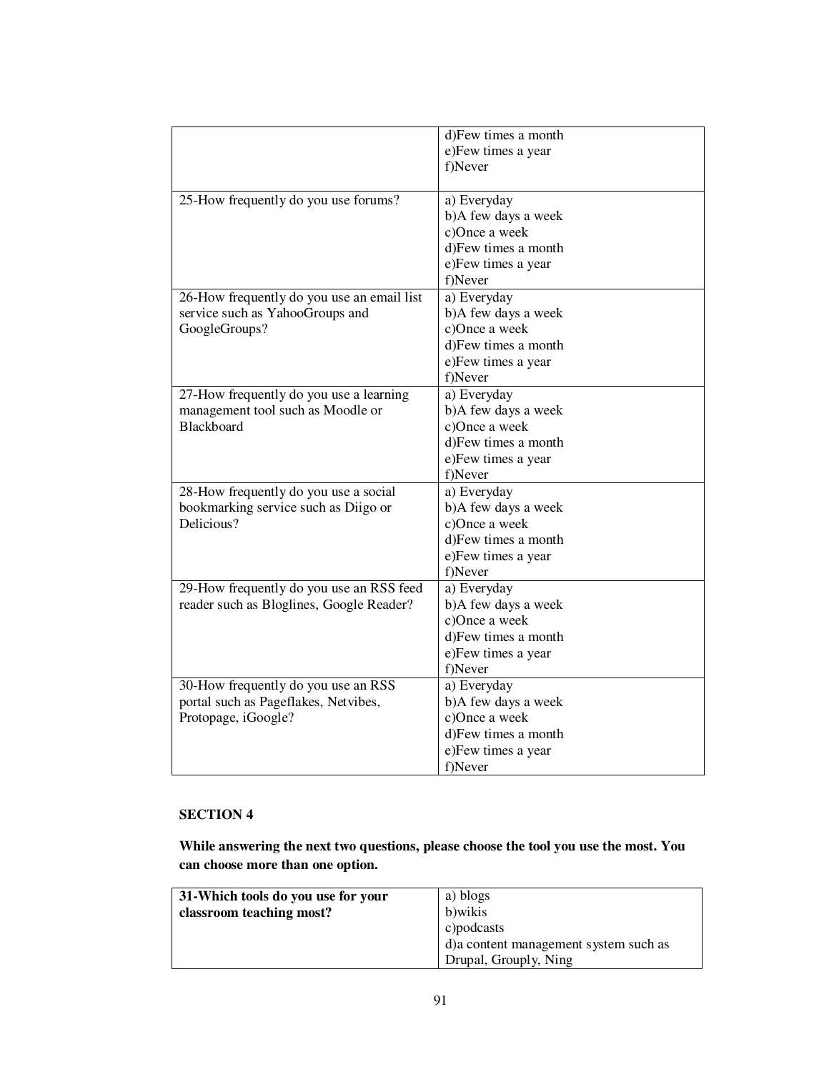| | |
|---|---|
| | d)Few times a month<br>e)Few times a year<br>f)Never |
| 25-How frequently do you use forums? | a) Everyday<br>b)A few days a week<br>c)Once a week<br>d)Few times a month<br>e)Few times a year<br>f)Never |
| 26-How frequently do you use an email list service such as YahooGroups and GoogleGroups? | a) Everyday<br>b)A few days a week<br>c)Once a week<br>d)Few times a month<br>e)Few times a year<br>f)Never |
| 27-How frequently do you use a learning management tool such as Moodle or Blackboard | a) Everyday<br>b)A few days a week<br>c)Once a week<br>d)Few times a month<br>e)Few times a year<br>f)Never |
| 28-How frequently do you use a social bookmarking service such as Diigo or Delicious? | a) Everyday<br>b)A few days a week<br>c)Once a week<br>d)Few times a month<br>e)Few times a year<br>f)Never |
| 29-How frequently do you use an RSS feed reader such as Bloglines, Google Reader? | a) Everyday<br>b)A few days a week<br>c)Once a week<br>d)Few times a month<br>e)Few times a year<br>f)Never |
| 30-How frequently do you use an RSS portal such as Pageflakes, Netvibes, Protopage, iGoogle? | a) Everyday<br>b)A few days a week<br>c)Once a week<br>d)Few times a month<br>e)Few times a year<br>f)Never |

**SECTION 4**

**While answering the next two questions, please choose the tool you use the most. You can choose more than one option.**

| | |
|---|---|
| **31-Which tools do you use for your classroom teaching most?** | a) blogs<br>b)wikis<br>c)podcasts<br>d)a content management system such as Drupal, Grouply, Ning |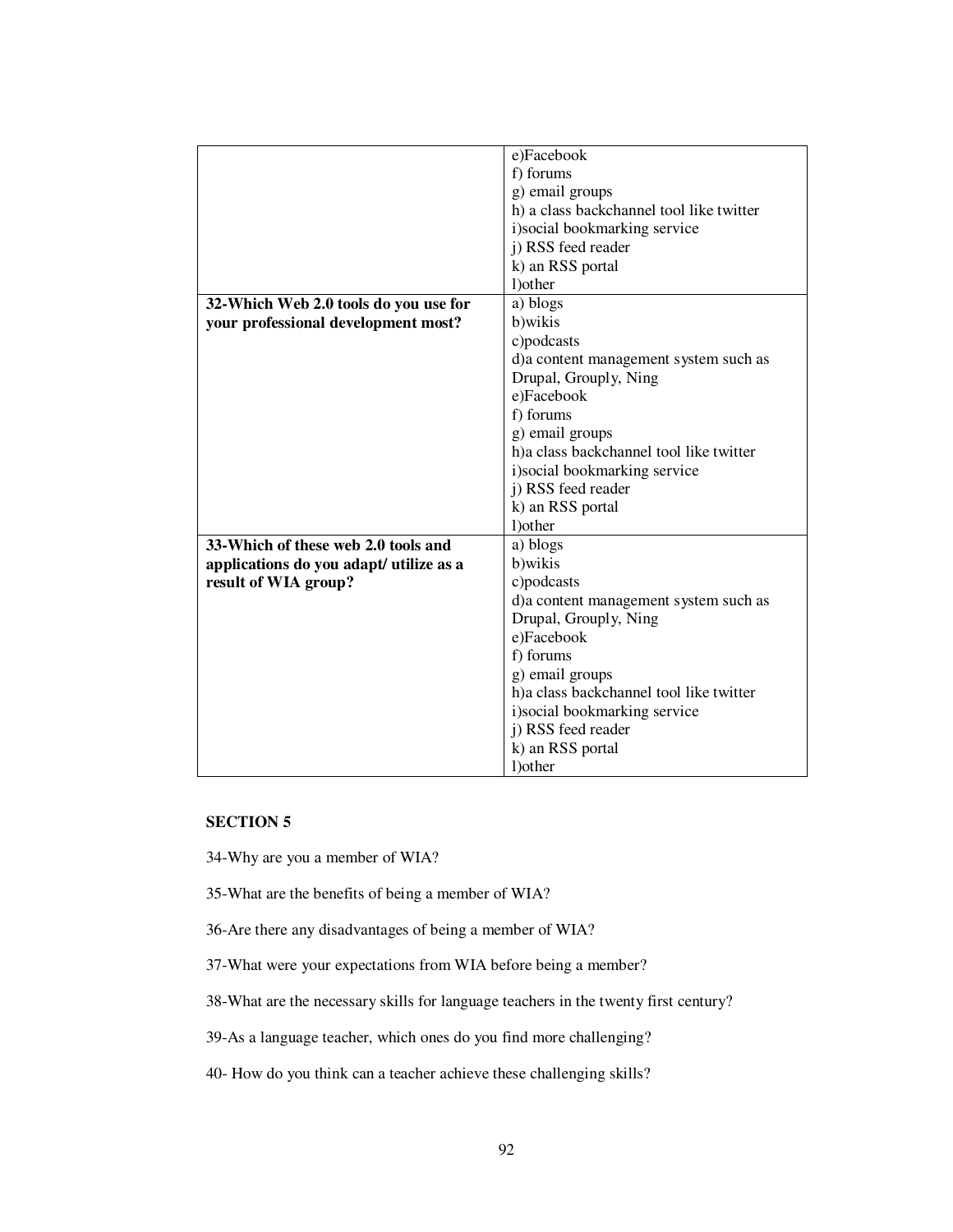| | |
|---|---|
| | e)Facebook<br>f) forums<br>g) email groups<br>h) a class backchannel tool like twitter<br>i)social bookmarking service<br>j) RSS feed reader<br>k) an RSS portal<br>l)other |
| **32-Which Web 2.0 tools do you use for your professional development most?** | a) blogs<br>b)wikis<br>c)podcasts<br>d)a content management system such as Drupal, Grouply, Ning<br>e)Facebook<br>f) forums<br>g) email groups<br>h)a class backchannel tool like twitter<br>i)social bookmarking service<br>j) RSS feed reader<br>k) an RSS portal<br>l)other |
| **33-Which of these web 2.0 tools and applications do you adapt/ utilize as a result of WIA group?** | a) blogs<br>b)wikis<br>c)podcasts<br>d)a content management system such as Drupal, Grouply, Ning<br>e)Facebook<br>f) forums<br>g) email groups<br>h)a class backchannel tool like twitter<br>i)social bookmarking service<br>j) RSS feed reader<br>k) an RSS portal<br>l)other |

**SECTION 5**

34-Why are you a member of WIA?

35-What are the benefits of being a member of WIA?

36-Are there any disadvantages of being a member of WIA?

37-What were your expectations from WIA before being a member?

38-What are the necessary skills for language teachers in the twenty first century?

39-As a language teacher, which ones do you find more challenging?

40- How do you think can a teacher achieve these challenging skills?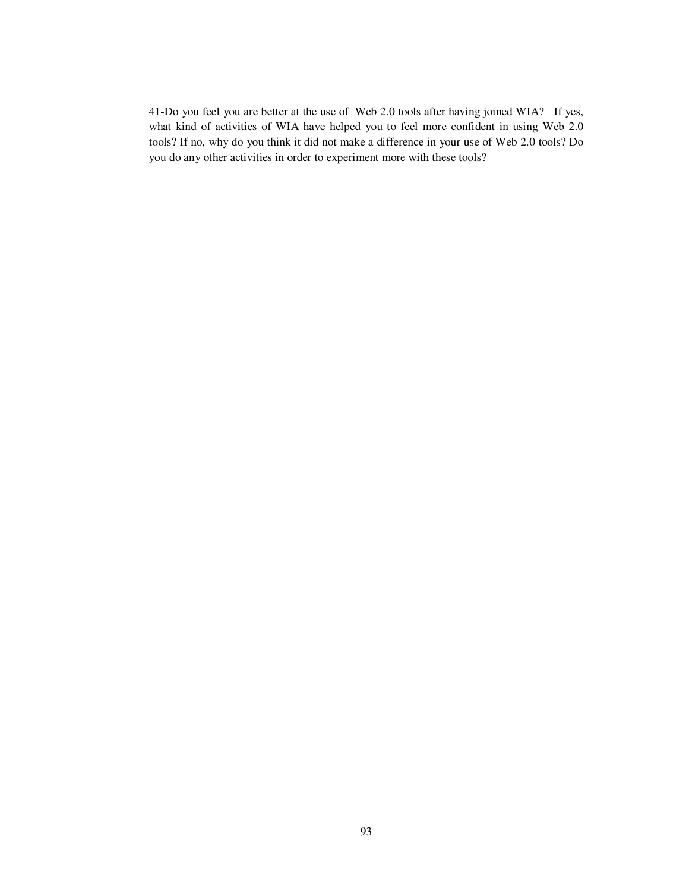41-Do you feel you are better at the use of Web 2.0 tools after having joined WIA? If yes, what kind of activities of WIA have helped you to feel more confident in using Web 2.0 tools? If no, why do you think it did not make a difference in your use of Web 2.0 tools? Do you do any other activities in order to experiment more with these tools?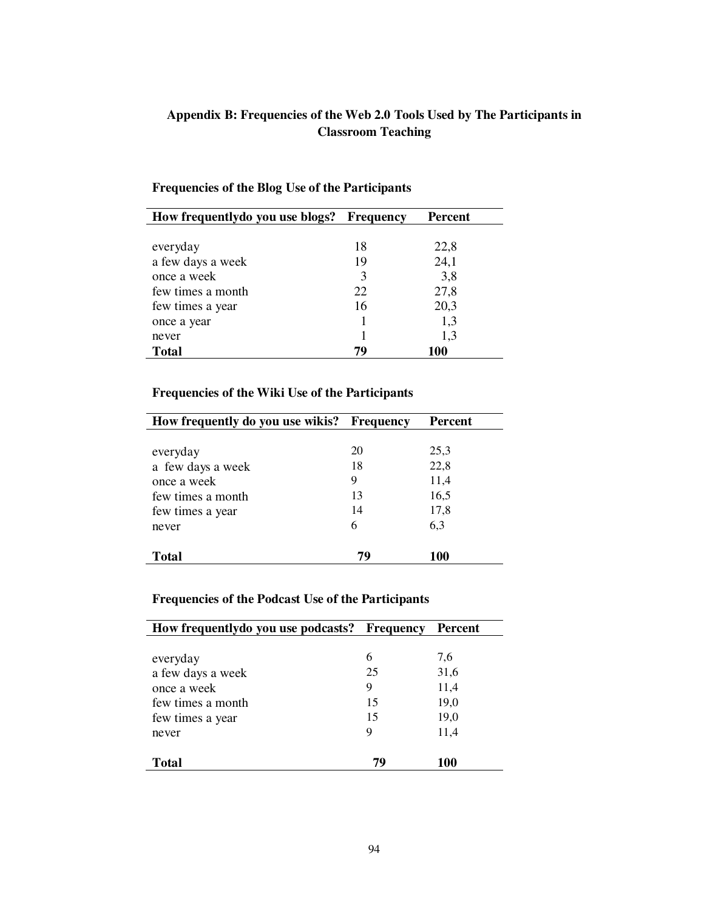# Appendix B: Frequencies of the Web 2.0 Tools Used by The Participants in Classroom Teaching

**Frequencies of the Blog Use of the Participants**

| How frequentlydo you use blogs? | Frequency | Percent |
|---|---|---|
| everyday | 18 | 22,8 |
| a few days a week | 19 | 24,1 |
| once a week | 3 | 3,8 |
| few times a month | 22 | 27,8 |
| few times a year | 16 | 20,3 |
| once a year | 1 | 1,3 |
| never | 1 | 1,3 |
| **Total** | **79** | **100** |

**Frequencies of the Wiki Use of the Participants**

| How frequently do you use wikis? | Frequency | Percent |
|---|---|---|
| everyday | 20 | 25,3 |
| a few days a week | 18 | 22,8 |
| once a week | 9 | 11,4 |
| few times a month | 13 | 16,5 |
| few times a year | 14 | 17,8 |
| never | 6 | 6,3 |
| **Total** | **79** | **100** |

**Frequencies of the Podcast Use of the Participants**

| How frequentlydo you use podcasts? | Frequency | Percent |
|---|---|---|
| everyday | 6 | 7,6 |
| a few days a week | 25 | 31,6 |
| once a week | 9 | 11,4 |
| few times a month | 15 | 19,0 |
| few times a year | 15 | 19,0 |
| never | 9 | 11,4 |
| **Total** | **79** | **100** |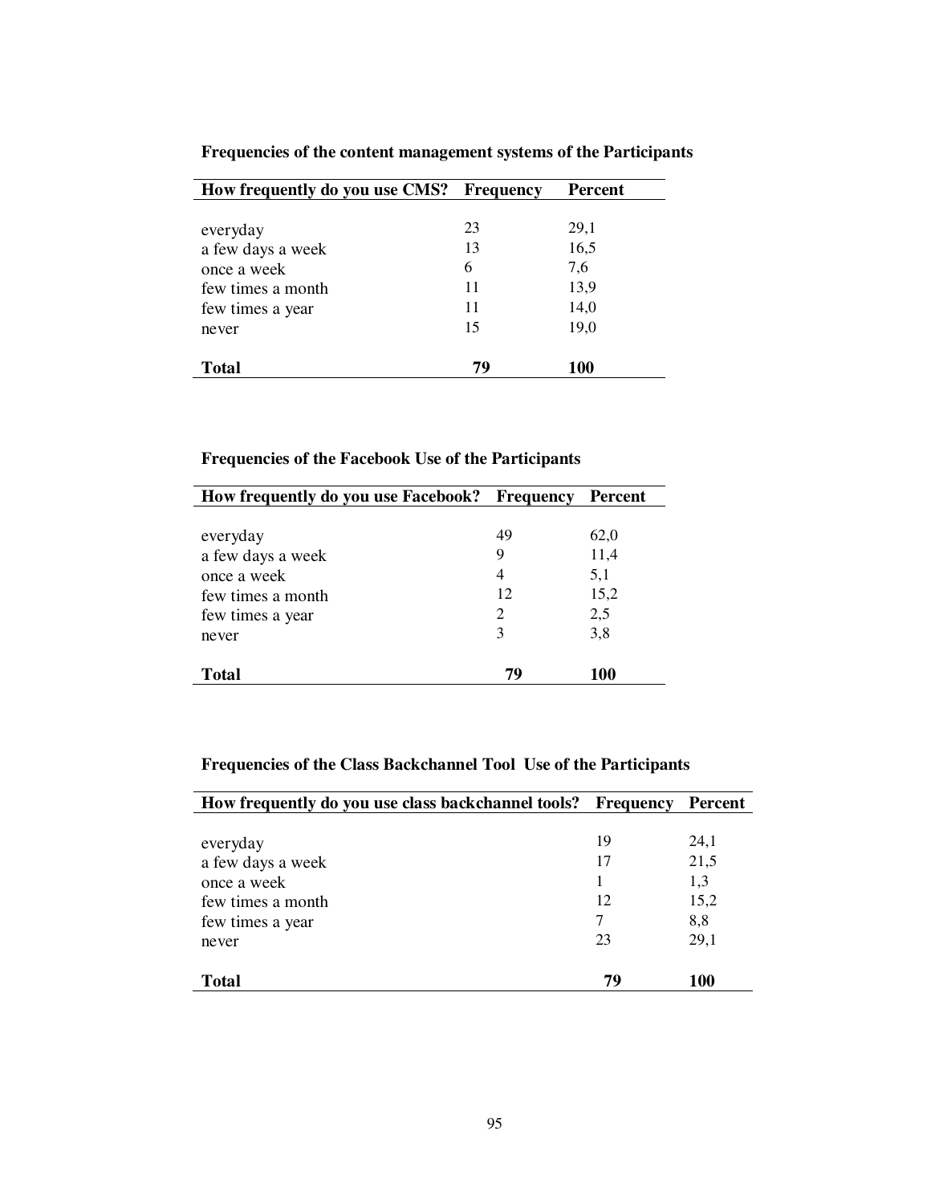**Frequencies of the content management systems of the Participants**

| How frequently do you use CMS? | Frequency | Percent |
|---|---|---|
| everyday | 23 | 29,1 |
| a few days a week | 13 | 16,5 |
| once a week | 6 | 7,6 |
| few times a month | 11 | 13,9 |
| few times a year | 11 | 14,0 |
| never | 15 | 19,0 |
| **Total** | **79** | **100** |

**Frequencies of the Facebook Use of the Participants**

| How frequently do you use Facebook? | Frequency | Percent |
|---|---|---|
| everyday | 49 | 62,0 |
| a few days a week | 9 | 11,4 |
| once a week | 4 | 5,1 |
| few times a month | 12 | 15,2 |
| few times a year | 2 | 2,5 |
| never | 3 | 3,8 |
| **Total** | **79** | **100** |

**Frequencies of the Class Backchannel Tool Use of the Participants**

| How frequently do you use class backchannel tools? | Frequency | Percent |
|---|---|---|
| everyday | 19 | 24,1 |
| a few days a week | 17 | 21,5 |
| once a week | 1 | 1,3 |
| few times a month | 12 | 15,2 |
| few times a year | 7 | 8,8 |
| never | 23 | 29,1 |
| **Total** | **79** | **100** |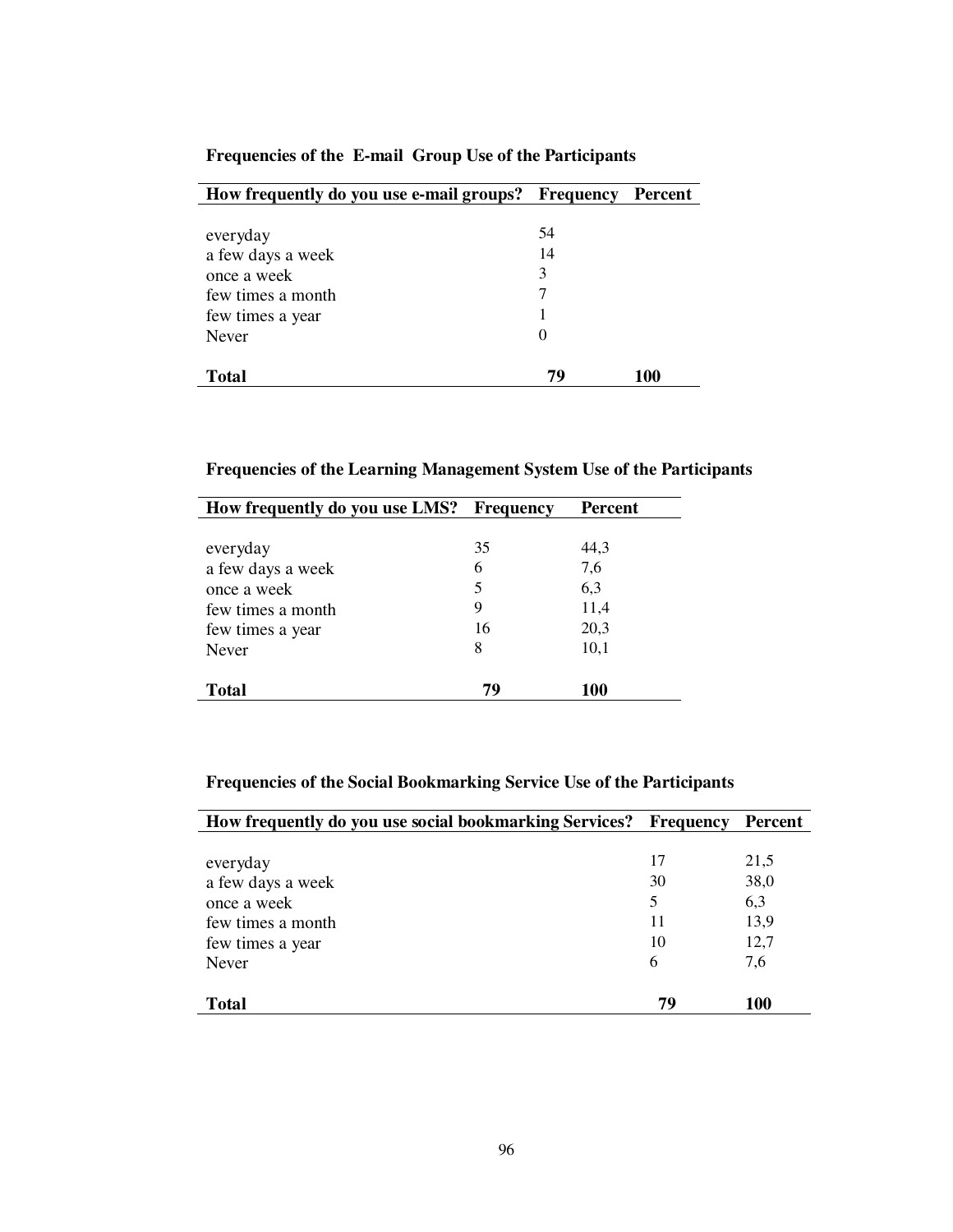**Frequencies of the E-mail Group Use of the Participants**

| How frequently do you use e-mail groups? | Frequency | Percent |
|---|---|---|
| everyday | 54 | |
| a few days a week | 14 | |
| once a week | 3 | |
| few times a month | 7 | |
| few times a year | 1 | |
| Never | 0 | |
| **Total** | **79** | **100** |

**Frequencies of the Learning Management System Use of the Participants**

| How frequently do you use LMS? | Frequency | Percent |
|---|---|---|
| everyday | 35 | 44,3 |
| a few days a week | 6 | 7,6 |
| once a week | 5 | 6,3 |
| few times a month | 9 | 11,4 |
| few times a year | 16 | 20,3 |
| Never | 8 | 10,1 |
| **Total** | **79** | **100** |

**Frequencies of the Social Bookmarking Service Use of the Participants**

| How frequently do you use social bookmarking Services? | Frequency | Percent |
|---|---|---|
| everyday | 17 | 21,5 |
| a few days a week | 30 | 38,0 |
| once a week | 5 | 6,3 |
| few times a month | 11 | 13,9 |
| few times a year | 10 | 12,7 |
| Never | 6 | 7,6 |
| **Total** | **79** | **100** |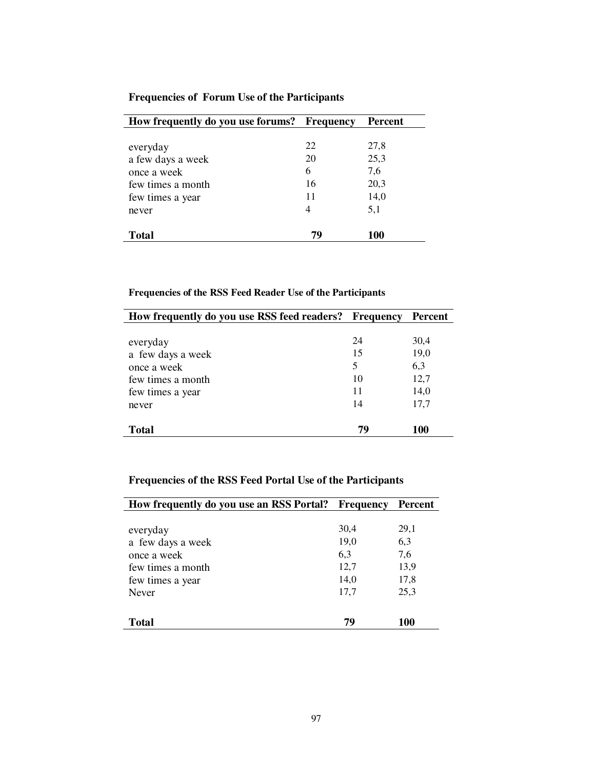**Frequencies of Forum Use of the Participants**

| How frequently do you use forums? | Frequency | Percent |
|---|---|---|
| everyday | 22 | 27,8 |
| a few days a week | 20 | 25,3 |
| once a week | 6 | 7,6 |
| few times a month | 16 | 20,3 |
| few times a year | 11 | 14,0 |
| never | 4 | 5,1 |
| **Total** | **79** | **100** |

**Frequencies of the RSS Feed Reader Use of the Participants**

| How frequently do you use RSS feed readers? | Frequency | Percent |
|---|---|---|
| everyday | 24 | 30,4 |
| a few days a week | 15 | 19,0 |
| once a week | 5 | 6,3 |
| few times a month | 10 | 12,7 |
| few times a year | 11 | 14,0 |
| never | 14 | 17,7 |
| **Total** | **79** | **100** |

**Frequencies of the RSS Feed Portal Use of the Participants**

| How frequently do you use an RSS Portal? | Frequency | Percent |
|---|---|---|
| everyday | 30,4 | 29,1 |
| a few days a week | 19,0 | 6,3 |
| once a week | 6,3 | 7,6 |
| few times a month | 12,7 | 13,9 |
| few times a year | 14,0 | 17,8 |
| Never | 17,7 | 25,3 |
| **Total** | **79** | **100** |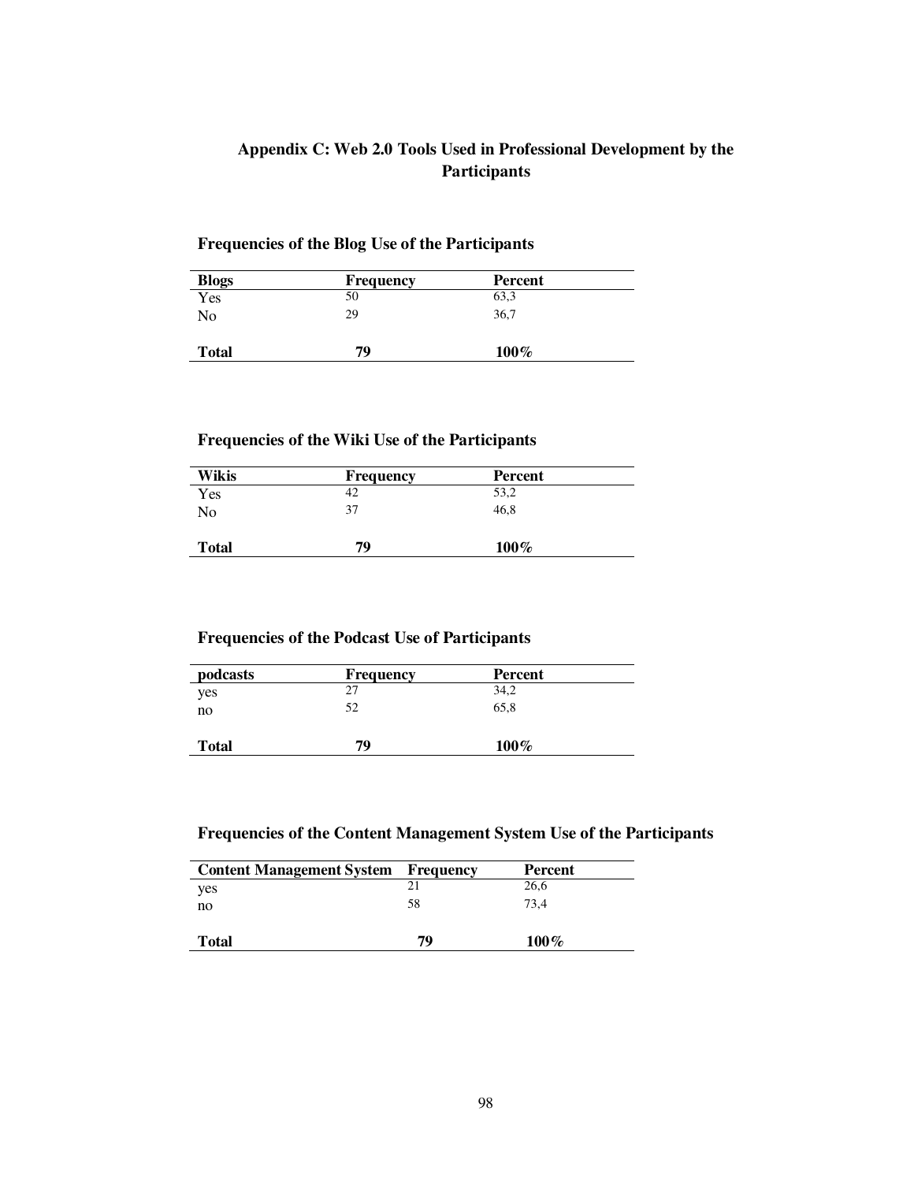## Appendix C: Web 2.0 Tools Used in Professional Development by the Participants

### Frequencies of the Blog Use of the Participants

| Blogs | Frequency | Percent |
|---|---|---|
| Yes | 50 | 63,3 |
| No | 29 | 36,7 |
| **Total** | **79** | **100%** |

### Frequencies of the Wiki Use of the Participants

| Wikis | Frequency | Percent |
|---|---|---|
| Yes | 42 | 53,2 |
| No | 37 | 46,8 |
| **Total** | **79** | **100%** |

### Frequencies of the Podcast Use of Participants

| podcasts | Frequency | Percent |
|---|---|---|
| yes | 27 | 34,2 |
| no | 52 | 65,8 |
| **Total** | **79** | **100%** |

### Frequencies of the Content Management System Use of the Participants

| Content Management System | Frequency | Percent |
|---|---|---|
| yes | 21 | 26,6 |
| no | 58 | 73,4 |
| **Total** | **79** | **100%** |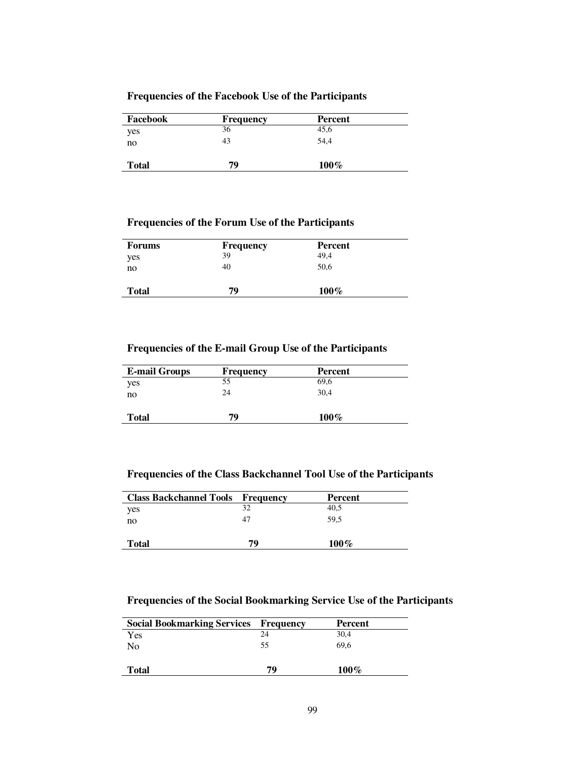**Frequencies of the Facebook Use of the Participants**

| Facebook | Frequency | Percent |
|---|---|---|
| yes | 36 | 45,6 |
| no | 43 | 54,4 |
| **Total** | **79** | **100%** |

**Frequencies of the Forum Use of the Participants**

| Forums | Frequency | Percent |
|---|---|---|
| yes | 39 | 49,4 |
| no | 40 | 50,6 |
| **Total** | **79** | **100%** |

**Frequencies of the E-mail Group Use of the Participants**

| E-mail Groups | Frequency | Percent |
|---|---|---|
| yes | 55 | 69,6 |
| no | 24 | 30,4 |
| **Total** | **79** | **100%** |

**Frequencies of the Class Backchannel Tool Use of the Participants**

| Class Backchannel Tools | Frequency | Percent |
|---|---|---|
| yes | 32 | 40,5 |
| no | 47 | 59,5 |
| **Total** | **79** | **100%** |

**Frequencies of the Social Bookmarking Service Use of the Participants**

| Social Bookmarking Services | Frequency | Percent |
|---|---|---|
| Yes | 24 | 30,4 |
| No | 55 | 69,6 |
| **Total** | **79** | **100%** |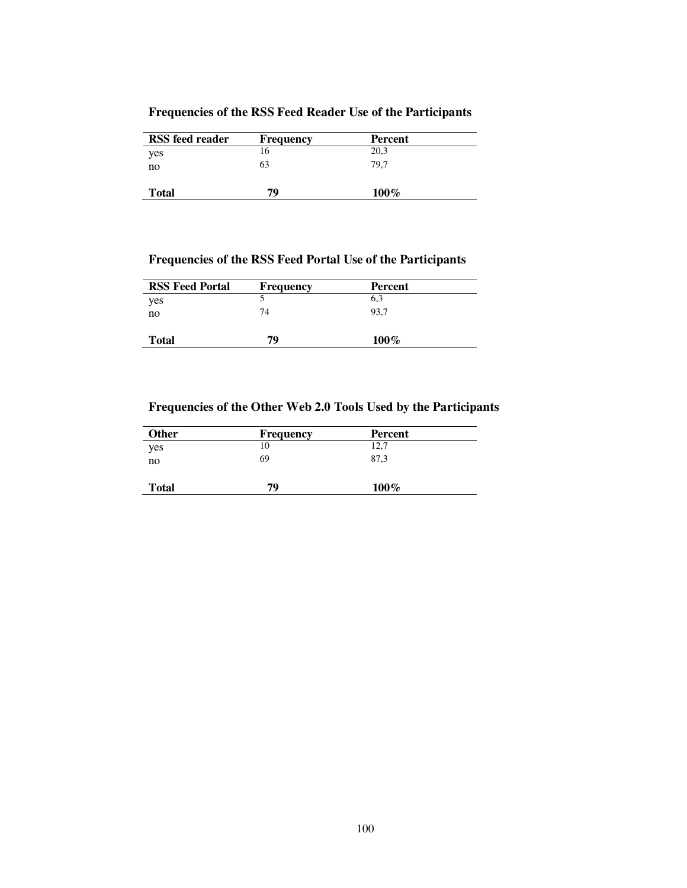**Frequencies of the RSS Feed Reader Use of the Participants**

| RSS feed reader | Frequency | Percent |
|---|---|---|
| yes | 16 | 20,3 |
| no | 63 | 79,7 |
| **Total** | **79** | **100%** |

**Frequencies of the RSS Feed Portal Use of the Participants**

| RSS Feed Portal | Frequency | Percent |
|---|---|---|
| yes | 5 | 6,3 |
| no | 74 | 93,7 |
| **Total** | **79** | **100%** |

**Frequencies of the Other Web 2.0 Tools Used by the Participants**

| Other | Frequency | Percent |
|---|---|---|
| yes | 10 | 12,7 |
| no | 69 | 87,3 |
| **Total** | **79** | **100%** |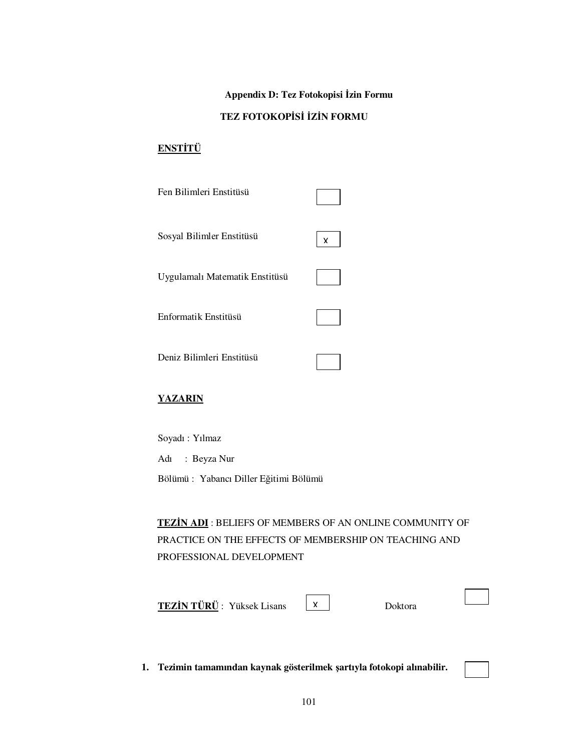**Appendix D: Tez Fotokopisi İzin Formu**

**TEZ FOTOKOPİSİ İZİN FORMU**

**ENSTİTÜ**

Fen Bilimleri Enstitüsü [ ]

Sosyal Bilimler Enstitüsü [x]

Uygulamalı Matematik Enstitüsü [ ]

Enformatik Enstitüsü [ ]

Deniz Bilimleri Enstitüsü [ ]

**YAZARIN**

Soyadı : Yılmaz

Adı : Beyza Nur

Bölümü : Yabancı Diller Eğitimi Bölümü

**TEZİN ADI** : BELIEFS OF MEMBERS OF AN ONLINE COMMUNITY OF PRACTICE ON THE EFFECTS OF MEMBERSHIP ON TEACHING AND PROFESSIONAL DEVELOPMENT

**TEZİN TÜRÜ** : Yüksek Lisans [x] Doktora [ ]

1. **Tezimin tamamından kaynak gösterilmek şartıyla fotokopi alınabilir.** [ ]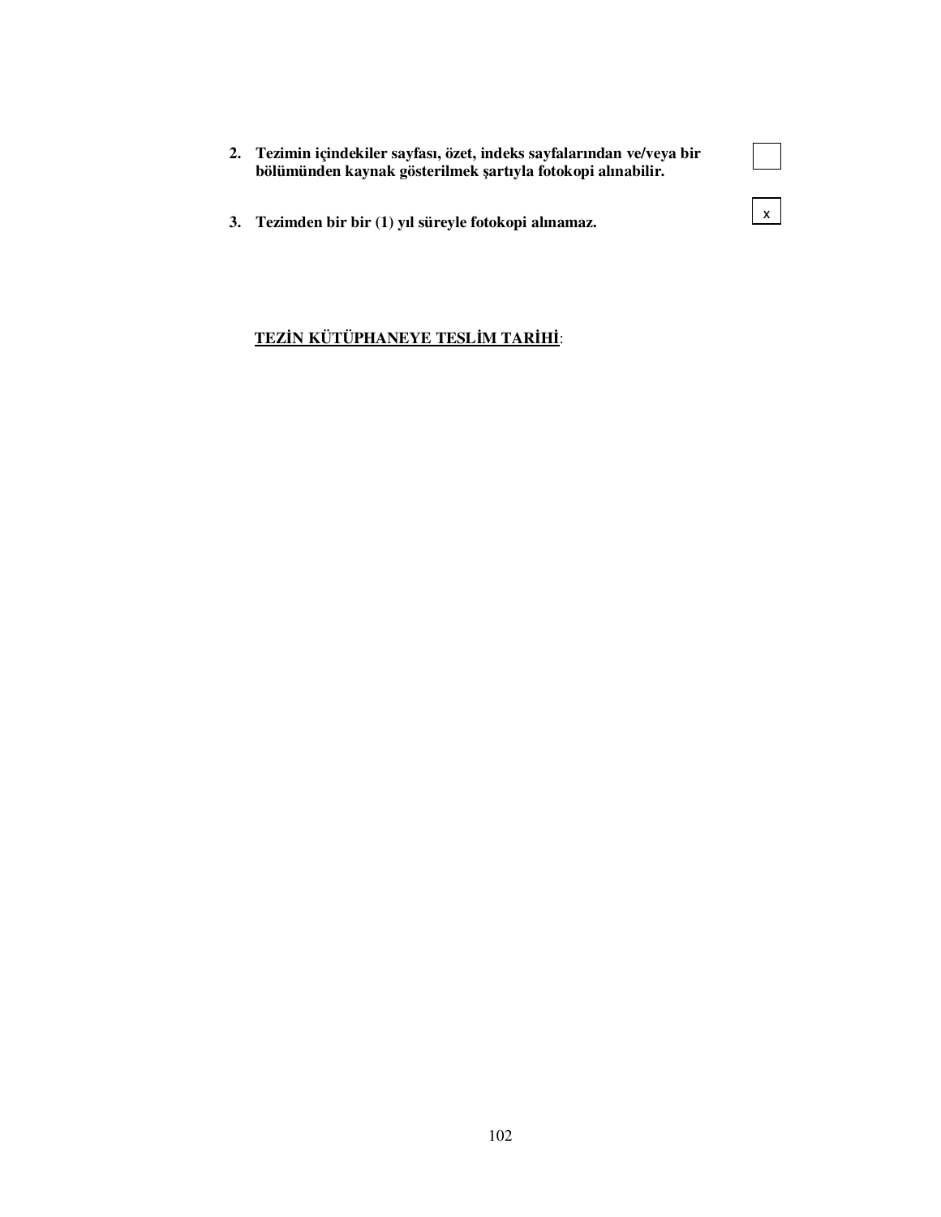2. **Tezimin içindekiler sayfası, özet, indeks sayfalarından ve/veya bir bölümünden kaynak gösterilmek şartıyla fotokopi alınabilir.** ☐

3. **Tezimden bir bir (1) yıl süreyle fotokopi alınamaz.** ☒

<u>**TEZİN KÜTÜPHANEYE TESLİM TARİHİ**</u>: